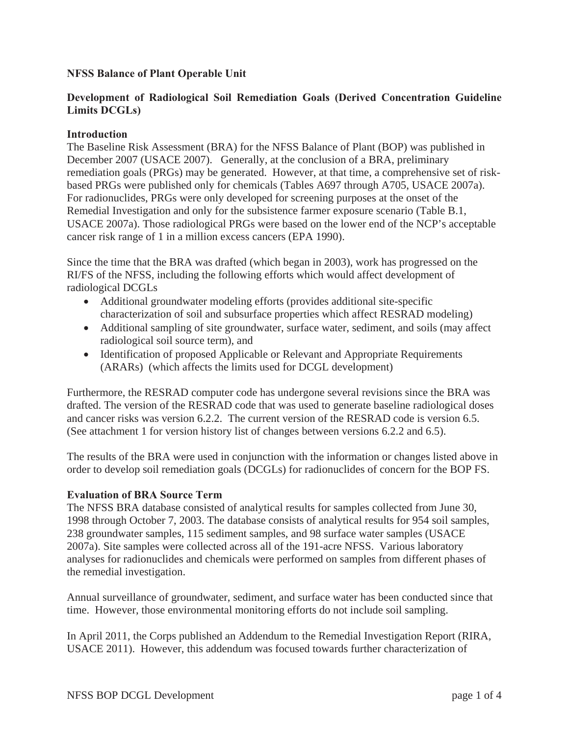**NFSS Balance of Plant Operable Unit**

**Development of Radiological Soil Remediation Goals (Derived Concentration Guideline Limits DCGLs)**

**Introduction**

The Baseline Risk Assessment (BRA) for the NFSS Balance of Plant (BOP) was published in December 2007 (USACE 2007). Generally, at the conclusion of a BRA, preliminary remediation goals (PRGs) may be generated. However, at that time, a comprehensive set of risk-based PRGs were published only for chemicals (Tables A697 through A705, USACE 2007a). For radionuclides, PRGs were only developed for screening purposes at the onset of the Remedial Investigation and only for the subsistence farmer exposure scenario (Table B.1, USACE 2007a). Those radiological PRGs were based on the lower end of the NCP's acceptable cancer risk range of 1 in a million excess cancers (EPA 1990).

Since the time that the BRA was drafted (which began in 2003), work has progressed on the RI/FS of the NFSS, including the following efforts which would affect development of radiological DCGLs

- Additional groundwater modeling efforts (provides additional site-specific characterization of soil and subsurface properties which affect RESRAD modeling)
- Additional sampling of site groundwater, surface water, sediment, and soils (may affect radiological soil source term), and
- Identification of proposed Applicable or Relevant and Appropriate Requirements (ARARs) (which affects the limits used for DCGL development)

Furthermore, the RESRAD computer code has undergone several revisions since the BRA was drafted. The version of the RESRAD code that was used to generate baseline radiological doses and cancer risks was version 6.2.2. The current version of the RESRAD code is version 6.5. (See attachment 1 for version history list of changes between versions 6.2.2 and 6.5).

The results of the BRA were used in conjunction with the information or changes listed above in order to develop soil remediation goals (DCGLs) for radionuclides of concern for the BOP FS.

**Evaluation of BRA Source Term**

The NFSS BRA database consisted of analytical results for samples collected from June 30, 1998 through October 7, 2003. The database consists of analytical results for 954 soil samples, 238 groundwater samples, 115 sediment samples, and 98 surface water samples (USACE 2007a). Site samples were collected across all of the 191-acre NFSS. Various laboratory analyses for radionuclides and chemicals were performed on samples from different phases of the remedial investigation.

Annual surveillance of groundwater, sediment, and surface water has been conducted since that time. However, those environmental monitoring efforts do not include soil sampling.

In April 2011, the Corps published an Addendum to the Remedial Investigation Report (RIRA, USACE 2011). However, this addendum was focused towards further characterization of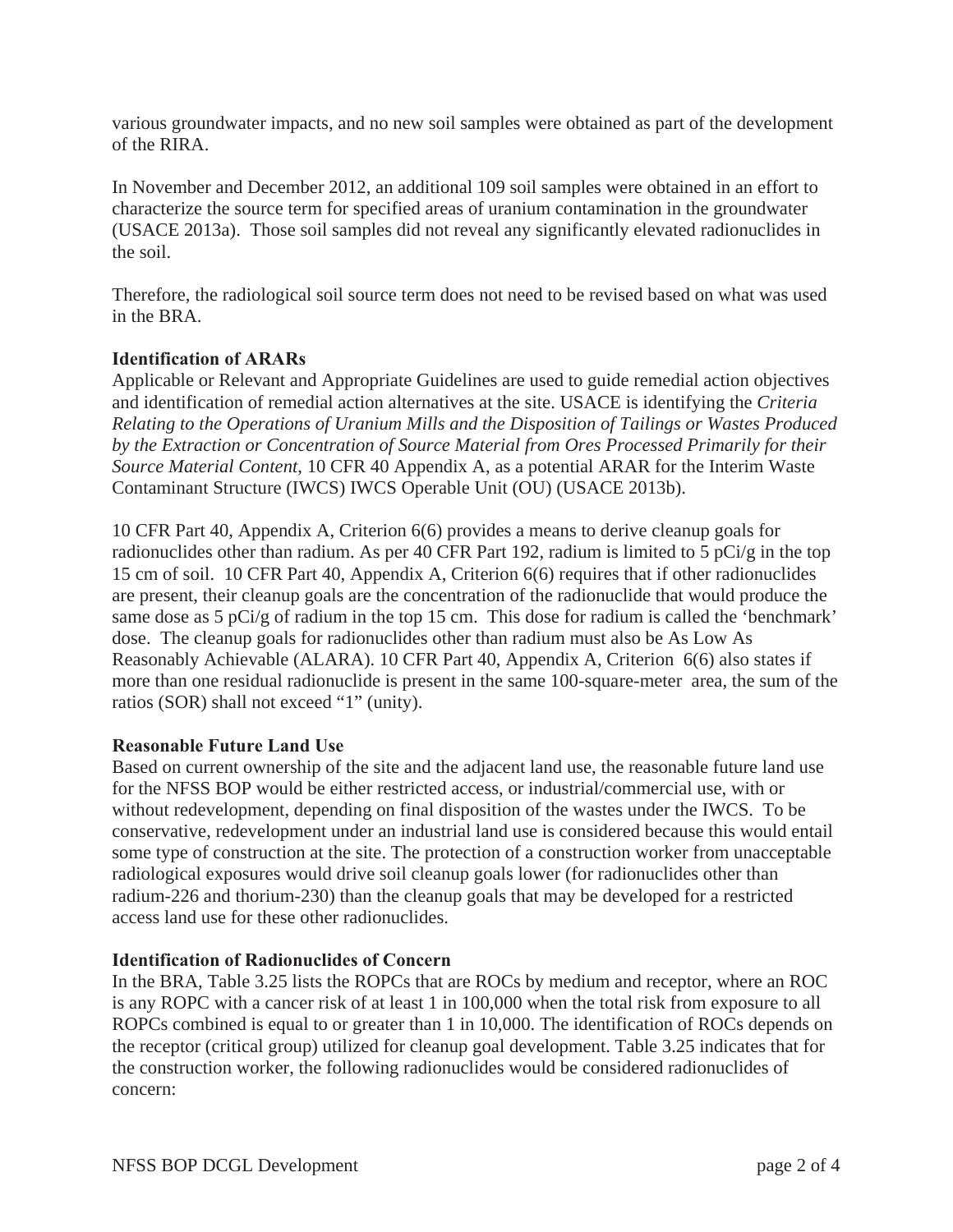various groundwater impacts, and no new soil samples were obtained as part of the development of the RIRA.

In November and December 2012, an additional 109 soil samples were obtained in an effort to characterize the source term for specified areas of uranium contamination in the groundwater (USACE 2013a). Those soil samples did not reveal any significantly elevated radionuclides in the soil.

Therefore, the radiological soil source term does not need to be revised based on what was used in the BRA.

**Identification of ARARs**

Applicable or Relevant and Appropriate Guidelines are used to guide remedial action objectives and identification of remedial action alternatives at the site. USACE is identifying the *Criteria Relating to the Operations of Uranium Mills and the Disposition of Tailings or Wastes Produced by the Extraction or Concentration of Source Material from Ores Processed Primarily for their Source Material Content*, 10 CFR 40 Appendix A, as a potential ARAR for the Interim Waste Contaminant Structure (IWCS) IWCS Operable Unit (OU) (USACE 2013b).

10 CFR Part 40, Appendix A, Criterion 6(6) provides a means to derive cleanup goals for radionuclides other than radium. As per 40 CFR Part 192, radium is limited to 5 pCi/g in the top 15 cm of soil. 10 CFR Part 40, Appendix A, Criterion 6(6) requires that if other radionuclides are present, their cleanup goals are the concentration of the radionuclide that would produce the same dose as 5 pCi/g of radium in the top 15 cm. This dose for radium is called the 'benchmark' dose. The cleanup goals for radionuclides other than radium must also be As Low As Reasonably Achievable (ALARA). 10 CFR Part 40, Appendix A, Criterion 6(6) also states if more than one residual radionuclide is present in the same 100-square-meter area, the sum of the ratios (SOR) shall not exceed "1" (unity).

**Reasonable Future Land Use**

Based on current ownership of the site and the adjacent land use, the reasonable future land use for the NFSS BOP would be either restricted access, or industrial/commercial use, with or without redevelopment, depending on final disposition of the wastes under the IWCS. To be conservative, redevelopment under an industrial land use is considered because this would entail some type of construction at the site. The protection of a construction worker from unacceptable radiological exposures would drive soil cleanup goals lower (for radionuclides other than radium-226 and thorium-230) than the cleanup goals that may be developed for a restricted access land use for these other radionuclides.

**Identification of Radionuclides of Concern**

In the BRA, Table 3.25 lists the ROPCs that are ROCs by medium and receptor, where an ROC is any ROPC with a cancer risk of at least 1 in 100,000 when the total risk from exposure to all ROPCs combined is equal to or greater than 1 in 10,000. The identification of ROCs depends on the receptor (critical group) utilized for cleanup goal development. Table 3.25 indicates that for the construction worker, the following radionuclides would be considered radionuclides of concern: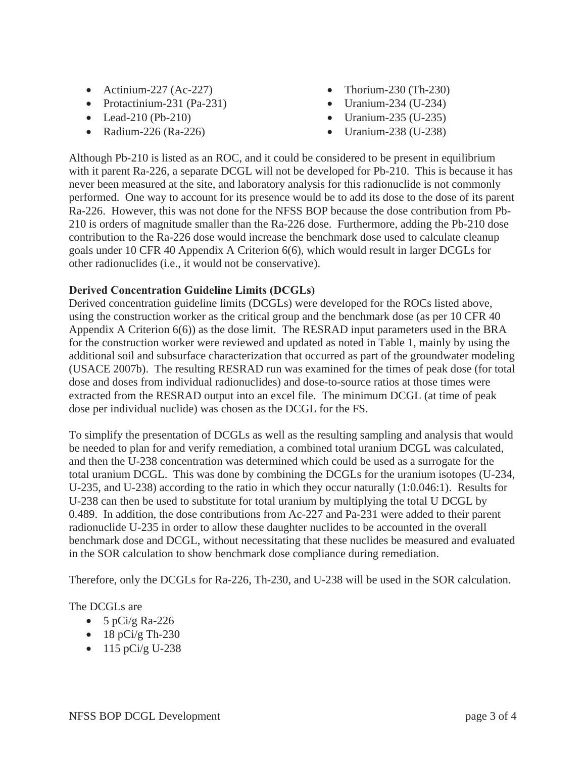- Actinium-227 (Ac-227)
- Protactinium-231 (Pa-231)
- Lead-210 (Pb-210)
- Radium-226 (Ra-226)
- Thorium-230 (Th-230)
- Uranium-234 (U-234)
- Uranium-235 (U-235)
- Uranium-238 (U-238)

Although Pb-210 is listed as an ROC, and it could be considered to be present in equilibrium with it parent Ra-226, a separate DCGL will not be developed for Pb-210. This is because it has never been measured at the site, and laboratory analysis for this radionuclide is not commonly performed. One way to account for its presence would be to add its dose to the dose of its parent Ra-226. However, this was not done for the NFSS BOP because the dose contribution from Pb-210 is orders of magnitude smaller than the Ra-226 dose. Furthermore, adding the Pb-210 dose contribution to the Ra-226 dose would increase the benchmark dose used to calculate cleanup goals under 10 CFR 40 Appendix A Criterion 6(6), which would result in larger DCGLs for other radionuclides (i.e., it would not be conservative).

**Derived Concentration Guideline Limits (DCGLs)**

Derived concentration guideline limits (DCGLs) were developed for the ROCs listed above, using the construction worker as the critical group and the benchmark dose (as per 10 CFR 40 Appendix A Criterion 6(6)) as the dose limit. The RESRAD input parameters used in the BRA for the construction worker were reviewed and updated as noted in Table 1, mainly by using the additional soil and subsurface characterization that occurred as part of the groundwater modeling (USACE 2007b). The resulting RESRAD run was examined for the times of peak dose (for total dose and doses from individual radionuclides) and dose-to-source ratios at those times were extracted from the RESRAD output into an excel file. The minimum DCGL (at time of peak dose per individual nuclide) was chosen as the DCGL for the FS.

To simplify the presentation of DCGLs as well as the resulting sampling and analysis that would be needed to plan for and verify remediation, a combined total uranium DCGL was calculated, and then the U-238 concentration was determined which could be used as a surrogate for the total uranium DCGL. This was done by combining the DCGLs for the uranium isotopes (U-234, U-235, and U-238) according to the ratio in which they occur naturally (1:0.046:1). Results for U-238 can then be used to substitute for total uranium by multiplying the total U DCGL by 0.489. In addition, the dose contributions from Ac-227 and Pa-231 were added to their parent radionuclide U-235 in order to allow these daughter nuclides to be accounted in the overall benchmark dose and DCGL, without necessitating that these nuclides be measured and evaluated in the SOR calculation to show benchmark dose compliance during remediation.

Therefore, only the DCGLs for Ra-226, Th-230, and U-238 will be used in the SOR calculation.

The DCGLs are

- 5 pCi/g Ra-226
- 18 pCi/g Th-230
- 115 pCi/g U-238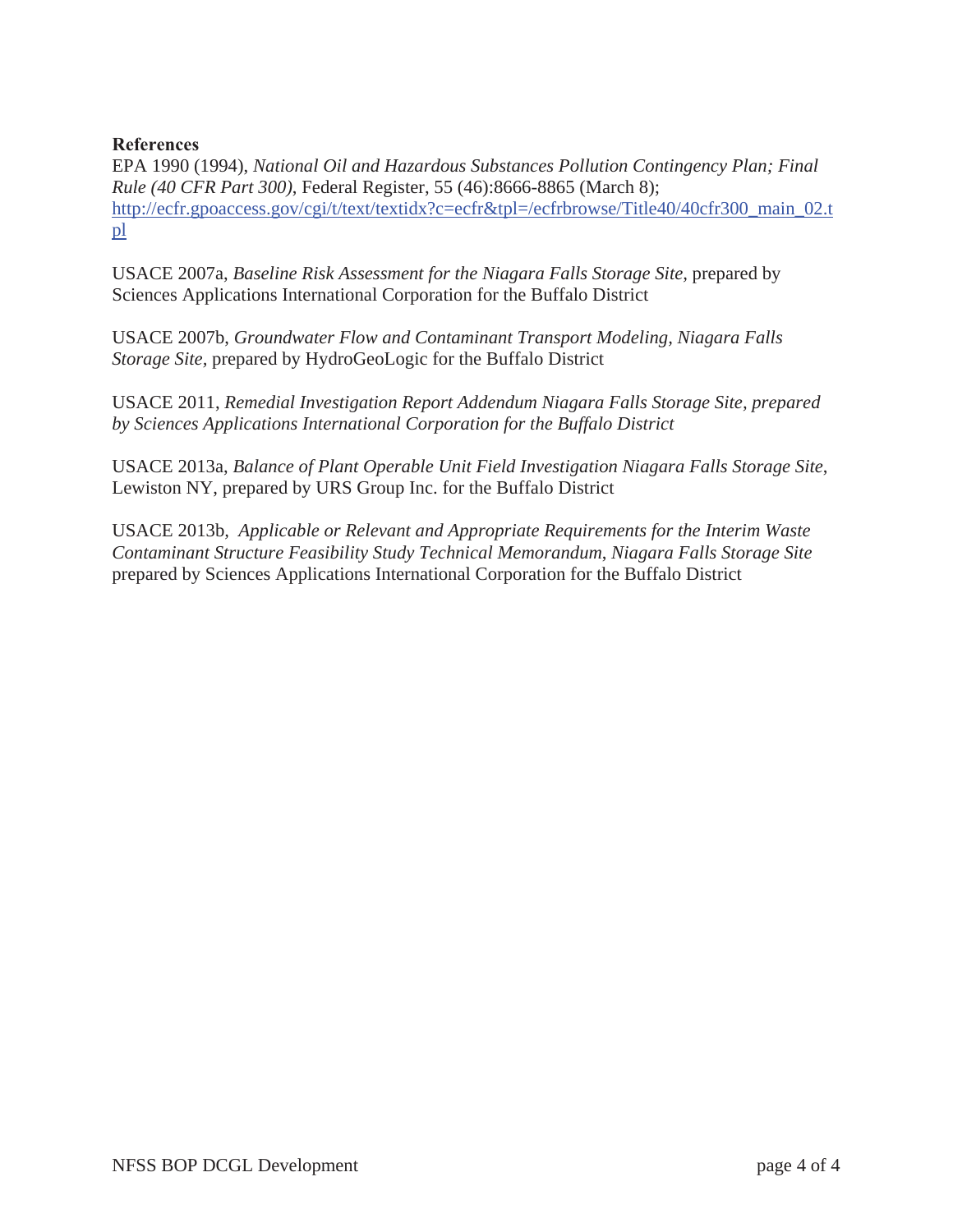**References**

EPA 1990 (1994), *National Oil and Hazardous Substances Pollution Contingency Plan; Final Rule (40 CFR Part 300)*, Federal Register, 55 (46):8666-8865 (March 8); http://ecfr.gpoaccess.gov/cgi/t/text/textidx?c=ecfr&tpl=/ecfrbrowse/Title40/40cfr300_main_02.tpl

USACE 2007a, *Baseline Risk Assessment for the Niagara Falls Storage Site,* prepared by Sciences Applications International Corporation for the Buffalo District

USACE 2007b, *Groundwater Flow and Contaminant Transport Modeling, Niagara Falls Storage Site,* prepared by HydroGeoLogic for the Buffalo District

USACE 2011, *Remedial Investigation Report Addendum Niagara Falls Storage Site, prepared by Sciences Applications International Corporation for the Buffalo District*

USACE 2013a, *Balance of Plant Operable Unit Field Investigation Niagara Falls Storage Site*, Lewiston NY, prepared by URS Group Inc. for the Buffalo District

USACE 2013b, *Applicable or Relevant and Appropriate Requirements for the Interim Waste Contaminant Structure Feasibility Study Technical Memorandum*, *Niagara Falls Storage Site* prepared by Sciences Applications International Corporation for the Buffalo District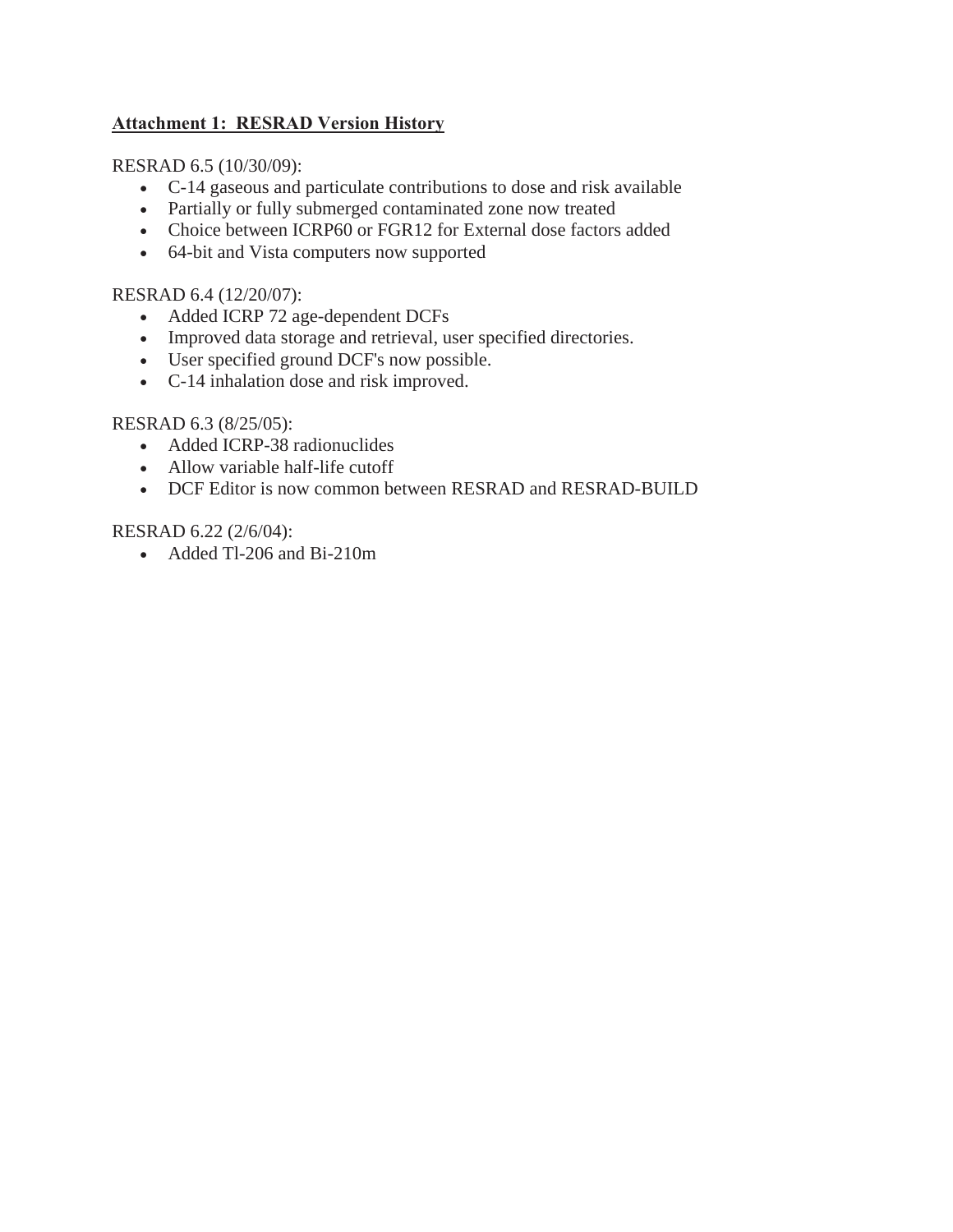## Attachment 1: RESRAD Version History

RESRAD 6.5 (10/30/09):

- C-14 gaseous and particulate contributions to dose and risk available
- Partially or fully submerged contaminated zone now treated
- Choice between ICRP60 or FGR12 for External dose factors added
- 64-bit and Vista computers now supported

RESRAD 6.4 (12/20/07):

- Added ICRP 72 age-dependent DCFs
- Improved data storage and retrieval, user specified directories.
- User specified ground DCF's now possible.
- C-14 inhalation dose and risk improved.

RESRAD 6.3 (8/25/05):

- Added ICRP-38 radionuclides
- Allow variable half-life cutoff
- DCF Editor is now common between RESRAD and RESRAD-BUILD

RESRAD 6.22 (2/6/04):

- Added Tl-206 and Bi-210m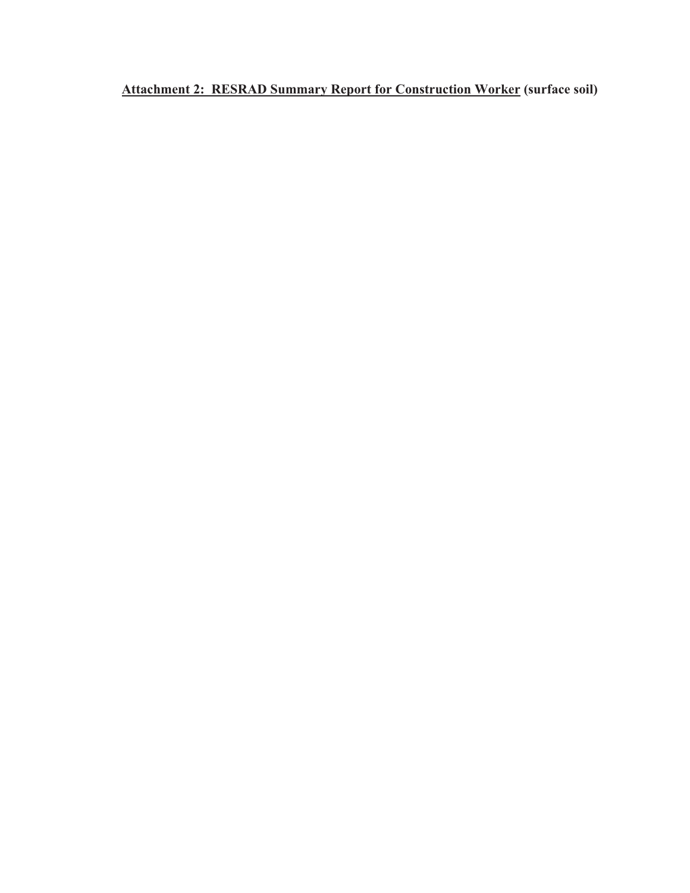**<u>Attachment 2: RESRAD Summary Report for Construction Worker</u> (surface soil)**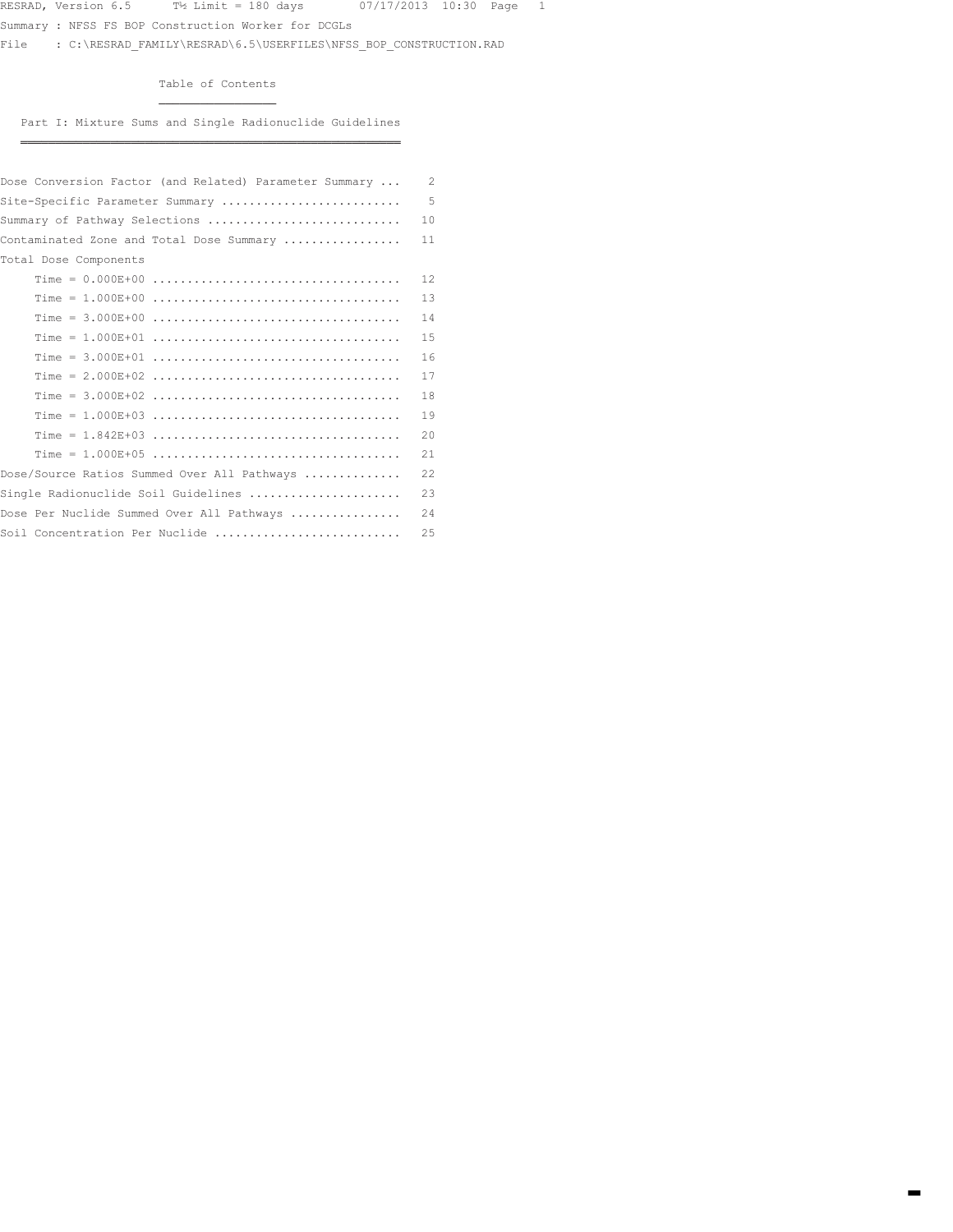RESRAD, Version 6.5 T½ Limit = 180 days 07/17/2013 10:30

Summary : NFSS FS BOP Construction Worker for DCGLs

File : C:\RESRAD_FAMILY\RESRAD\6.5\USERFILES\NFSS_BOP_CONSTRUCTION.RAD

## Table of Contents

### Part I: Mixture Sums and Single Radionuclide Guidelines

```
Dose Conversion Factor (and Related) Parameter Summary ...    2
Site-Specific Parameter Summary ..........................    5
Summary of Pathway Selections ............................   10
Contaminated Zone and Total Dose Summary .................   11
Total Dose Components
     Time = 0.000E+00 ....................................   12
     Time = 1.000E+00 ....................................   13
     Time = 3.000E+00 ....................................   14
     Time = 1.000E+01 ....................................   15
     Time = 3.000E+01 ....................................   16
     Time = 2.000E+02 ....................................   17
     Time = 3.000E+02 ....................................   18
     Time = 1.000E+03 ....................................   19
     Time = 1.842E+03 ....................................   20
     Time = 1.000E+05 ....................................   21
Dose/Source Ratios Summed Over All Pathways ..............   22
Single Radionuclide Soil Guidelines ......................   23
Dose Per Nuclide Summed Over All Pathways ................   24
Soil Concentration Per Nuclide ...........................   25
```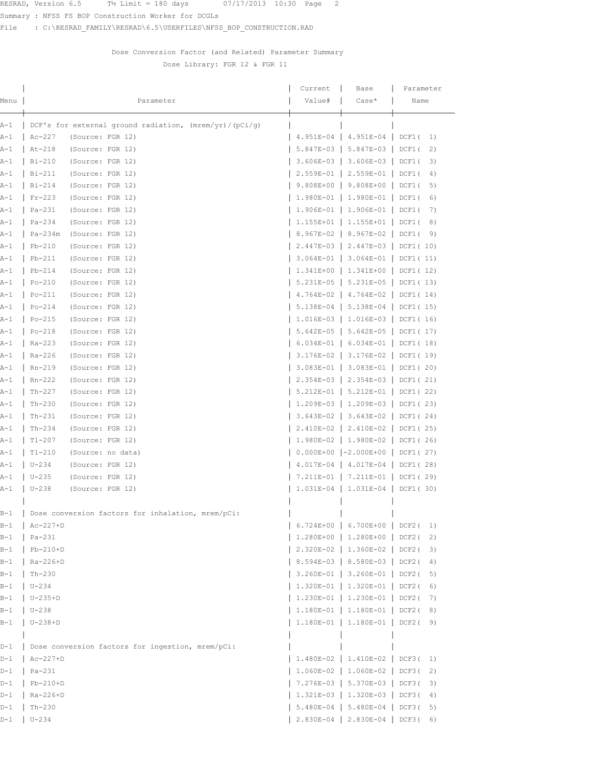Summary : NFSS FS BOP Construction Worker for DCGLs

File : C:\RESRAD_FAMILY\RESRAD\6.5\USERFILES\NFSS_BOP_CONSTRUCTION.RAD

## Dose Conversion Factor (and Related) Parameter Summary

Dose Library: FGR 12 & FGR 11

| Menu | Parameter | Current Value# | Base Case* | Parameter Name |
|---|---|---|---|---|
| A-1 | DCF's for external ground radiation, (mrem/yr)/(pCi/g) | | | |
| A-1 | Ac-227 (Source: FGR 12) | 4.951E-04 | 4.951E-04 | DCF1( 1) |
| A-1 | At-218 (Source: FGR 12) | 5.847E-03 | 5.847E-03 | DCF1( 2) |
| A-1 | Bi-210 (Source: FGR 12) | 3.606E-03 | 3.606E-03 | DCF1( 3) |
| A-1 | Bi-211 (Source: FGR 12) | 2.559E-01 | 2.559E-01 | DCF1( 4) |
| A-1 | Bi-214 (Source: FGR 12) | 9.808E+00 | 9.808E+00 | DCF1( 5) |
| A-1 | Fr-223 (Source: FGR 12) | 1.980E-01 | 1.980E-01 | DCF1( 6) |
| A-1 | Pa-231 (Source: FGR 12) | 1.906E-01 | 1.906E-01 | DCF1( 7) |
| A-1 | Pa-234 (Source: FGR 12) | 1.155E+01 | 1.155E+01 | DCF1( 8) |
| A-1 | Pa-234m (Source: FGR 12) | 8.967E-02 | 8.967E-02 | DCF1( 9) |
| A-1 | Pb-210 (Source: FGR 12) | 2.447E-03 | 2.447E-03 | DCF1( 10) |
| A-1 | Pb-211 (Source: FGR 12) | 3.064E-01 | 3.064E-01 | DCF1( 11) |
| A-1 | Pb-214 (Source: FGR 12) | 1.341E+00 | 1.341E+00 | DCF1( 12) |
| A-1 | Po-210 (Source: FGR 12) | 5.231E-05 | 5.231E-05 | DCF1( 13) |
| A-1 | Po-211 (Source: FGR 12) | 4.764E-02 | 4.764E-02 | DCF1( 14) |
| A-1 | Po-214 (Source: FGR 12) | 5.138E-04 | 5.138E-04 | DCF1( 15) |
| A-1 | Po-215 (Source: FGR 12) | 1.016E-03 | 1.016E-03 | DCF1( 16) |
| A-1 | Po-218 (Source: FGR 12) | 5.642E-05 | 5.642E-05 | DCF1( 17) |
| A-1 | Ra-223 (Source: FGR 12) | 6.034E-01 | 6.034E-01 | DCF1( 18) |
| A-1 | Ra-226 (Source: FGR 12) | 3.176E-02 | 3.176E-02 | DCF1( 19) |
| A-1 | Rn-219 (Source: FGR 12) | 3.083E-01 | 3.083E-01 | DCF1( 20) |
| A-1 | Rn-222 (Source: FGR 12) | 2.354E-03 | 2.354E-03 | DCF1( 21) |
| A-1 | Th-227 (Source: FGR 12) | 5.212E-01 | 5.212E-01 | DCF1( 22) |
| A-1 | Th-230 (Source: FGR 12) | 1.209E-03 | 1.209E-03 | DCF1( 23) |
| A-1 | Th-231 (Source: FGR 12) | 3.643E-02 | 3.643E-02 | DCF1( 24) |
| A-1 | Th-234 (Source: FGR 12) | 2.410E-02 | 2.410E-02 | DCF1( 25) |
| A-1 | Tl-207 (Source: FGR 12) | 1.980E-02 | 1.980E-02 | DCF1( 26) |
| A-1 | Tl-210 (Source: no data) | 0.000E+00 | -2.000E+00 | DCF1( 27) |
| A-1 | U-234 (Source: FGR 12) | 4.017E-04 | 4.017E-04 | DCF1( 28) |
| A-1 | U-235 (Source: FGR 12) | 7.211E-01 | 7.211E-01 | DCF1( 29) |
| A-1 | U-238 (Source: FGR 12) | 1.031E-04 | 1.031E-04 | DCF1( 30) |
| | | | | |
| B-1 | Dose conversion factors for inhalation, mrem/pCi: | | | |
| B-1 | Ac-227+D | 6.724E+00 | 6.700E+00 | DCF2( 1) |
| B-1 | Pa-231 | 1.280E+00 | 1.280E+00 | DCF2( 2) |
| B-1 | Pb-210+D | 2.320E-02 | 1.360E-02 | DCF2( 3) |
| B-1 | Ra-226+D | 8.594E-03 | 8.580E-03 | DCF2( 4) |
| B-1 | Th-230 | 3.260E-01 | 3.260E-01 | DCF2( 5) |
| B-1 | U-234 | 1.320E-01 | 1.320E-01 | DCF2( 6) |
| B-1 | U-235+D | 1.230E-01 | 1.230E-01 | DCF2( 7) |
| B-1 | U-238 | 1.180E-01 | 1.180E-01 | DCF2( 8) |
| B-1 | U-238+D | 1.180E-01 | 1.180E-01 | DCF2( 9) |
| | | | | |
| D-1 | Dose conversion factors for ingestion, mrem/pCi: | | | |
| D-1 | Ac-227+D | 1.480E-02 | 1.410E-02 | DCF3( 1) |
| D-1 | Pa-231 | 1.060E-02 | 1.060E-02 | DCF3( 2) |
| D-1 | Pb-210+D | 7.276E-03 | 5.370E-03 | DCF3( 3) |
| D-1 | Ra-226+D | 1.321E-03 | 1.320E-03 | DCF3( 4) |
| D-1 | Th-230 | 5.480E-04 | 5.480E-04 | DCF3( 5) |
| D-1 | U-234 | 2.830E-04 | 2.830E-04 | DCF3( 6) |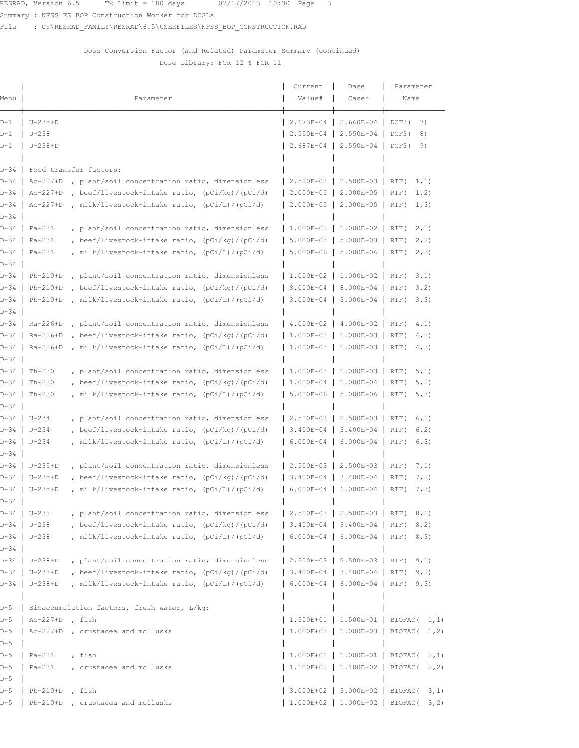RESRAD, Version 6.5 T½ Limit = 180 days 07/17/2013 10:30 Page 3

Summary : NFSS FS BOP Construction Worker for DCGLs

File : C:\RESRAD_FAMILY\RESRAD\6.5\USERFILES\NFSS_BOP_CONSTRUCTION.RAD

Dose Conversion Factor (and Related) Parameter Summary (continued)

Dose Library: FGR 12 & FGR 11

| Menu | Parameter | Current Value# | Base Case* | Parameter Name |
|---|---|---|---|---|
| D-1 | U-235+D | 2.673E-04 | 2.660E-04 | DCF3( 7) |
| D-1 | U-238 | 2.550E-04 | 2.550E-04 | DCF3( 8) |
| D-1 | U-238+D | 2.687E-04 | 2.550E-04 | DCF3( 9) |
| | | | | |
| D-34 | Food transfer factors: | | | |
| D-34 | Ac-227+D , plant/soil concentration ratio, dimensionless | 2.500E-03 | 2.500E-03 | RTF( 1,1) |
| D-34 | Ac-227+D , beef/livestock-intake ratio, (pCi/kg)/(pCi/d) | 2.000E-05 | 2.000E-05 | RTF( 1,2) |
| D-34 | Ac-227+D , milk/livestock-intake ratio, (pCi/L)/(pCi/d) | 2.000E-05 | 2.000E-05 | RTF( 1,3) |
| D-34 | | | | |
| D-34 | Pa-231 , plant/soil concentration ratio, dimensionless | 1.000E-02 | 1.000E-02 | RTF( 2,1) |
| D-34 | Pa-231 , beef/livestock-intake ratio, (pCi/kg)/(pCi/d) | 5.000E-03 | 5.000E-03 | RTF( 2,2) |
| D-34 | Pa-231 , milk/livestock-intake ratio, (pCi/L)/(pCi/d) | 5.000E-06 | 5.000E-06 | RTF( 2,3) |
| D-34 | | | | |
| D-34 | Pb-210+D , plant/soil concentration ratio, dimensionless | 1.000E-02 | 1.000E-02 | RTF( 3,1) |
| D-34 | Pb-210+D , beef/livestock-intake ratio, (pCi/kg)/(pCi/d) | 8.000E-04 | 8.000E-04 | RTF( 3,2) |
| D-34 | Pb-210+D , milk/livestock-intake ratio, (pCi/L)/(pCi/d) | 3.000E-04 | 3.000E-04 | RTF( 3,3) |
| D-34 | | | | |
| D-34 | Ra-226+D , plant/soil concentration ratio, dimensionless | 4.000E-02 | 4.000E-02 | RTF( 4,1) |
| D-34 | Ra-226+D , beef/livestock-intake ratio, (pCi/kg)/(pCi/d) | 1.000E-03 | 1.000E-03 | RTF( 4,2) |
| D-34 | Ra-226+D , milk/livestock-intake ratio, (pCi/L)/(pCi/d) | 1.000E-03 | 1.000E-03 | RTF( 4,3) |
| D-34 | | | | |
| D-34 | Th-230 , plant/soil concentration ratio, dimensionless | 1.000E-03 | 1.000E-03 | RTF( 5,1) |
| D-34 | Th-230 , beef/livestock-intake ratio, (pCi/kg)/(pCi/d) | 1.000E-04 | 1.000E-04 | RTF( 5,2) |
| D-34 | Th-230 , milk/livestock-intake ratio, (pCi/L)/(pCi/d) | 5.000E-06 | 5.000E-06 | RTF( 5,3) |
| D-34 | | | | |
| D-34 | U-234 , plant/soil concentration ratio, dimensionless | 2.500E-03 | 2.500E-03 | RTF( 6,1) |
| D-34 | U-234 , beef/livestock-intake ratio, (pCi/kg)/(pCi/d) | 3.400E-04 | 3.400E-04 | RTF( 6,2) |
| D-34 | U-234 , milk/livestock-intake ratio, (pCi/L)/(pCi/d) | 6.000E-04 | 6.000E-04 | RTF( 6,3) |
| D-34 | | | | |
| D-34 | U-235+D , plant/soil concentration ratio, dimensionless | 2.500E-03 | 2.500E-03 | RTF( 7,1) |
| D-34 | U-235+D , beef/livestock-intake ratio, (pCi/kg)/(pCi/d) | 3.400E-04 | 3.400E-04 | RTF( 7,2) |
| D-34 | U-235+D , milk/livestock-intake ratio, (pCi/L)/(pCi/d) | 6.000E-04 | 6.000E-04 | RTF( 7,3) |
| D-34 | | | | |
| D-34 | U-238 , plant/soil concentration ratio, dimensionless | 2.500E-03 | 2.500E-03 | RTF( 8,1) |
| D-34 | U-238 , beef/livestock-intake ratio, (pCi/kg)/(pCi/d) | 3.400E-04 | 3.400E-04 | RTF( 8,2) |
| D-34 | U-238 , milk/livestock-intake ratio, (pCi/L)/(pCi/d) | 6.000E-04 | 6.000E-04 | RTF( 8,3) |
| D-34 | | | | |
| D-34 | U-238+D , plant/soil concentration ratio, dimensionless | 2.500E-03 | 2.500E-03 | RTF( 9,1) |
| D-34 | U-238+D , beef/livestock-intake ratio, (pCi/kg)/(pCi/d) | 3.400E-04 | 3.400E-04 | RTF( 9,2) |
| D-34 | U-238+D , milk/livestock-intake ratio, (pCi/L)/(pCi/d) | 6.000E-04 | 6.000E-04 | RTF( 9,3) |
| | | | | |
| D-5 | Bioaccumulation factors, fresh water, L/kg: | | | |
| D-5 | Ac-227+D , fish | 1.500E+01 | 1.500E+01 | BIOFAC( 1,1) |
| D-5 | Ac-227+D , crustacea and mollusks | 1.000E+03 | 1.000E+03 | BIOFAC( 1,2) |
| D-5 | | | | |
| D-5 | Pa-231 , fish | 1.000E+01 | 1.000E+01 | BIOFAC( 2,1) |
| D-5 | Pa-231 , crustacea and mollusks | 1.100E+02 | 1.100E+02 | BIOFAC( 2,2) |
| D-5 | | | | |
| D-5 | Pb-210+D , fish | 3.000E+02 | 3.000E+02 | BIOFAC( 3,1) |
| D-5 | Pb-210+D , crustacea and mollusks | 1.000E+02 | 1.000E+02 | BIOFAC( 3,2) |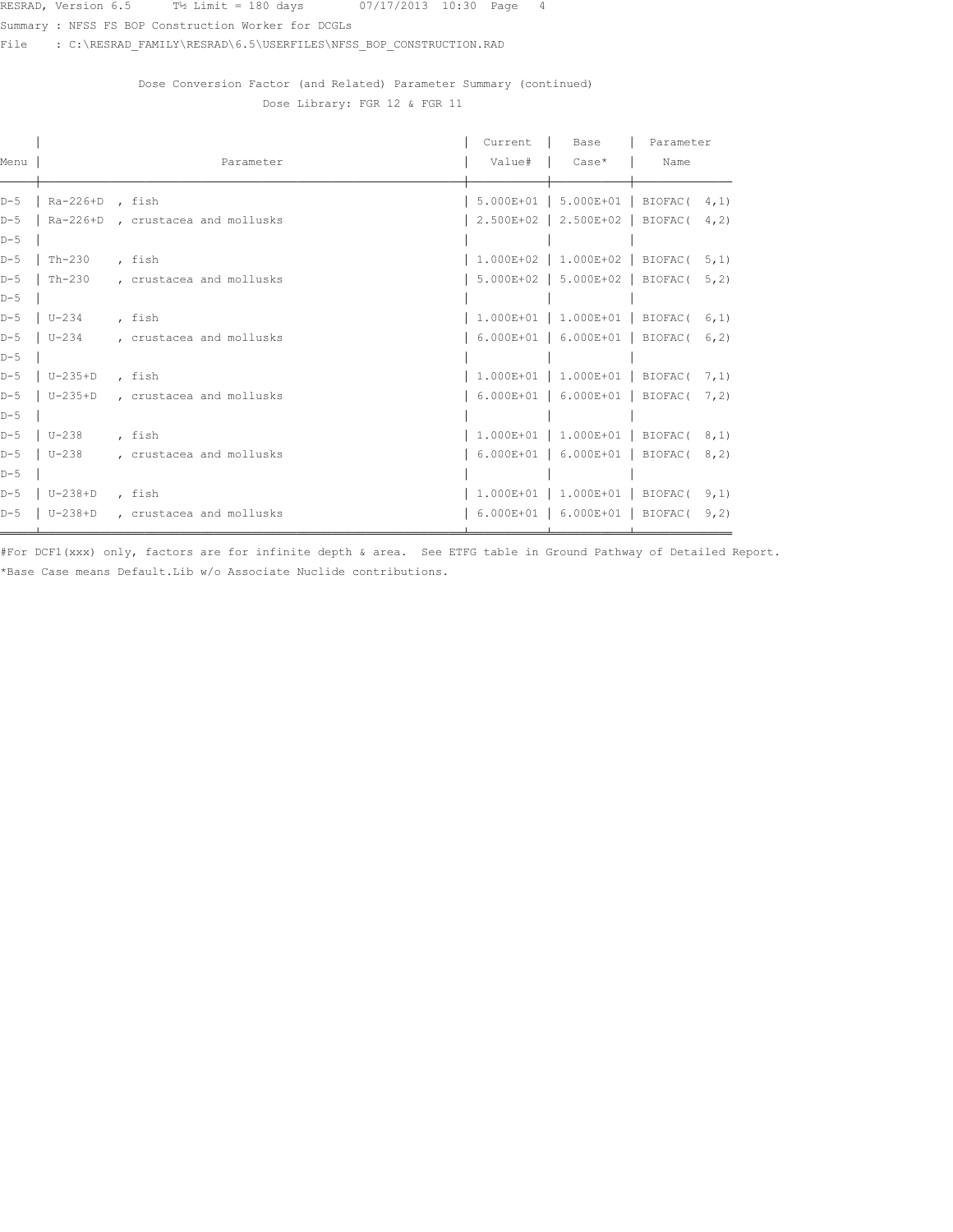Summary : NFSS FS BOP Construction Worker for DCGLs

File : C:\RESRAD_FAMILY\RESRAD\6.5\USERFILES\NFSS_BOP_CONSTRUCTION.RAD

### Dose Conversion Factor (and Related) Parameter Summary (continued)

Dose Library: FGR 12 & FGR 11

| Menu | Parameter | Current Value# | Base Case* | Parameter Name |
|---|---|---|---|---|
| D-5 | Ra-226+D , fish | 5.000E+01 | 5.000E+01 | BIOFAC( 4,1) |
| D-5 | Ra-226+D , crustacea and mollusks | 2.500E+02 | 2.500E+02 | BIOFAC( 4,2) |
| D-5 | | | | |
| D-5 | Th-230 , fish | 1.000E+02 | 1.000E+02 | BIOFAC( 5,1) |
| D-5 | Th-230 , crustacea and mollusks | 5.000E+02 | 5.000E+02 | BIOFAC( 5,2) |
| D-5 | | | | |
| D-5 | U-234 , fish | 1.000E+01 | 1.000E+01 | BIOFAC( 6,1) |
| D-5 | U-234 , crustacea and mollusks | 6.000E+01 | 6.000E+01 | BIOFAC( 6,2) |
| D-5 | | | | |
| D-5 | U-235+D , fish | 1.000E+01 | 1.000E+01 | BIOFAC( 7,1) |
| D-5 | U-235+D , crustacea and mollusks | 6.000E+01 | 6.000E+01 | BIOFAC( 7,2) |
| D-5 | | | | |
| D-5 | U-238 , fish | 1.000E+01 | 1.000E+01 | BIOFAC( 8,1) |
| D-5 | U-238 , crustacea and mollusks | 6.000E+01 | 6.000E+01 | BIOFAC( 8,2) |
| D-5 | | | | |
| D-5 | U-238+D , fish | 1.000E+01 | 1.000E+01 | BIOFAC( 9,1) |
| D-5 | U-238+D , crustacea and mollusks | 6.000E+01 | 6.000E+01 | BIOFAC( 9,2) |

#For DCF1(xxx) only, factors are for infinite depth & area. See ETFG table in Ground Pathway of Detailed Report.

*Base Case means Default.Lib w/o Associate Nuclide contributions.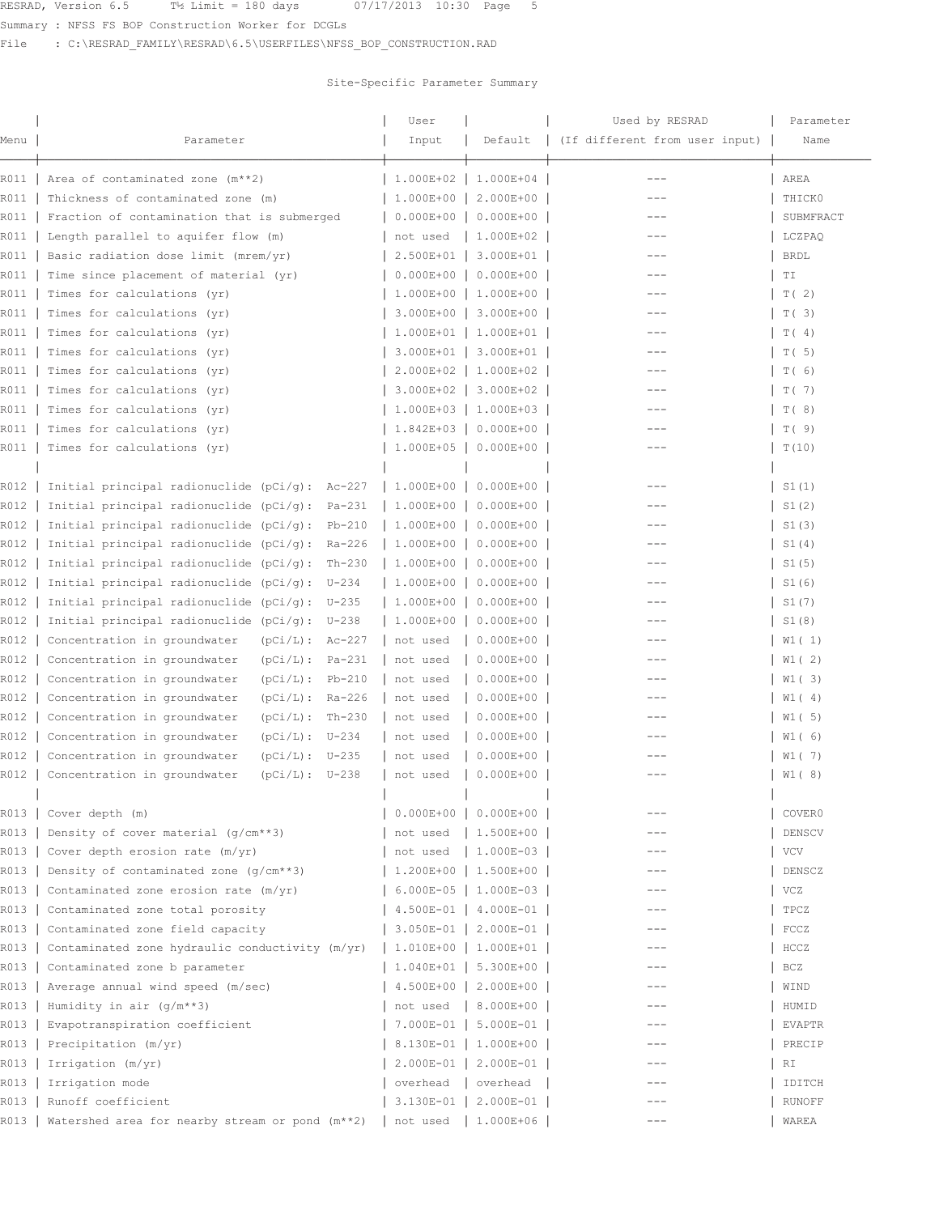Summary : NFSS FS BOP Construction Worker for DCGLs

File : C:\RESRAD_FAMILY\RESRAD\6.5\USERFILES\NFSS_BOP_CONSTRUCTION.RAD

## Site-Specific Parameter Summary

| Menu | Parameter | User Input | Default | Used by RESRAD (If different from user input) | Parameter Name |
|---|---|---|---|---|---|
| R011 | Area of contaminated zone (m**2) | 1.000E+02 | 1.000E+04 | --- | AREA |
| R011 | Thickness of contaminated zone (m) | 1.000E+00 | 2.000E+00 | --- | THICK0 |
| R011 | Fraction of contamination that is submerged | 0.000E+00 | 0.000E+00 | --- | SUBMFRACT |
| R011 | Length parallel to aquifer flow (m) | not used | 1.000E+02 | --- | LCZPAQ |
| R011 | Basic radiation dose limit (mrem/yr) | 2.500E+01 | 3.000E+01 | --- | BRDL |
| R011 | Time since placement of material (yr) | 0.000E+00 | 0.000E+00 | --- | TI |
| R011 | Times for calculations (yr) | 1.000E+00 | 1.000E+00 | --- | T( 2) |
| R011 | Times for calculations (yr) | 3.000E+00 | 3.000E+00 | --- | T( 3) |
| R011 | Times for calculations (yr) | 1.000E+01 | 1.000E+01 | --- | T( 4) |
| R011 | Times for calculations (yr) | 3.000E+01 | 3.000E+01 | --- | T( 5) |
| R011 | Times for calculations (yr) | 2.000E+02 | 1.000E+02 | --- | T( 6) |
| R011 | Times for calculations (yr) | 3.000E+02 | 3.000E+02 | --- | T( 7) |
| R011 | Times for calculations (yr) | 1.000E+03 | 1.000E+03 | --- | T( 8) |
| R011 | Times for calculations (yr) | 1.842E+03 | 0.000E+00 | --- | T( 9) |
| R011 | Times for calculations (yr) | 1.000E+05 | 0.000E+00 | --- | T(10) |
| | | | | | |
| R012 | Initial principal radionuclide (pCi/g): Ac-227 | 1.000E+00 | 0.000E+00 | --- | S1(1) |
| R012 | Initial principal radionuclide (pCi/g): Pa-231 | 1.000E+00 | 0.000E+00 | --- | S1(2) |
| R012 | Initial principal radionuclide (pCi/g): Pb-210 | 1.000E+00 | 0.000E+00 | --- | S1(3) |
| R012 | Initial principal radionuclide (pCi/g): Ra-226 | 1.000E+00 | 0.000E+00 | --- | S1(4) |
| R012 | Initial principal radionuclide (pCi/g): Th-230 | 1.000E+00 | 0.000E+00 | --- | S1(5) |
| R012 | Initial principal radionuclide (pCi/g): U-234 | 1.000E+00 | 0.000E+00 | --- | S1(6) |
| R012 | Initial principal radionuclide (pCi/g): U-235 | 1.000E+00 | 0.000E+00 | --- | S1(7) |
| R012 | Initial principal radionuclide (pCi/g): U-238 | 1.000E+00 | 0.000E+00 | --- | S1(8) |
| R012 | Concentration in groundwater (pCi/L): Ac-227 | not used | 0.000E+00 | --- | W1( 1) |
| R012 | Concentration in groundwater (pCi/L): Pa-231 | not used | 0.000E+00 | --- | W1( 2) |
| R012 | Concentration in groundwater (pCi/L): Pb-210 | not used | 0.000E+00 | --- | W1( 3) |
| R012 | Concentration in groundwater (pCi/L): Ra-226 | not used | 0.000E+00 | --- | W1( 4) |
| R012 | Concentration in groundwater (pCi/L): Th-230 | not used | 0.000E+00 | --- | W1( 5) |
| R012 | Concentration in groundwater (pCi/L): U-234 | not used | 0.000E+00 | --- | W1( 6) |
| R012 | Concentration in groundwater (pCi/L): U-235 | not used | 0.000E+00 | --- | W1( 7) |
| R012 | Concentration in groundwater (pCi/L): U-238 | not used | 0.000E+00 | --- | W1( 8) |
| | | | | | |
| R013 | Cover depth (m) | 0.000E+00 | 0.000E+00 | --- | COVER0 |
| R013 | Density of cover material (g/cm**3) | not used | 1.500E+00 | --- | DENSCV |
| R013 | Cover depth erosion rate (m/yr) | not used | 1.000E-03 | --- | VCV |
| R013 | Density of contaminated zone (g/cm**3) | 1.200E+00 | 1.500E+00 | --- | DENSCZ |
| R013 | Contaminated zone erosion rate (m/yr) | 6.000E-05 | 1.000E-03 | --- | VCZ |
| R013 | Contaminated zone total porosity | 4.500E-01 | 4.000E-01 | --- | TPCZ |
| R013 | Contaminated zone field capacity | 3.050E-01 | 2.000E-01 | --- | FCCZ |
| R013 | Contaminated zone hydraulic conductivity (m/yr) | 1.010E+00 | 1.000E+01 | --- | HCCZ |
| R013 | Contaminated zone b parameter | 1.040E+01 | 5.300E+00 | --- | BCZ |
| R013 | Average annual wind speed (m/sec) | 4.500E+00 | 2.000E+00 | --- | WIND |
| R013 | Humidity in air (g/m**3) | not used | 8.000E+00 | --- | HUMID |
| R013 | Evapotranspiration coefficient | 7.000E-01 | 5.000E-01 | --- | EVAPTR |
| R013 | Precipitation (m/yr) | 8.130E-01 | 1.000E+00 | --- | PRECIP |
| R013 | Irrigation (m/yr) | 2.000E-01 | 2.000E-01 | --- | RI |
| R013 | Irrigation mode | overhead | overhead | --- | IDITCH |
| R013 | Runoff coefficient | 3.130E-01 | 2.000E-01 | --- | RUNOFF |
| R013 | Watershed area for nearby stream or pond (m**2) | not used | 1.000E+06 | --- | WAREA |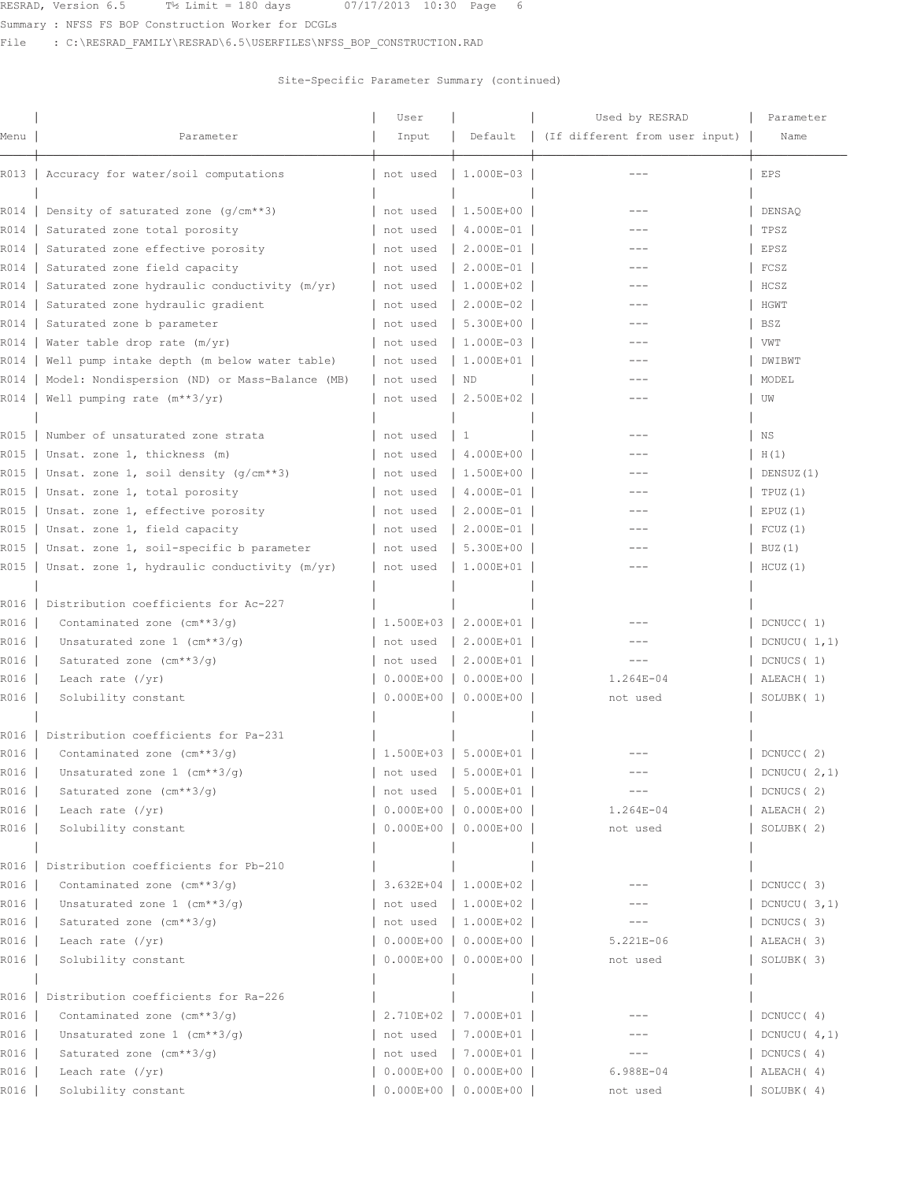Site-Specific Parameter Summary (continued)

| Menu | Parameter | User Input | Default | Used by RESRAD (If different from user input) | Parameter Name |
|---|---|---|---|---|---|
| R013 | Accuracy for water/soil computations | not used | 1.000E-03 | --- | EPS |
| | | | | | |
| R014 | Density of saturated zone (g/cm**3) | not used | 1.500E+00 | --- | DENSAQ |
| R014 | Saturated zone total porosity | not used | 4.000E-01 | --- | TPSZ |
| R014 | Saturated zone effective porosity | not used | 2.000E-01 | --- | EPSZ |
| R014 | Saturated zone field capacity | not used | 2.000E-01 | --- | FCSZ |
| R014 | Saturated zone hydraulic conductivity (m/yr) | not used | 1.000E+02 | --- | HCSZ |
| R014 | Saturated zone hydraulic gradient | not used | 2.000E-02 | --- | HGWT |
| R014 | Saturated zone b parameter | not used | 5.300E+00 | --- | BSZ |
| R014 | Water table drop rate (m/yr) | not used | 1.000E-03 | --- | VWT |
| R014 | Well pump intake depth (m below water table) | not used | 1.000E+01 | --- | DWIBWT |
| R014 | Model: Nondispersion (ND) or Mass-Balance (MB) | not used | ND | --- | MODEL |
| R014 | Well pumping rate (m**3/yr) | not used | 2.500E+02 | --- | UW |
| | | | | | |
| R015 | Number of unsaturated zone strata | not used | 1 | --- | NS |
| R015 | Unsat. zone 1, thickness (m) | not used | 4.000E+00 | --- | H(1) |
| R015 | Unsat. zone 1, soil density (g/cm**3) | not used | 1.500E+00 | --- | DENSUZ(1) |
| R015 | Unsat. zone 1, total porosity | not used | 4.000E-01 | --- | TPUZ(1) |
| R015 | Unsat. zone 1, effective porosity | not used | 2.000E-01 | --- | EPUZ(1) |
| R015 | Unsat. zone 1, field capacity | not used | 2.000E-01 | --- | FCUZ(1) |
| R015 | Unsat. zone 1, soil-specific b parameter | not used | 5.300E+00 | --- | BUZ(1) |
| R015 | Unsat. zone 1, hydraulic conductivity (m/yr) | not used | 1.000E+01 | --- | HCUZ(1) |
| | | | | | |
| R016 | Distribution coefficients for Ac-227 | | | | |
| R016 | Contaminated zone (cm**3/g) | 1.500E+03 | 2.000E+01 | --- | DCNUCC( 1) |
| R016 | Unsaturated zone 1 (cm**3/g) | not used | 2.000E+01 | --- | DCNUCU( 1,1) |
| R016 | Saturated zone (cm**3/g) | not used | 2.000E+01 | --- | DCNUCS( 1) |
| R016 | Leach rate (/yr) | 0.000E+00 | 0.000E+00 | 1.264E-04 | ALEACH( 1) |
| R016 | Solubility constant | 0.000E+00 | 0.000E+00 | not used | SOLUBK( 1) |
| | | | | | |
| R016 | Distribution coefficients for Pa-231 | | | | |
| R016 | Contaminated zone (cm**3/g) | 1.500E+03 | 5.000E+01 | --- | DCNUCC( 2) |
| R016 | Unsaturated zone 1 (cm**3/g) | not used | 5.000E+01 | --- | DCNUCU( 2,1) |
| R016 | Saturated zone (cm**3/g) | not used | 5.000E+01 | --- | DCNUCS( 2) |
| R016 | Leach rate (/yr) | 0.000E+00 | 0.000E+00 | 1.264E-04 | ALEACH( 2) |
| R016 | Solubility constant | 0.000E+00 | 0.000E+00 | not used | SOLUBK( 2) |
| | | | | | |
| R016 | Distribution coefficients for Pb-210 | | | | |
| R016 | Contaminated zone (cm**3/g) | 3.632E+04 | 1.000E+02 | --- | DCNUCC( 3) |
| R016 | Unsaturated zone 1 (cm**3/g) | not used | 1.000E+02 | --- | DCNUCU( 3,1) |
| R016 | Saturated zone (cm**3/g) | not used | 1.000E+02 | --- | DCNUCS( 3) |
| R016 | Leach rate (/yr) | 0.000E+00 | 0.000E+00 | 5.221E-06 | ALEACH( 3) |
| R016 | Solubility constant | 0.000E+00 | 0.000E+00 | not used | SOLUBK( 3) |
| | | | | | |
| R016 | Distribution coefficients for Ra-226 | | | | |
| R016 | Contaminated zone (cm**3/g) | 2.710E+02 | 7.000E+01 | --- | DCNUCC( 4) |
| R016 | Unsaturated zone 1 (cm**3/g) | not used | 7.000E+01 | --- | DCNUCU( 4,1) |
| R016 | Saturated zone (cm**3/g) | not used | 7.000E+01 | --- | DCNUCS( 4) |
| R016 | Leach rate (/yr) | 0.000E+00 | 0.000E+00 | 6.988E-04 | ALEACH( 4) |
| R016 | Solubility constant | 0.000E+00 | 0.000E+00 | not used | SOLUBK( 4) |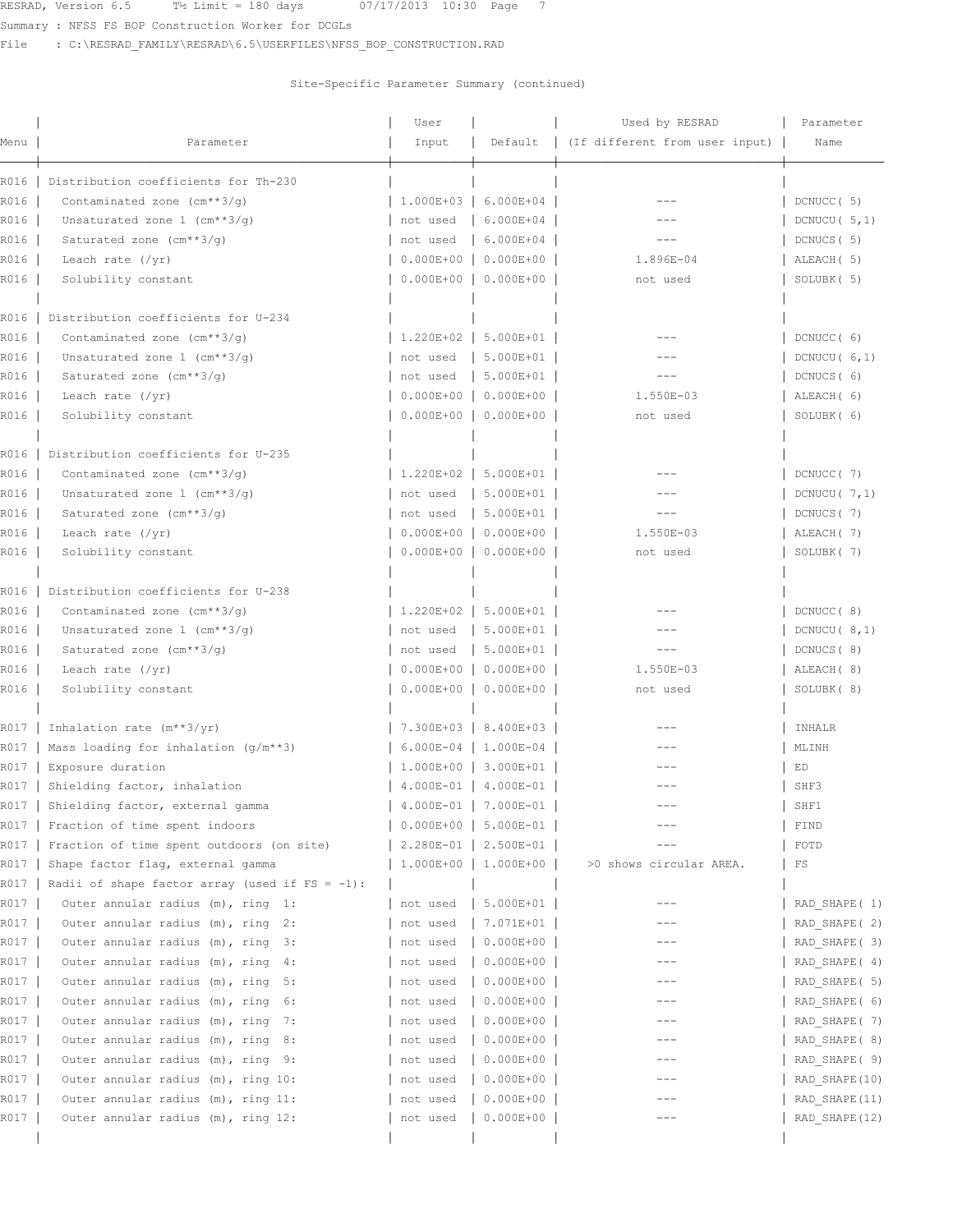Summary : NFSS FS BOP Construction Worker for DCGLs

File : C:\RESRAD_FAMILY\RESRAD\6.5\USERFILES\NFSS_BOP_CONSTRUCTION.RAD

Site-Specific Parameter Summary (continued)

| Menu | Parameter | User Input | Default | Used by RESRAD (If different from user input) | Parameter Name |
|---|---|---|---|---|---|
| R016 | Distribution coefficients for Th-230 | | | | |
| R016 | Contaminated zone (cm**3/g) | 1.000E+03 | 6.000E+04 | --- | DCNUCC( 5) |
| R016 | Unsaturated zone 1 (cm**3/g) | not used | 6.000E+04 | --- | DCNUCU( 5,1) |
| R016 | Saturated zone (cm**3/g) | not used | 6.000E+04 | --- | DCNUCS( 5) |
| R016 | Leach rate (/yr) | 0.000E+00 | 0.000E+00 | 1.896E-04 | ALEACH( 5) |
| R016 | Solubility constant | 0.000E+00 | 0.000E+00 | not used | SOLUBK( 5) |
| | | | | | |
| R016 | Distribution coefficients for U-234 | | | | |
| R016 | Contaminated zone (cm**3/g) | 1.220E+02 | 5.000E+01 | --- | DCNUCC( 6) |
| R016 | Unsaturated zone 1 (cm**3/g) | not used | 5.000E+01 | --- | DCNUCU( 6,1) |
| R016 | Saturated zone (cm**3/g) | not used | 5.000E+01 | --- | DCNUCS( 6) |
| R016 | Leach rate (/yr) | 0.000E+00 | 0.000E+00 | 1.550E-03 | ALEACH( 6) |
| R016 | Solubility constant | 0.000E+00 | 0.000E+00 | not used | SOLUBK( 6) |
| | | | | | |
| R016 | Distribution coefficients for U-235 | | | | |
| R016 | Contaminated zone (cm**3/g) | 1.220E+02 | 5.000E+01 | --- | DCNUCC( 7) |
| R016 | Unsaturated zone 1 (cm**3/g) | not used | 5.000E+01 | --- | DCNUCU( 7,1) |
| R016 | Saturated zone (cm**3/g) | not used | 5.000E+01 | --- | DCNUCS( 7) |
| R016 | Leach rate (/yr) | 0.000E+00 | 0.000E+00 | 1.550E-03 | ALEACH( 7) |
| R016 | Solubility constant | 0.000E+00 | 0.000E+00 | not used | SOLUBK( 7) |
| | | | | | |
| R016 | Distribution coefficients for U-238 | | | | |
| R016 | Contaminated zone (cm**3/g) | 1.220E+02 | 5.000E+01 | --- | DCNUCC( 8) |
| R016 | Unsaturated zone 1 (cm**3/g) | not used | 5.000E+01 | --- | DCNUCU( 8,1) |
| R016 | Saturated zone (cm**3/g) | not used | 5.000E+01 | --- | DCNUCS( 8) |
| R016 | Leach rate (/yr) | 0.000E+00 | 0.000E+00 | 1.550E-03 | ALEACH( 8) |
| R016 | Solubility constant | 0.000E+00 | 0.000E+00 | not used | SOLUBK( 8) |
| | | | | | |
| R017 | Inhalation rate (m**3/yr) | 7.300E+03 | 8.400E+03 | --- | INHALR |
| R017 | Mass loading for inhalation (g/m**3) | 6.000E-04 | 1.000E-04 | --- | MLINH |
| R017 | Exposure duration | 1.000E+00 | 3.000E+01 | --- | ED |
| R017 | Shielding factor, inhalation | 4.000E-01 | 4.000E-01 | --- | SHF3 |
| R017 | Shielding factor, external gamma | 4.000E-01 | 7.000E-01 | --- | SHF1 |
| R017 | Fraction of time spent indoors | 0.000E+00 | 5.000E-01 | --- | FIND |
| R017 | Fraction of time spent outdoors (on site) | 2.280E-01 | 2.500E-01 | --- | FOTD |
| R017 | Shape factor flag, external gamma | 1.000E+00 | 1.000E+00 | >0 shows circular AREA. | FS |
| R017 | Radii of shape factor array (used if FS = -1): | | | | |
| R017 | Outer annular radius (m), ring 1: | not used | 5.000E+01 | --- | RAD_SHAPE( 1) |
| R017 | Outer annular radius (m), ring 2: | not used | 7.071E+01 | --- | RAD_SHAPE( 2) |
| R017 | Outer annular radius (m), ring 3: | not used | 0.000E+00 | --- | RAD_SHAPE( 3) |
| R017 | Outer annular radius (m), ring 4: | not used | 0.000E+00 | --- | RAD_SHAPE( 4) |
| R017 | Outer annular radius (m), ring 5: | not used | 0.000E+00 | --- | RAD_SHAPE( 5) |
| R017 | Outer annular radius (m), ring 6: | not used | 0.000E+00 | --- | RAD_SHAPE( 6) |
| R017 | Outer annular radius (m), ring 7: | not used | 0.000E+00 | --- | RAD_SHAPE( 7) |
| R017 | Outer annular radius (m), ring 8: | not used | 0.000E+00 | --- | RAD_SHAPE( 8) |
| R017 | Outer annular radius (m), ring 9: | not used | 0.000E+00 | --- | RAD_SHAPE( 9) |
| R017 | Outer annular radius (m), ring 10: | not used | 0.000E+00 | --- | RAD_SHAPE(10) |
| R017 | Outer annular radius (m), ring 11: | not used | 0.000E+00 | --- | RAD_SHAPE(11) |
| R017 | Outer annular radius (m), ring 12: | not used | 0.000E+00 | --- | RAD_SHAPE(12) |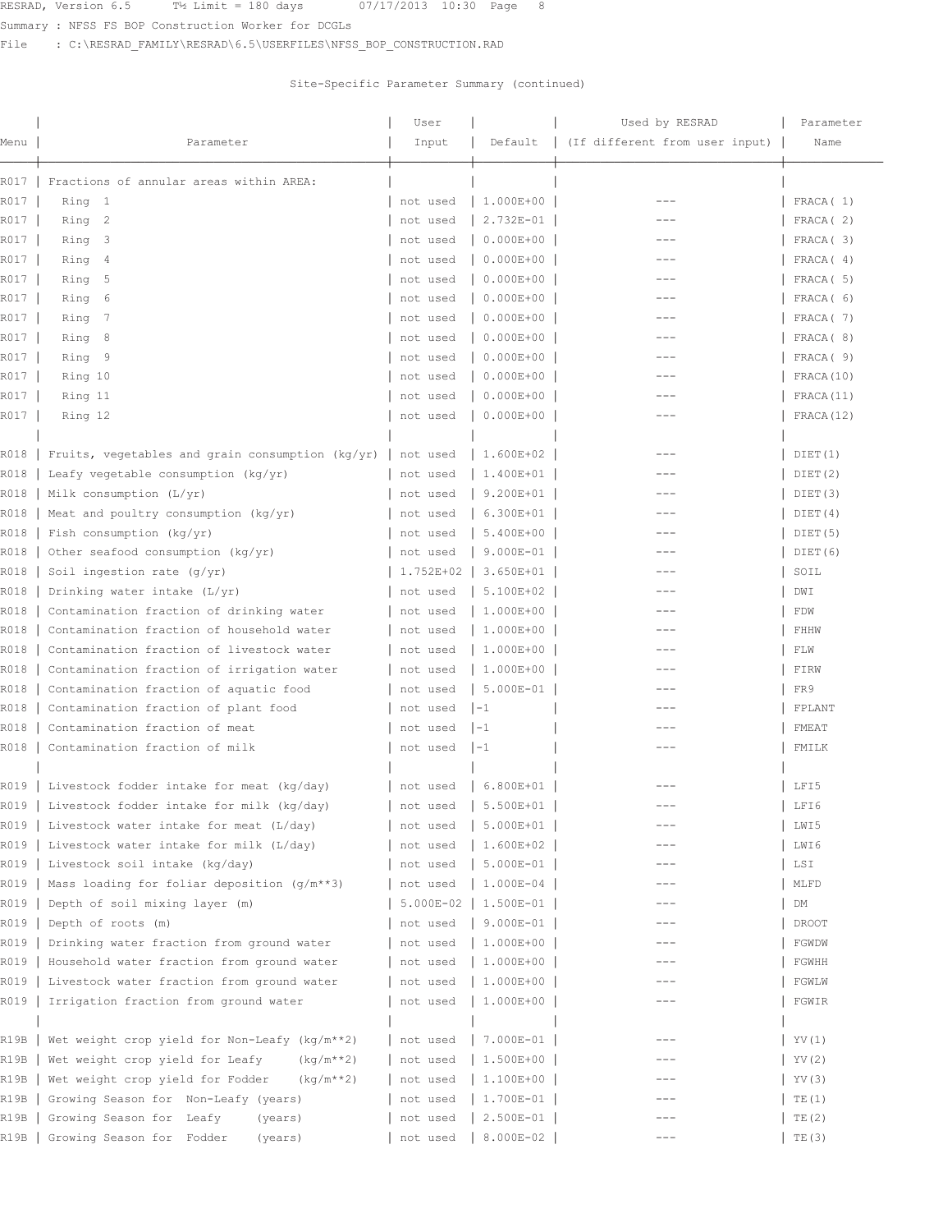Site-Specific Parameter Summary (continued)

| Menu | Parameter | User Input | Default | Used by RESRAD (If different from user input) | Parameter Name |
|---|---|---|---|---|---|
| R017 | Fractions of annular areas within AREA: | | | | |
| R017 | Ring 1 | not used | 1.000E+00 | --- | FRACA( 1) |
| R017 | Ring 2 | not used | 2.732E-01 | --- | FRACA( 2) |
| R017 | Ring 3 | not used | 0.000E+00 | --- | FRACA( 3) |
| R017 | Ring 4 | not used | 0.000E+00 | --- | FRACA( 4) |
| R017 | Ring 5 | not used | 0.000E+00 | --- | FRACA( 5) |
| R017 | Ring 6 | not used | 0.000E+00 | --- | FRACA( 6) |
| R017 | Ring 7 | not used | 0.000E+00 | --- | FRACA( 7) |
| R017 | Ring 8 | not used | 0.000E+00 | --- | FRACA( 8) |
| R017 | Ring 9 | not used | 0.000E+00 | --- | FRACA( 9) |
| R017 | Ring 10 | not used | 0.000E+00 | --- | FRACA(10) |
| R017 | Ring 11 | not used | 0.000E+00 | --- | FRACA(11) |
| R017 | Ring 12 | not used | 0.000E+00 | --- | FRACA(12) |
| | | | | | |
| R018 | Fruits, vegetables and grain consumption (kg/yr) | not used | 1.600E+02 | --- | DIET(1) |
| R018 | Leafy vegetable consumption (kg/yr) | not used | 1.400E+01 | --- | DIET(2) |
| R018 | Milk consumption (L/yr) | not used | 9.200E+01 | --- | DIET(3) |
| R018 | Meat and poultry consumption (kg/yr) | not used | 6.300E+01 | --- | DIET(4) |
| R018 | Fish consumption (kg/yr) | not used | 5.400E+00 | --- | DIET(5) |
| R018 | Other seafood consumption (kg/yr) | not used | 9.000E-01 | --- | DIET(6) |
| R018 | Soil ingestion rate (g/yr) | 1.752E+02 | 3.650E+01 | --- | SOIL |
| R018 | Drinking water intake (L/yr) | not used | 5.100E+02 | --- | DWI |
| R018 | Contamination fraction of drinking water | not used | 1.000E+00 | --- | FDW |
| R018 | Contamination fraction of household water | not used | 1.000E+00 | --- | FHHW |
| R018 | Contamination fraction of livestock water | not used | 1.000E+00 | --- | FLW |
| R018 | Contamination fraction of irrigation water | not used | 1.000E+00 | --- | FIRW |
| R018 | Contamination fraction of aquatic food | not used | 5.000E-01 | --- | FR9 |
| R018 | Contamination fraction of plant food | not used | -1 | --- | FPLANT |
| R018 | Contamination fraction of meat | not used | -1 | --- | FMEAT |
| R018 | Contamination fraction of milk | not used | -1 | --- | FMILK |
| | | | | | |
| R019 | Livestock fodder intake for meat (kg/day) | not used | 6.800E+01 | --- | LFI5 |
| R019 | Livestock fodder intake for milk (kg/day) | not used | 5.500E+01 | --- | LFI6 |
| R019 | Livestock water intake for meat (L/day) | not used | 5.000E+01 | --- | LWI5 |
| R019 | Livestock water intake for milk (L/day) | not used | 1.600E+02 | --- | LWI6 |
| R019 | Livestock soil intake (kg/day) | not used | 5.000E-01 | --- | LSI |
| R019 | Mass loading for foliar deposition (g/m**3) | not used | 1.000E-04 | --- | MLFD |
| R019 | Depth of soil mixing layer (m) | 5.000E-02 | 1.500E-01 | --- | DM |
| R019 | Depth of roots (m) | not used | 9.000E-01 | --- | DROOT |
| R019 | Drinking water fraction from ground water | not used | 1.000E+00 | --- | FGWDW |
| R019 | Household water fraction from ground water | not used | 1.000E+00 | --- | FGWHH |
| R019 | Livestock water fraction from ground water | not used | 1.000E+00 | --- | FGWLW |
| R019 | Irrigation fraction from ground water | not used | 1.000E+00 | --- | FGWIR |
| | | | | | |
| R19B | Wet weight crop yield for Non-Leafy (kg/m**2) | not used | 7.000E-01 | --- | YV(1) |
| R19B | Wet weight crop yield for Leafy (kg/m**2) | not used | 1.500E+00 | --- | YV(2) |
| R19B | Wet weight crop yield for Fodder (kg/m**2) | not used | 1.100E+00 | --- | YV(3) |
| R19B | Growing Season for Non-Leafy (years) | not used | 1.700E-01 | --- | TE(1) |
| R19B | Growing Season for Leafy (years) | not used | 2.500E-01 | --- | TE(2) |
| R19B | Growing Season for Fodder (years) | not used | 8.000E-02 | --- | TE(3) |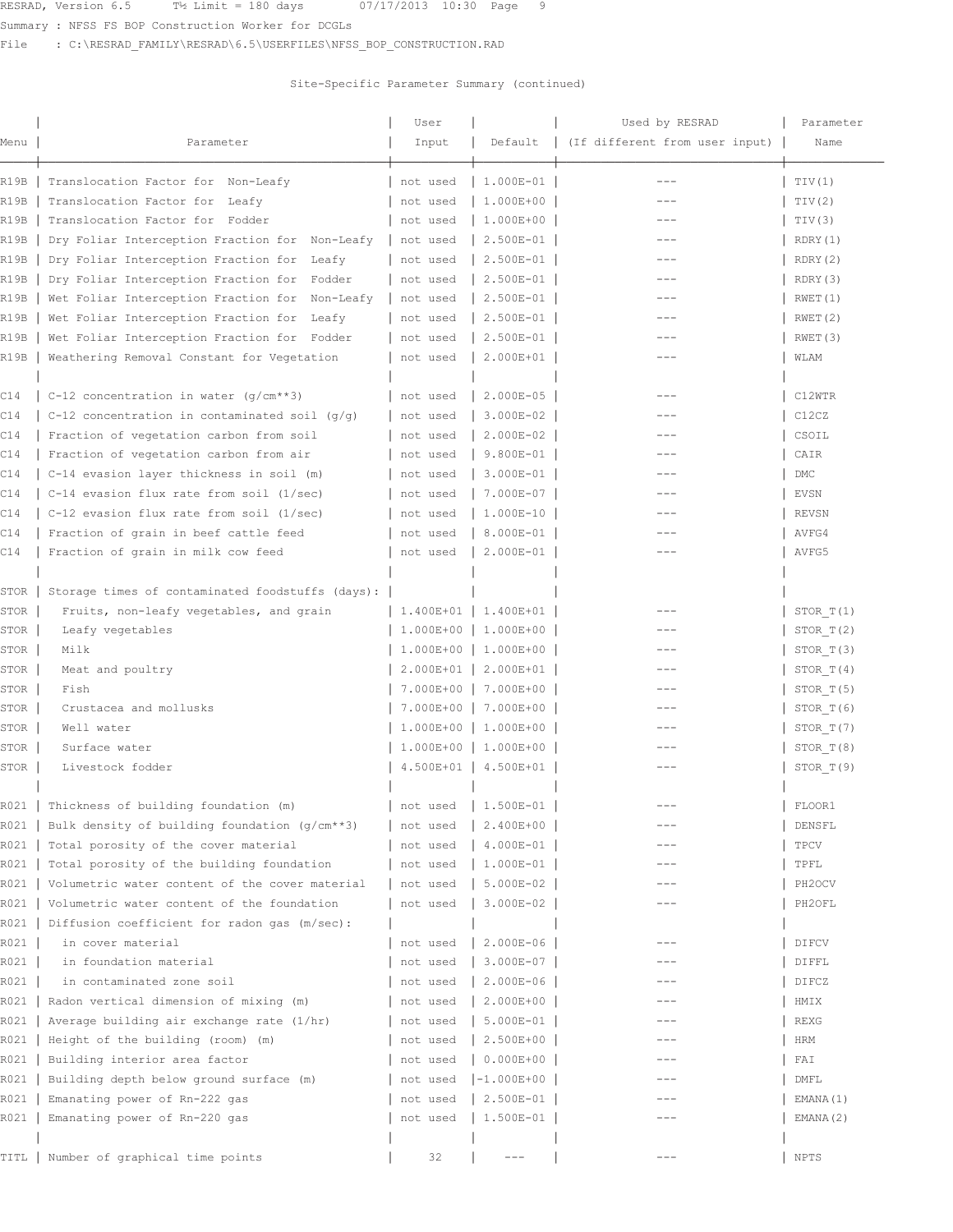Summary : NFSS FS BOP Construction Worker for DCGLs

File : C:\RESRAD_FAMILY\RESRAD\6.5\USERFILES\NFSS_BOP_CONSTRUCTION.RAD

Site-Specific Parameter Summary (continued)

| Menu | Parameter | User Input | Default | Used by RESRAD (If different from user input) | Parameter Name |
|---|---|---|---|---|---|
| R19B | Translocation Factor for Non-Leafy | not used | 1.000E-01 | --- | TIV(1) |
| R19B | Translocation Factor for Leafy | not used | 1.000E+00 | --- | TIV(2) |
| R19B | Translocation Factor for Fodder | not used | 1.000E+00 | --- | TIV(3) |
| R19B | Dry Foliar Interception Fraction for Non-Leafy | not used | 2.500E-01 | --- | RDRY(1) |
| R19B | Dry Foliar Interception Fraction for Leafy | not used | 2.500E-01 | --- | RDRY(2) |
| R19B | Dry Foliar Interception Fraction for Fodder | not used | 2.500E-01 | --- | RDRY(3) |
| R19B | Wet Foliar Interception Fraction for Non-Leafy | not used | 2.500E-01 | --- | RWET(1) |
| R19B | Wet Foliar Interception Fraction for Leafy | not used | 2.500E-01 | --- | RWET(2) |
| R19B | Wet Foliar Interception Fraction for Fodder | not used | 2.500E-01 | --- | RWET(3) |
| R19B | Weathering Removal Constant for Vegetation | not used | 2.000E+01 | --- | WLAM |
| | | | | | |
| C14 | C-12 concentration in water (g/cm**3) | not used | 2.000E-05 | --- | C12WTR |
| C14 | C-12 concentration in contaminated soil (g/g) | not used | 3.000E-02 | --- | C12CZ |
| C14 | Fraction of vegetation carbon from soil | not used | 2.000E-02 | --- | CSOIL |
| C14 | Fraction of vegetation carbon from air | not used | 9.800E-01 | --- | CAIR |
| C14 | C-14 evasion layer thickness in soil (m) | not used | 3.000E-01 | --- | DMC |
| C14 | C-14 evasion flux rate from soil (1/sec) | not used | 7.000E-07 | --- | EVSN |
| C14 | C-12 evasion flux rate from soil (1/sec) | not used | 1.000E-10 | --- | REVSN |
| C14 | Fraction of grain in beef cattle feed | not used | 8.000E-01 | --- | AVFG4 |
| C14 | Fraction of grain in milk cow feed | not used | 2.000E-01 | --- | AVFG5 |
| | | | | | |
| STOR | Storage times of contaminated foodstuffs (days): | | | | |
| STOR | Fruits, non-leafy vegetables, and grain | 1.400E+01 | 1.400E+01 | --- | STOR_T(1) |
| STOR | Leafy vegetables | 1.000E+00 | 1.000E+00 | --- | STOR_T(2) |
| STOR | Milk | 1.000E+00 | 1.000E+00 | --- | STOR_T(3) |
| STOR | Meat and poultry | 2.000E+01 | 2.000E+01 | --- | STOR_T(4) |
| STOR | Fish | 7.000E+00 | 7.000E+00 | --- | STOR_T(5) |
| STOR | Crustacea and mollusks | 7.000E+00 | 7.000E+00 | --- | STOR_T(6) |
| STOR | Well water | 1.000E+00 | 1.000E+00 | --- | STOR_T(7) |
| STOR | Surface water | 1.000E+00 | 1.000E+00 | --- | STOR_T(8) |
| STOR | Livestock fodder | 4.500E+01 | 4.500E+01 | --- | STOR_T(9) |
| | | | | | |
| R021 | Thickness of building foundation (m) | not used | 1.500E-01 | --- | FLOOR1 |
| R021 | Bulk density of building foundation (g/cm**3) | not used | 2.400E+00 | --- | DENSFL |
| R021 | Total porosity of the cover material | not used | 4.000E-01 | --- | TPCV |
| R021 | Total porosity of the building foundation | not used | 1.000E-01 | --- | TPFL |
| R021 | Volumetric water content of the cover material | not used | 5.000E-02 | --- | PH2OCV |
| R021 | Volumetric water content of the foundation | not used | 3.000E-02 | --- | PH2OFL |
| R021 | Diffusion coefficient for radon gas (m/sec): | | | | |
| R021 | in cover material | not used | 2.000E-06 | --- | DIFCV |
| R021 | in foundation material | not used | 3.000E-07 | --- | DIFFL |
| R021 | in contaminated zone soil | not used | 2.000E-06 | --- | DIFCZ |
| R021 | Radon vertical dimension of mixing (m) | not used | 2.000E+00 | --- | HMIX |
| R021 | Average building air exchange rate (1/hr) | not used | 5.000E-01 | --- | REXG |
| R021 | Height of the building (room) (m) | not used | 2.500E+00 | --- | HRM |
| R021 | Building interior area factor | not used | 0.000E+00 | --- | FAI |
| R021 | Building depth below ground surface (m) | not used | -1.000E+00 | --- | DMFL |
| R021 | Emanating power of Rn-222 gas | not used | 2.500E-01 | --- | EMANA(1) |
| R021 | Emanating power of Rn-220 gas | not used | 1.500E-01 | --- | EMANA(2) |
| | | | | | |
| TITL | Number of graphical time points | 32 | --- | --- | NPTS |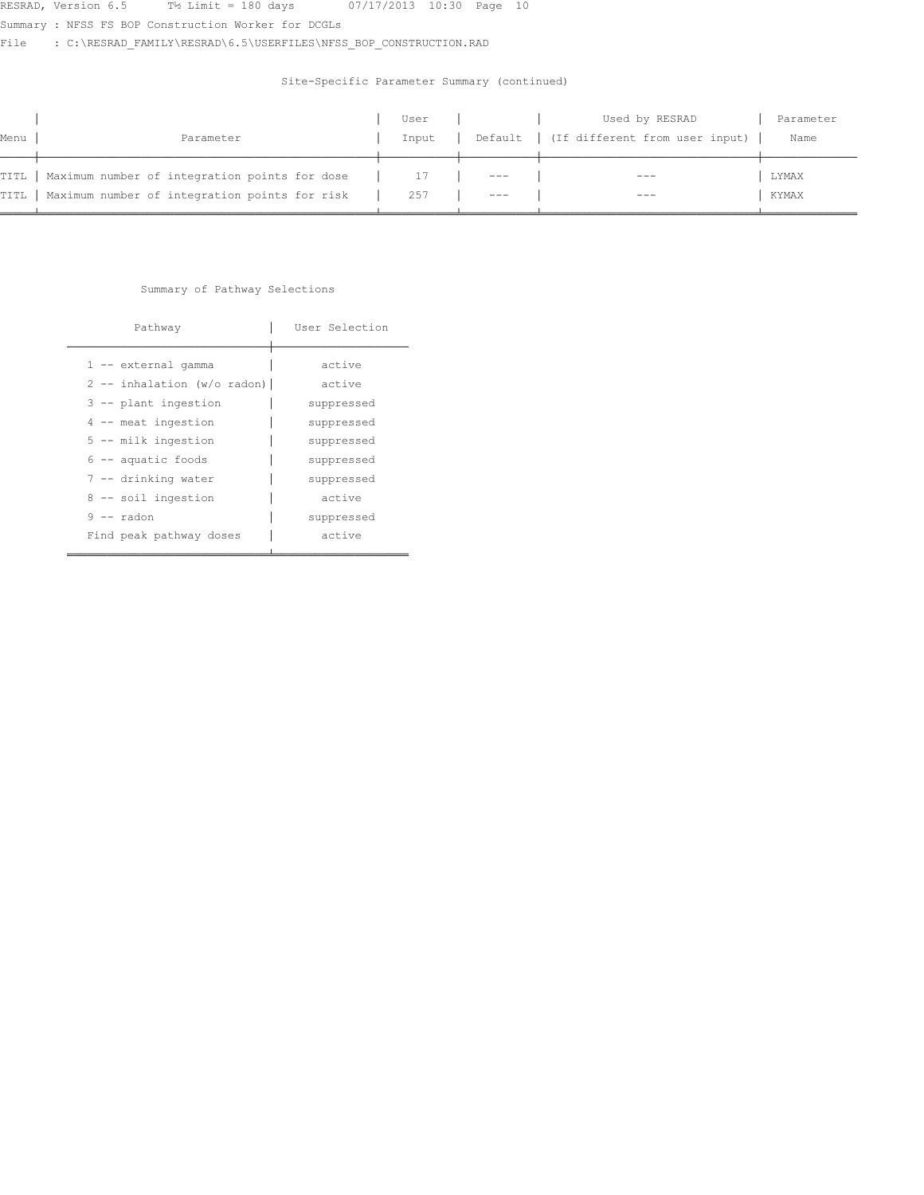Site-Specific Parameter Summary (continued)

| Menu | Parameter | User Input | Default | Used by RESRAD (If different from user input) | Parameter Name |
|---|---|---|---|---|---|
| TITL | Maximum number of integration points for dose | 17 | --- | --- | LYMAX |
| TITL | Maximum number of integration points for risk | 257 | --- | --- | KYMAX |

Summary of Pathway Selections

| Pathway | User Selection |
|---|---|
| 1 -- external gamma | active |
| 2 -- inhalation (w/o radon) | active |
| 3 -- plant ingestion | suppressed |
| 4 -- meat ingestion | suppressed |
| 5 -- milk ingestion | suppressed |
| 6 -- aquatic foods | suppressed |
| 7 -- drinking water | suppressed |
| 8 -- soil ingestion | active |
| 9 -- radon | suppressed |
| Find peak pathway doses | active |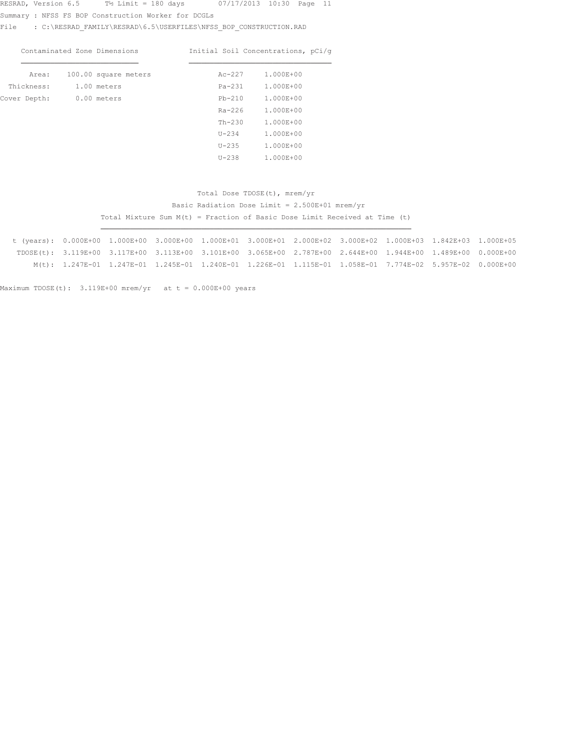RESRAD, Version 6.5 T½ Limit = 180 days 07/17/2013 10:30 Page 11

Summary : NFSS FS BOP Construction Worker for DCGLs

File : C:\RESRAD_FAMILY\RESRAD\6.5\USERFILES\NFSS_BOP_CONSTRUCTION.RAD

| Contaminated Zone Dimensions | | Initial Soil Concentrations, pCi/g | |
|---|---|---|---|
| Area: | 100.00 square meters | Ac-227 | 1.000E+00 |
| Thickness: | 1.00 meters | Pa-231 | 1.000E+00 |
| Cover Depth: | 0.00 meters | Pb-210 | 1.000E+00 |
| | | Ra-226 | 1.000E+00 |
| | | Th-230 | 1.000E+00 |
| | | U-234 | 1.000E+00 |
| | | U-235 | 1.000E+00 |
| | | U-238 | 1.000E+00 |

Total Dose TDOSE(t), mrem/yr

Basic Radiation Dose Limit = 2.500E+01 mrem/yr

Total Mixture Sum M(t) = Fraction of Basic Dose Limit Received at Time (t)

| t (years): | 0.000E+00 | 1.000E+00 | 3.000E+00 | 1.000E+01 | 3.000E+01 | 2.000E+02 | 3.000E+02 | 1.000E+03 | 1.842E+03 | 1.000E+05 |
|---|---|---|---|---|---|---|---|---|---|---|
| TDOSE(t): | 3.119E+00 | 3.117E+00 | 3.113E+00 | 3.101E+00 | 3.065E+00 | 2.787E+00 | 2.644E+00 | 1.944E+00 | 1.489E+00 | 0.000E+00 |
| M(t): | 1.247E-01 | 1.247E-01 | 1.245E-01 | 1.240E-01 | 1.226E-01 | 1.115E-01 | 1.058E-01 | 7.774E-02 | 5.957E-02 | 0.000E+00 |

Maximum TDOSE(t): 3.119E+00 mrem/yr at t = 0.000E+00 years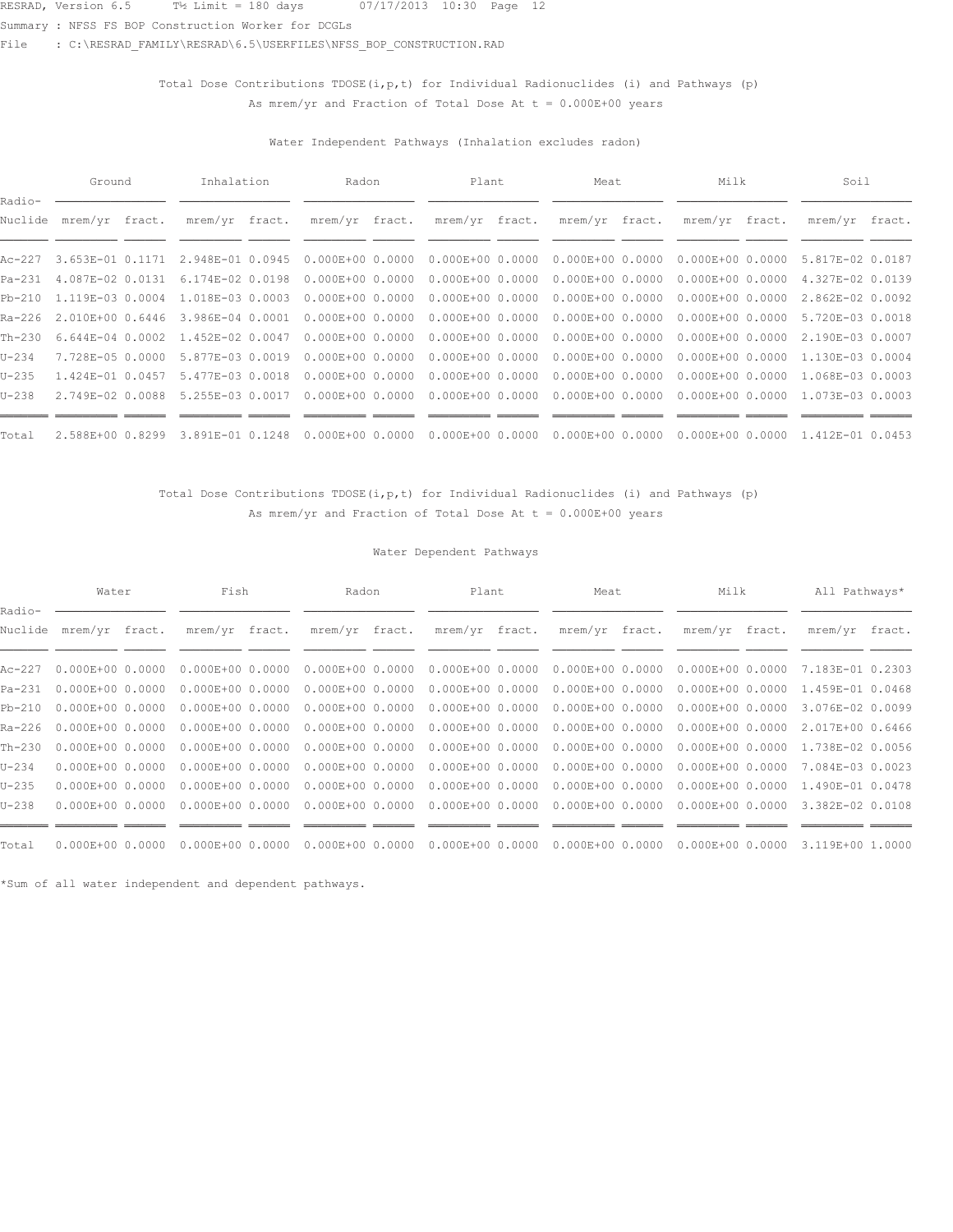RESRAD, Version 6.5 T½ Limit = 180 days 07/17/2013 10:30 Page 12

Summary : NFSS FS BOP Construction Worker for DCGLs

File : C:\RESRAD_FAMILY\RESRAD\6.5\USERFILES\NFSS_BOP_CONSTRUCTION.RAD

Total Dose Contributions TDOSE(i,p,t) for Individual Radionuclides (i) and Pathways (p)
As mrem/yr and Fraction of Total Dose At t = 0.000E+00 years

Water Independent Pathways (Inhalation excludes radon)

| Radio- | Ground | | Inhalation | | Radon | | Plant | | Meat | | Milk | | Soil | |
|---|---|---|---|---|---|---|---|---|---|---|---|---|---|---|
| Nuclide | mrem/yr | fract. | mrem/yr | fract. | mrem/yr | fract. | mrem/yr | fract. | mrem/yr | fract. | mrem/yr | fract. | mrem/yr | fract. |
| Ac-227 | 3.653E-01 | 0.1171 | 2.948E-01 | 0.0945 | 0.000E+00 | 0.0000 | 0.000E+00 | 0.0000 | 0.000E+00 | 0.0000 | 0.000E+00 | 0.0000 | 5.817E-02 | 0.0187 |
| Pa-231 | 4.087E-02 | 0.0131 | 6.174E-02 | 0.0198 | 0.000E+00 | 0.0000 | 0.000E+00 | 0.0000 | 0.000E+00 | 0.0000 | 0.000E+00 | 0.0000 | 4.327E-02 | 0.0139 |
| Pb-210 | 1.119E-03 | 0.0004 | 1.018E-03 | 0.0003 | 0.000E+00 | 0.0000 | 0.000E+00 | 0.0000 | 0.000E+00 | 0.0000 | 0.000E+00 | 0.0000 | 2.862E-02 | 0.0092 |
| Ra-226 | 2.010E+00 | 0.6446 | 3.986E-04 | 0.0001 | 0.000E+00 | 0.0000 | 0.000E+00 | 0.0000 | 0.000E+00 | 0.0000 | 0.000E+00 | 0.0000 | 5.720E-03 | 0.0018 |
| Th-230 | 6.644E-04 | 0.0002 | 1.452E-02 | 0.0047 | 0.000E+00 | 0.0000 | 0.000E+00 | 0.0000 | 0.000E+00 | 0.0000 | 0.000E+00 | 0.0000 | 2.190E-03 | 0.0007 |
| U-234 | 7.728E-05 | 0.0000 | 5.877E-03 | 0.0019 | 0.000E+00 | 0.0000 | 0.000E+00 | 0.0000 | 0.000E+00 | 0.0000 | 0.000E+00 | 0.0000 | 1.130E-03 | 0.0004 |
| U-235 | 1.424E-01 | 0.0457 | 5.477E-03 | 0.0018 | 0.000E+00 | 0.0000 | 0.000E+00 | 0.0000 | 0.000E+00 | 0.0000 | 0.000E+00 | 0.0000 | 1.068E-03 | 0.0003 |
| U-238 | 2.749E-02 | 0.0088 | 5.255E-03 | 0.0017 | 0.000E+00 | 0.0000 | 0.000E+00 | 0.0000 | 0.000E+00 | 0.0000 | 0.000E+00 | 0.0000 | 1.073E-03 | 0.0003 |
| Total | 2.588E+00 | 0.8299 | 3.891E-01 | 0.1248 | 0.000E+00 | 0.0000 | 0.000E+00 | 0.0000 | 0.000E+00 | 0.0000 | 0.000E+00 | 0.0000 | 1.412E-01 | 0.0453 |

Total Dose Contributions TDOSE(i,p,t) for Individual Radionuclides (i) and Pathways (p)
As mrem/yr and Fraction of Total Dose At t = 0.000E+00 years

Water Dependent Pathways

| Radio- | Water | | Fish | | Radon | | Plant | | Meat | | Milk | | All Pathways* | |
|---|---|---|---|---|---|---|---|---|---|---|---|---|---|---|
| Nuclide | mrem/yr | fract. | mrem/yr | fract. | mrem/yr | fract. | mrem/yr | fract. | mrem/yr | fract. | mrem/yr | fract. | mrem/yr | fract. |
| Ac-227 | 0.000E+00 | 0.0000 | 0.000E+00 | 0.0000 | 0.000E+00 | 0.0000 | 0.000E+00 | 0.0000 | 0.000E+00 | 0.0000 | 0.000E+00 | 0.0000 | 7.183E-01 | 0.2303 |
| Pa-231 | 0.000E+00 | 0.0000 | 0.000E+00 | 0.0000 | 0.000E+00 | 0.0000 | 0.000E+00 | 0.0000 | 0.000E+00 | 0.0000 | 0.000E+00 | 0.0000 | 1.459E-01 | 0.0468 |
| Pb-210 | 0.000E+00 | 0.0000 | 0.000E+00 | 0.0000 | 0.000E+00 | 0.0000 | 0.000E+00 | 0.0000 | 0.000E+00 | 0.0000 | 0.000E+00 | 0.0000 | 3.076E-02 | 0.0099 |
| Ra-226 | 0.000E+00 | 0.0000 | 0.000E+00 | 0.0000 | 0.000E+00 | 0.0000 | 0.000E+00 | 0.0000 | 0.000E+00 | 0.0000 | 0.000E+00 | 0.0000 | 2.017E+00 | 0.6466 |
| Th-230 | 0.000E+00 | 0.0000 | 0.000E+00 | 0.0000 | 0.000E+00 | 0.0000 | 0.000E+00 | 0.0000 | 0.000E+00 | 0.0000 | 0.000E+00 | 0.0000 | 1.738E-02 | 0.0056 |
| U-234 | 0.000E+00 | 0.0000 | 0.000E+00 | 0.0000 | 0.000E+00 | 0.0000 | 0.000E+00 | 0.0000 | 0.000E+00 | 0.0000 | 0.000E+00 | 0.0000 | 7.084E-03 | 0.0023 |
| U-235 | 0.000E+00 | 0.0000 | 0.000E+00 | 0.0000 | 0.000E+00 | 0.0000 | 0.000E+00 | 0.0000 | 0.000E+00 | 0.0000 | 0.000E+00 | 0.0000 | 1.490E-01 | 0.0478 |
| U-238 | 0.000E+00 | 0.0000 | 0.000E+00 | 0.0000 | 0.000E+00 | 0.0000 | 0.000E+00 | 0.0000 | 0.000E+00 | 0.0000 | 0.000E+00 | 0.0000 | 3.382E-02 | 0.0108 |
| Total | 0.000E+00 | 0.0000 | 0.000E+00 | 0.0000 | 0.000E+00 | 0.0000 | 0.000E+00 | 0.0000 | 0.000E+00 | 0.0000 | 0.000E+00 | 0.0000 | 3.119E+00 | 1.0000 |

*Sum of all water independent and dependent pathways.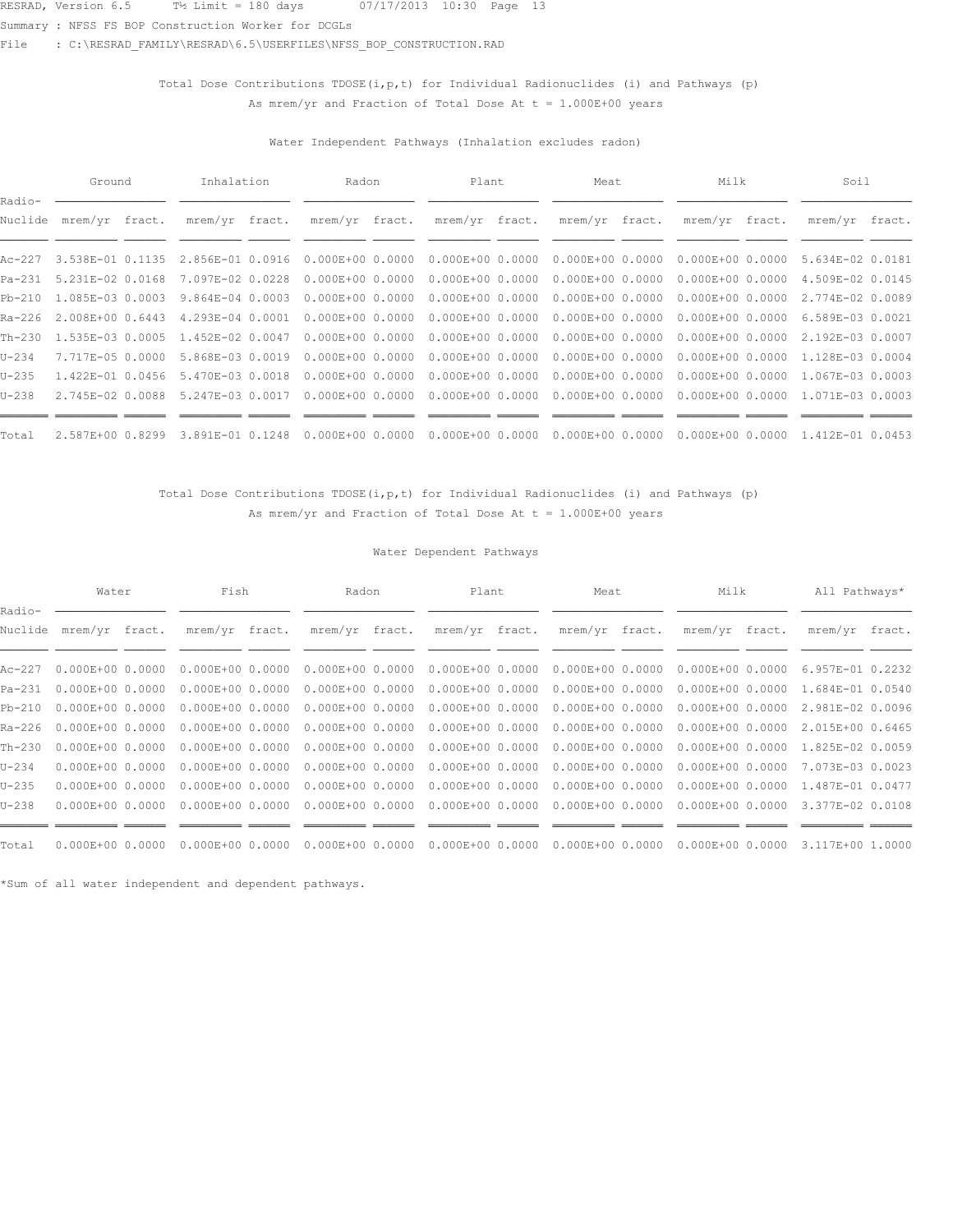RESRAD, Version 6.5 T½ Limit = 180 days 07/17/2013 10:30 Page 13

Summary : NFSS FS BOP Construction Worker for DCGLs

File : C:\RESRAD_FAMILY\RESRAD\6.5\USERFILES\NFSS_BOP_CONSTRUCTION.RAD

Total Dose Contributions TDOSE(i,p,t) for Individual Radionuclides (i) and Pathways (p)
As mrem/yr and Fraction of Total Dose At t = 1.000E+00 years

Water Independent Pathways (Inhalation excludes radon)

| Radio- | Ground | | Inhalation | | Radon | | Plant | | Meat | | Milk | | Soil | |
|---|---|---|---|---|---|---|---|---|---|---|---|---|---|---|
| Nuclide | mrem/yr | fract. | mrem/yr | fract. | mrem/yr | fract. | mrem/yr | fract. | mrem/yr | fract. | mrem/yr | fract. | mrem/yr | fract. |
| Ac-227 | 3.538E-01 | 0.1135 | 2.856E-01 | 0.0916 | 0.000E+00 | 0.0000 | 0.000E+00 | 0.0000 | 0.000E+00 | 0.0000 | 0.000E+00 | 0.0000 | 5.634E-02 | 0.0181 |
| Pa-231 | 5.231E-02 | 0.0168 | 7.097E-02 | 0.0228 | 0.000E+00 | 0.0000 | 0.000E+00 | 0.0000 | 0.000E+00 | 0.0000 | 0.000E+00 | 0.0000 | 4.509E-02 | 0.0145 |
| Pb-210 | 1.085E-03 | 0.0003 | 9.864E-04 | 0.0003 | 0.000E+00 | 0.0000 | 0.000E+00 | 0.0000 | 0.000E+00 | 0.0000 | 0.000E+00 | 0.0000 | 2.774E-02 | 0.0089 |
| Ra-226 | 2.008E+00 | 0.6443 | 4.293E-04 | 0.0001 | 0.000E+00 | 0.0000 | 0.000E+00 | 0.0000 | 0.000E+00 | 0.0000 | 0.000E+00 | 0.0000 | 6.589E-03 | 0.0021 |
| Th-230 | 1.535E-03 | 0.0005 | 1.452E-02 | 0.0047 | 0.000E+00 | 0.0000 | 0.000E+00 | 0.0000 | 0.000E+00 | 0.0000 | 0.000E+00 | 0.0000 | 2.192E-03 | 0.0007 |
| U-234 | 7.717E-05 | 0.0000 | 5.868E-03 | 0.0019 | 0.000E+00 | 0.0000 | 0.000E+00 | 0.0000 | 0.000E+00 | 0.0000 | 0.000E+00 | 0.0000 | 1.128E-03 | 0.0004 |
| U-235 | 1.422E-01 | 0.0456 | 5.470E-03 | 0.0018 | 0.000E+00 | 0.0000 | 0.000E+00 | 0.0000 | 0.000E+00 | 0.0000 | 0.000E+00 | 0.0000 | 1.067E-03 | 0.0003 |
| U-238 | 2.745E-02 | 0.0088 | 5.247E-03 | 0.0017 | 0.000E+00 | 0.0000 | 0.000E+00 | 0.0000 | 0.000E+00 | 0.0000 | 0.000E+00 | 0.0000 | 1.071E-03 | 0.0003 |
| Total | 2.587E+00 | 0.8299 | 3.891E-01 | 0.1248 | 0.000E+00 | 0.0000 | 0.000E+00 | 0.0000 | 0.000E+00 | 0.0000 | 0.000E+00 | 0.0000 | 1.412E-01 | 0.0453 |

Total Dose Contributions TDOSE(i,p,t) for Individual Radionuclides (i) and Pathways (p)
As mrem/yr and Fraction of Total Dose At t = 1.000E+00 years

Water Dependent Pathways

| Radio- | Water | | Fish | | Radon | | Plant | | Meat | | Milk | | All Pathways* | |
|---|---|---|---|---|---|---|---|---|---|---|---|---|---|---|
| Nuclide | mrem/yr | fract. | mrem/yr | fract. | mrem/yr | fract. | mrem/yr | fract. | mrem/yr | fract. | mrem/yr | fract. | mrem/yr | fract. |
| Ac-227 | 0.000E+00 | 0.0000 | 0.000E+00 | 0.0000 | 0.000E+00 | 0.0000 | 0.000E+00 | 0.0000 | 0.000E+00 | 0.0000 | 0.000E+00 | 0.0000 | 6.957E-01 | 0.2232 |
| Pa-231 | 0.000E+00 | 0.0000 | 0.000E+00 | 0.0000 | 0.000E+00 | 0.0000 | 0.000E+00 | 0.0000 | 0.000E+00 | 0.0000 | 0.000E+00 | 0.0000 | 1.684E-01 | 0.0540 |
| Pb-210 | 0.000E+00 | 0.0000 | 0.000E+00 | 0.0000 | 0.000E+00 | 0.0000 | 0.000E+00 | 0.0000 | 0.000E+00 | 0.0000 | 0.000E+00 | 0.0000 | 2.981E-02 | 0.0096 |
| Ra-226 | 0.000E+00 | 0.0000 | 0.000E+00 | 0.0000 | 0.000E+00 | 0.0000 | 0.000E+00 | 0.0000 | 0.000E+00 | 0.0000 | 0.000E+00 | 0.0000 | 2.015E+00 | 0.6465 |
| Th-230 | 0.000E+00 | 0.0000 | 0.000E+00 | 0.0000 | 0.000E+00 | 0.0000 | 0.000E+00 | 0.0000 | 0.000E+00 | 0.0000 | 0.000E+00 | 0.0000 | 1.825E-02 | 0.0059 |
| U-234 | 0.000E+00 | 0.0000 | 0.000E+00 | 0.0000 | 0.000E+00 | 0.0000 | 0.000E+00 | 0.0000 | 0.000E+00 | 0.0000 | 0.000E+00 | 0.0000 | 7.073E-03 | 0.0023 |
| U-235 | 0.000E+00 | 0.0000 | 0.000E+00 | 0.0000 | 0.000E+00 | 0.0000 | 0.000E+00 | 0.0000 | 0.000E+00 | 0.0000 | 0.000E+00 | 0.0000 | 1.487E-01 | 0.0477 |
| U-238 | 0.000E+00 | 0.0000 | 0.000E+00 | 0.0000 | 0.000E+00 | 0.0000 | 0.000E+00 | 0.0000 | 0.000E+00 | 0.0000 | 0.000E+00 | 0.0000 | 3.377E-02 | 0.0108 |
| Total | 0.000E+00 | 0.0000 | 0.000E+00 | 0.0000 | 0.000E+00 | 0.0000 | 0.000E+00 | 0.0000 | 0.000E+00 | 0.0000 | 0.000E+00 | 0.0000 | 3.117E+00 | 1.0000 |

*Sum of all water independent and dependent pathways.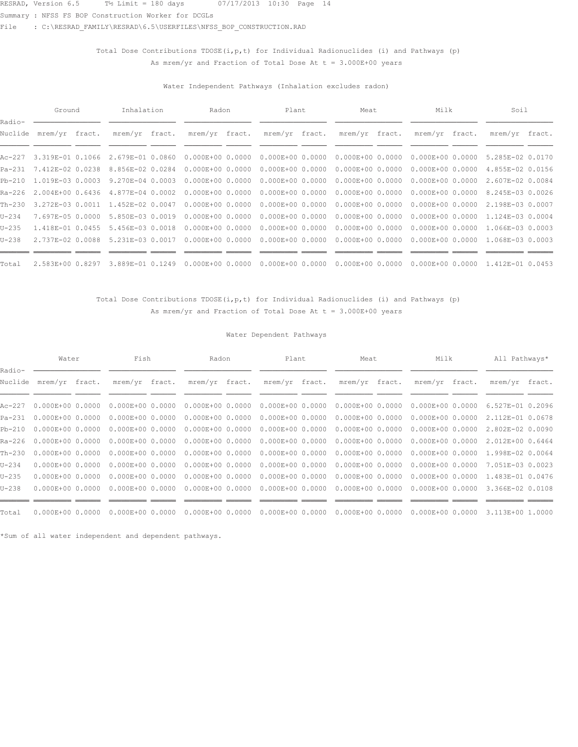RESRAD, Version 6.5      T½ Limit = 180 days       07/17/2013  10:30  Page  14

Summary : NFSS FS BOP Construction Worker for DCGLs

File    : C:\RESRAD_FAMILY\RESRAD\6.5\USERFILES\NFSS_BOP_CONSTRUCTION.RAD

Total Dose Contributions TDOSE(i,p,t) for Individual Radionuclides (i) and Pathways (p)
As mrem/yr and Fraction of Total Dose At t = 3.000E+00 years

Water Independent Pathways (Inhalation excludes radon)

| Radio- | Ground | | Inhalation | | Radon | | Plant | | Meat | | Milk | | Soil | |
|---|---|---|---|---|---|---|---|---|---|---|---|---|---|---|
| Nuclide | mrem/yr | fract. | mrem/yr | fract. | mrem/yr | fract. | mrem/yr | fract. | mrem/yr | fract. | mrem/yr | fract. | mrem/yr | fract. |
| Ac-227 | 3.319E-01 | 0.1066 | 2.679E-01 | 0.0860 | 0.000E+00 | 0.0000 | 0.000E+00 | 0.0000 | 0.000E+00 | 0.0000 | 0.000E+00 | 0.0000 | 5.285E-02 | 0.0170 |
| Pa-231 | 7.412E-02 | 0.0238 | 8.856E-02 | 0.0284 | 0.000E+00 | 0.0000 | 0.000E+00 | 0.0000 | 0.000E+00 | 0.0000 | 0.000E+00 | 0.0000 | 4.855E-02 | 0.0156 |
| Pb-210 | 1.019E-03 | 0.0003 | 9.270E-04 | 0.0003 | 0.000E+00 | 0.0000 | 0.000E+00 | 0.0000 | 0.000E+00 | 0.0000 | 0.000E+00 | 0.0000 | 2.607E-02 | 0.0084 |
| Ra-226 | 2.004E+00 | 0.6436 | 4.877E-04 | 0.0002 | 0.000E+00 | 0.0000 | 0.000E+00 | 0.0000 | 0.000E+00 | 0.0000 | 0.000E+00 | 0.0000 | 8.245E-03 | 0.0026 |
| Th-230 | 3.272E-03 | 0.0011 | 1.452E-02 | 0.0047 | 0.000E+00 | 0.0000 | 0.000E+00 | 0.0000 | 0.000E+00 | 0.0000 | 0.000E+00 | 0.0000 | 2.198E-03 | 0.0007 |
| U-234 | 7.697E-05 | 0.0000 | 5.850E-03 | 0.0019 | 0.000E+00 | 0.0000 | 0.000E+00 | 0.0000 | 0.000E+00 | 0.0000 | 0.000E+00 | 0.0000 | 1.124E-03 | 0.0004 |
| U-235 | 1.418E-01 | 0.0455 | 5.456E-03 | 0.0018 | 0.000E+00 | 0.0000 | 0.000E+00 | 0.0000 | 0.000E+00 | 0.0000 | 0.000E+00 | 0.0000 | 1.066E-03 | 0.0003 |
| U-238 | 2.737E-02 | 0.0088 | 5.231E-03 | 0.0017 | 0.000E+00 | 0.0000 | 0.000E+00 | 0.0000 | 0.000E+00 | 0.0000 | 0.000E+00 | 0.0000 | 1.068E-03 | 0.0003 |
| Total | 2.583E+00 | 0.8297 | 3.889E-01 | 0.1249 | 0.000E+00 | 0.0000 | 0.000E+00 | 0.0000 | 0.000E+00 | 0.0000 | 0.000E+00 | 0.0000 | 1.412E-01 | 0.0453 |

Total Dose Contributions TDOSE(i,p,t) for Individual Radionuclides (i) and Pathways (p)
As mrem/yr and Fraction of Total Dose At t = 3.000E+00 years

Water Dependent Pathways

| Radio- | Water | | Fish | | Radon | | Plant | | Meat | | Milk | | All Pathways* | |
|---|---|---|---|---|---|---|---|---|---|---|---|---|---|---|
| Nuclide | mrem/yr | fract. | mrem/yr | fract. | mrem/yr | fract. | mrem/yr | fract. | mrem/yr | fract. | mrem/yr | fract. | mrem/yr | fract. |
| Ac-227 | 0.000E+00 | 0.0000 | 0.000E+00 | 0.0000 | 0.000E+00 | 0.0000 | 0.000E+00 | 0.0000 | 0.000E+00 | 0.0000 | 0.000E+00 | 0.0000 | 6.527E-01 | 0.2096 |
| Pa-231 | 0.000E+00 | 0.0000 | 0.000E+00 | 0.0000 | 0.000E+00 | 0.0000 | 0.000E+00 | 0.0000 | 0.000E+00 | 0.0000 | 0.000E+00 | 0.0000 | 2.112E-01 | 0.0678 |
| Pb-210 | 0.000E+00 | 0.0000 | 0.000E+00 | 0.0000 | 0.000E+00 | 0.0000 | 0.000E+00 | 0.0000 | 0.000E+00 | 0.0000 | 0.000E+00 | 0.0000 | 2.802E-02 | 0.0090 |
| Ra-226 | 0.000E+00 | 0.0000 | 0.000E+00 | 0.0000 | 0.000E+00 | 0.0000 | 0.000E+00 | 0.0000 | 0.000E+00 | 0.0000 | 0.000E+00 | 0.0000 | 2.012E+00 | 0.6464 |
| Th-230 | 0.000E+00 | 0.0000 | 0.000E+00 | 0.0000 | 0.000E+00 | 0.0000 | 0.000E+00 | 0.0000 | 0.000E+00 | 0.0000 | 0.000E+00 | 0.0000 | 1.998E-02 | 0.0064 |
| U-234 | 0.000E+00 | 0.0000 | 0.000E+00 | 0.0000 | 0.000E+00 | 0.0000 | 0.000E+00 | 0.0000 | 0.000E+00 | 0.0000 | 0.000E+00 | 0.0000 | 7.051E-03 | 0.0023 |
| U-235 | 0.000E+00 | 0.0000 | 0.000E+00 | 0.0000 | 0.000E+00 | 0.0000 | 0.000E+00 | 0.0000 | 0.000E+00 | 0.0000 | 0.000E+00 | 0.0000 | 1.483E-01 | 0.0476 |
| U-238 | 0.000E+00 | 0.0000 | 0.000E+00 | 0.0000 | 0.000E+00 | 0.0000 | 0.000E+00 | 0.0000 | 0.000E+00 | 0.0000 | 0.000E+00 | 0.0000 | 3.366E-02 | 0.0108 |
| Total | 0.000E+00 | 0.0000 | 0.000E+00 | 0.0000 | 0.000E+00 | 0.0000 | 0.000E+00 | 0.0000 | 0.000E+00 | 0.0000 | 0.000E+00 | 0.0000 | 3.113E+00 | 1.0000 |

*Sum of all water independent and dependent pathways.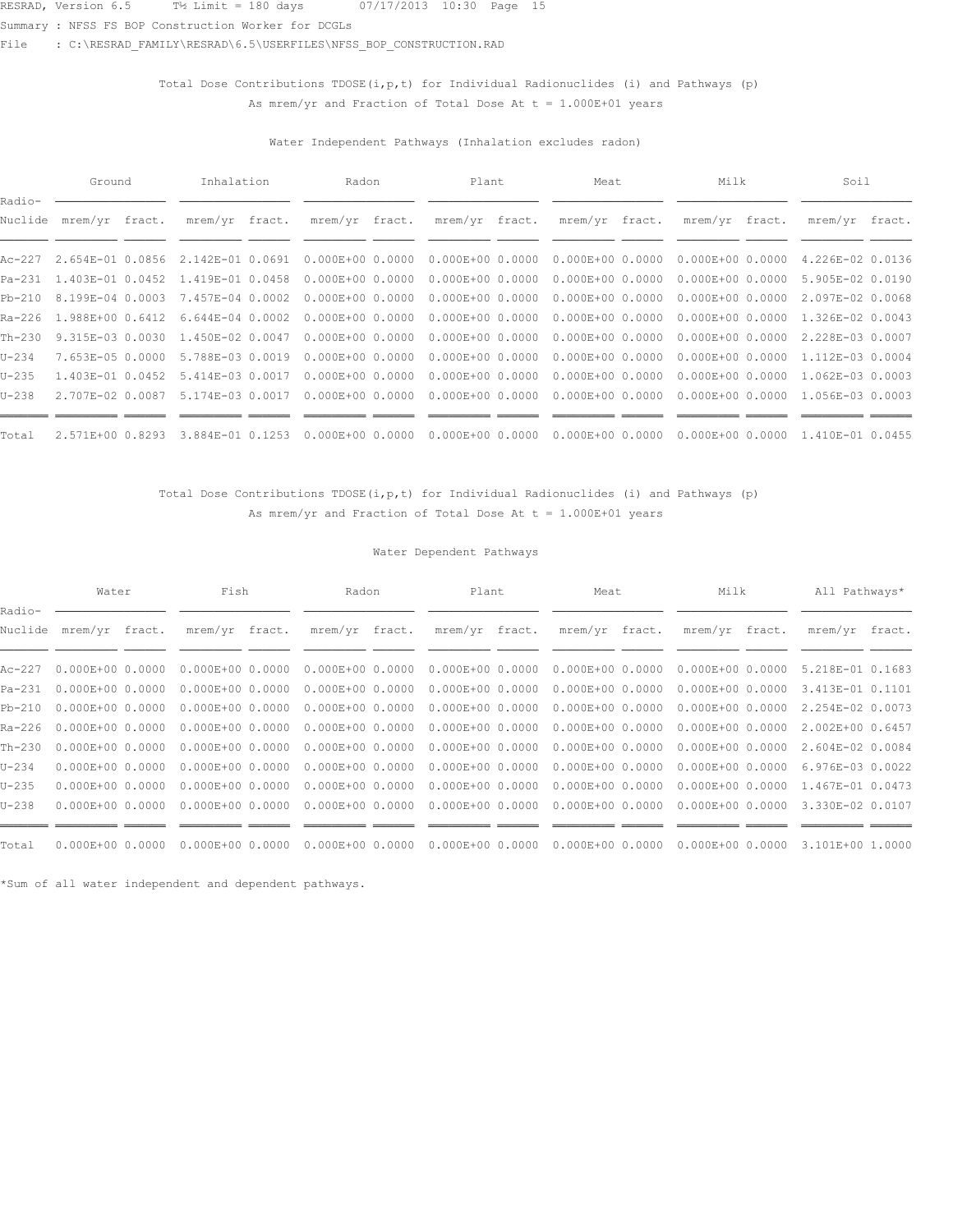RESRAD, Version 6.5 T½ Limit = 180 days 07/17/2013 10:30 Page 15

Summary : NFSS FS BOP Construction Worker for DCGLs

File : C:\RESRAD_FAMILY\RESRAD\6.5\USERFILES\NFSS_BOP_CONSTRUCTION.RAD

Total Dose Contributions TDOSE(i,p,t) for Individual Radionuclides (i) and Pathways (p)
As mrem/yr and Fraction of Total Dose At t = 1.000E+01 years

Water Independent Pathways (Inhalation excludes radon)

| Radio- | Ground | | Inhalation | | Radon | | Plant | | Meat | | Milk | | Soil | |
|---|---|---|---|---|---|---|---|---|---|---|---|---|---|---|
| Nuclide | mrem/yr | fract. | mrem/yr | fract. | mrem/yr | fract. | mrem/yr | fract. | mrem/yr | fract. | mrem/yr | fract. | mrem/yr | fract. |
| Ac-227 | 2.654E-01 | 0.0856 | 2.142E-01 | 0.0691 | 0.000E+00 | 0.0000 | 0.000E+00 | 0.0000 | 0.000E+00 | 0.0000 | 0.000E+00 | 0.0000 | 4.226E-02 | 0.0136 |
| Pa-231 | 1.403E-01 | 0.0452 | 1.419E-01 | 0.0458 | 0.000E+00 | 0.0000 | 0.000E+00 | 0.0000 | 0.000E+00 | 0.0000 | 0.000E+00 | 0.0000 | 5.905E-02 | 0.0190 |
| Pb-210 | 8.199E-04 | 0.0003 | 7.457E-04 | 0.0002 | 0.000E+00 | 0.0000 | 0.000E+00 | 0.0000 | 0.000E+00 | 0.0000 | 0.000E+00 | 0.0000 | 2.097E-02 | 0.0068 |
| Ra-226 | 1.988E+00 | 0.6412 | 6.644E-04 | 0.0002 | 0.000E+00 | 0.0000 | 0.000E+00 | 0.0000 | 0.000E+00 | 0.0000 | 0.000E+00 | 0.0000 | 1.326E-02 | 0.0043 |
| Th-230 | 9.315E-03 | 0.0030 | 1.450E-02 | 0.0047 | 0.000E+00 | 0.0000 | 0.000E+00 | 0.0000 | 0.000E+00 | 0.0000 | 0.000E+00 | 0.0000 | 2.228E-03 | 0.0007 |
| U-234 | 7.653E-05 | 0.0000 | 5.788E-03 | 0.0019 | 0.000E+00 | 0.0000 | 0.000E+00 | 0.0000 | 0.000E+00 | 0.0000 | 0.000E+00 | 0.0000 | 1.112E-03 | 0.0004 |
| U-235 | 1.403E-01 | 0.0452 | 5.414E-03 | 0.0017 | 0.000E+00 | 0.0000 | 0.000E+00 | 0.0000 | 0.000E+00 | 0.0000 | 0.000E+00 | 0.0000 | 1.062E-03 | 0.0003 |
| U-238 | 2.707E-02 | 0.0087 | 5.174E-03 | 0.0017 | 0.000E+00 | 0.0000 | 0.000E+00 | 0.0000 | 0.000E+00 | 0.0000 | 0.000E+00 | 0.0000 | 1.056E-03 | 0.0003 |
| Total | 2.571E+00 | 0.8293 | 3.884E-01 | 0.1253 | 0.000E+00 | 0.0000 | 0.000E+00 | 0.0000 | 0.000E+00 | 0.0000 | 0.000E+00 | 0.0000 | 1.410E-01 | 0.0455 |

Total Dose Contributions TDOSE(i,p,t) for Individual Radionuclides (i) and Pathways (p)
As mrem/yr and Fraction of Total Dose At t = 1.000E+01 years

Water Dependent Pathways

| Radio- | Water | | Fish | | Radon | | Plant | | Meat | | Milk | | All Pathways* | |
|---|---|---|---|---|---|---|---|---|---|---|---|---|---|---|
| Nuclide | mrem/yr | fract. | mrem/yr | fract. | mrem/yr | fract. | mrem/yr | fract. | mrem/yr | fract. | mrem/yr | fract. | mrem/yr | fract. |
| Ac-227 | 0.000E+00 | 0.0000 | 0.000E+00 | 0.0000 | 0.000E+00 | 0.0000 | 0.000E+00 | 0.0000 | 0.000E+00 | 0.0000 | 0.000E+00 | 0.0000 | 5.218E-01 | 0.1683 |
| Pa-231 | 0.000E+00 | 0.0000 | 0.000E+00 | 0.0000 | 0.000E+00 | 0.0000 | 0.000E+00 | 0.0000 | 0.000E+00 | 0.0000 | 0.000E+00 | 0.0000 | 3.413E-01 | 0.1101 |
| Pb-210 | 0.000E+00 | 0.0000 | 0.000E+00 | 0.0000 | 0.000E+00 | 0.0000 | 0.000E+00 | 0.0000 | 0.000E+00 | 0.0000 | 0.000E+00 | 0.0000 | 2.254E-02 | 0.0073 |
| Ra-226 | 0.000E+00 | 0.0000 | 0.000E+00 | 0.0000 | 0.000E+00 | 0.0000 | 0.000E+00 | 0.0000 | 0.000E+00 | 0.0000 | 0.000E+00 | 0.0000 | 2.002E+00 | 0.6457 |
| Th-230 | 0.000E+00 | 0.0000 | 0.000E+00 | 0.0000 | 0.000E+00 | 0.0000 | 0.000E+00 | 0.0000 | 0.000E+00 | 0.0000 | 0.000E+00 | 0.0000 | 2.604E-02 | 0.0084 |
| U-234 | 0.000E+00 | 0.0000 | 0.000E+00 | 0.0000 | 0.000E+00 | 0.0000 | 0.000E+00 | 0.0000 | 0.000E+00 | 0.0000 | 0.000E+00 | 0.0000 | 6.976E-03 | 0.0022 |
| U-235 | 0.000E+00 | 0.0000 | 0.000E+00 | 0.0000 | 0.000E+00 | 0.0000 | 0.000E+00 | 0.0000 | 0.000E+00 | 0.0000 | 0.000E+00 | 0.0000 | 1.467E-01 | 0.0473 |
| U-238 | 0.000E+00 | 0.0000 | 0.000E+00 | 0.0000 | 0.000E+00 | 0.0000 | 0.000E+00 | 0.0000 | 0.000E+00 | 0.0000 | 0.000E+00 | 0.0000 | 3.330E-02 | 0.0107 |
| Total | 0.000E+00 | 0.0000 | 0.000E+00 | 0.0000 | 0.000E+00 | 0.0000 | 0.000E+00 | 0.0000 | 0.000E+00 | 0.0000 | 0.000E+00 | 0.0000 | 3.101E+00 | 1.0000 |

*Sum of all water independent and dependent pathways.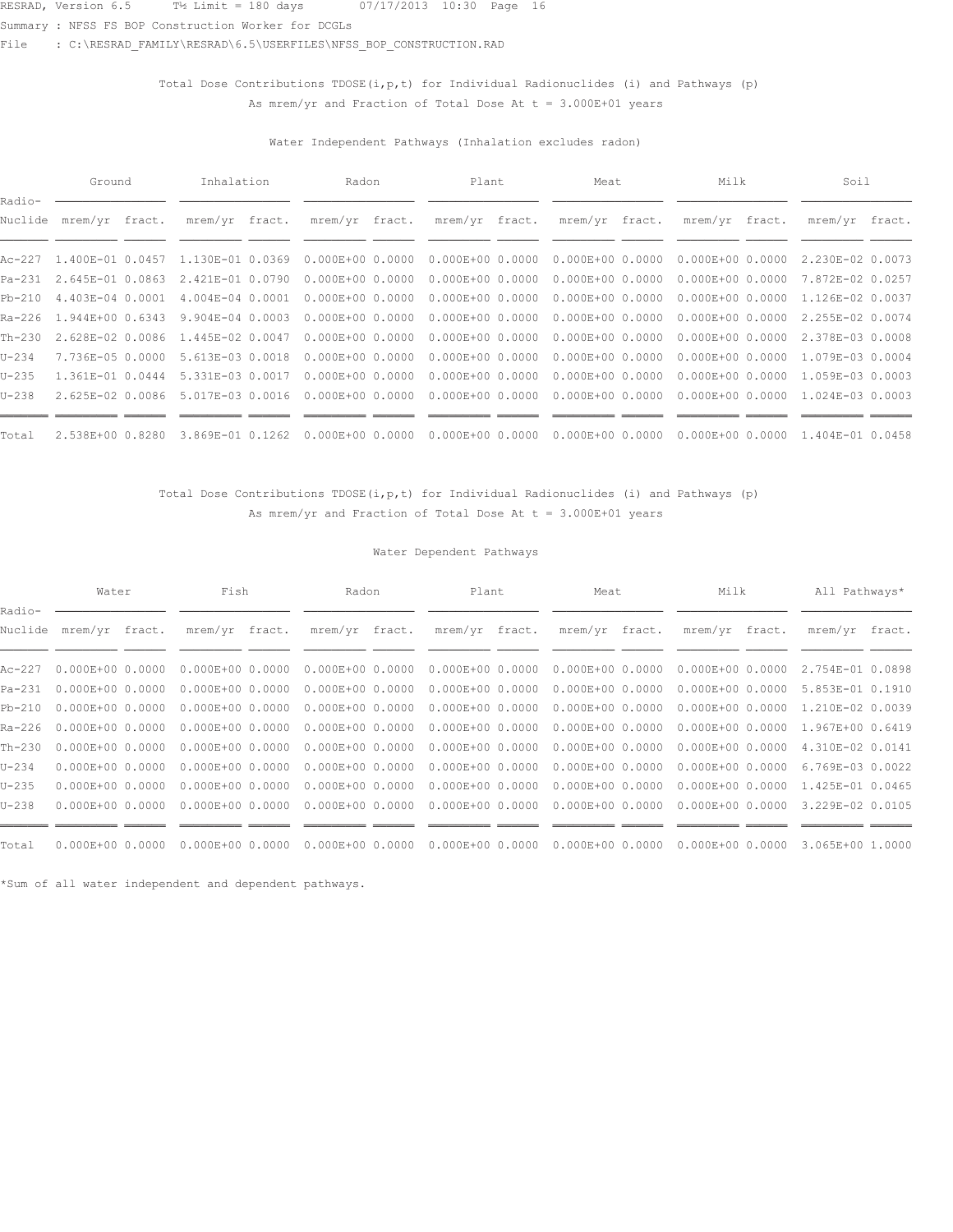RESRAD, Version 6.5 T½ Limit = 180 days 07/17/2013 10:30 Page 16

Summary : NFSS FS BOP Construction Worker for DCGLs

File : C:\RESRAD_FAMILY\RESRAD\6.5\USERFILES\NFSS_BOP_CONSTRUCTION.RAD

Total Dose Contributions TDOSE(i,p,t) for Individual Radionuclides (i) and Pathways (p)
As mrem/yr and Fraction of Total Dose At t = 3.000E+01 years

Water Independent Pathways (Inhalation excludes radon)

| Radio- | Ground | | Inhalation | | Radon | | Plant | | Meat | | Milk | | Soil | |
|---|---|---|---|---|---|---|---|---|---|---|---|---|---|---|
| Nuclide | mrem/yr | fract. | mrem/yr | fract. | mrem/yr | fract. | mrem/yr | fract. | mrem/yr | fract. | mrem/yr | fract. | mrem/yr | fract. |
| Ac-227 | 1.400E-01 | 0.0457 | 1.130E-01 | 0.0369 | 0.000E+00 | 0.0000 | 0.000E+00 | 0.0000 | 0.000E+00 | 0.0000 | 0.000E+00 | 0.0000 | 2.230E-02 | 0.0073 |
| Pa-231 | 2.645E-01 | 0.0863 | 2.421E-01 | 0.0790 | 0.000E+00 | 0.0000 | 0.000E+00 | 0.0000 | 0.000E+00 | 0.0000 | 0.000E+00 | 0.0000 | 7.872E-02 | 0.0257 |
| Pb-210 | 4.403E-04 | 0.0001 | 4.004E-04 | 0.0001 | 0.000E+00 | 0.0000 | 0.000E+00 | 0.0000 | 0.000E+00 | 0.0000 | 0.000E+00 | 0.0000 | 1.126E-02 | 0.0037 |
| Ra-226 | 1.944E+00 | 0.6343 | 9.904E-04 | 0.0003 | 0.000E+00 | 0.0000 | 0.000E+00 | 0.0000 | 0.000E+00 | 0.0000 | 0.000E+00 | 0.0000 | 2.255E-02 | 0.0074 |
| Th-230 | 2.628E-02 | 0.0086 | 1.445E-02 | 0.0047 | 0.000E+00 | 0.0000 | 0.000E+00 | 0.0000 | 0.000E+00 | 0.0000 | 0.000E+00 | 0.0000 | 2.378E-03 | 0.0008 |
| U-234 | 7.736E-05 | 0.0000 | 5.613E-03 | 0.0018 | 0.000E+00 | 0.0000 | 0.000E+00 | 0.0000 | 0.000E+00 | 0.0000 | 0.000E+00 | 0.0000 | 1.079E-03 | 0.0004 |
| U-235 | 1.361E-01 | 0.0444 | 5.331E-03 | 0.0017 | 0.000E+00 | 0.0000 | 0.000E+00 | 0.0000 | 0.000E+00 | 0.0000 | 0.000E+00 | 0.0000 | 1.059E-03 | 0.0003 |
| U-238 | 2.625E-02 | 0.0086 | 5.017E-03 | 0.0016 | 0.000E+00 | 0.0000 | 0.000E+00 | 0.0000 | 0.000E+00 | 0.0000 | 0.000E+00 | 0.0000 | 1.024E-03 | 0.0003 |
| Total | 2.538E+00 | 0.8280 | 3.869E-01 | 0.1262 | 0.000E+00 | 0.0000 | 0.000E+00 | 0.0000 | 0.000E+00 | 0.0000 | 0.000E+00 | 0.0000 | 1.404E-01 | 0.0458 |

Total Dose Contributions TDOSE(i,p,t) for Individual Radionuclides (i) and Pathways (p)
As mrem/yr and Fraction of Total Dose At t = 3.000E+01 years

Water Dependent Pathways

| Radio- | Water | | Fish | | Radon | | Plant | | Meat | | Milk | | All Pathways* | |
|---|---|---|---|---|---|---|---|---|---|---|---|---|---|---|
| Nuclide | mrem/yr | fract. | mrem/yr | fract. | mrem/yr | fract. | mrem/yr | fract. | mrem/yr | fract. | mrem/yr | fract. | mrem/yr | fract. |
| Ac-227 | 0.000E+00 | 0.0000 | 0.000E+00 | 0.0000 | 0.000E+00 | 0.0000 | 0.000E+00 | 0.0000 | 0.000E+00 | 0.0000 | 0.000E+00 | 0.0000 | 2.754E-01 | 0.0898 |
| Pa-231 | 0.000E+00 | 0.0000 | 0.000E+00 | 0.0000 | 0.000E+00 | 0.0000 | 0.000E+00 | 0.0000 | 0.000E+00 | 0.0000 | 0.000E+00 | 0.0000 | 5.853E-01 | 0.1910 |
| Pb-210 | 0.000E+00 | 0.0000 | 0.000E+00 | 0.0000 | 0.000E+00 | 0.0000 | 0.000E+00 | 0.0000 | 0.000E+00 | 0.0000 | 0.000E+00 | 0.0000 | 1.210E-02 | 0.0039 |
| Ra-226 | 0.000E+00 | 0.0000 | 0.000E+00 | 0.0000 | 0.000E+00 | 0.0000 | 0.000E+00 | 0.0000 | 0.000E+00 | 0.0000 | 0.000E+00 | 0.0000 | 1.967E+00 | 0.6419 |
| Th-230 | 0.000E+00 | 0.0000 | 0.000E+00 | 0.0000 | 0.000E+00 | 0.0000 | 0.000E+00 | 0.0000 | 0.000E+00 | 0.0000 | 0.000E+00 | 0.0000 | 4.310E-02 | 0.0141 |
| U-234 | 0.000E+00 | 0.0000 | 0.000E+00 | 0.0000 | 0.000E+00 | 0.0000 | 0.000E+00 | 0.0000 | 0.000E+00 | 0.0000 | 0.000E+00 | 0.0000 | 6.769E-03 | 0.0022 |
| U-235 | 0.000E+00 | 0.0000 | 0.000E+00 | 0.0000 | 0.000E+00 | 0.0000 | 0.000E+00 | 0.0000 | 0.000E+00 | 0.0000 | 0.000E+00 | 0.0000 | 1.425E-01 | 0.0465 |
| U-238 | 0.000E+00 | 0.0000 | 0.000E+00 | 0.0000 | 0.000E+00 | 0.0000 | 0.000E+00 | 0.0000 | 0.000E+00 | 0.0000 | 0.000E+00 | 0.0000 | 3.229E-02 | 0.0105 |
| Total | 0.000E+00 | 0.0000 | 0.000E+00 | 0.0000 | 0.000E+00 | 0.0000 | 0.000E+00 | 0.0000 | 0.000E+00 | 0.0000 | 0.000E+00 | 0.0000 | 3.065E+00 | 1.0000 |

*Sum of all water independent and dependent pathways.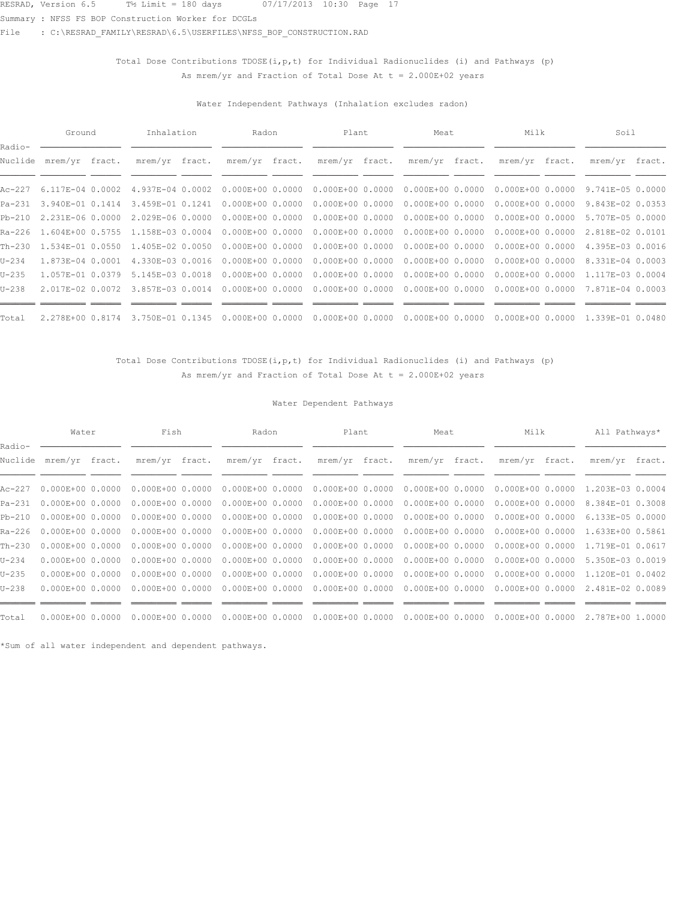RESRAD, Version 6.5 T½ Limit = 180 days 07/17/2013 10:30 Page 17
Summary : NFSS FS BOP Construction Worker for DCGLs
File : C:\RESRAD_FAMILY\RESRAD\6.5\USERFILES\NFSS_BOP_CONSTRUCTION.RAD

Total Dose Contributions TDOSE(i,p,t) for Individual Radionuclides (i) and Pathways (p)
As mrem/yr and Fraction of Total Dose At t = 2.000E+02 years

Water Independent Pathways (Inhalation excludes radon)

| Radio- | Ground | | Inhalation | | Radon | | Plant | | Meat | | Milk | | Soil | |
|---|---|---|---|---|---|---|---|---|---|---|---|---|---|---|
| Nuclide | mrem/yr | fract. | mrem/yr | fract. | mrem/yr | fract. | mrem/yr | fract. | mrem/yr | fract. | mrem/yr | fract. | mrem/yr | fract. |
| Ac-227 | 6.117E-04 | 0.0002 | 4.937E-04 | 0.0002 | 0.000E+00 | 0.0000 | 0.000E+00 | 0.0000 | 0.000E+00 | 0.0000 | 0.000E+00 | 0.0000 | 9.741E-05 | 0.0000 |
| Pa-231 | 3.940E-01 | 0.1414 | 3.459E-01 | 0.1241 | 0.000E+00 | 0.0000 | 0.000E+00 | 0.0000 | 0.000E+00 | 0.0000 | 0.000E+00 | 0.0000 | 9.843E-02 | 0.0353 |
| Pb-210 | 2.231E-06 | 0.0000 | 2.029E-06 | 0.0000 | 0.000E+00 | 0.0000 | 0.000E+00 | 0.0000 | 0.000E+00 | 0.0000 | 0.000E+00 | 0.0000 | 5.707E-05 | 0.0000 |
| Ra-226 | 1.604E+00 | 0.5755 | 1.158E-03 | 0.0004 | 0.000E+00 | 0.0000 | 0.000E+00 | 0.0000 | 0.000E+00 | 0.0000 | 0.000E+00 | 0.0000 | 2.818E-02 | 0.0101 |
| Th-230 | 1.534E-01 | 0.0550 | 1.405E-02 | 0.0050 | 0.000E+00 | 0.0000 | 0.000E+00 | 0.0000 | 0.000E+00 | 0.0000 | 0.000E+00 | 0.0000 | 4.395E-03 | 0.0016 |
| U-234 | 1.873E-04 | 0.0001 | 4.330E-03 | 0.0016 | 0.000E+00 | 0.0000 | 0.000E+00 | 0.0000 | 0.000E+00 | 0.0000 | 0.000E+00 | 0.0000 | 8.331E-04 | 0.0003 |
| U-235 | 1.057E-01 | 0.0379 | 5.145E-03 | 0.0018 | 0.000E+00 | 0.0000 | 0.000E+00 | 0.0000 | 0.000E+00 | 0.0000 | 0.000E+00 | 0.0000 | 1.117E-03 | 0.0004 |
| U-238 | 2.017E-02 | 0.0072 | 3.857E-03 | 0.0014 | 0.000E+00 | 0.0000 | 0.000E+00 | 0.0000 | 0.000E+00 | 0.0000 | 0.000E+00 | 0.0000 | 7.871E-04 | 0.0003 |
| Total | 2.278E+00 | 0.8174 | 3.750E-01 | 0.1345 | 0.000E+00 | 0.0000 | 0.000E+00 | 0.0000 | 0.000E+00 | 0.0000 | 0.000E+00 | 0.0000 | 1.339E-01 | 0.0480 |

Total Dose Contributions TDOSE(i,p,t) for Individual Radionuclides (i) and Pathways (p)
As mrem/yr and Fraction of Total Dose At t = 2.000E+02 years

Water Dependent Pathways

| Radio- | Water | | Fish | | Radon | | Plant | | Meat | | Milk | | All Pathways* | |
|---|---|---|---|---|---|---|---|---|---|---|---|---|---|---|
| Nuclide | mrem/yr | fract. | mrem/yr | fract. | mrem/yr | fract. | mrem/yr | fract. | mrem/yr | fract. | mrem/yr | fract. | mrem/yr | fract. |
| Ac-227 | 0.000E+00 | 0.0000 | 0.000E+00 | 0.0000 | 0.000E+00 | 0.0000 | 0.000E+00 | 0.0000 | 0.000E+00 | 0.0000 | 0.000E+00 | 0.0000 | 1.203E-03 | 0.0004 |
| Pa-231 | 0.000E+00 | 0.0000 | 0.000E+00 | 0.0000 | 0.000E+00 | 0.0000 | 0.000E+00 | 0.0000 | 0.000E+00 | 0.0000 | 0.000E+00 | 0.0000 | 8.384E-01 | 0.3008 |
| Pb-210 | 0.000E+00 | 0.0000 | 0.000E+00 | 0.0000 | 0.000E+00 | 0.0000 | 0.000E+00 | 0.0000 | 0.000E+00 | 0.0000 | 0.000E+00 | 0.0000 | 6.133E-05 | 0.0000 |
| Ra-226 | 0.000E+00 | 0.0000 | 0.000E+00 | 0.0000 | 0.000E+00 | 0.0000 | 0.000E+00 | 0.0000 | 0.000E+00 | 0.0000 | 0.000E+00 | 0.0000 | 1.633E+00 | 0.5861 |
| Th-230 | 0.000E+00 | 0.0000 | 0.000E+00 | 0.0000 | 0.000E+00 | 0.0000 | 0.000E+00 | 0.0000 | 0.000E+00 | 0.0000 | 0.000E+00 | 0.0000 | 1.719E-01 | 0.0617 |
| U-234 | 0.000E+00 | 0.0000 | 0.000E+00 | 0.0000 | 0.000E+00 | 0.0000 | 0.000E+00 | 0.0000 | 0.000E+00 | 0.0000 | 0.000E+00 | 0.0000 | 5.350E-03 | 0.0019 |
| U-235 | 0.000E+00 | 0.0000 | 0.000E+00 | 0.0000 | 0.000E+00 | 0.0000 | 0.000E+00 | 0.0000 | 0.000E+00 | 0.0000 | 0.000E+00 | 0.0000 | 1.120E-01 | 0.0402 |
| U-238 | 0.000E+00 | 0.0000 | 0.000E+00 | 0.0000 | 0.000E+00 | 0.0000 | 0.000E+00 | 0.0000 | 0.000E+00 | 0.0000 | 0.000E+00 | 0.0000 | 2.481E-02 | 0.0089 |
| Total | 0.000E+00 | 0.0000 | 0.000E+00 | 0.0000 | 0.000E+00 | 0.0000 | 0.000E+00 | 0.0000 | 0.000E+00 | 0.0000 | 0.000E+00 | 0.0000 | 2.787E+00 | 1.0000 |

*Sum of all water independent and dependent pathways.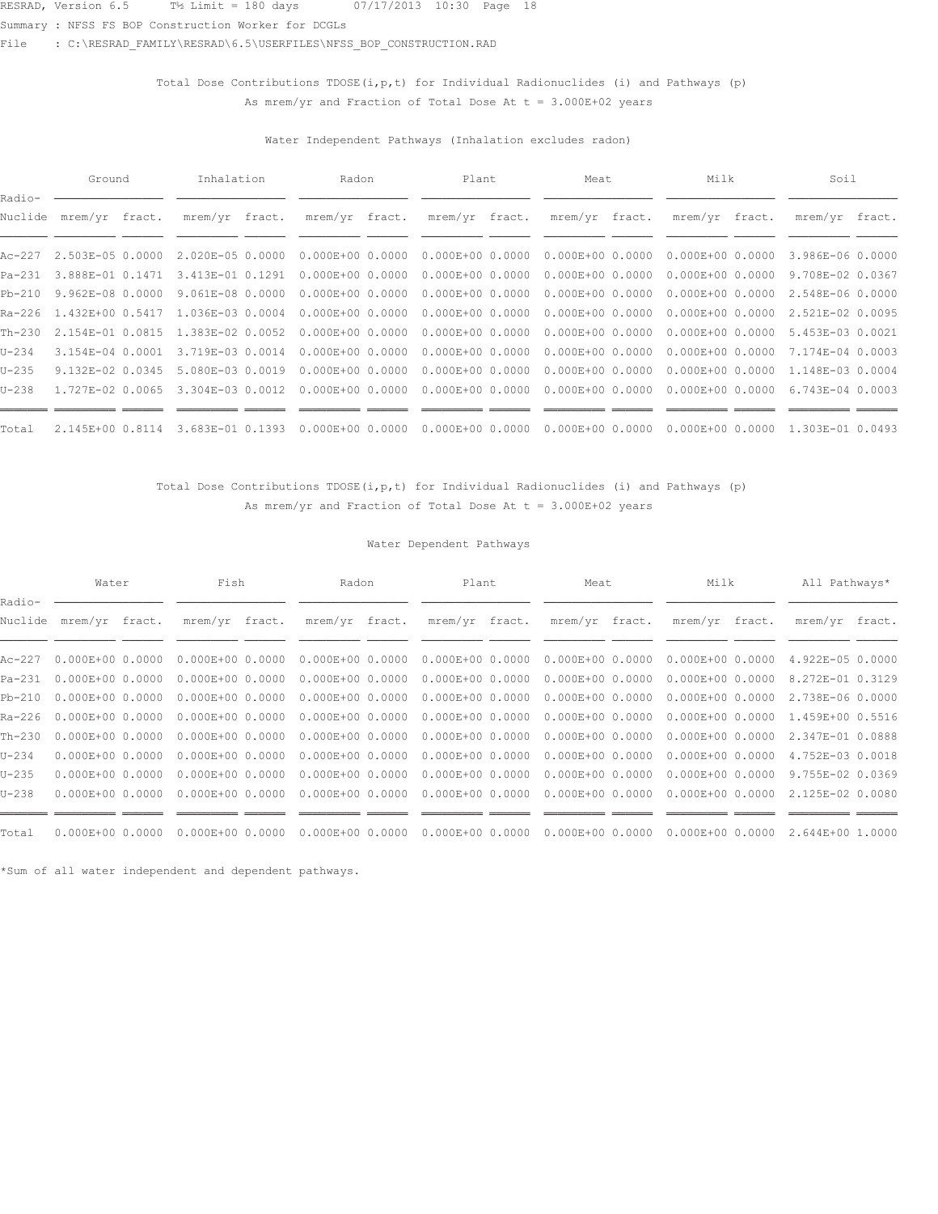RESRAD, Version 6.5 T½ Limit = 180 days 07/17/2013 10:30 Page 18

Summary : NFSS FS BOP Construction Worker for DCGLs

File : C:\RESRAD_FAMILY\RESRAD\6.5\USERFILES\NFSS_BOP_CONSTRUCTION.RAD

Total Dose Contributions TDOSE(i,p,t) for Individual Radionuclides (i) and Pathways (p)
As mrem/yr and Fraction of Total Dose At t = 3.000E+02 years

Water Independent Pathways (Inhalation excludes radon)

| Radio- | Ground | | Inhalation | | Radon | | Plant | | Meat | | Milk | | Soil | |
|---|---|---|---|---|---|---|---|---|---|---|---|---|---|---|
| Nuclide | mrem/yr | fract. | mrem/yr | fract. | mrem/yr | fract. | mrem/yr | fract. | mrem/yr | fract. | mrem/yr | fract. | mrem/yr | fract. |
| Ac-227 | 2.503E-05 | 0.0000 | 2.020E-05 | 0.0000 | 0.000E+00 | 0.0000 | 0.000E+00 | 0.0000 | 0.000E+00 | 0.0000 | 0.000E+00 | 0.0000 | 3.986E-06 | 0.0000 |
| Pa-231 | 3.888E-01 | 0.1471 | 3.413E-01 | 0.1291 | 0.000E+00 | 0.0000 | 0.000E+00 | 0.0000 | 0.000E+00 | 0.0000 | 0.000E+00 | 0.0000 | 9.708E-02 | 0.0367 |
| Pb-210 | 9.962E-08 | 0.0000 | 9.061E-08 | 0.0000 | 0.000E+00 | 0.0000 | 0.000E+00 | 0.0000 | 0.000E+00 | 0.0000 | 0.000E+00 | 0.0000 | 2.548E-06 | 0.0000 |
| Ra-226 | 1.432E+00 | 0.5417 | 1.036E-03 | 0.0004 | 0.000E+00 | 0.0000 | 0.000E+00 | 0.0000 | 0.000E+00 | 0.0000 | 0.000E+00 | 0.0000 | 2.521E-02 | 0.0095 |
| Th-230 | 2.154E-01 | 0.0815 | 1.383E-02 | 0.0052 | 0.000E+00 | 0.0000 | 0.000E+00 | 0.0000 | 0.000E+00 | 0.0000 | 0.000E+00 | 0.0000 | 5.453E-03 | 0.0021 |
| U-234 | 3.154E-04 | 0.0001 | 3.719E-03 | 0.0014 | 0.000E+00 | 0.0000 | 0.000E+00 | 0.0000 | 0.000E+00 | 0.0000 | 0.000E+00 | 0.0000 | 7.174E-04 | 0.0003 |
| U-235 | 9.132E-02 | 0.0345 | 5.080E-03 | 0.0019 | 0.000E+00 | 0.0000 | 0.000E+00 | 0.0000 | 0.000E+00 | 0.0000 | 0.000E+00 | 0.0000 | 1.148E-03 | 0.0004 |
| U-238 | 1.727E-02 | 0.0065 | 3.304E-03 | 0.0012 | 0.000E+00 | 0.0000 | 0.000E+00 | 0.0000 | 0.000E+00 | 0.0000 | 0.000E+00 | 0.0000 | 6.743E-04 | 0.0003 |
| Total | 2.145E+00 | 0.8114 | 3.683E-01 | 0.1393 | 0.000E+00 | 0.0000 | 0.000E+00 | 0.0000 | 0.000E+00 | 0.0000 | 0.000E+00 | 0.0000 | 1.303E-01 | 0.0493 |

Total Dose Contributions TDOSE(i,p,t) for Individual Radionuclides (i) and Pathways (p)
As mrem/yr and Fraction of Total Dose At t = 3.000E+02 years

Water Dependent Pathways

| Radio- | Water | | Fish | | Radon | | Plant | | Meat | | Milk | | All Pathways* | |
|---|---|---|---|---|---|---|---|---|---|---|---|---|---|---|
| Nuclide | mrem/yr | fract. | mrem/yr | fract. | mrem/yr | fract. | mrem/yr | fract. | mrem/yr | fract. | mrem/yr | fract. | mrem/yr | fract. |
| Ac-227 | 0.000E+00 | 0.0000 | 0.000E+00 | 0.0000 | 0.000E+00 | 0.0000 | 0.000E+00 | 0.0000 | 0.000E+00 | 0.0000 | 0.000E+00 | 0.0000 | 4.922E-05 | 0.0000 |
| Pa-231 | 0.000E+00 | 0.0000 | 0.000E+00 | 0.0000 | 0.000E+00 | 0.0000 | 0.000E+00 | 0.0000 | 0.000E+00 | 0.0000 | 0.000E+00 | 0.0000 | 8.272E-01 | 0.3129 |
| Pb-210 | 0.000E+00 | 0.0000 | 0.000E+00 | 0.0000 | 0.000E+00 | 0.0000 | 0.000E+00 | 0.0000 | 0.000E+00 | 0.0000 | 0.000E+00 | 0.0000 | 2.738E-06 | 0.0000 |
| Ra-226 | 0.000E+00 | 0.0000 | 0.000E+00 | 0.0000 | 0.000E+00 | 0.0000 | 0.000E+00 | 0.0000 | 0.000E+00 | 0.0000 | 0.000E+00 | 0.0000 | 1.459E+00 | 0.5516 |
| Th-230 | 0.000E+00 | 0.0000 | 0.000E+00 | 0.0000 | 0.000E+00 | 0.0000 | 0.000E+00 | 0.0000 | 0.000E+00 | 0.0000 | 0.000E+00 | 0.0000 | 2.347E-01 | 0.0888 |
| U-234 | 0.000E+00 | 0.0000 | 0.000E+00 | 0.0000 | 0.000E+00 | 0.0000 | 0.000E+00 | 0.0000 | 0.000E+00 | 0.0000 | 0.000E+00 | 0.0000 | 4.752E-03 | 0.0018 |
| U-235 | 0.000E+00 | 0.0000 | 0.000E+00 | 0.0000 | 0.000E+00 | 0.0000 | 0.000E+00 | 0.0000 | 0.000E+00 | 0.0000 | 0.000E+00 | 0.0000 | 9.755E-02 | 0.0369 |
| U-238 | 0.000E+00 | 0.0000 | 0.000E+00 | 0.0000 | 0.000E+00 | 0.0000 | 0.000E+00 | 0.0000 | 0.000E+00 | 0.0000 | 0.000E+00 | 0.0000 | 2.125E-02 | 0.0080 |
| Total | 0.000E+00 | 0.0000 | 0.000E+00 | 0.0000 | 0.000E+00 | 0.0000 | 0.000E+00 | 0.0000 | 0.000E+00 | 0.0000 | 0.000E+00 | 0.0000 | 2.644E+00 | 1.0000 |

*Sum of all water independent and dependent pathways.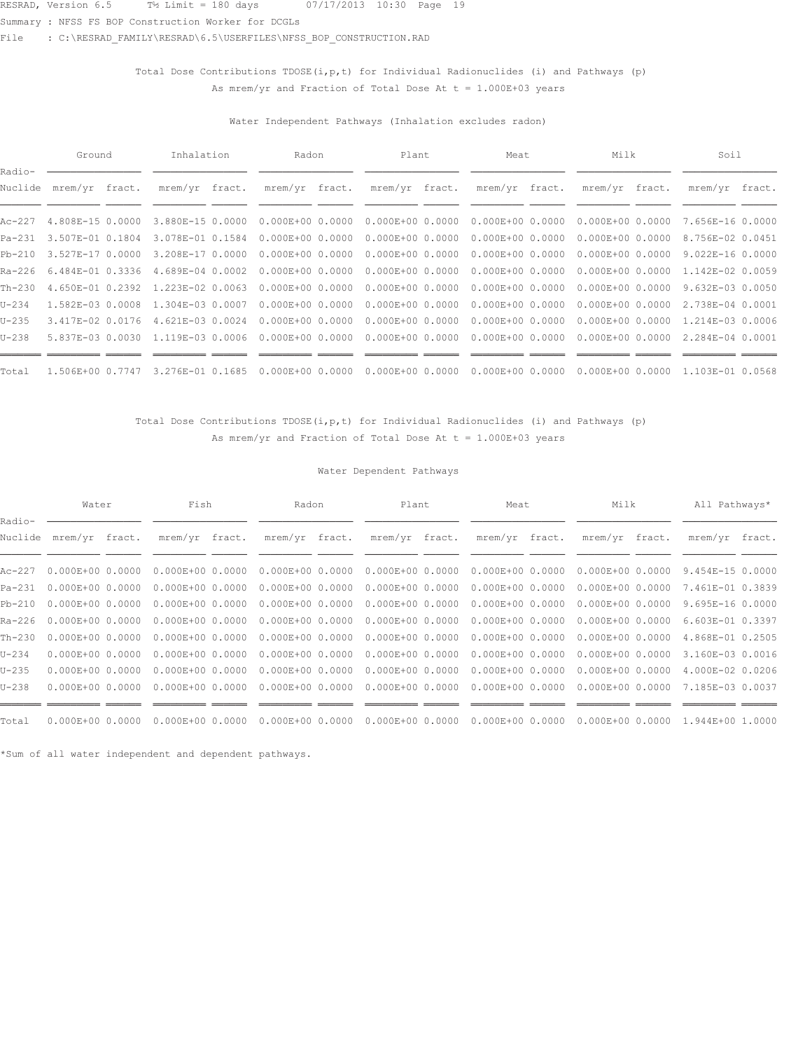Total Dose Contributions TDOSE(i,p,t) for Individual Radionuclides (i) and Pathways (p)
As mrem/yr and Fraction of Total Dose At t = 1.000E+03 years

Water Independent Pathways (Inhalation excludes radon)

| Radio- | Ground | | Inhalation | | Radon | | Plant | | Meat | | Milk | | Soil | |
|---|---|---|---|---|---|---|---|---|---|---|---|---|---|---|
| Nuclide | mrem/yr | fract. | mrem/yr | fract. | mrem/yr | fract. | mrem/yr | fract. | mrem/yr | fract. | mrem/yr | fract. | mrem/yr | fract. |
| Ac-227 | 4.808E-15 | 0.0000 | 3.880E-15 | 0.0000 | 0.000E+00 | 0.0000 | 0.000E+00 | 0.0000 | 0.000E+00 | 0.0000 | 0.000E+00 | 0.0000 | 7.656E-16 | 0.0000 |
| Pa-231 | 3.507E-01 | 0.1804 | 3.078E-01 | 0.1584 | 0.000E+00 | 0.0000 | 0.000E+00 | 0.0000 | 0.000E+00 | 0.0000 | 0.000E+00 | 0.0000 | 8.756E-02 | 0.0451 |
| Pb-210 | 3.527E-17 | 0.0000 | 3.208E-17 | 0.0000 | 0.000E+00 | 0.0000 | 0.000E+00 | 0.0000 | 0.000E+00 | 0.0000 | 0.000E+00 | 0.0000 | 9.022E-16 | 0.0000 |
| Ra-226 | 6.484E-01 | 0.3336 | 4.689E-04 | 0.0002 | 0.000E+00 | 0.0000 | 0.000E+00 | 0.0000 | 0.000E+00 | 0.0000 | 0.000E+00 | 0.0000 | 1.142E-02 | 0.0059 |
| Th-230 | 4.650E-01 | 0.2392 | 1.223E-02 | 0.0063 | 0.000E+00 | 0.0000 | 0.000E+00 | 0.0000 | 0.000E+00 | 0.0000 | 0.000E+00 | 0.0000 | 9.632E-03 | 0.0050 |
| U-234 | 1.582E-03 | 0.0008 | 1.304E-03 | 0.0007 | 0.000E+00 | 0.0000 | 0.000E+00 | 0.0000 | 0.000E+00 | 0.0000 | 0.000E+00 | 0.0000 | 2.738E-04 | 0.0001 |
| U-235 | 3.417E-02 | 0.0176 | 4.621E-03 | 0.0024 | 0.000E+00 | 0.0000 | 0.000E+00 | 0.0000 | 0.000E+00 | 0.0000 | 0.000E+00 | 0.0000 | 1.214E-03 | 0.0006 |
| U-238 | 5.837E-03 | 0.0030 | 1.119E-03 | 0.0006 | 0.000E+00 | 0.0000 | 0.000E+00 | 0.0000 | 0.000E+00 | 0.0000 | 0.000E+00 | 0.0000 | 2.284E-04 | 0.0001 |
| Total | 1.506E+00 | 0.7747 | 3.276E-01 | 0.1685 | 0.000E+00 | 0.0000 | 0.000E+00 | 0.0000 | 0.000E+00 | 0.0000 | 0.000E+00 | 0.0000 | 1.103E-01 | 0.0568 |

Total Dose Contributions TDOSE(i,p,t) for Individual Radionuclides (i) and Pathways (p)
As mrem/yr and Fraction of Total Dose At t = 1.000E+03 years

Water Dependent Pathways

| Radio- | Water | | Fish | | Radon | | Plant | | Meat | | Milk | | All Pathways* | |
|---|---|---|---|---|---|---|---|---|---|---|---|---|---|---|
| Nuclide | mrem/yr | fract. | mrem/yr | fract. | mrem/yr | fract. | mrem/yr | fract. | mrem/yr | fract. | mrem/yr | fract. | mrem/yr | fract. |
| Ac-227 | 0.000E+00 | 0.0000 | 0.000E+00 | 0.0000 | 0.000E+00 | 0.0000 | 0.000E+00 | 0.0000 | 0.000E+00 | 0.0000 | 0.000E+00 | 0.0000 | 9.454E-15 | 0.0000 |
| Pa-231 | 0.000E+00 | 0.0000 | 0.000E+00 | 0.0000 | 0.000E+00 | 0.0000 | 0.000E+00 | 0.0000 | 0.000E+00 | 0.0000 | 0.000E+00 | 0.0000 | 7.461E-01 | 0.3839 |
| Pb-210 | 0.000E+00 | 0.0000 | 0.000E+00 | 0.0000 | 0.000E+00 | 0.0000 | 0.000E+00 | 0.0000 | 0.000E+00 | 0.0000 | 0.000E+00 | 0.0000 | 9.695E-16 | 0.0000 |
| Ra-226 | 0.000E+00 | 0.0000 | 0.000E+00 | 0.0000 | 0.000E+00 | 0.0000 | 0.000E+00 | 0.0000 | 0.000E+00 | 0.0000 | 0.000E+00 | 0.0000 | 6.603E-01 | 0.3397 |
| Th-230 | 0.000E+00 | 0.0000 | 0.000E+00 | 0.0000 | 0.000E+00 | 0.0000 | 0.000E+00 | 0.0000 | 0.000E+00 | 0.0000 | 0.000E+00 | 0.0000 | 4.868E-01 | 0.2505 |
| U-234 | 0.000E+00 | 0.0000 | 0.000E+00 | 0.0000 | 0.000E+00 | 0.0000 | 0.000E+00 | 0.0000 | 0.000E+00 | 0.0000 | 0.000E+00 | 0.0000 | 3.160E-03 | 0.0016 |
| U-235 | 0.000E+00 | 0.0000 | 0.000E+00 | 0.0000 | 0.000E+00 | 0.0000 | 0.000E+00 | 0.0000 | 0.000E+00 | 0.0000 | 0.000E+00 | 0.0000 | 4.000E-02 | 0.0206 |
| U-238 | 0.000E+00 | 0.0000 | 0.000E+00 | 0.0000 | 0.000E+00 | 0.0000 | 0.000E+00 | 0.0000 | 0.000E+00 | 0.0000 | 0.000E+00 | 0.0000 | 7.185E-03 | 0.0037 |
| Total | 0.000E+00 | 0.0000 | 0.000E+00 | 0.0000 | 0.000E+00 | 0.0000 | 0.000E+00 | 0.0000 | 0.000E+00 | 0.0000 | 0.000E+00 | 0.0000 | 1.944E+00 | 1.0000 |

*Sum of all water independent and dependent pathways.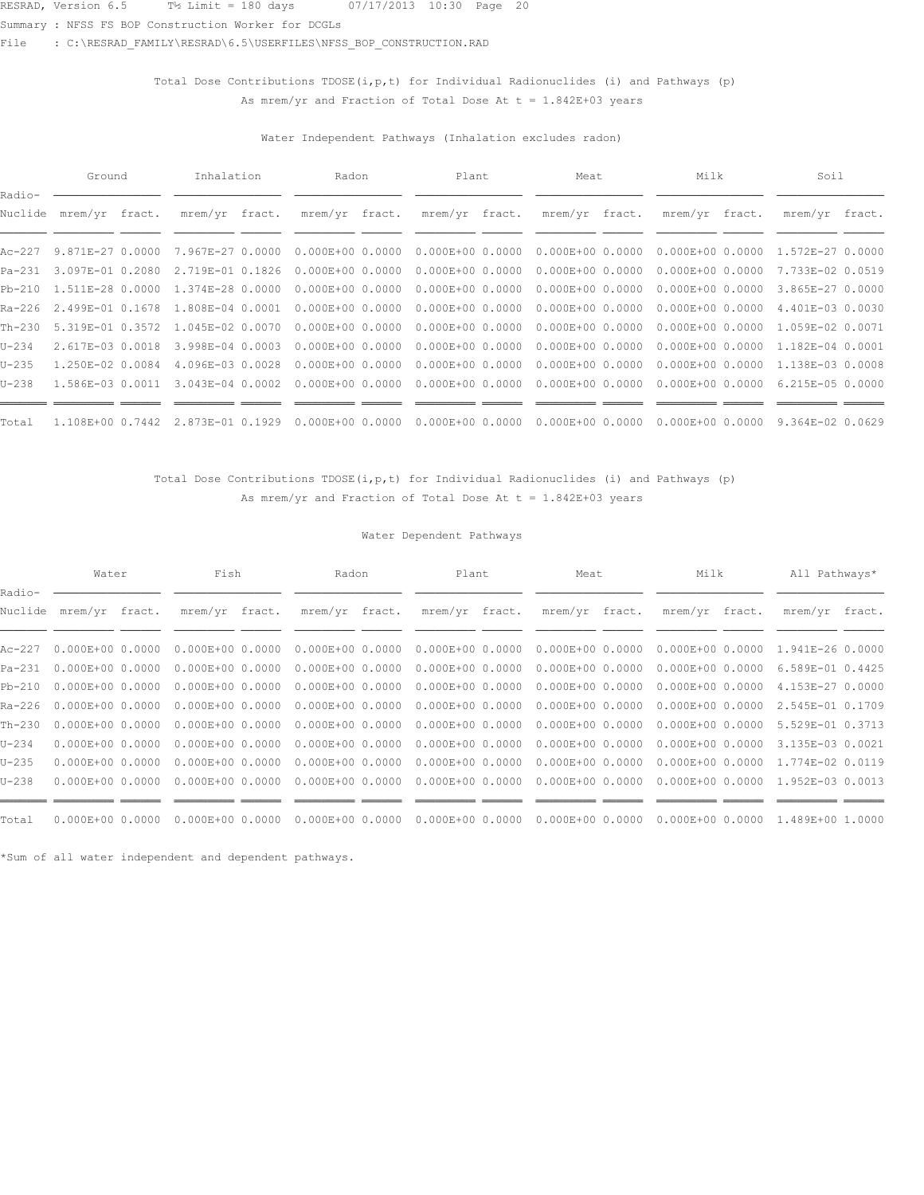RESRAD, Version 6.5 T½ Limit = 180 days 07/17/2013 10:30 Page 20

Summary : NFSS FS BOP Construction Worker for DCGLs

File : C:\RESRAD_FAMILY\RESRAD\6.5\USERFILES\NFSS_BOP_CONSTRUCTION.RAD

Total Dose Contributions TDOSE(i,p,t) for Individual Radionuclides (i) and Pathways (p)
As mrem/yr and Fraction of Total Dose At t = 1.842E+03 years

Water Independent Pathways (Inhalation excludes radon)

| Radio- | Ground | | Inhalation | | Radon | | Plant | | Meat | | Milk | | Soil | |
|---|---|---|---|---|---|---|---|---|---|---|---|---|---|---|
| Nuclide | mrem/yr | fract. | mrem/yr | fract. | mrem/yr | fract. | mrem/yr | fract. | mrem/yr | fract. | mrem/yr | fract. | mrem/yr | fract. |
| Ac-227 | 9.871E-27 | 0.0000 | 7.967E-27 | 0.0000 | 0.000E+00 | 0.0000 | 0.000E+00 | 0.0000 | 0.000E+00 | 0.0000 | 0.000E+00 | 0.0000 | 1.572E-27 | 0.0000 |
| Pa-231 | 3.097E-01 | 0.2080 | 2.719E-01 | 0.1826 | 0.000E+00 | 0.0000 | 0.000E+00 | 0.0000 | 0.000E+00 | 0.0000 | 0.000E+00 | 0.0000 | 7.733E-02 | 0.0519 |
| Pb-210 | 1.511E-28 | 0.0000 | 1.374E-28 | 0.0000 | 0.000E+00 | 0.0000 | 0.000E+00 | 0.0000 | 0.000E+00 | 0.0000 | 0.000E+00 | 0.0000 | 3.865E-27 | 0.0000 |
| Ra-226 | 2.499E-01 | 0.1678 | 1.808E-04 | 0.0001 | 0.000E+00 | 0.0000 | 0.000E+00 | 0.0000 | 0.000E+00 | 0.0000 | 0.000E+00 | 0.0000 | 4.401E-03 | 0.0030 |
| Th-230 | 5.319E-01 | 0.3572 | 1.045E-02 | 0.0070 | 0.000E+00 | 0.0000 | 0.000E+00 | 0.0000 | 0.000E+00 | 0.0000 | 0.000E+00 | 0.0000 | 1.059E-02 | 0.0071 |
| U-234 | 2.617E-03 | 0.0018 | 3.998E-04 | 0.0003 | 0.000E+00 | 0.0000 | 0.000E+00 | 0.0000 | 0.000E+00 | 0.0000 | 0.000E+00 | 0.0000 | 1.182E-04 | 0.0001 |
| U-235 | 1.250E-02 | 0.0084 | 4.096E-03 | 0.0028 | 0.000E+00 | 0.0000 | 0.000E+00 | 0.0000 | 0.000E+00 | 0.0000 | 0.000E+00 | 0.0000 | 1.138E-03 | 0.0008 |
| U-238 | 1.586E-03 | 0.0011 | 3.043E-04 | 0.0002 | 0.000E+00 | 0.0000 | 0.000E+00 | 0.0000 | 0.000E+00 | 0.0000 | 0.000E+00 | 0.0000 | 6.215E-05 | 0.0000 |
| Total | 1.108E+00 | 0.7442 | 2.873E-01 | 0.1929 | 0.000E+00 | 0.0000 | 0.000E+00 | 0.0000 | 0.000E+00 | 0.0000 | 0.000E+00 | 0.0000 | 9.364E-02 | 0.0629 |

Total Dose Contributions TDOSE(i,p,t) for Individual Radionuclides (i) and Pathways (p)
As mrem/yr and Fraction of Total Dose At t = 1.842E+03 years

Water Dependent Pathways

| Radio- | Water | | Fish | | Radon | | Plant | | Meat | | Milk | | All Pathways* | |
|---|---|---|---|---|---|---|---|---|---|---|---|---|---|---|
| Nuclide | mrem/yr | fract. | mrem/yr | fract. | mrem/yr | fract. | mrem/yr | fract. | mrem/yr | fract. | mrem/yr | fract. | mrem/yr | fract. |
| Ac-227 | 0.000E+00 | 0.0000 | 0.000E+00 | 0.0000 | 0.000E+00 | 0.0000 | 0.000E+00 | 0.0000 | 0.000E+00 | 0.0000 | 0.000E+00 | 0.0000 | 1.941E-26 | 0.0000 |
| Pa-231 | 0.000E+00 | 0.0000 | 0.000E+00 | 0.0000 | 0.000E+00 | 0.0000 | 0.000E+00 | 0.0000 | 0.000E+00 | 0.0000 | 0.000E+00 | 0.0000 | 6.589E-01 | 0.4425 |
| Pb-210 | 0.000E+00 | 0.0000 | 0.000E+00 | 0.0000 | 0.000E+00 | 0.0000 | 0.000E+00 | 0.0000 | 0.000E+00 | 0.0000 | 0.000E+00 | 0.0000 | 4.153E-27 | 0.0000 |
| Ra-226 | 0.000E+00 | 0.0000 | 0.000E+00 | 0.0000 | 0.000E+00 | 0.0000 | 0.000E+00 | 0.0000 | 0.000E+00 | 0.0000 | 0.000E+00 | 0.0000 | 2.545E-01 | 0.1709 |
| Th-230 | 0.000E+00 | 0.0000 | 0.000E+00 | 0.0000 | 0.000E+00 | 0.0000 | 0.000E+00 | 0.0000 | 0.000E+00 | 0.0000 | 0.000E+00 | 0.0000 | 5.529E-01 | 0.3713 |
| U-234 | 0.000E+00 | 0.0000 | 0.000E+00 | 0.0000 | 0.000E+00 | 0.0000 | 0.000E+00 | 0.0000 | 0.000E+00 | 0.0000 | 0.000E+00 | 0.0000 | 3.135E-03 | 0.0021 |
| U-235 | 0.000E+00 | 0.0000 | 0.000E+00 | 0.0000 | 0.000E+00 | 0.0000 | 0.000E+00 | 0.0000 | 0.000E+00 | 0.0000 | 0.000E+00 | 0.0000 | 1.774E-02 | 0.0119 |
| U-238 | 0.000E+00 | 0.0000 | 0.000E+00 | 0.0000 | 0.000E+00 | 0.0000 | 0.000E+00 | 0.0000 | 0.000E+00 | 0.0000 | 0.000E+00 | 0.0000 | 1.952E-03 | 0.0013 |
| Total | 0.000E+00 | 0.0000 | 0.000E+00 | 0.0000 | 0.000E+00 | 0.0000 | 0.000E+00 | 0.0000 | 0.000E+00 | 0.0000 | 0.000E+00 | 0.0000 | 1.489E+00 | 1.0000 |

*Sum of all water independent and dependent pathways.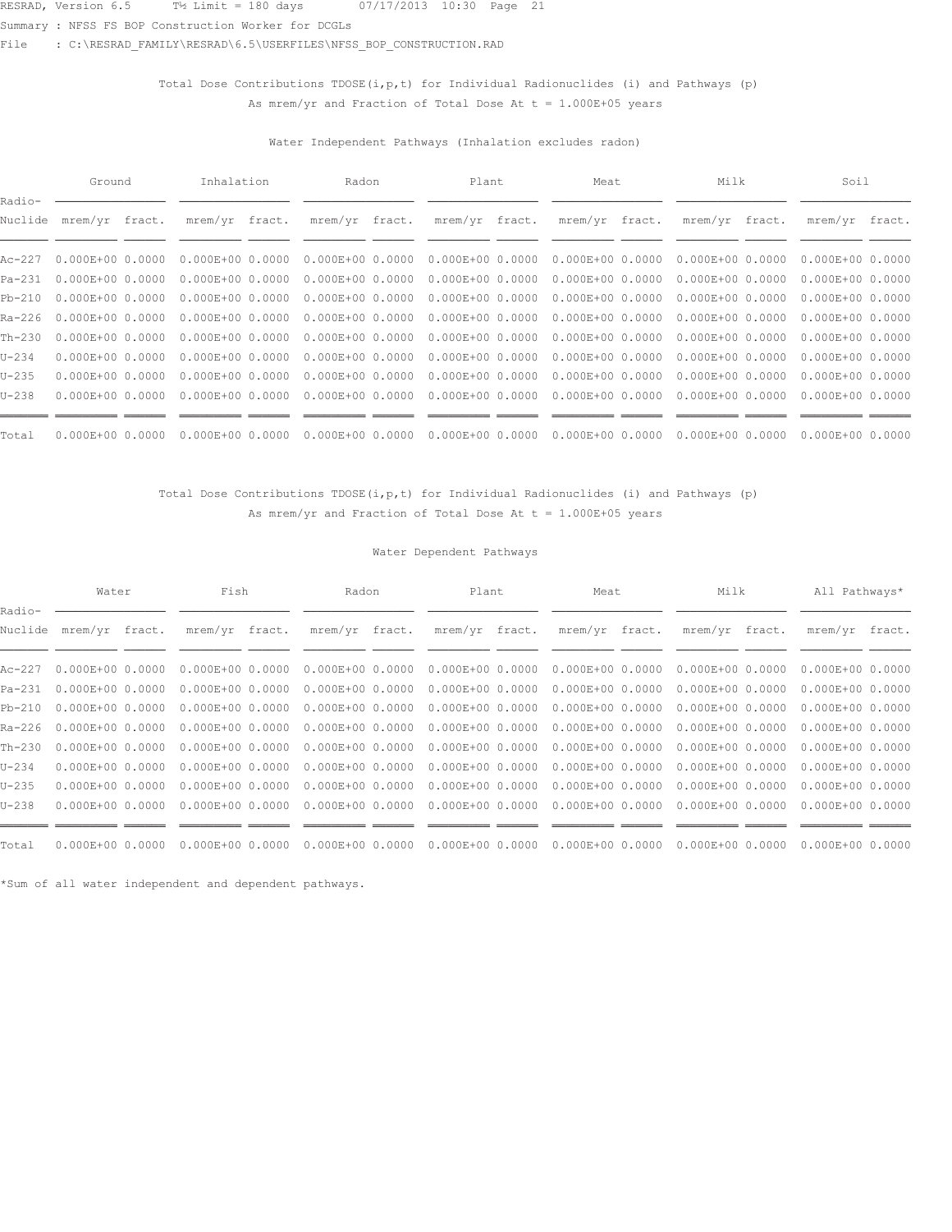Total Dose Contributions TDOSE(i,p,t) for Individual Radionuclides (i) and Pathways (p)
As mrem/yr and Fraction of Total Dose At t = 1.000E+05 years

Water Independent Pathways (Inhalation excludes radon)

| Radio- | Ground | | Inhalation | | Radon | | Plant | | Meat | | Milk | | Soil | |
|---|---|---|---|---|---|---|---|---|---|---|---|---|---|---|
| Nuclide | mrem/yr | fract. | mrem/yr | fract. | mrem/yr | fract. | mrem/yr | fract. | mrem/yr | fract. | mrem/yr | fract. | mrem/yr | fract. |
| Ac-227 | 0.000E+00 | 0.0000 | 0.000E+00 | 0.0000 | 0.000E+00 | 0.0000 | 0.000E+00 | 0.0000 | 0.000E+00 | 0.0000 | 0.000E+00 | 0.0000 | 0.000E+00 | 0.0000 |
| Pa-231 | 0.000E+00 | 0.0000 | 0.000E+00 | 0.0000 | 0.000E+00 | 0.0000 | 0.000E+00 | 0.0000 | 0.000E+00 | 0.0000 | 0.000E+00 | 0.0000 | 0.000E+00 | 0.0000 |
| Pb-210 | 0.000E+00 | 0.0000 | 0.000E+00 | 0.0000 | 0.000E+00 | 0.0000 | 0.000E+00 | 0.0000 | 0.000E+00 | 0.0000 | 0.000E+00 | 0.0000 | 0.000E+00 | 0.0000 |
| Ra-226 | 0.000E+00 | 0.0000 | 0.000E+00 | 0.0000 | 0.000E+00 | 0.0000 | 0.000E+00 | 0.0000 | 0.000E+00 | 0.0000 | 0.000E+00 | 0.0000 | 0.000E+00 | 0.0000 |
| Th-230 | 0.000E+00 | 0.0000 | 0.000E+00 | 0.0000 | 0.000E+00 | 0.0000 | 0.000E+00 | 0.0000 | 0.000E+00 | 0.0000 | 0.000E+00 | 0.0000 | 0.000E+00 | 0.0000 |
| U-234 | 0.000E+00 | 0.0000 | 0.000E+00 | 0.0000 | 0.000E+00 | 0.0000 | 0.000E+00 | 0.0000 | 0.000E+00 | 0.0000 | 0.000E+00 | 0.0000 | 0.000E+00 | 0.0000 |
| U-235 | 0.000E+00 | 0.0000 | 0.000E+00 | 0.0000 | 0.000E+00 | 0.0000 | 0.000E+00 | 0.0000 | 0.000E+00 | 0.0000 | 0.000E+00 | 0.0000 | 0.000E+00 | 0.0000 |
| U-238 | 0.000E+00 | 0.0000 | 0.000E+00 | 0.0000 | 0.000E+00 | 0.0000 | 0.000E+00 | 0.0000 | 0.000E+00 | 0.0000 | 0.000E+00 | 0.0000 | 0.000E+00 | 0.0000 |
| Total | 0.000E+00 | 0.0000 | 0.000E+00 | 0.0000 | 0.000E+00 | 0.0000 | 0.000E+00 | 0.0000 | 0.000E+00 | 0.0000 | 0.000E+00 | 0.0000 | 0.000E+00 | 0.0000 |

Total Dose Contributions TDOSE(i,p,t) for Individual Radionuclides (i) and Pathways (p)
As mrem/yr and Fraction of Total Dose At t = 1.000E+05 years

Water Dependent Pathways

| Radio- | Water | | Fish | | Radon | | Plant | | Meat | | Milk | | All Pathways* | |
|---|---|---|---|---|---|---|---|---|---|---|---|---|---|---|
| Nuclide | mrem/yr | fract. | mrem/yr | fract. | mrem/yr | fract. | mrem/yr | fract. | mrem/yr | fract. | mrem/yr | fract. | mrem/yr | fract. |
| Ac-227 | 0.000E+00 | 0.0000 | 0.000E+00 | 0.0000 | 0.000E+00 | 0.0000 | 0.000E+00 | 0.0000 | 0.000E+00 | 0.0000 | 0.000E+00 | 0.0000 | 0.000E+00 | 0.0000 |
| Pa-231 | 0.000E+00 | 0.0000 | 0.000E+00 | 0.0000 | 0.000E+00 | 0.0000 | 0.000E+00 | 0.0000 | 0.000E+00 | 0.0000 | 0.000E+00 | 0.0000 | 0.000E+00 | 0.0000 |
| Pb-210 | 0.000E+00 | 0.0000 | 0.000E+00 | 0.0000 | 0.000E+00 | 0.0000 | 0.000E+00 | 0.0000 | 0.000E+00 | 0.0000 | 0.000E+00 | 0.0000 | 0.000E+00 | 0.0000 |
| Ra-226 | 0.000E+00 | 0.0000 | 0.000E+00 | 0.0000 | 0.000E+00 | 0.0000 | 0.000E+00 | 0.0000 | 0.000E+00 | 0.0000 | 0.000E+00 | 0.0000 | 0.000E+00 | 0.0000 |
| Th-230 | 0.000E+00 | 0.0000 | 0.000E+00 | 0.0000 | 0.000E+00 | 0.0000 | 0.000E+00 | 0.0000 | 0.000E+00 | 0.0000 | 0.000E+00 | 0.0000 | 0.000E+00 | 0.0000 |
| U-234 | 0.000E+00 | 0.0000 | 0.000E+00 | 0.0000 | 0.000E+00 | 0.0000 | 0.000E+00 | 0.0000 | 0.000E+00 | 0.0000 | 0.000E+00 | 0.0000 | 0.000E+00 | 0.0000 |
| U-235 | 0.000E+00 | 0.0000 | 0.000E+00 | 0.0000 | 0.000E+00 | 0.0000 | 0.000E+00 | 0.0000 | 0.000E+00 | 0.0000 | 0.000E+00 | 0.0000 | 0.000E+00 | 0.0000 |
| U-238 | 0.000E+00 | 0.0000 | 0.000E+00 | 0.0000 | 0.000E+00 | 0.0000 | 0.000E+00 | 0.0000 | 0.000E+00 | 0.0000 | 0.000E+00 | 0.0000 | 0.000E+00 | 0.0000 |
| Total | 0.000E+00 | 0.0000 | 0.000E+00 | 0.0000 | 0.000E+00 | 0.0000 | 0.000E+00 | 0.0000 | 0.000E+00 | 0.0000 | 0.000E+00 | 0.0000 | 0.000E+00 | 0.0000 |

*Sum of all water independent and dependent pathways.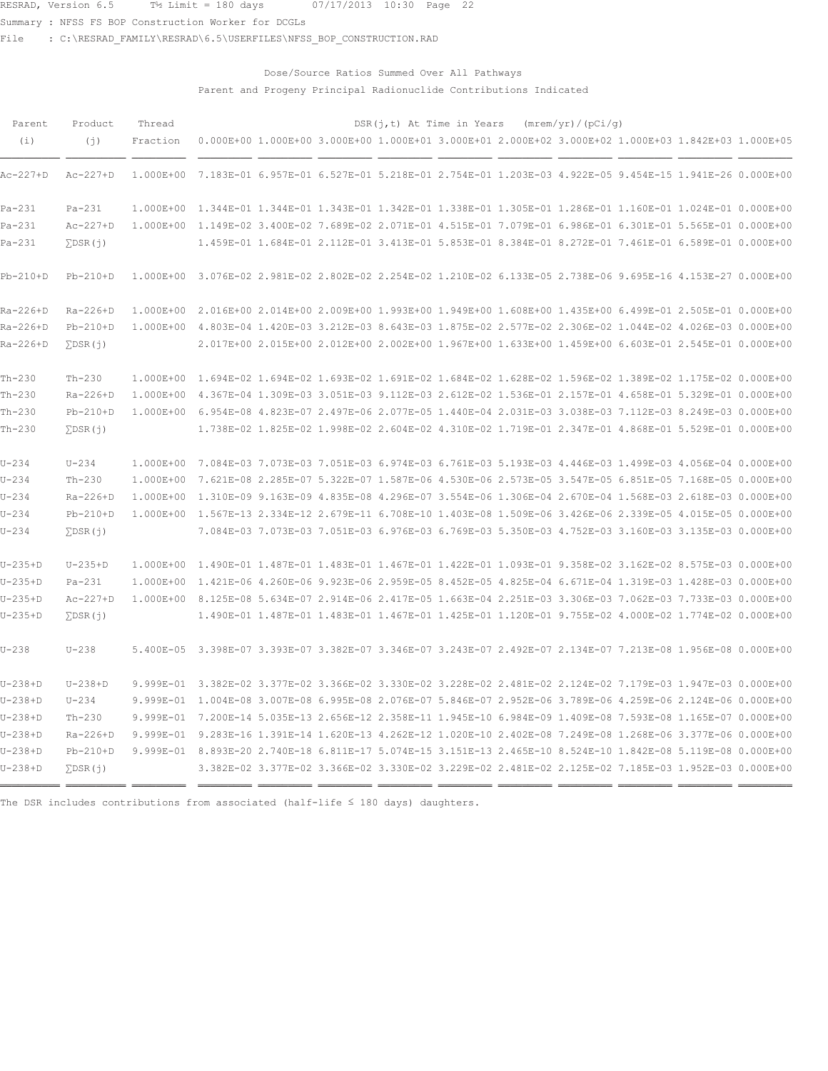RESRAD, Version 6.5 T½ Limit = 180 days 07/17/2013 10:30 Page 22

Summary : NFSS FS BOP Construction Worker for DCGLs

File : C:\RESRAD_FAMILY\RESRAD\6.5\USERFILES\NFSS_BOP_CONSTRUCTION.RAD

## Dose/Source Ratios Summed Over All Pathways

### Parent and Progeny Principal Radionuclide Contributions Indicated

| Parent (i) | Product (j) | Thread Fraction | DSR(j,t) At Time in Years (mrem/yr)/(pCi/g) 0.000E+00 | 1.000E+00 | 3.000E+00 | 1.000E+01 | 3.000E+01 | 2.000E+02 | 3.000E+02 | 1.000E+03 | 1.842E+03 | 1.000E+05 |
|---|---|---|---|---|---|---|---|---|---|---|---|---|
| Ac-227+D | Ac-227+D | 1.000E+00 | 7.183E-01 | 6.957E-01 | 6.527E-01 | 5.218E-01 | 2.754E-01 | 1.203E-03 | 4.922E-05 | 9.454E-15 | 1.941E-26 | 0.000E+00 |
| Pa-231 | Pa-231 | 1.000E+00 | 1.344E-01 | 1.344E-01 | 1.343E-01 | 1.342E-01 | 1.338E-01 | 1.305E-01 | 1.286E-01 | 1.160E-01 | 1.024E-01 | 0.000E+00 |
| Pa-231 | Ac-227+D | 1.000E+00 | 1.149E-02 | 3.400E-02 | 7.689E-02 | 2.071E-01 | 4.515E-01 | 7.079E-01 | 6.986E-01 | 6.301E-01 | 5.565E-01 | 0.000E+00 |
| Pa-231 | ∑DSR(j) | | 1.459E-01 | 1.684E-01 | 2.112E-01 | 3.413E-01 | 5.853E-01 | 8.384E-01 | 8.272E-01 | 7.461E-01 | 6.589E-01 | 0.000E+00 |
| Pb-210+D | Pb-210+D | 1.000E+00 | 3.076E-02 | 2.981E-02 | 2.802E-02 | 2.254E-02 | 1.210E-02 | 6.133E-05 | 2.738E-06 | 9.695E-16 | 4.153E-27 | 0.000E+00 |
| Ra-226+D | Ra-226+D | 1.000E+00 | 2.016E+00 | 2.014E+00 | 2.009E+00 | 1.993E+00 | 1.949E+00 | 1.608E+00 | 1.435E+00 | 6.499E-01 | 2.505E-01 | 0.000E+00 |
| Ra-226+D | Pb-210+D | 1.000E+00 | 4.803E-04 | 1.420E-03 | 3.212E-03 | 8.643E-03 | 1.875E-02 | 2.577E-02 | 2.306E-02 | 1.044E-02 | 4.026E-03 | 0.000E+00 |
| Ra-226+D | ∑DSR(j) | | 2.017E+00 | 2.015E+00 | 2.012E+00 | 2.002E+00 | 1.967E+00 | 1.633E+00 | 1.459E+00 | 6.603E-01 | 2.545E-01 | 0.000E+00 |
| Th-230 | Th-230 | 1.000E+00 | 1.694E-02 | 1.694E-02 | 1.693E-02 | 1.691E-02 | 1.684E-02 | 1.628E-02 | 1.596E-02 | 1.389E-02 | 1.175E-02 | 0.000E+00 |
| Th-230 | Ra-226+D | 1.000E+00 | 4.367E-04 | 1.309E-03 | 3.051E-03 | 9.112E-03 | 2.612E-02 | 1.536E-01 | 2.157E-01 | 4.658E-01 | 5.329E-01 | 0.000E+00 |
| Th-230 | Pb-210+D | 1.000E+00 | 6.954E-08 | 4.823E-07 | 2.497E-06 | 2.077E-05 | 1.440E-04 | 2.031E-03 | 3.038E-03 | 7.112E-03 | 8.249E-03 | 0.000E+00 |
| Th-230 | ∑DSR(j) | | 1.738E-02 | 1.825E-02 | 1.998E-02 | 2.604E-02 | 4.310E-02 | 1.719E-01 | 2.347E-01 | 4.868E-01 | 5.529E-01 | 0.000E+00 |
| U-234 | U-234 | 1.000E+00 | 7.084E-03 | 7.073E-03 | 7.051E-03 | 6.974E-03 | 6.761E-03 | 5.193E-03 | 4.446E-03 | 1.499E-03 | 4.056E-04 | 0.000E+00 |
| U-234 | Th-230 | 1.000E+00 | 7.621E-08 | 2.285E-07 | 5.322E-07 | 1.587E-06 | 4.530E-06 | 2.573E-05 | 3.547E-05 | 6.851E-05 | 7.168E-05 | 0.000E+00 |
| U-234 | Ra-226+D | 1.000E+00 | 1.310E-09 | 9.163E-09 | 4.835E-08 | 4.296E-07 | 3.554E-06 | 1.306E-04 | 2.670E-04 | 1.568E-03 | 2.618E-03 | 0.000E+00 |
| U-234 | Pb-210+D | 1.000E+00 | 1.567E-13 | 2.334E-12 | 2.679E-11 | 6.708E-10 | 1.403E-08 | 1.509E-06 | 3.426E-06 | 2.339E-05 | 4.015E-05 | 0.000E+00 |
| U-234 | ∑DSR(j) | | 7.084E-03 | 7.073E-03 | 7.051E-03 | 6.976E-03 | 6.769E-03 | 5.350E-03 | 4.752E-03 | 3.160E-03 | 3.135E-03 | 0.000E+00 |
| U-235+D | U-235+D | 1.000E+00 | 1.490E-01 | 1.487E-01 | 1.483E-01 | 1.467E-01 | 1.422E-01 | 1.093E-01 | 9.358E-02 | 3.162E-02 | 8.575E-03 | 0.000E+00 |
| U-235+D | Pa-231 | 1.000E+00 | 1.421E-06 | 4.260E-06 | 9.923E-06 | 2.959E-05 | 8.452E-05 | 4.825E-04 | 6.671E-04 | 1.319E-03 | 1.428E-03 | 0.000E+00 |
| U-235+D | Ac-227+D | 1.000E+00 | 8.125E-08 | 5.634E-07 | 2.914E-06 | 2.417E-05 | 1.663E-04 | 2.251E-03 | 3.306E-03 | 7.062E-03 | 7.733E-03 | 0.000E+00 |
| U-235+D | ∑DSR(j) | | 1.490E-01 | 1.487E-01 | 1.483E-01 | 1.467E-01 | 1.425E-01 | 1.120E-01 | 9.755E-02 | 4.000E-02 | 1.774E-02 | 0.000E+00 |
| U-238 | U-238 | 5.400E-05 | 3.398E-07 | 3.393E-07 | 3.382E-07 | 3.346E-07 | 3.243E-07 | 2.492E-07 | 2.134E-07 | 7.213E-08 | 1.956E-08 | 0.000E+00 |
| U-238+D | U-238+D | 9.999E-01 | 3.382E-02 | 3.377E-02 | 3.366E-02 | 3.330E-02 | 3.228E-02 | 2.481E-02 | 2.124E-02 | 7.179E-03 | 1.947E-03 | 0.000E+00 |
| U-238+D | U-234 | 9.999E-01 | 1.004E-08 | 3.007E-08 | 6.995E-08 | 2.076E-07 | 5.846E-07 | 2.952E-06 | 3.789E-06 | 4.259E-06 | 2.124E-06 | 0.000E+00 |
| U-238+D | Th-230 | 9.999E-01 | 7.200E-14 | 5.035E-13 | 2.656E-12 | 2.358E-11 | 1.945E-10 | 6.984E-09 | 1.409E-08 | 7.593E-08 | 1.165E-07 | 0.000E+00 |
| U-238+D | Ra-226+D | 9.999E-01 | 9.283E-16 | 1.391E-14 | 1.620E-13 | 4.262E-12 | 1.020E-10 | 2.402E-08 | 7.249E-08 | 1.268E-06 | 3.377E-06 | 0.000E+00 |
| U-238+D | Pb-210+D | 9.999E-01 | 8.893E-20 | 2.740E-18 | 6.811E-17 | 5.074E-15 | 3.151E-13 | 2.465E-10 | 8.524E-10 | 1.842E-08 | 5.119E-08 | 0.000E+00 |
| U-238+D | ∑DSR(j) | | 3.382E-02 | 3.377E-02 | 3.366E-02 | 3.330E-02 | 3.229E-02 | 2.481E-02 | 2.125E-02 | 7.185E-03 | 1.952E-03 | 0.000E+00 |

The DSR includes contributions from associated (half-life ≤ 180 days) daughters.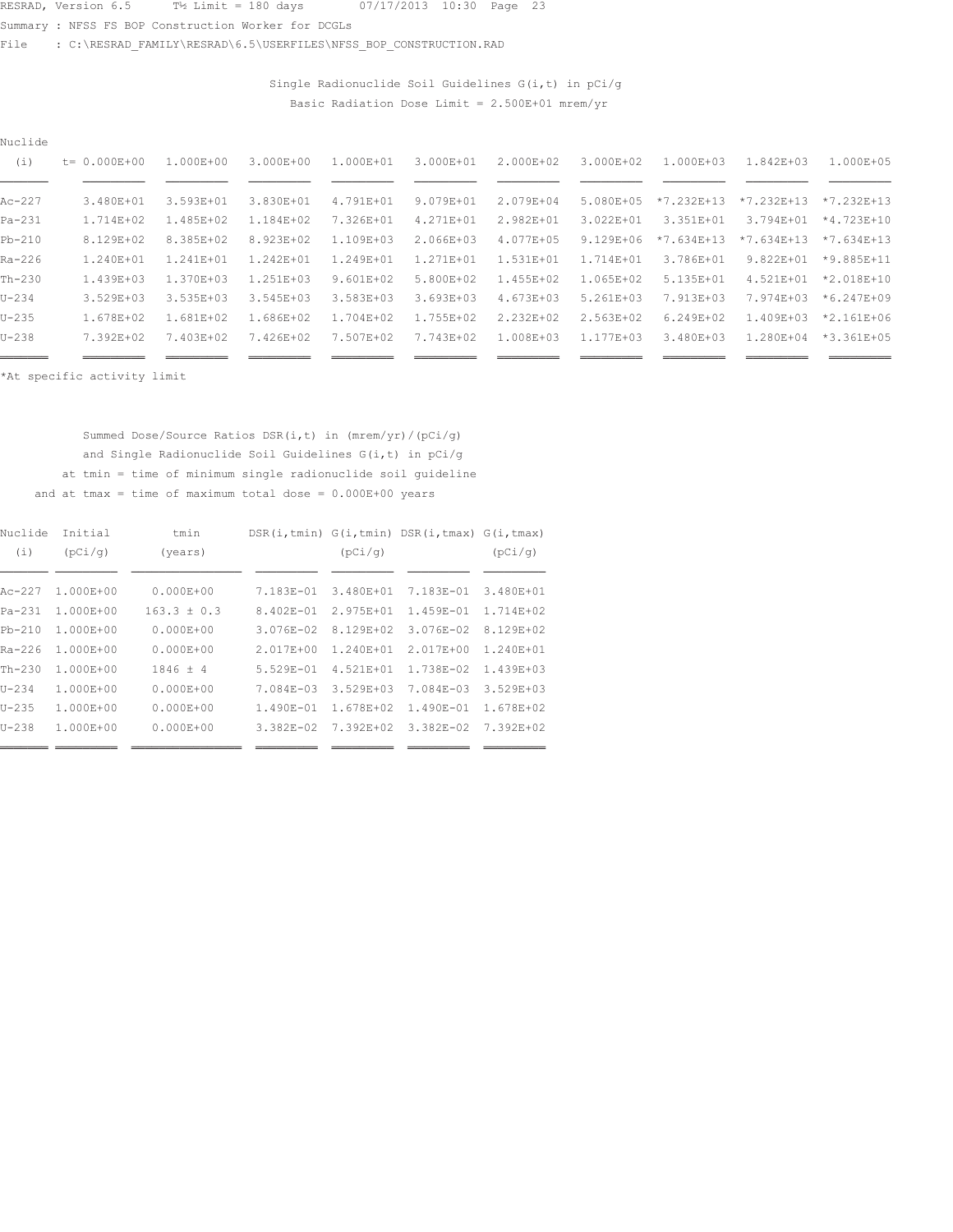Summary : NFSS FS BOP Construction Worker for DCGLs

File : C:\RESRAD_FAMILY\RESRAD\6.5\USERFILES\NFSS_BOP_CONSTRUCTION.RAD

Single Radionuclide Soil Guidelines G(i,t) in pCi/g

Basic Radiation Dose Limit = 2.500E+01 mrem/yr

| Nuclide (i) | t= 0.000E+00 | 1.000E+00 | 3.000E+00 | 1.000E+01 | 3.000E+01 | 2.000E+02 | 3.000E+02 | 1.000E+03 | 1.842E+03 | 1.000E+05 |
|---|---|---|---|---|---|---|---|---|---|---|
| Ac-227 | 3.480E+01 | 3.593E+01 | 3.830E+01 | 4.791E+01 | 9.079E+01 | 2.079E+04 | 5.080E+05 | *7.232E+13 | *7.232E+13 | *7.232E+13 |
| Pa-231 | 1.714E+02 | 1.485E+02 | 1.184E+02 | 7.326E+01 | 4.271E+01 | 2.982E+01 | 3.022E+01 | 3.351E+01 | 3.794E+01 | *4.723E+10 |
| Pb-210 | 8.129E+02 | 8.385E+02 | 8.923E+02 | 1.109E+03 | 2.066E+03 | 4.077E+05 | 9.129E+06 | *7.634E+13 | *7.634E+13 | *7.634E+13 |
| Ra-226 | 1.240E+01 | 1.241E+01 | 1.242E+01 | 1.249E+01 | 1.271E+01 | 1.531E+01 | 1.714E+01 | 3.786E+01 | 9.822E+01 | *9.885E+11 |
| Th-230 | 1.439E+03 | 1.370E+03 | 1.251E+03 | 9.601E+02 | 5.800E+02 | 1.455E+02 | 1.065E+02 | 5.135E+01 | 4.521E+01 | *2.018E+10 |
| U-234 | 3.529E+03 | 3.535E+03 | 3.545E+03 | 3.583E+03 | 3.693E+03 | 4.673E+03 | 5.261E+03 | 7.913E+03 | 7.974E+03 | *6.247E+09 |
| U-235 | 1.678E+02 | 1.681E+02 | 1.686E+02 | 1.704E+02 | 1.755E+02 | 2.232E+02 | 2.563E+02 | 6.249E+02 | 1.409E+03 | *2.161E+06 |
| U-238 | 7.392E+02 | 7.403E+02 | 7.426E+02 | 7.507E+02 | 7.743E+02 | 1.008E+03 | 1.177E+03 | 3.480E+03 | 1.280E+04 | *3.361E+05 |

*At specific activity limit

Summed Dose/Source Ratios DSR(i,t) in (mrem/yr)/(pCi/g)
and Single Radionuclide Soil Guidelines G(i,t) in pCi/g
at tmin = time of minimum single radionuclide soil guideline
and at tmax = time of maximum total dose = 0.000E+00 years

| Nuclide (i) | Initial (pCi/g) | tmin (years) | DSR(i,tmin) | G(i,tmin) (pCi/g) | DSR(i,tmax) | G(i,tmax) (pCi/g) |
|---|---|---|---|---|---|---|
| Ac-227 | 1.000E+00 | 0.000E+00 | 7.183E-01 | 3.480E+01 | 7.183E-01 | 3.480E+01 |
| Pa-231 | 1.000E+00 | 163.3 ± 0.3 | 8.402E-01 | 2.975E+01 | 1.459E-01 | 1.714E+02 |
| Pb-210 | 1.000E+00 | 0.000E+00 | 3.076E-02 | 8.129E+02 | 3.076E-02 | 8.129E+02 |
| Ra-226 | 1.000E+00 | 0.000E+00 | 2.017E+00 | 1.240E+01 | 2.017E+00 | 1.240E+01 |
| Th-230 | 1.000E+00 | 1846 ± 4 | 5.529E-01 | 4.521E+01 | 1.738E-02 | 1.439E+03 |
| U-234 | 1.000E+00 | 0.000E+00 | 7.084E-03 | 3.529E+03 | 7.084E-03 | 3.529E+03 |
| U-235 | 1.000E+00 | 0.000E+00 | 1.490E-01 | 1.678E+02 | 1.490E-01 | 1.678E+02 |
| U-238 | 1.000E+00 | 0.000E+00 | 3.382E-02 | 7.392E+02 | 3.382E-02 | 7.392E+02 |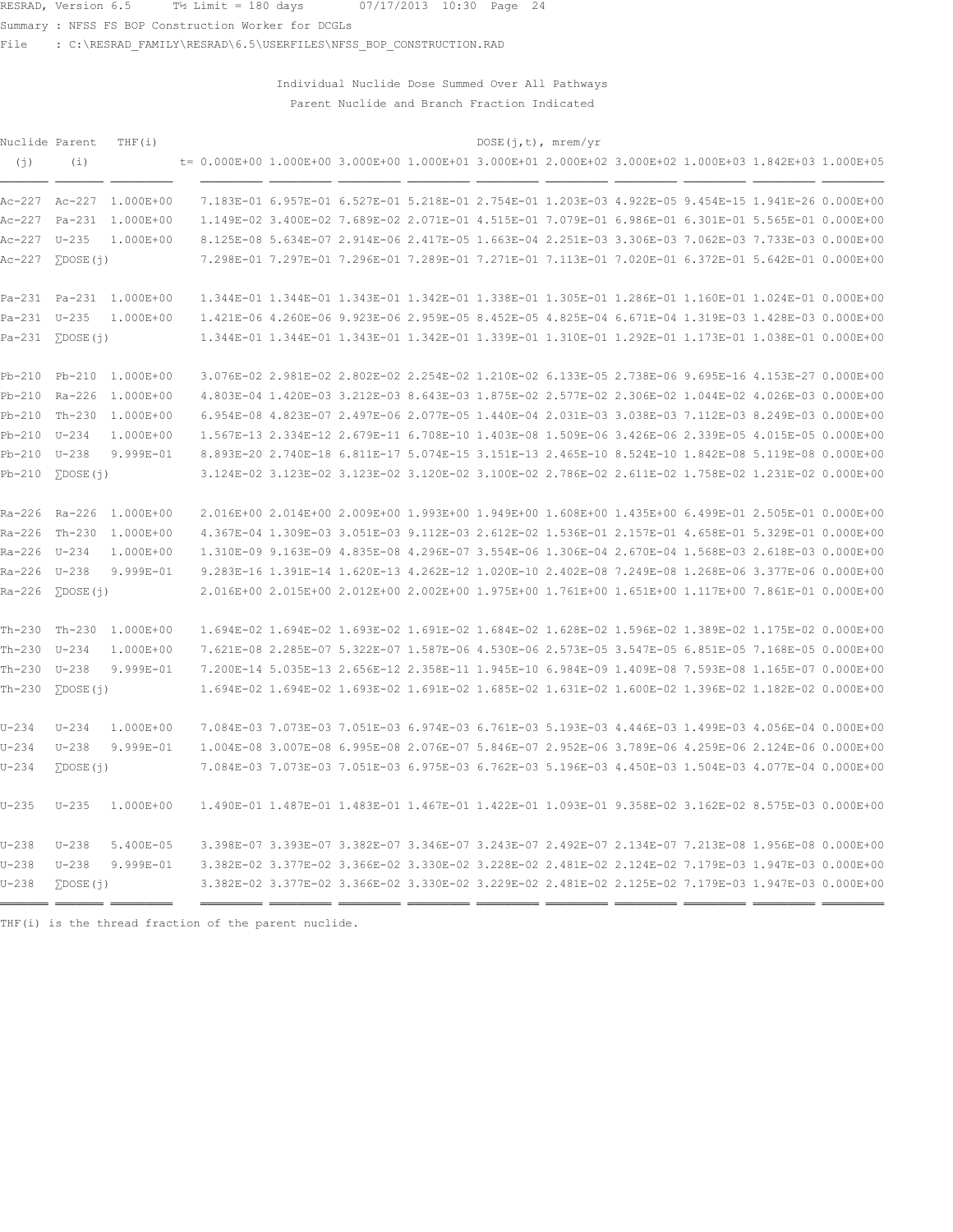Individual Nuclide Dose Summed Over All Pathways

Parent Nuclide and Branch Fraction Indicated

| Nuclide (j) | Parent (i) | THF(i) | DOSE(j,t), mrem/yr t= 0.000E+00 | 1.000E+00 | 3.000E+00 | 1.000E+01 | 3.000E+01 | 2.000E+02 | 3.000E+02 | 1.000E+03 | 1.842E+03 | 1.000E+05 |
|---|---|---|---|---|---|---|---|---|---|---|---|---|
| Ac-227 | Ac-227 | 1.000E+00 | 7.183E-01 | 6.957E-01 | 6.527E-01 | 5.218E-01 | 2.754E-01 | 1.203E-03 | 4.922E-05 | 9.454E-15 | 1.941E-26 | 0.000E+00 |
| Ac-227 | Pa-231 | 1.000E+00 | 1.149E-02 | 3.400E-02 | 7.689E-02 | 2.071E-01 | 4.515E-01 | 7.079E-01 | 6.986E-01 | 6.301E-01 | 5.565E-01 | 0.000E+00 |
| Ac-227 | U-235 | 1.000E+00 | 8.125E-08 | 5.634E-07 | 2.914E-06 | 2.417E-05 | 1.663E-04 | 2.251E-03 | 3.306E-03 | 7.062E-03 | 7.733E-03 | 0.000E+00 |
| Ac-227 | ∑DOSE(j) | | 7.298E-01 | 7.297E-01 | 7.296E-01 | 7.289E-01 | 7.271E-01 | 7.113E-01 | 7.020E-01 | 6.372E-01 | 5.642E-01 | 0.000E+00 |
| Pa-231 | Pa-231 | 1.000E+00 | 1.344E-01 | 1.344E-01 | 1.343E-01 | 1.342E-01 | 1.338E-01 | 1.305E-01 | 1.286E-01 | 1.160E-01 | 1.024E-01 | 0.000E+00 |
| Pa-231 | U-235 | 1.000E+00 | 1.421E-06 | 4.260E-06 | 9.923E-06 | 2.959E-05 | 8.452E-05 | 4.825E-04 | 6.671E-04 | 1.319E-03 | 1.428E-03 | 0.000E+00 |
| Pa-231 | ∑DOSE(j) | | 1.344E-01 | 1.344E-01 | 1.343E-01 | 1.342E-01 | 1.339E-01 | 1.310E-01 | 1.292E-01 | 1.173E-01 | 1.038E-01 | 0.000E+00 |
| Pb-210 | Pb-210 | 1.000E+00 | 3.076E-02 | 2.981E-02 | 2.802E-02 | 2.254E-02 | 1.210E-02 | 6.133E-05 | 2.738E-06 | 9.695E-16 | 4.153E-27 | 0.000E+00 |
| Pb-210 | Ra-226 | 1.000E+00 | 4.803E-04 | 1.420E-03 | 3.212E-03 | 8.643E-03 | 1.875E-02 | 2.577E-02 | 2.306E-02 | 1.044E-02 | 4.026E-03 | 0.000E+00 |
| Pb-210 | Th-230 | 1.000E+00 | 6.954E-08 | 4.823E-07 | 2.497E-06 | 2.077E-05 | 1.440E-04 | 2.031E-03 | 3.038E-03 | 7.112E-03 | 8.249E-03 | 0.000E+00 |
| Pb-210 | U-234 | 1.000E+00 | 1.567E-13 | 2.334E-12 | 2.679E-11 | 6.708E-10 | 1.403E-08 | 1.509E-06 | 3.426E-06 | 2.339E-05 | 4.015E-05 | 0.000E+00 |
| Pb-210 | U-238 | 9.999E-01 | 8.893E-20 | 2.740E-18 | 6.811E-17 | 5.074E-15 | 3.151E-13 | 2.465E-10 | 8.524E-10 | 1.842E-08 | 5.119E-08 | 0.000E+00 |
| Pb-210 | ∑DOSE(j) | | 3.124E-02 | 3.123E-02 | 3.123E-02 | 3.120E-02 | 3.100E-02 | 2.786E-02 | 2.611E-02 | 1.758E-02 | 1.231E-02 | 0.000E+00 |
| Ra-226 | Ra-226 | 1.000E+00 | 2.016E+00 | 2.014E+00 | 2.009E+00 | 1.993E+00 | 1.949E+00 | 1.608E+00 | 1.435E+00 | 6.499E-01 | 2.505E-01 | 0.000E+00 |
| Ra-226 | Th-230 | 1.000E+00 | 4.367E-04 | 1.309E-03 | 3.051E-03 | 9.112E-03 | 2.612E-02 | 1.536E-01 | 2.157E-01 | 4.658E-01 | 5.329E-01 | 0.000E+00 |
| Ra-226 | U-234 | 1.000E+00 | 1.310E-09 | 9.163E-09 | 4.835E-08 | 4.296E-07 | 3.554E-06 | 1.306E-04 | 2.670E-04 | 1.568E-03 | 2.618E-03 | 0.000E+00 |
| Ra-226 | U-238 | 9.999E-01 | 9.283E-16 | 1.391E-14 | 1.620E-13 | 4.262E-12 | 1.020E-10 | 2.402E-08 | 7.249E-08 | 1.268E-06 | 3.377E-06 | 0.000E+00 |
| Ra-226 | ∑DOSE(j) | | 2.016E+00 | 2.015E+00 | 2.012E+00 | 2.002E+00 | 1.975E+00 | 1.761E+00 | 1.651E+00 | 1.117E+00 | 7.861E-01 | 0.000E+00 |
| Th-230 | Th-230 | 1.000E+00 | 1.694E-02 | 1.694E-02 | 1.693E-02 | 1.691E-02 | 1.684E-02 | 1.628E-02 | 1.596E-02 | 1.389E-02 | 1.175E-02 | 0.000E+00 |
| Th-230 | U-234 | 1.000E+00 | 7.621E-08 | 2.285E-07 | 5.322E-07 | 1.587E-06 | 4.530E-06 | 2.573E-05 | 3.547E-05 | 6.851E-05 | 7.168E-05 | 0.000E+00 |
| Th-230 | U-238 | 9.999E-01 | 7.200E-14 | 5.035E-13 | 2.656E-12 | 2.358E-11 | 1.945E-10 | 6.984E-09 | 1.409E-08 | 7.593E-08 | 1.165E-07 | 0.000E+00 |
| Th-230 | ∑DOSE(j) | | 1.694E-02 | 1.694E-02 | 1.693E-02 | 1.691E-02 | 1.685E-02 | 1.631E-02 | 1.600E-02 | 1.396E-02 | 1.182E-02 | 0.000E+00 |
| U-234 | U-234 | 1.000E+00 | 7.084E-03 | 7.073E-03 | 7.051E-03 | 6.974E-03 | 6.761E-03 | 5.193E-03 | 4.446E-03 | 1.499E-03 | 4.056E-04 | 0.000E+00 |
| U-234 | U-238 | 9.999E-01 | 1.004E-08 | 3.007E-08 | 6.995E-08 | 2.076E-07 | 5.846E-07 | 2.952E-06 | 3.789E-06 | 4.259E-06 | 2.124E-06 | 0.000E+00 |
| U-234 | ∑DOSE(j) | | 7.084E-03 | 7.073E-03 | 7.051E-03 | 6.975E-03 | 6.762E-03 | 5.196E-03 | 4.450E-03 | 1.504E-03 | 4.077E-04 | 0.000E+00 |
| U-235 | U-235 | 1.000E+00 | 1.490E-01 | 1.487E-01 | 1.483E-01 | 1.467E-01 | 1.422E-01 | 1.093E-01 | 9.358E-02 | 3.162E-02 | 8.575E-03 | 0.000E+00 |
| U-238 | U-238 | 5.400E-05 | 3.398E-07 | 3.393E-07 | 3.382E-07 | 3.346E-07 | 3.243E-07 | 2.492E-07 | 2.134E-07 | 7.213E-08 | 1.956E-08 | 0.000E+00 |
| U-238 | U-238 | 9.999E-01 | 3.382E-02 | 3.377E-02 | 3.366E-02 | 3.330E-02 | 3.228E-02 | 2.481E-02 | 2.124E-02 | 7.179E-03 | 1.947E-03 | 0.000E+00 |
| U-238 | ∑DOSE(j) | | 3.382E-02 | 3.377E-02 | 3.366E-02 | 3.330E-02 | 3.229E-02 | 2.481E-02 | 2.125E-02 | 7.179E-03 | 1.947E-03 | 0.000E+00 |

THF(i) is the thread fraction of the parent nuclide.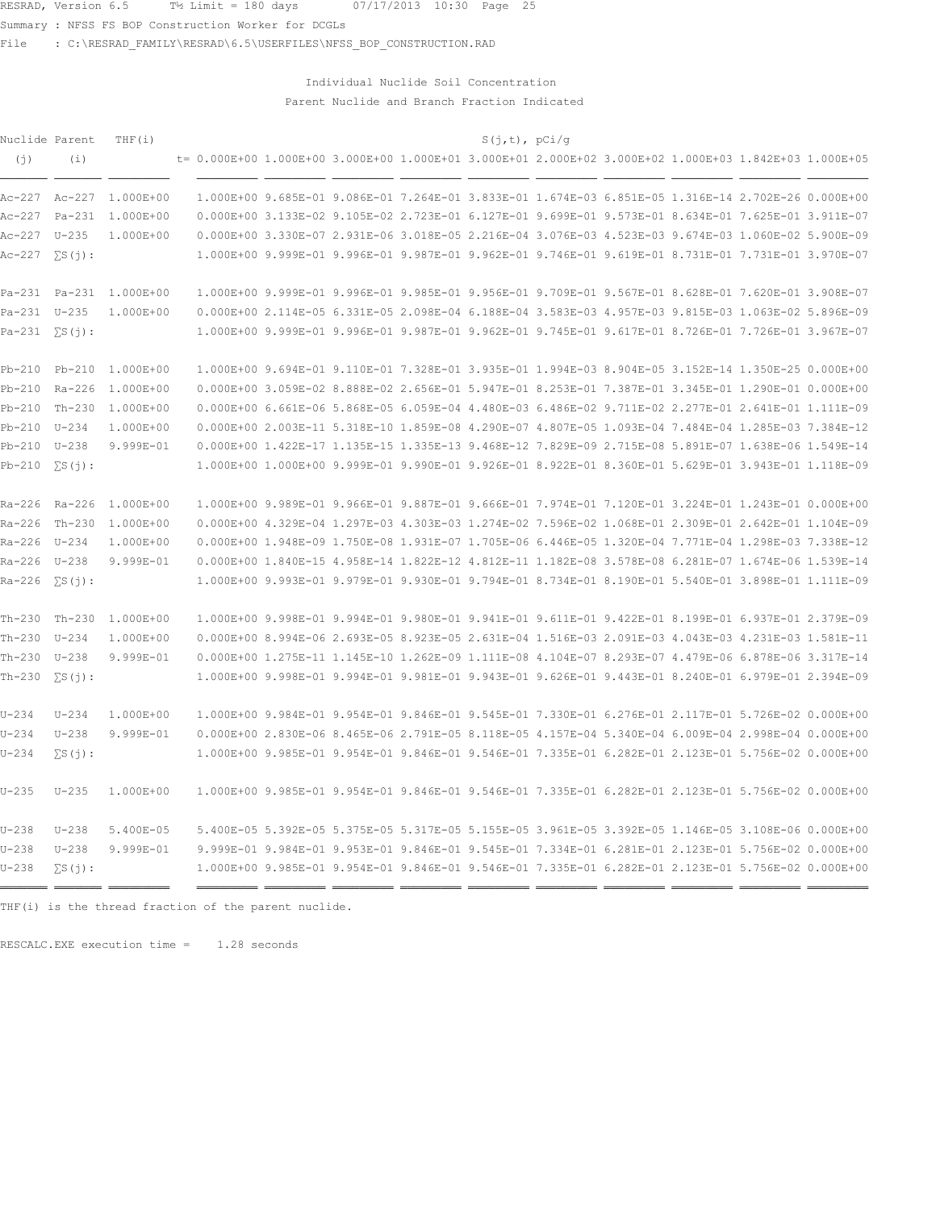RESRAD, Version 6.5      T½ Limit = 180 days      07/17/2013  10:30  Page  25
Summary : NFSS FS BOP Construction Worker for DCGLs
File    : C:\RESRAD_FAMILY\RESRAD\6.5\USERFILES\NFSS_BOP_CONSTRUCTION.RAD

## Individual Nuclide Soil Concentration

### Parent Nuclide and Branch Fraction Indicated

| Nuclide (j) | Parent (i) | THF(i) | S(j,t), pCi/g t= 0.000E+00 | 1.000E+00 | 3.000E+00 | 1.000E+01 | 3.000E+01 | 2.000E+02 | 3.000E+02 | 1.000E+03 | 1.842E+03 | 1.000E+05 |
|---|---|---|---|---|---|---|---|---|---|---|---|---|
| Ac-227 | Ac-227 | 1.000E+00 | 1.000E+00 | 9.685E-01 | 9.086E-01 | 7.264E-01 | 3.833E-01 | 1.674E-03 | 6.851E-05 | 1.316E-14 | 2.702E-26 | 0.000E+00 |
| Ac-227 | Pa-231 | 1.000E+00 | 0.000E+00 | 3.133E-02 | 9.105E-02 | 2.723E-01 | 6.127E-01 | 9.699E-01 | 9.573E-01 | 8.634E-01 | 7.625E-01 | 3.911E-07 |
| Ac-227 | U-235 | 1.000E+00 | 0.000E+00 | 3.330E-07 | 2.931E-06 | 3.018E-05 | 2.216E-04 | 3.076E-03 | 4.523E-03 | 9.674E-03 | 1.060E-02 | 5.900E-09 |
| Ac-227 | ∑S(j): | | 1.000E+00 | 9.999E-01 | 9.996E-01 | 9.987E-01 | 9.962E-01 | 9.746E-01 | 9.619E-01 | 8.731E-01 | 7.731E-01 | 3.970E-07 |
| Pa-231 | Pa-231 | 1.000E+00 | 1.000E+00 | 9.999E-01 | 9.996E-01 | 9.985E-01 | 9.956E-01 | 9.709E-01 | 9.567E-01 | 8.628E-01 | 7.620E-01 | 3.908E-07 |
| Pa-231 | U-235 | 1.000E+00 | 0.000E+00 | 2.114E-05 | 6.331E-05 | 2.098E-04 | 6.188E-04 | 3.583E-03 | 4.957E-03 | 9.815E-03 | 1.063E-02 | 5.896E-09 |
| Pa-231 | ∑S(j): | | 1.000E+00 | 9.999E-01 | 9.996E-01 | 9.987E-01 | 9.962E-01 | 9.745E-01 | 9.617E-01 | 8.726E-01 | 7.726E-01 | 3.967E-07 |
| Pb-210 | Pb-210 | 1.000E+00 | 1.000E+00 | 9.694E-01 | 9.110E-01 | 7.328E-01 | 3.935E-01 | 1.994E-03 | 8.904E-05 | 3.152E-14 | 1.350E-25 | 0.000E+00 |
| Pb-210 | Ra-226 | 1.000E+00 | 0.000E+00 | 3.059E-02 | 8.888E-02 | 2.656E-01 | 5.947E-01 | 8.253E-01 | 7.387E-01 | 3.345E-01 | 1.290E-01 | 0.000E+00 |
| Pb-210 | Th-230 | 1.000E+00 | 0.000E+00 | 6.661E-06 | 5.868E-05 | 6.059E-04 | 4.480E-03 | 6.486E-02 | 9.711E-02 | 2.277E-01 | 2.641E-01 | 1.111E-09 |
| Pb-210 | U-234 | 1.000E+00 | 0.000E+00 | 2.003E-11 | 5.318E-10 | 1.859E-08 | 4.290E-07 | 4.807E-05 | 1.093E-04 | 7.484E-04 | 1.285E-03 | 7.384E-12 |
| Pb-210 | U-238 | 9.999E-01 | 0.000E+00 | 1.422E-17 | 1.135E-15 | 1.335E-13 | 9.468E-12 | 7.829E-09 | 2.715E-08 | 5.891E-07 | 1.638E-06 | 1.549E-14 |
| Pb-210 | ∑S(j): | | 1.000E+00 | 1.000E+00 | 9.999E-01 | 9.990E-01 | 9.926E-01 | 8.922E-01 | 8.360E-01 | 5.629E-01 | 3.943E-01 | 1.118E-09 |
| Ra-226 | Ra-226 | 1.000E+00 | 1.000E+00 | 9.989E-01 | 9.966E-01 | 9.887E-01 | 9.666E-01 | 7.974E-01 | 7.120E-01 | 3.224E-01 | 1.243E-01 | 0.000E+00 |
| Ra-226 | Th-230 | 1.000E+00 | 0.000E+00 | 4.329E-04 | 1.297E-03 | 4.303E-03 | 1.274E-02 | 7.596E-02 | 1.068E-01 | 2.309E-01 | 2.642E-01 | 1.104E-09 |
| Ra-226 | U-234 | 1.000E+00 | 0.000E+00 | 1.948E-09 | 1.750E-08 | 1.931E-07 | 1.705E-06 | 6.446E-05 | 1.320E-04 | 7.771E-04 | 1.298E-03 | 7.338E-12 |
| Ra-226 | U-238 | 9.999E-01 | 0.000E+00 | 1.840E-15 | 4.958E-14 | 1.822E-12 | 4.812E-11 | 1.182E-08 | 3.578E-08 | 6.281E-07 | 1.674E-06 | 1.539E-14 |
| Ra-226 | ∑S(j): | | 1.000E+00 | 9.993E-01 | 9.979E-01 | 9.930E-01 | 9.794E-01 | 8.734E-01 | 8.190E-01 | 5.540E-01 | 3.898E-01 | 1.111E-09 |
| Th-230 | Th-230 | 1.000E+00 | 1.000E+00 | 9.998E-01 | 9.994E-01 | 9.980E-01 | 9.941E-01 | 9.611E-01 | 9.422E-01 | 8.199E-01 | 6.937E-01 | 2.379E-09 |
| Th-230 | U-234 | 1.000E+00 | 0.000E+00 | 8.994E-06 | 2.693E-05 | 8.923E-05 | 2.631E-04 | 1.516E-03 | 2.091E-03 | 4.043E-03 | 4.231E-03 | 1.581E-11 |
| Th-230 | U-238 | 9.999E-01 | 0.000E+00 | 1.275E-11 | 1.145E-10 | 1.262E-09 | 1.111E-08 | 4.104E-07 | 8.293E-07 | 4.479E-06 | 6.878E-06 | 3.317E-14 |
| Th-230 | ∑S(j): | | 1.000E+00 | 9.998E-01 | 9.994E-01 | 9.981E-01 | 9.943E-01 | 9.626E-01 | 9.443E-01 | 8.240E-01 | 6.979E-01 | 2.394E-09 |
| U-234 | U-234 | 1.000E+00 | 1.000E+00 | 9.984E-01 | 9.954E-01 | 9.846E-01 | 9.545E-01 | 7.330E-01 | 6.276E-01 | 2.117E-01 | 5.726E-02 | 0.000E+00 |
| U-234 | U-238 | 9.999E-01 | 0.000E+00 | 2.830E-06 | 8.465E-06 | 2.791E-05 | 8.118E-05 | 4.157E-04 | 5.340E-04 | 6.009E-04 | 2.998E-04 | 0.000E+00 |
| U-234 | ∑S(j): | | 1.000E+00 | 9.985E-01 | 9.954E-01 | 9.846E-01 | 9.546E-01 | 7.335E-01 | 6.282E-01 | 2.123E-01 | 5.756E-02 | 0.000E+00 |
| U-235 | U-235 | 1.000E+00 | 1.000E+00 | 9.985E-01 | 9.954E-01 | 9.846E-01 | 9.546E-01 | 7.335E-01 | 6.282E-01 | 2.123E-01 | 5.756E-02 | 0.000E+00 |
| U-238 | U-238 | 5.400E-05 | 5.400E-05 | 5.392E-05 | 5.375E-05 | 5.317E-05 | 5.155E-05 | 3.961E-05 | 3.392E-05 | 1.146E-05 | 3.108E-06 | 0.000E+00 |
| U-238 | U-238 | 9.999E-01 | 9.999E-01 | 9.984E-01 | 9.953E-01 | 9.846E-01 | 9.545E-01 | 7.334E-01 | 6.281E-01 | 2.123E-01 | 5.756E-02 | 0.000E+00 |
| U-238 | ∑S(j): | | 1.000E+00 | 9.985E-01 | 9.954E-01 | 9.846E-01 | 9.546E-01 | 7.335E-01 | 6.282E-01 | 2.123E-01 | 5.756E-02 | 0.000E+00 |

THF(i) is the thread fraction of the parent nuclide.

RESCALC.EXE execution time =    1.28 seconds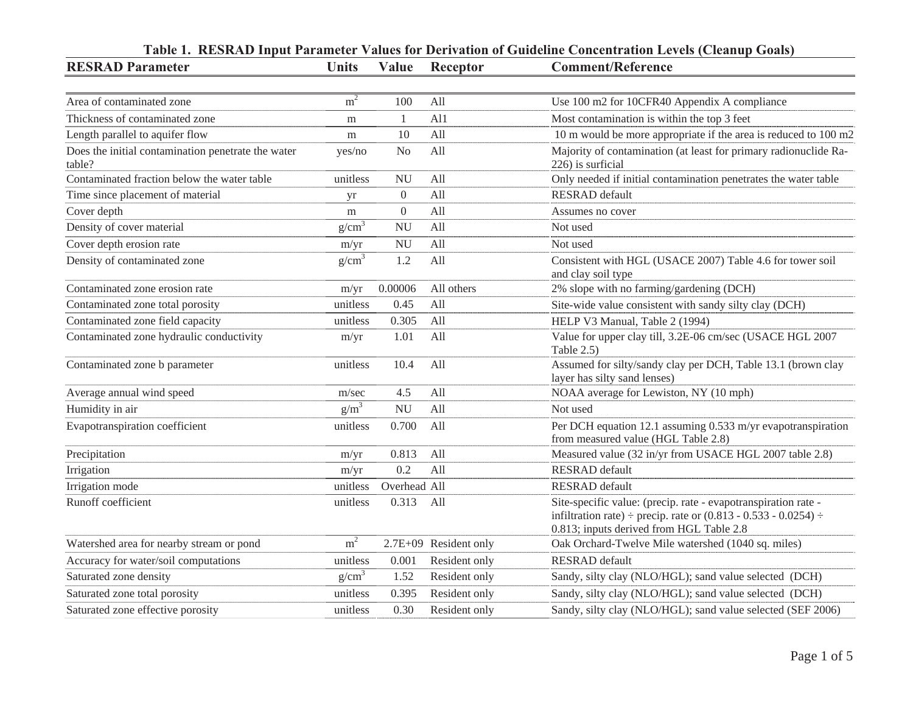**Table 1. RESRAD Input Parameter Values for Derivation of Guideline Concentration Levels (Cleanup Goals)**

| RESRAD Parameter | Units | Value | Receptor | Comment/Reference |
|---|---|---|---|---|
| Area of contaminated zone | $m^2$ | 100 | All | Use 100 m2 for 10CFR40 Appendix A compliance |
| Thickness of contaminated zone | m | 1 | Al1 | Most contamination is within the top 3 feet |
| Length parallel to aquifer flow | m | 10 | All | 10 m would be more appropriate if the area is reduced to 100 m2 |
| Does the initial contamination penetrate the water table? | yes/no | No | All | Majority of contamination (at least for primary radionuclide Ra-226) is surficial |
| Contaminated fraction below the water table | unitless | NU | All | Only needed if initial contamination penetrates the water table |
| Time since placement of material | yr | 0 | All | RESRAD default |
| Cover depth | m | 0 | All | Assumes no cover |
| Density of cover material | $g/cm^3$ | NU | All | Not used |
| Cover depth erosion rate | m/yr | NU | All | Not used |
| Density of contaminated zone | $g/cm^3$ | 1.2 | All | Consistent with HGL (USACE 2007) Table 4.6 for tower soil and clay soil type |
| Contaminated zone erosion rate | m/yr | 0.00006 | All others | 2% slope with no farming/gardening (DCH) |
| Contaminated zone total porosity | unitless | 0.45 | All | Site-wide value consistent with sandy silty clay (DCH) |
| Contaminated zone field capacity | unitless | 0.305 | All | HELP V3 Manual, Table 2 (1994) |
| Contaminated zone hydraulic conductivity | m/yr | 1.01 | All | Value for upper clay till, 3.2E-06 cm/sec (USACE HGL 2007 Table 2.5) |
| Contaminated zone b parameter | unitless | 10.4 | All | Assumed for silty/sandy clay per DCH, Table 13.1 (brown clay layer has silty sand lenses) |
| Average annual wind speed | m/sec | 4.5 | All | NOAA average for Lewiston, NY (10 mph) |
| Humidity in air | $g/m^3$ | NU | All | Not used |
| Evapotranspiration coefficient | unitless | 0.700 | All | Per DCH equation 12.1 assuming 0.533 m/yr evapotranspiration from measured value (HGL Table 2.8) |
| Precipitation | m/yr | 0.813 | All | Measured value (32 in/yr from USACE HGL 2007 table 2.8) |
| Irrigation | m/yr | 0.2 | All | RESRAD default |
| Irrigation mode | unitless | Overhead | All | RESRAD default |
| Runoff coefficient | unitless | 0.313 | All | Site-specific value: (precip. rate - evapotranspiration rate - infiltration rate) ÷ precip. rate or (0.813 - 0.533 - 0.0254) ÷ 0.813; inputs derived from HGL Table 2.8 |
| Watershed area for nearby stream or pond | $m^2$ | 2.7E+09 | Resident only | Oak Orchard-Twelve Mile watershed (1040 sq. miles) |
| Accuracy for water/soil computations | unitless | 0.001 | Resident only | RESRAD default |
| Saturated zone density | $g/cm^3$ | 1.52 | Resident only | Sandy, silty clay (NLO/HGL); sand value selected (DCH) |
| Saturated zone total porosity | unitless | 0.395 | Resident only | Sandy, silty clay (NLO/HGL); sand value selected (DCH) |
| Saturated zone effective porosity | unitless | 0.30 | Resident only | Sandy, silty clay (NLO/HGL); sand value selected (SEF 2006) |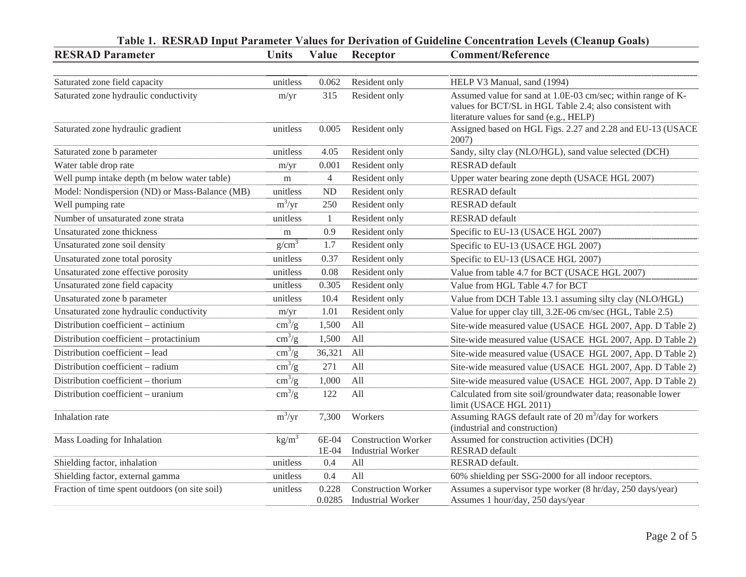**Table 1. RESRAD Input Parameter Values for Derivation of Guideline Concentration Levels (Cleanup Goals)**

| RESRAD Parameter | Units | Value | Receptor | Comment/Reference |
|---|---|---|---|---|
| Saturated zone field capacity | unitless | 0.062 | Resident only | HELP V3 Manual, sand (1994) |
| Saturated zone hydraulic conductivity | m/yr | 315 | Resident only | Assumed value for sand at 1.0E-03 cm/sec; within range of K-values for BCT/SL in HGL Table 2.4; also consistent with literature values for sand (e.g., HELP) |
| Saturated zone hydraulic gradient | unitless | 0.005 | Resident only | Assigned based on HGL Figs. 2.27 and 2.28 and EU-13 (USACE 2007) |
| Saturated zone b parameter | unitless | 4.05 | Resident only | Sandy, silty clay (NLO/HGL), sand value selected (DCH) |
| Water table drop rate | m/yr | 0.001 | Resident only | RESRAD default |
| Well pump intake depth (m below water table) | m | 4 | Resident only | Upper water bearing zone depth (USACE HGL 2007) |
| Model: Nondispersion (ND) or Mass-Balance (MB) | unitless | ND | Resident only | RESRAD default |
| Well pumping rate | $m^3$/yr | 250 | Resident only | RESRAD default |
| Number of unsaturated zone strata | unitless | 1 | Resident only | RESRAD default |
| Unsaturated zone thickness | m | 0.9 | Resident only | Specific to EU-13 (USACE HGL 2007) |
| Unsaturated zone soil density | g/$cm^3$ | 1.7 | Resident only | Specific to EU-13 (USACE HGL 2007) |
| Unsaturated zone total porosity | unitless | 0.37 | Resident only | Specific to EU-13 (USACE HGL 2007) |
| Unsaturated zone effective porosity | unitless | 0.08 | Resident only | Value from table 4.7 for BCT (USACE HGL 2007) |
| Unsaturated zone field capacity | unitless | 0.305 | Resident only | Value from HGL Table 4.7 for BCT |
| Unsaturated zone b parameter | unitless | 10.4 | Resident only | Value from DCH Table 13.1 assuming silty clay (NLO/HGL) |
| Unsaturated zone hydraulic conductivity | m/yr | 1.01 | Resident only | Value for upper clay till, 3.2E-06 cm/sec (HGL, Table 2.5) |
| Distribution coefficient – actinium | $cm^3$/g | 1,500 | All | Site-wide measured value (USACE HGL 2007, App. D Table 2) |
| Distribution coefficient – protactinium | $cm^3$/g | 1,500 | All | Site-wide measured value (USACE HGL 2007, App. D Table 2) |
| Distribution coefficient – lead | $cm^3$/g | 36,321 | All | Site-wide measured value (USACE HGL 2007, App. D Table 2) |
| Distribution coefficient – radium | $cm^3$/g | 271 | All | Site-wide measured value (USACE HGL 2007, App. D Table 2) |
| Distribution coefficient – thorium | $cm^3$/g | 1,000 | All | Site-wide measured value (USACE HGL 2007, App. D Table 2) |
| Distribution coefficient – uranium | $cm^3$/g | 122 | All | Calculated from site soil/groundwater data; reasonable lower limit (USACE HGL 2011) |
| Inhalation rate | $m^3$/yr | 7,300 | Workers | Assuming RAGS default rate of 20 $m^3$/day for workers (industrial and construction) |
| Mass Loading for Inhalation | kg/$m^3$ | 6E-04<br>1E-04 | Construction Worker<br>Industrial Worker | Assumed for construction activities (DCH)<br>RESRAD default |
| Shielding factor, inhalation | unitless | 0.4 | All | RESRAD default. |
| Shielding factor, external gamma | unitless | 0.4 | All | 60% shielding per SSG-2000 for all indoor receptors. |
| Fraction of time spent outdoors (on site soil) | unitless | 0.228<br>0.0285 | Construction Worker<br>Industrial Worker | Assumes a supervisor type worker (8 hr/day, 250 days/year)<br>Assumes 1 hour/day, 250 days/year |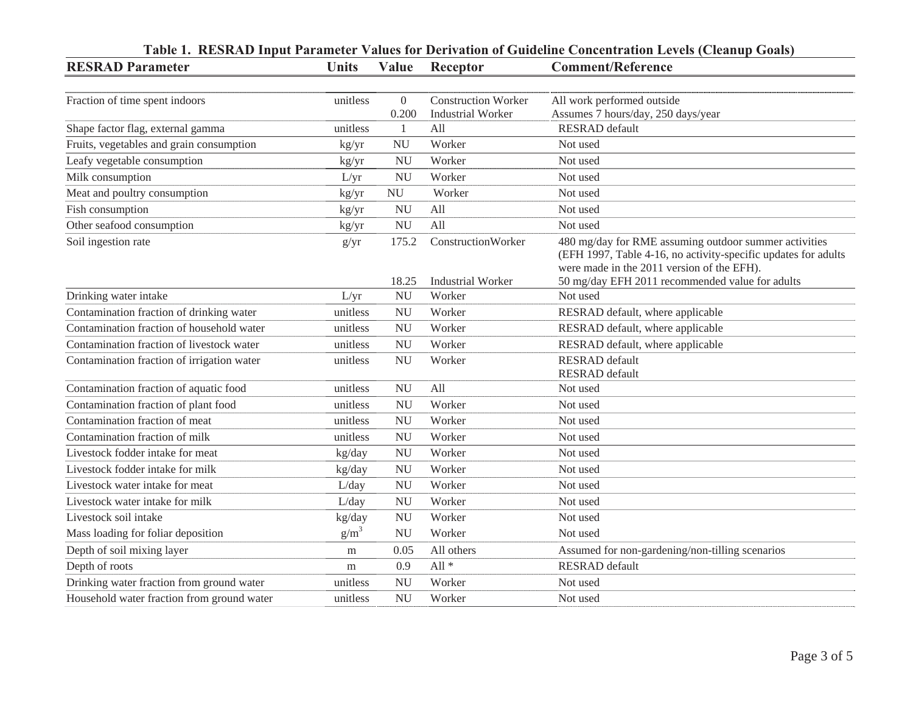**Table 1. RESRAD Input Parameter Values for Derivation of Guideline Concentration Levels (Cleanup Goals)**

| RESRAD Parameter | Units | Value | Receptor | Comment/Reference |
|---|---|---|---|---|
| Fraction of time spent indoors | unitless | 0 | Construction Worker | All work performed outside |
| | | 0.200 | Industrial Worker | Assumes 7 hours/day, 250 days/year |
| Shape factor flag, external gamma | unitless | 1 | All | RESRAD default |
| Fruits, vegetables and grain consumption | kg/yr | NU | Worker | Not used |
| Leafy vegetable consumption | kg/yr | NU | Worker | Not used |
| Milk consumption | L/yr | NU | Worker | Not used |
| Meat and poultry consumption | kg/yr | NU | Worker | Not used |
| Fish consumption | kg/yr | NU | All | Not used |
| Other seafood consumption | kg/yr | NU | All | Not used |
| Soil ingestion rate | g/yr | 175.2 | ConstructionWorker | 480 mg/day for RME assuming outdoor summer activities (EFH 1997, Table 4-16, no activity-specific updates for adults were made in the 2011 version of the EFH). |
| | | 18.25 | Industrial Worker | 50 mg/day EFH 2011 recommended value for adults |
| Drinking water intake | L/yr | NU | Worker | Not used |
| Contamination fraction of drinking water | unitless | NU | Worker | RESRAD default, where applicable |
| Contamination fraction of household water | unitless | NU | Worker | RESRAD default, where applicable |
| Contamination fraction of livestock water | unitless | NU | Worker | RESRAD default, where applicable |
| Contamination fraction of irrigation water | unitless | NU | Worker | RESRAD default<br>RESRAD default |
| Contamination fraction of aquatic food | unitless | NU | All | Not used |
| Contamination fraction of plant food | unitless | NU | Worker | Not used |
| Contamination fraction of meat | unitless | NU | Worker | Not used |
| Contamination fraction of milk | unitless | NU | Worker | Not used |
| Livestock fodder intake for meat | kg/day | NU | Worker | Not used |
| Livestock fodder intake for milk | kg/day | NU | Worker | Not used |
| Livestock water intake for meat | L/day | NU | Worker | Not used |
| Livestock water intake for milk | L/day | NU | Worker | Not used |
| Livestock soil intake | kg/day | NU | Worker | Not used |
| Mass loading for foliar deposition | $g/m^3$ | NU | Worker | Not used |
| Depth of soil mixing layer | m | 0.05 | All others | Assumed for non-gardening/non-tilling scenarios |
| Depth of roots | m | 0.9 | All * | RESRAD default |
| Drinking water fraction from ground water | unitless | NU | Worker | Not used |
| Household water fraction from ground water | unitless | NU | Worker | Not used |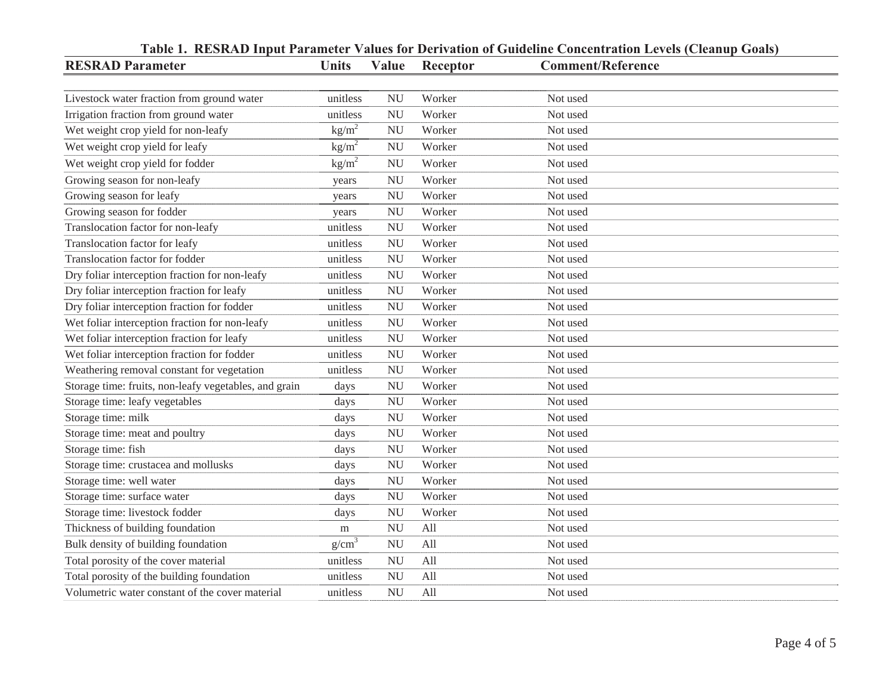**Table 1. RESRAD Input Parameter Values for Derivation of Guideline Concentration Levels (Cleanup Goals)**

| RESRAD Parameter | Units | Value | Receptor | Comment/Reference |
|---|---|---|---|---|
| Livestock water fraction from ground water | unitless | NU | Worker | Not used |
| Irrigation fraction from ground water | unitless | NU | Worker | Not used |
| Wet weight crop yield for non-leafy | $kg/m^2$ | NU | Worker | Not used |
| Wet weight crop yield for leafy | $kg/m^2$ | NU | Worker | Not used |
| Wet weight crop yield for fodder | $kg/m^2$ | NU | Worker | Not used |
| Growing season for non-leafy | years | NU | Worker | Not used |
| Growing season for leafy | years | NU | Worker | Not used |
| Growing season for fodder | years | NU | Worker | Not used |
| Translocation factor for non-leafy | unitless | NU | Worker | Not used |
| Translocation factor for leafy | unitless | NU | Worker | Not used |
| Translocation factor for fodder | unitless | NU | Worker | Not used |
| Dry foliar interception fraction for non-leafy | unitless | NU | Worker | Not used |
| Dry foliar interception fraction for leafy | unitless | NU | Worker | Not used |
| Dry foliar interception fraction for fodder | unitless | NU | Worker | Not used |
| Wet foliar interception fraction for non-leafy | unitless | NU | Worker | Not used |
| Wet foliar interception fraction for leafy | unitless | NU | Worker | Not used |
| Wet foliar interception fraction for fodder | unitless | NU | Worker | Not used |
| Weathering removal constant for vegetation | unitless | NU | Worker | Not used |
| Storage time: fruits, non-leafy vegetables, and grain | days | NU | Worker | Not used |
| Storage time: leafy vegetables | days | NU | Worker | Not used |
| Storage time: milk | days | NU | Worker | Not used |
| Storage time: meat and poultry | days | NU | Worker | Not used |
| Storage time: fish | days | NU | Worker | Not used |
| Storage time: crustacea and mollusks | days | NU | Worker | Not used |
| Storage time: well water | days | NU | Worker | Not used |
| Storage time: surface water | days | NU | Worker | Not used |
| Storage time: livestock fodder | days | NU | Worker | Not used |
| Thickness of building foundation | m | NU | All | Not used |
| Bulk density of building foundation | $g/cm^3$ | NU | All | Not used |
| Total porosity of the cover material | unitless | NU | All | Not used |
| Total porosity of the building foundation | unitless | NU | All | Not used |
| Volumetric water constant of the cover material | unitless | NU | All | Not used |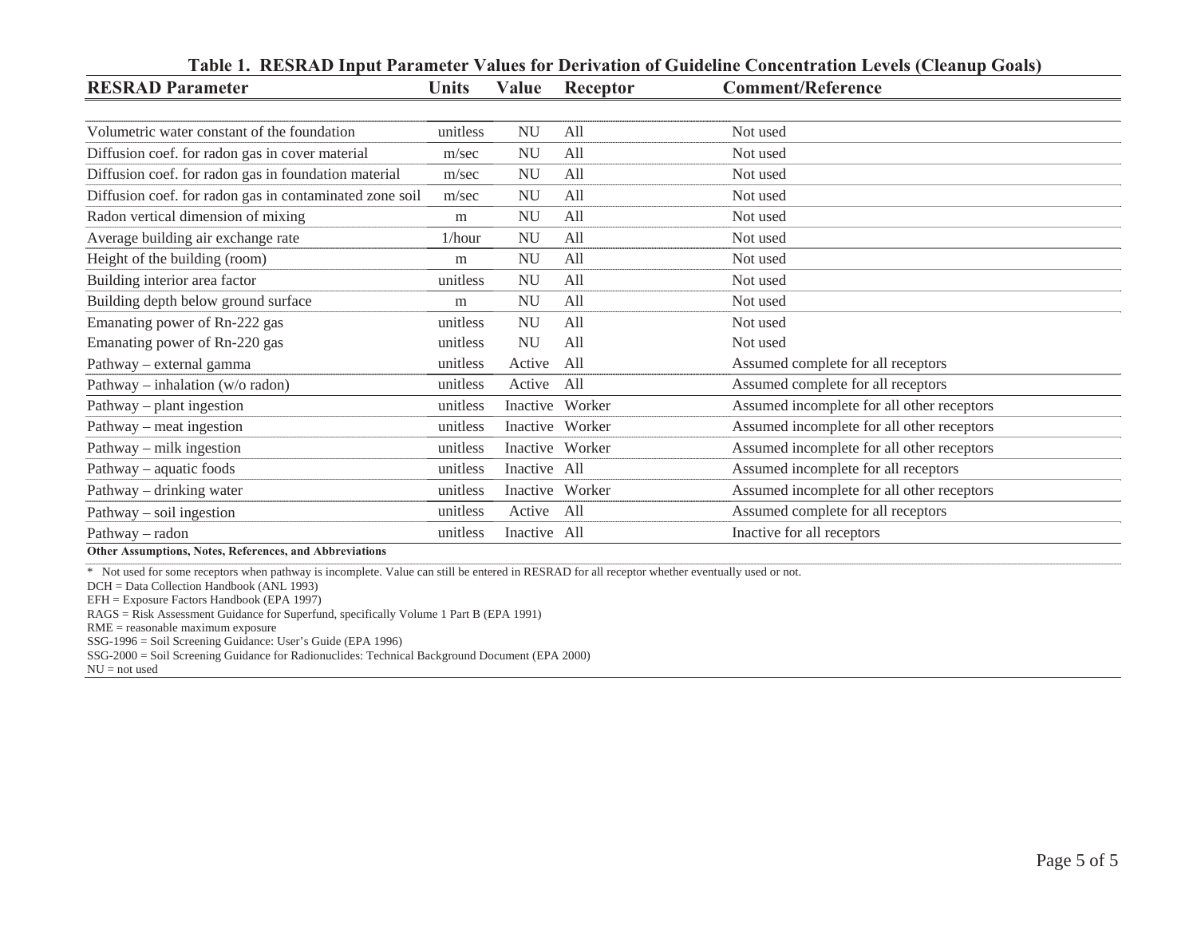**Table 1. RESRAD Input Parameter Values for Derivation of Guideline Concentration Levels (Cleanup Goals)**

| RESRAD Parameter | Units | Value | Receptor | Comment/Reference |
|---|---|---|---|---|
| Volumetric water constant of the foundation | unitless | NU | All | Not used |
| Diffusion coef. for radon gas in cover material | m/sec | NU | All | Not used |
| Diffusion coef. for radon gas in foundation material | m/sec | NU | All | Not used |
| Diffusion coef. for radon gas in contaminated zone soil | m/sec | NU | All | Not used |
| Radon vertical dimension of mixing | m | NU | All | Not used |
| Average building air exchange rate | 1/hour | NU | All | Not used |
| Height of the building (room) | m | NU | All | Not used |
| Building interior area factor | unitless | NU | All | Not used |
| Building depth below ground surface | m | NU | All | Not used |
| Emanating power of Rn-222 gas | unitless | NU | All | Not used |
| Emanating power of Rn-220 gas | unitless | NU | All | Not used |
| Pathway – external gamma | unitless | Active | All | Assumed complete for all receptors |
| Pathway – inhalation (w/o radon) | unitless | Active | All | Assumed complete for all receptors |
| Pathway – plant ingestion | unitless | Inactive | Worker | Assumed incomplete for all other receptors |
| Pathway – meat ingestion | unitless | Inactive | Worker | Assumed incomplete for all other receptors |
| Pathway – milk ingestion | unitless | Inactive | Worker | Assumed incomplete for all other receptors |
| Pathway – aquatic foods | unitless | Inactive | All | Assumed incomplete for all receptors |
| Pathway – drinking water | unitless | Inactive | Worker | Assumed incomplete for all other receptors |
| Pathway – soil ingestion | unitless | Active | All | Assumed complete for all receptors |
| Pathway – radon | unitless | Inactive | All | Inactive for all receptors |

**Other Assumptions, Notes, References, and Abbreviations**

\* Not used for some receptors when pathway is incomplete. Value can still be entered in RESRAD for all receptor whether eventually used or not.

DCH = Data Collection Handbook (ANL 1993)
EFH = Exposure Factors Handbook (EPA 1997)
RAGS = Risk Assessment Guidance for Superfund, specifically Volume 1 Part B (EPA 1991)
RME = reasonable maximum exposure
SSG-1996 = Soil Screening Guidance: User's Guide (EPA 1996)
SSG-2000 = Soil Screening Guidance for Radionuclides: Technical Background Document (EPA 2000)
NU = not used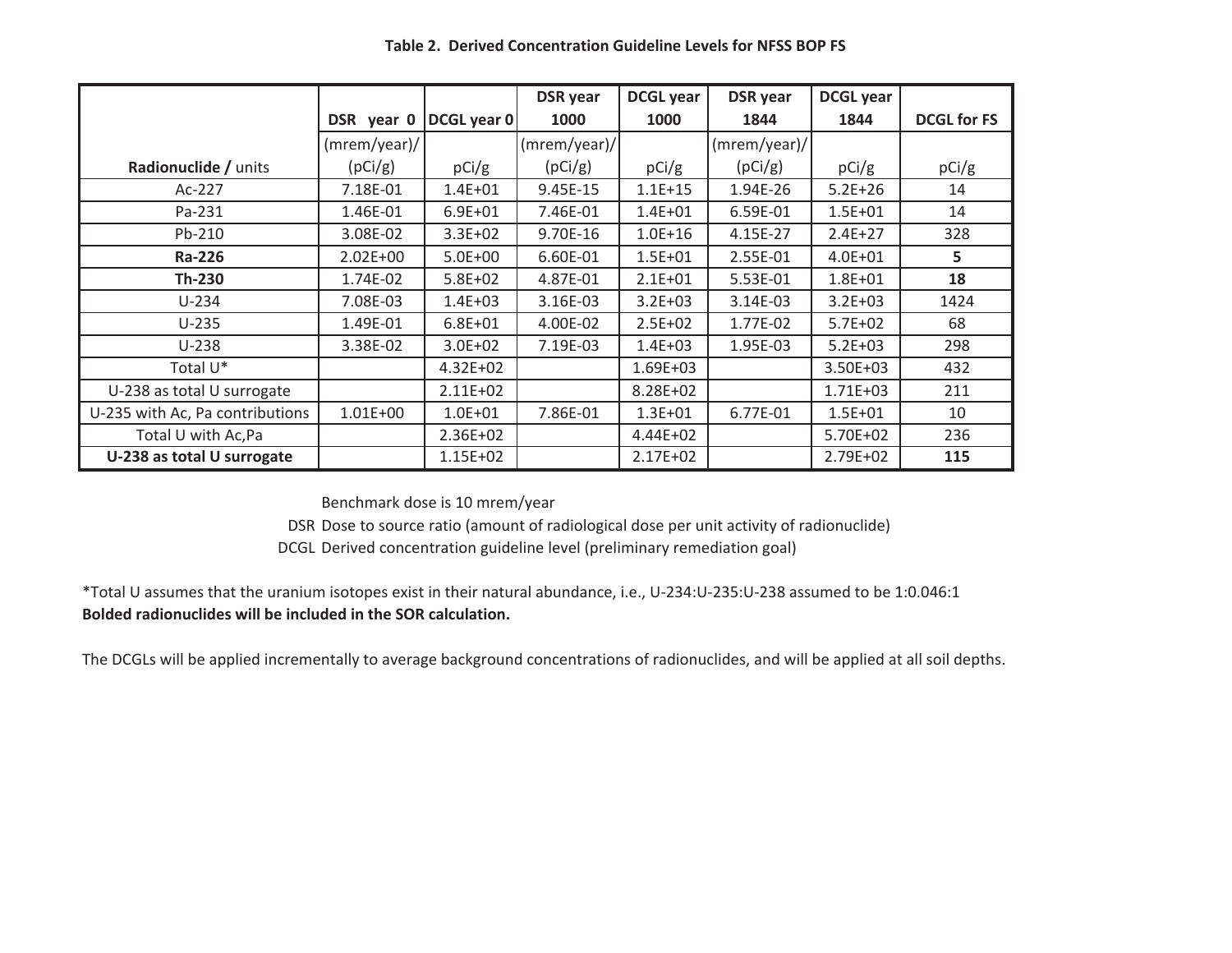**Table 2. Derived Concentration Guideline Levels for NFSS BOP FS**

| Radionuclide / units | DSR year 0 (mrem/year)/(pCi/g) | DCGL year 0 pCi/g | DSR year 1000 (mrem/year)/(pCi/g) | DCGL year 1000 pCi/g | DSR year 1844 (mrem/year)/(pCi/g) | DCGL year 1844 pCi/g | DCGL for FS pCi/g |
|---|---|---|---|---|---|---|---|
| Ac-227 | 7.18E-01 | 1.4E+01 | 9.45E-15 | 1.1E+15 | 1.94E-26 | 5.2E+26 | 14 |
| Pa-231 | 1.46E-01 | 6.9E+01 | 7.46E-01 | 1.4E+01 | 6.59E-01 | 1.5E+01 | 14 |
| Pb-210 | 3.08E-02 | 3.3E+02 | 9.70E-16 | 1.0E+16 | 4.15E-27 | 2.4E+27 | 328 |
| **Ra-226** | 2.02E+00 | 5.0E+00 | 6.60E-01 | 1.5E+01 | 2.55E-01 | 4.0E+01 | **5** |
| **Th-230** | 1.74E-02 | 5.8E+02 | 4.87E-01 | 2.1E+01 | 5.53E-01 | 1.8E+01 | **18** |
| U-234 | 7.08E-03 | 1.4E+03 | 3.16E-03 | 3.2E+03 | 3.14E-03 | 3.2E+03 | 1424 |
| U-235 | 1.49E-01 | 6.8E+01 | 4.00E-02 | 2.5E+02 | 1.77E-02 | 5.7E+02 | 68 |
| U-238 | 3.38E-02 | 3.0E+02 | 7.19E-03 | 1.4E+03 | 1.95E-03 | 5.2E+03 | 298 |
| Total U* | | 4.32E+02 | | 1.69E+03 | | 3.50E+03 | 432 |
| U-238 as total U surrogate | | 2.11E+02 | | 8.28E+02 | | 1.71E+03 | 211 |
| U-235 with Ac, Pa contributions | 1.01E+00 | 1.0E+01 | 7.86E-01 | 1.3E+01 | 6.77E-01 | 1.5E+01 | 10 |
| Total U with Ac,Pa | | 2.36E+02 | | 4.44E+02 | | 5.70E+02 | 236 |
| **U-238 as total U surrogate** | | 1.15E+02 | | 2.17E+02 | | 2.79E+02 | **115** |

Benchmark dose is 10 mrem/year

DSR Dose to source ratio (amount of radiological dose per unit activity of radionuclide)

DCGL Derived concentration guideline level (preliminary remediation goal)

*Total U assumes that the uranium isotopes exist in their natural abundance, i.e., U-234:U-235:U-238 assumed to be 1:0.046:1

**Bolded radionuclides will be included in the SOR calculation.**

The DCGLs will be applied incrementally to average background concentrations of radionuclides, and will be applied at all soil depths.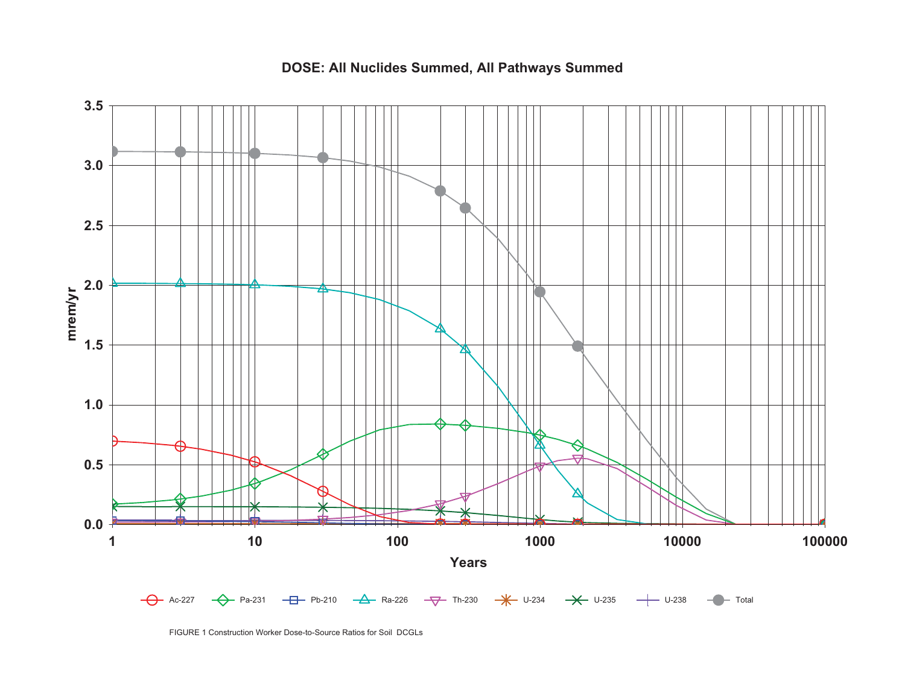DOSE: All Nuclides Summed, All Pathways Summed

FIGURE 1 Construction Worker Dose-to-Source Ratios for Soil DCGLs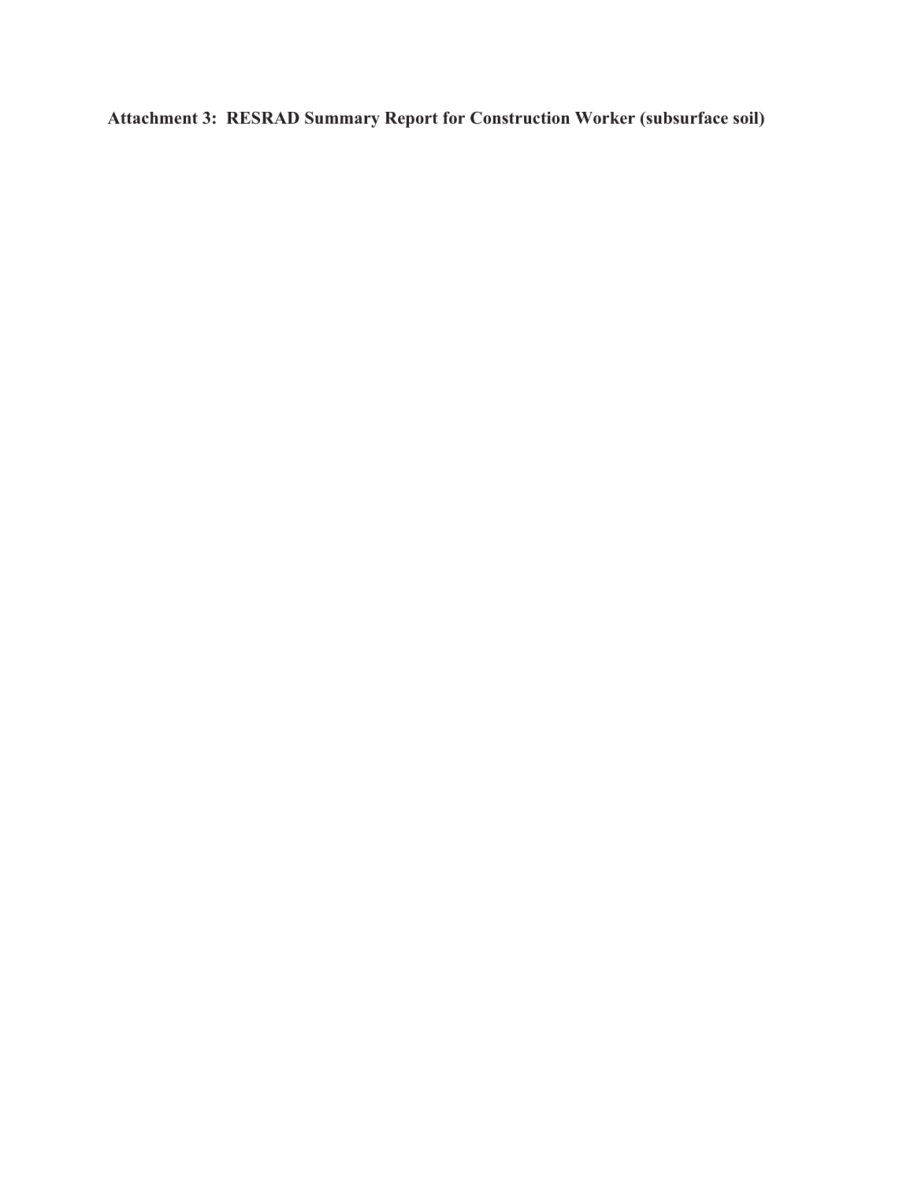**Attachment 3: RESRAD Summary Report for Construction Worker (subsurface soil)**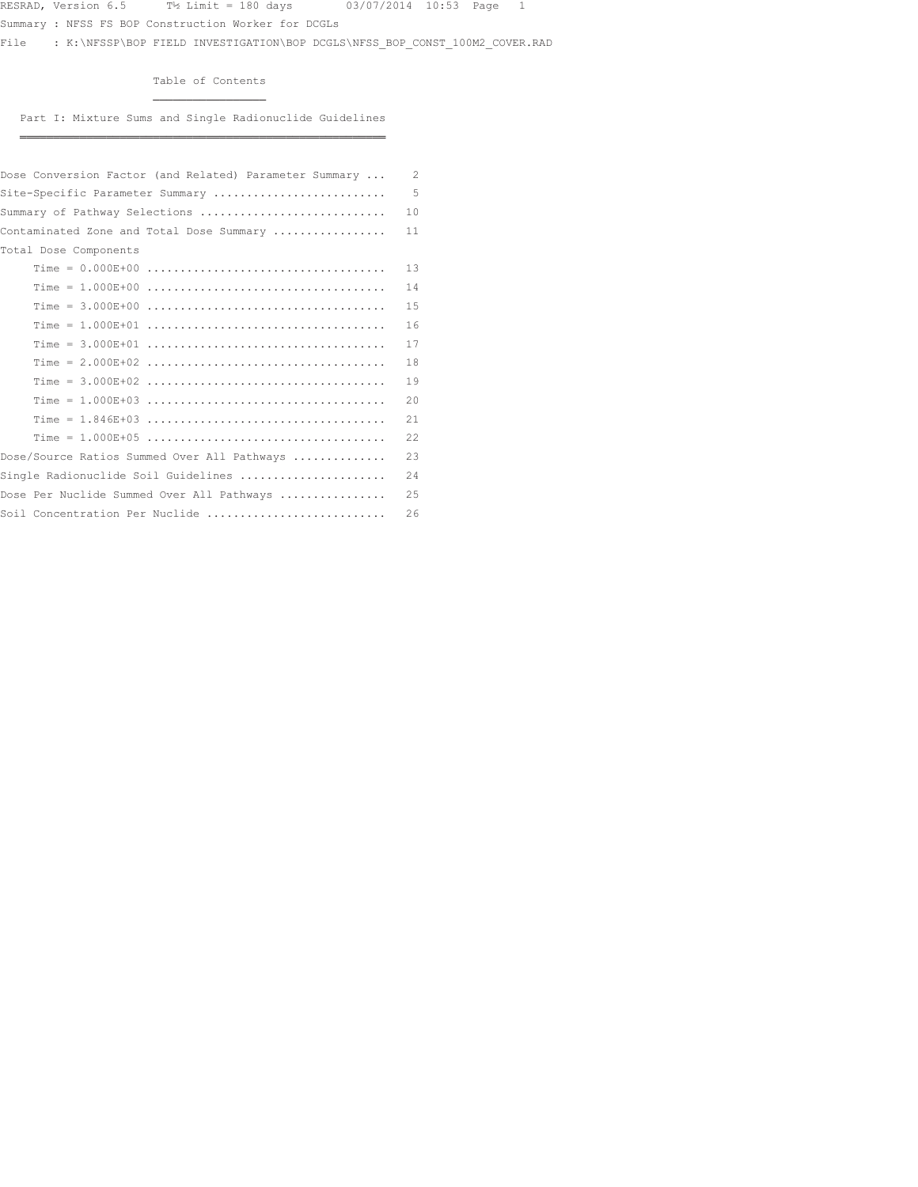RESRAD, Version 6.5      T½ Limit = 180 days      03/07/2014  10:53  Page   1

Summary : NFSS FS BOP Construction Worker for DCGLs

File    : K:\NFSSP\BOP FIELD INVESTIGATION\BOP DCGLS\NFSS_BOP_CONST_100M2_COVER.RAD

## Table of Contents

### Part I: Mixture Sums and Single Radionuclide Guidelines

```
Dose Conversion Factor (and Related) Parameter Summary ...    2
Site-Specific Parameter Summary ..........................    5
Summary of Pathway Selections ............................   10
Contaminated Zone and Total Dose Summary .................   11
Total Dose Components
     Time = 0.000E+00 ....................................   13
     Time = 1.000E+00 ....................................   14
     Time = 3.000E+00 ....................................   15
     Time = 1.000E+01 ....................................   16
     Time = 3.000E+01 ....................................   17
     Time = 2.000E+02 ....................................   18
     Time = 3.000E+02 ....................................   19
     Time = 1.000E+03 ....................................   20
     Time = 1.846E+03 ....................................   21
     Time = 1.000E+05 ....................................   22
Dose/Source Ratios Summed Over All Pathways ..............   23
Single Radionuclide Soil Guidelines ......................   24
Dose Per Nuclide Summed Over All Pathways ................   25
Soil Concentration Per Nuclide ...........................   26
```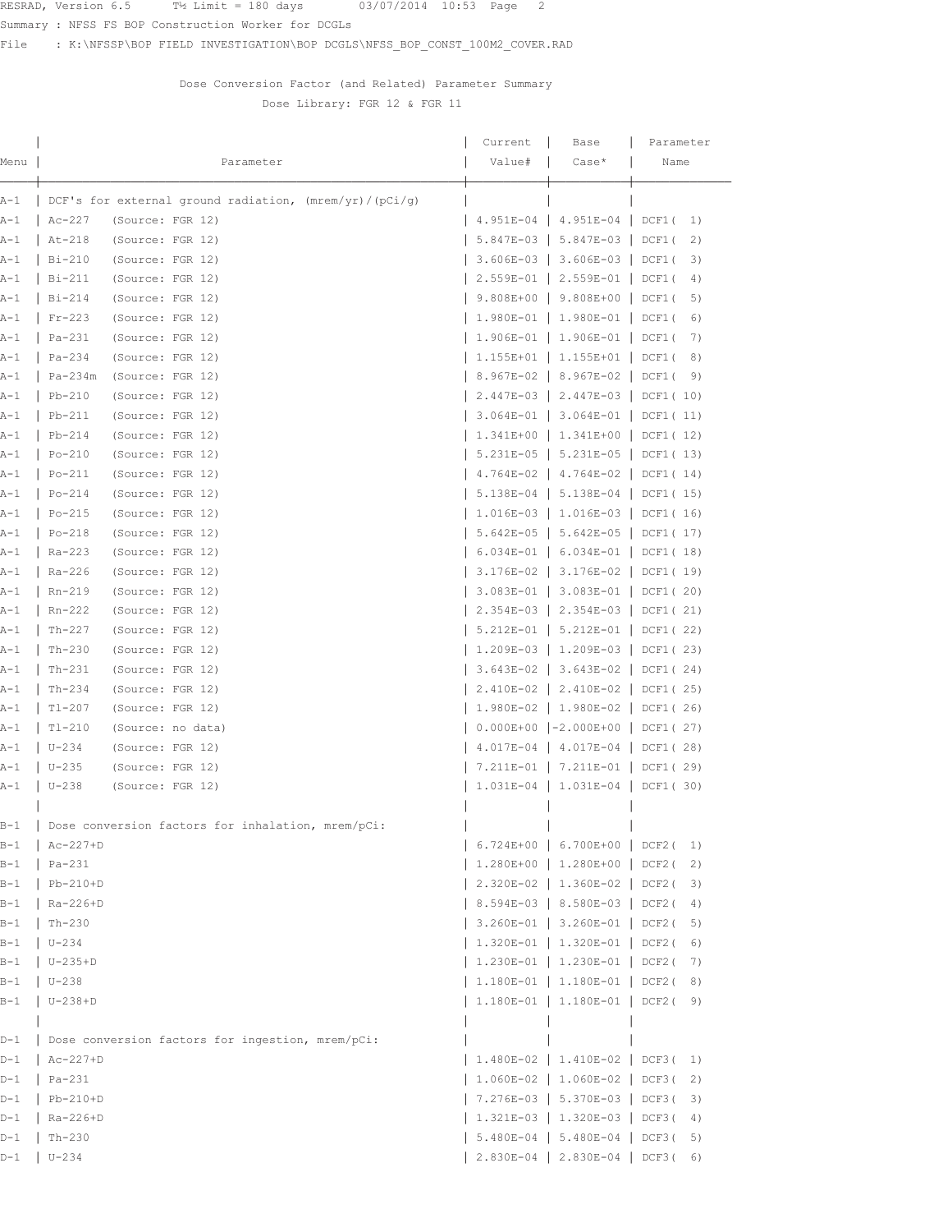RESRAD, Version 6.5 T½ Limit = 180 days 03/07/2014 10:53 Page 2

Summary : NFSS FS BOP Construction Worker for DCGLs

File : K:\NFSSP\BOP FIELD INVESTIGATION\BOP DCGLS\NFSS_BOP_CONST_100M2_COVER.RAD

## Dose Conversion Factor (and Related) Parameter Summary

Dose Library: FGR 12 & FGR 11

| Menu | Parameter | Current Value# | Base Case* | Parameter Name |
|---|---|---|---|---|
| A-1 | DCF's for external ground radiation, (mrem/yr)/(pCi/g) | | | |
| A-1 | Ac-227 (Source: FGR 12) | 4.951E-04 | 4.951E-04 | DCF1( 1) |
| A-1 | At-218 (Source: FGR 12) | 5.847E-03 | 5.847E-03 | DCF1( 2) |
| A-1 | Bi-210 (Source: FGR 12) | 3.606E-03 | 3.606E-03 | DCF1( 3) |
| A-1 | Bi-211 (Source: FGR 12) | 2.559E-01 | 2.559E-01 | DCF1( 4) |
| A-1 | Bi-214 (Source: FGR 12) | 9.808E+00 | 9.808E+00 | DCF1( 5) |
| A-1 | Fr-223 (Source: FGR 12) | 1.980E-01 | 1.980E-01 | DCF1( 6) |
| A-1 | Pa-231 (Source: FGR 12) | 1.906E-01 | 1.906E-01 | DCF1( 7) |
| A-1 | Pa-234 (Source: FGR 12) | 1.155E+01 | 1.155E+01 | DCF1( 8) |
| A-1 | Pa-234m (Source: FGR 12) | 8.967E-02 | 8.967E-02 | DCF1( 9) |
| A-1 | Pb-210 (Source: FGR 12) | 2.447E-03 | 2.447E-03 | DCF1( 10) |
| A-1 | Pb-211 (Source: FGR 12) | 3.064E-01 | 3.064E-01 | DCF1( 11) |
| A-1 | Pb-214 (Source: FGR 12) | 1.341E+00 | 1.341E+00 | DCF1( 12) |
| A-1 | Po-210 (Source: FGR 12) | 5.231E-05 | 5.231E-05 | DCF1( 13) |
| A-1 | Po-211 (Source: FGR 12) | 4.764E-02 | 4.764E-02 | DCF1( 14) |
| A-1 | Po-214 (Source: FGR 12) | 5.138E-04 | 5.138E-04 | DCF1( 15) |
| A-1 | Po-215 (Source: FGR 12) | 1.016E-03 | 1.016E-03 | DCF1( 16) |
| A-1 | Po-218 (Source: FGR 12) | 5.642E-05 | 5.642E-05 | DCF1( 17) |
| A-1 | Ra-223 (Source: FGR 12) | 6.034E-01 | 6.034E-01 | DCF1( 18) |
| A-1 | Ra-226 (Source: FGR 12) | 3.176E-02 | 3.176E-02 | DCF1( 19) |
| A-1 | Rn-219 (Source: FGR 12) | 3.083E-01 | 3.083E-01 | DCF1( 20) |
| A-1 | Rn-222 (Source: FGR 12) | 2.354E-03 | 2.354E-03 | DCF1( 21) |
| A-1 | Th-227 (Source: FGR 12) | 5.212E-01 | 5.212E-01 | DCF1( 22) |
| A-1 | Th-230 (Source: FGR 12) | 1.209E-03 | 1.209E-03 | DCF1( 23) |
| A-1 | Th-231 (Source: FGR 12) | 3.643E-02 | 3.643E-02 | DCF1( 24) |
| A-1 | Th-234 (Source: FGR 12) | 2.410E-02 | 2.410E-02 | DCF1( 25) |
| A-1 | Tl-207 (Source: FGR 12) | 1.980E-02 | 1.980E-02 | DCF1( 26) |
| A-1 | Tl-210 (Source: no data) | 0.000E+00 | -2.000E+00 | DCF1( 27) |
| A-1 | U-234 (Source: FGR 12) | 4.017E-04 | 4.017E-04 | DCF1( 28) |
| A-1 | U-235 (Source: FGR 12) | 7.211E-01 | 7.211E-01 | DCF1( 29) |
| A-1 | U-238 (Source: FGR 12) | 1.031E-04 | 1.031E-04 | DCF1( 30) |
| | | | | |
| B-1 | Dose conversion factors for inhalation, mrem/pCi: | | | |
| B-1 | Ac-227+D | 6.724E+00 | 6.700E+00 | DCF2( 1) |
| B-1 | Pa-231 | 1.280E+00 | 1.280E+00 | DCF2( 2) |
| B-1 | Pb-210+D | 2.320E-02 | 1.360E-02 | DCF2( 3) |
| B-1 | Ra-226+D | 8.594E-03 | 8.580E-03 | DCF2( 4) |
| B-1 | Th-230 | 3.260E-01 | 3.260E-01 | DCF2( 5) |
| B-1 | U-234 | 1.320E-01 | 1.320E-01 | DCF2( 6) |
| B-1 | U-235+D | 1.230E-01 | 1.230E-01 | DCF2( 7) |
| B-1 | U-238 | 1.180E-01 | 1.180E-01 | DCF2( 8) |
| B-1 | U-238+D | 1.180E-01 | 1.180E-01 | DCF2( 9) |
| | | | | |
| D-1 | Dose conversion factors for ingestion, mrem/pCi: | | | |
| D-1 | Ac-227+D | 1.480E-02 | 1.410E-02 | DCF3( 1) |
| D-1 | Pa-231 | 1.060E-02 | 1.060E-02 | DCF3( 2) |
| D-1 | Pb-210+D | 7.276E-03 | 5.370E-03 | DCF3( 3) |
| D-1 | Ra-226+D | 1.321E-03 | 1.320E-03 | DCF3( 4) |
| D-1 | Th-230 | 5.480E-04 | 5.480E-04 | DCF3( 5) |
| D-1 | U-234 | 2.830E-04 | 2.830E-04 | DCF3( 6) |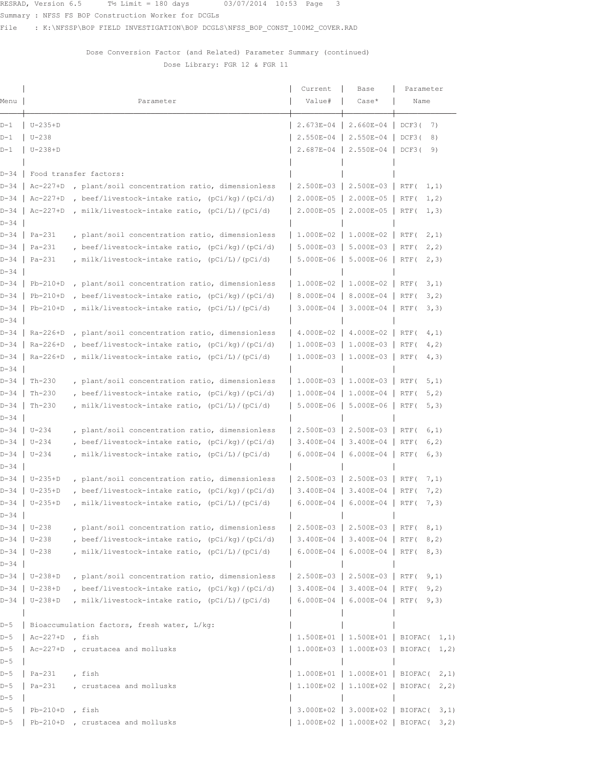RESRAD, Version 6.5      T½ Limit = 180 days       03/07/2014  10:53  Page    3

Summary : NFSS FS BOP Construction Worker for DCGLs

File    : K:\NFSSP\BOP FIELD INVESTIGATION\BOP DCGLS\NFSS_BOP_CONST_100M2_COVER.RAD

## Dose Conversion Factor (and Related) Parameter Summary (continued)

### Dose Library: FGR 12 & FGR 11

| Menu | Parameter | Current Value# | Base Case* | Parameter Name |
|---|---|---|---|---|
| D-1 | U-235+D | 2.673E-04 | 2.660E-04 | DCF3( 7) |
| D-1 | U-238 | 2.550E-04 | 2.550E-04 | DCF3( 8) |
| D-1 | U-238+D | 2.687E-04 | 2.550E-04 | DCF3( 9) |
| | | | | |
| D-34 | Food transfer factors: | | | |
| D-34 | Ac-227+D , plant/soil concentration ratio, dimensionless | 2.500E-03 | 2.500E-03 | RTF( 1,1) |
| D-34 | Ac-227+D , beef/livestock-intake ratio, (pCi/kg)/(pCi/d) | 2.000E-05 | 2.000E-05 | RTF( 1,2) |
| D-34 | Ac-227+D , milk/livestock-intake ratio, (pCi/L)/(pCi/d) | 2.000E-05 | 2.000E-05 | RTF( 1,3) |
| D-34 | | | | |
| D-34 | Pa-231 , plant/soil concentration ratio, dimensionless | 1.000E-02 | 1.000E-02 | RTF( 2,1) |
| D-34 | Pa-231 , beef/livestock-intake ratio, (pCi/kg)/(pCi/d) | 5.000E-03 | 5.000E-03 | RTF( 2,2) |
| D-34 | Pa-231 , milk/livestock-intake ratio, (pCi/L)/(pCi/d) | 5.000E-06 | 5.000E-06 | RTF( 2,3) |
| D-34 | | | | |
| D-34 | Pb-210+D , plant/soil concentration ratio, dimensionless | 1.000E-02 | 1.000E-02 | RTF( 3,1) |
| D-34 | Pb-210+D , beef/livestock-intake ratio, (pCi/kg)/(pCi/d) | 8.000E-04 | 8.000E-04 | RTF( 3,2) |
| D-34 | Pb-210+D , milk/livestock-intake ratio, (pCi/L)/(pCi/d) | 3.000E-04 | 3.000E-04 | RTF( 3,3) |
| D-34 | | | | |
| D-34 | Ra-226+D , plant/soil concentration ratio, dimensionless | 4.000E-02 | 4.000E-02 | RTF( 4,1) |
| D-34 | Ra-226+D , beef/livestock-intake ratio, (pCi/kg)/(pCi/d) | 1.000E-03 | 1.000E-03 | RTF( 4,2) |
| D-34 | Ra-226+D , milk/livestock-intake ratio, (pCi/L)/(pCi/d) | 1.000E-03 | 1.000E-03 | RTF( 4,3) |
| D-34 | | | | |
| D-34 | Th-230 , plant/soil concentration ratio, dimensionless | 1.000E-03 | 1.000E-03 | RTF( 5,1) |
| D-34 | Th-230 , beef/livestock-intake ratio, (pCi/kg)/(pCi/d) | 1.000E-04 | 1.000E-04 | RTF( 5,2) |
| D-34 | Th-230 , milk/livestock-intake ratio, (pCi/L)/(pCi/d) | 5.000E-06 | 5.000E-06 | RTF( 5,3) |
| D-34 | | | | |
| D-34 | U-234 , plant/soil concentration ratio, dimensionless | 2.500E-03 | 2.500E-03 | RTF( 6,1) |
| D-34 | U-234 , beef/livestock-intake ratio, (pCi/kg)/(pCi/d) | 3.400E-04 | 3.400E-04 | RTF( 6,2) |
| D-34 | U-234 , milk/livestock-intake ratio, (pCi/L)/(pCi/d) | 6.000E-04 | 6.000E-04 | RTF( 6,3) |
| D-34 | | | | |
| D-34 | U-235+D , plant/soil concentration ratio, dimensionless | 2.500E-03 | 2.500E-03 | RTF( 7,1) |
| D-34 | U-235+D , beef/livestock-intake ratio, (pCi/kg)/(pCi/d) | 3.400E-04 | 3.400E-04 | RTF( 7,2) |
| D-34 | U-235+D , milk/livestock-intake ratio, (pCi/L)/(pCi/d) | 6.000E-04 | 6.000E-04 | RTF( 7,3) |
| D-34 | | | | |
| D-34 | U-238 , plant/soil concentration ratio, dimensionless | 2.500E-03 | 2.500E-03 | RTF( 8,1) |
| D-34 | U-238 , beef/livestock-intake ratio, (pCi/kg)/(pCi/d) | 3.400E-04 | 3.400E-04 | RTF( 8,2) |
| D-34 | U-238 , milk/livestock-intake ratio, (pCi/L)/(pCi/d) | 6.000E-04 | 6.000E-04 | RTF( 8,3) |
| D-34 | | | | |
| D-34 | U-238+D , plant/soil concentration ratio, dimensionless | 2.500E-03 | 2.500E-03 | RTF( 9,1) |
| D-34 | U-238+D , beef/livestock-intake ratio, (pCi/kg)/(pCi/d) | 3.400E-04 | 3.400E-04 | RTF( 9,2) |
| D-34 | U-238+D , milk/livestock-intake ratio, (pCi/L)/(pCi/d) | 6.000E-04 | 6.000E-04 | RTF( 9,3) |
| | | | | |
| D-5 | Bioaccumulation factors, fresh water, L/kg: | | | |
| D-5 | Ac-227+D , fish | 1.500E+01 | 1.500E+01 | BIOFAC( 1,1) |
| D-5 | Ac-227+D , crustacea and mollusks | 1.000E+03 | 1.000E+03 | BIOFAC( 1,2) |
| D-5 | | | | |
| D-5 | Pa-231 , fish | 1.000E+01 | 1.000E+01 | BIOFAC( 2,1) |
| D-5 | Pa-231 , crustacea and mollusks | 1.100E+02 | 1.100E+02 | BIOFAC( 2,2) |
| D-5 | | | | |
| D-5 | Pb-210+D , fish | 3.000E+02 | 3.000E+02 | BIOFAC( 3,1) |
| D-5 | Pb-210+D , crustacea and mollusks | 1.000E+02 | 1.000E+02 | BIOFAC( 3,2) |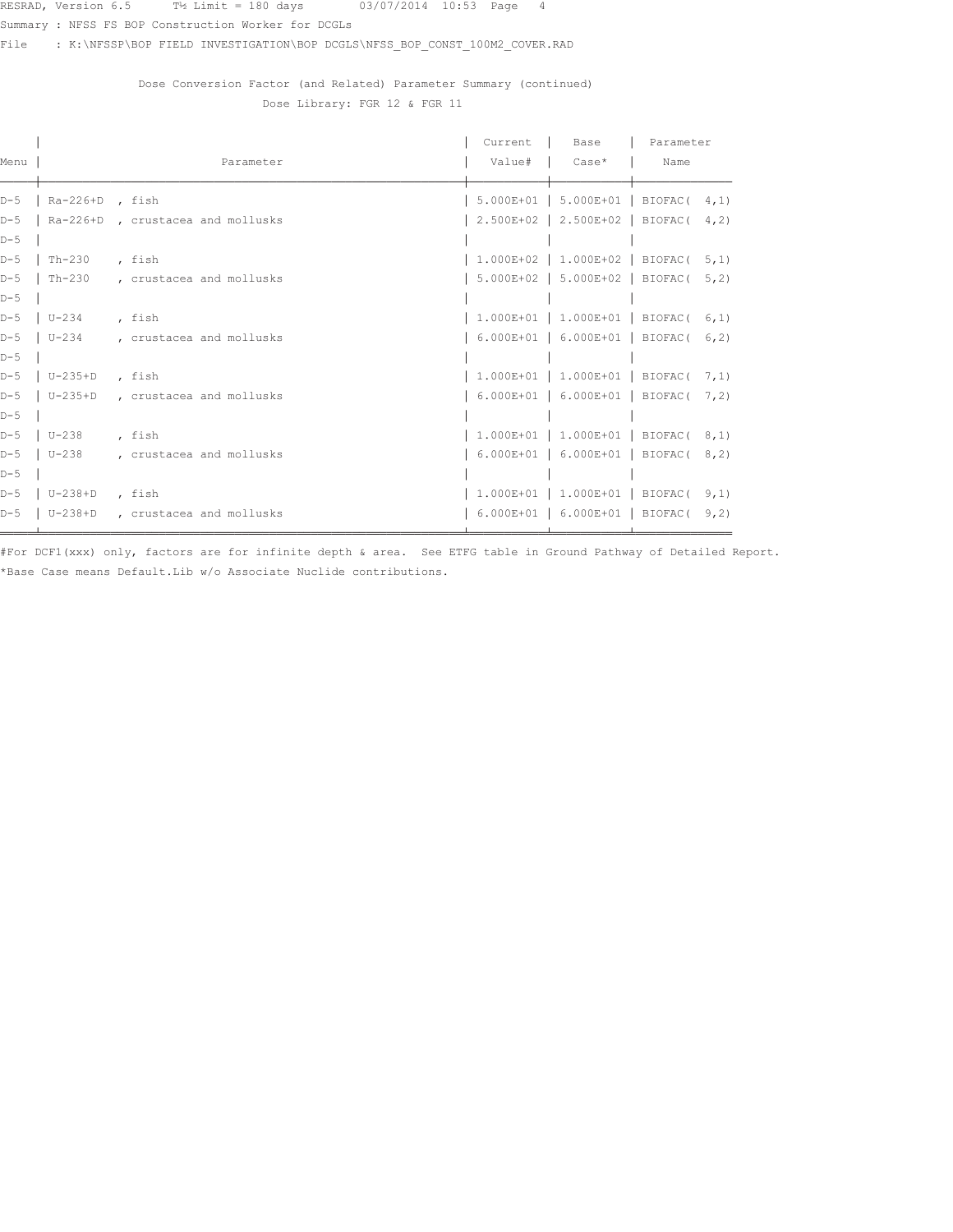Summary : NFSS FS BOP Construction Worker for DCGLs

File : K:\NFSSP\BOP FIELD INVESTIGATION\BOP DCGLS\NFSS_BOP_CONST_100M2_COVER.RAD

Dose Conversion Factor (and Related) Parameter Summary (continued)

Dose Library: FGR 12 & FGR 11

| Menu | Parameter | Current Value# | Base Case* | Parameter Name |
|---|---|---|---|---|
| D-5 | Ra-226+D , fish | 5.000E+01 | 5.000E+01 | BIOFAC( 4,1) |
| D-5 | Ra-226+D , crustacea and mollusks | 2.500E+02 | 2.500E+02 | BIOFAC( 4,2) |
| D-5 | | | | |
| D-5 | Th-230 , fish | 1.000E+02 | 1.000E+02 | BIOFAC( 5,1) |
| D-5 | Th-230 , crustacea and mollusks | 5.000E+02 | 5.000E+02 | BIOFAC( 5,2) |
| D-5 | | | | |
| D-5 | U-234 , fish | 1.000E+01 | 1.000E+01 | BIOFAC( 6,1) |
| D-5 | U-234 , crustacea and mollusks | 6.000E+01 | 6.000E+01 | BIOFAC( 6,2) |
| D-5 | | | | |
| D-5 | U-235+D , fish | 1.000E+01 | 1.000E+01 | BIOFAC( 7,1) |
| D-5 | U-235+D , crustacea and mollusks | 6.000E+01 | 6.000E+01 | BIOFAC( 7,2) |
| D-5 | | | | |
| D-5 | U-238 , fish | 1.000E+01 | 1.000E+01 | BIOFAC( 8,1) |
| D-5 | U-238 , crustacea and mollusks | 6.000E+01 | 6.000E+01 | BIOFAC( 8,2) |
| D-5 | | | | |
| D-5 | U-238+D , fish | 1.000E+01 | 1.000E+01 | BIOFAC( 9,1) |
| D-5 | U-238+D , crustacea and mollusks | 6.000E+01 | 6.000E+01 | BIOFAC( 9,2) |

#For DCF1(xxx) only, factors are for infinite depth & area. See ETFG table in Ground Pathway of Detailed Report.

*Base Case means Default.Lib w/o Associate Nuclide contributions.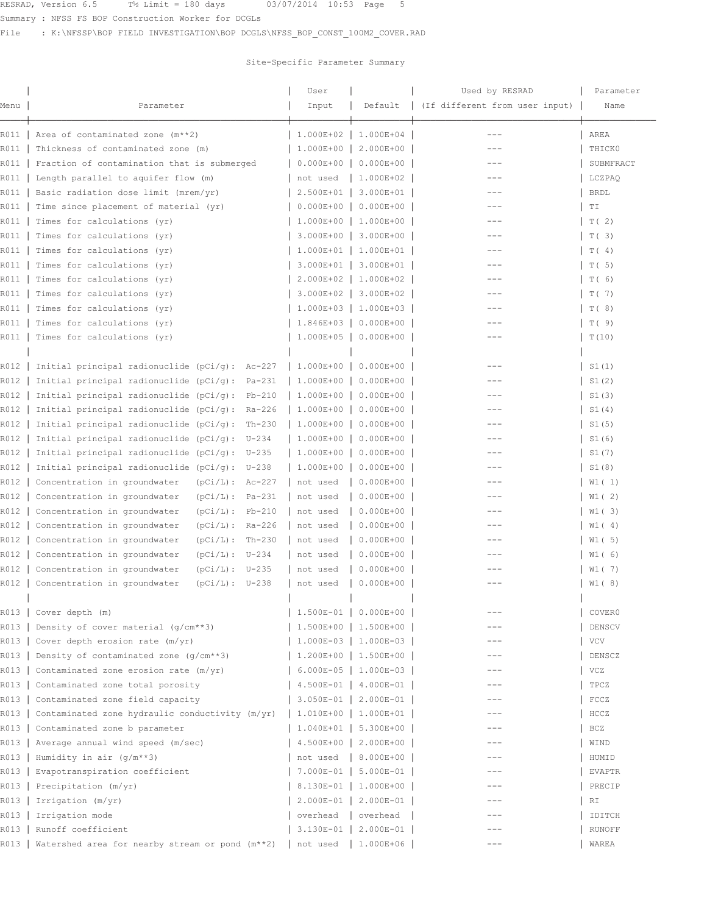RESRAD, Version 6.5 T½ Limit = 180 days 03/07/2014 10:53

Summary : NFSS FS BOP Construction Worker for DCGLs

File : K:\NFSSP\BOP FIELD INVESTIGATION\BOP DCGLS\NFSS_BOP_CONST_100M2_COVER.RAD

## Site-Specific Parameter Summary

| Menu | Parameter | User Input | Default | Used by RESRAD (If different from user input) | Parameter Name |
|---|---|---|---|---|---|
| R011 | Area of contaminated zone (m**2) | 1.000E+02 | 1.000E+04 | --- | AREA |
| R011 | Thickness of contaminated zone (m) | 1.000E+00 | 2.000E+00 | --- | THICK0 |
| R011 | Fraction of contamination that is submerged | 0.000E+00 | 0.000E+00 | --- | SUBMFRACT |
| R011 | Length parallel to aquifer flow (m) | not used | 1.000E+02 | --- | LCZPAQ |
| R011 | Basic radiation dose limit (mrem/yr) | 2.500E+01 | 3.000E+01 | --- | BRDL |
| R011 | Time since placement of material (yr) | 0.000E+00 | 0.000E+00 | --- | TI |
| R011 | Times for calculations (yr) | 1.000E+00 | 1.000E+00 | --- | T( 2) |
| R011 | Times for calculations (yr) | 3.000E+00 | 3.000E+00 | --- | T( 3) |
| R011 | Times for calculations (yr) | 1.000E+01 | 1.000E+01 | --- | T( 4) |
| R011 | Times for calculations (yr) | 3.000E+01 | 3.000E+01 | --- | T( 5) |
| R011 | Times for calculations (yr) | 2.000E+02 | 1.000E+02 | --- | T( 6) |
| R011 | Times for calculations (yr) | 3.000E+02 | 3.000E+02 | --- | T( 7) |
| R011 | Times for calculations (yr) | 1.000E+03 | 1.000E+03 | --- | T( 8) |
| R011 | Times for calculations (yr) | 1.846E+03 | 0.000E+00 | --- | T( 9) |
| R011 | Times for calculations (yr) | 1.000E+05 | 0.000E+00 | --- | T(10) |
| | | | | | |
| R012 | Initial principal radionuclide (pCi/g): Ac-227 | 1.000E+00 | 0.000E+00 | --- | S1(1) |
| R012 | Initial principal radionuclide (pCi/g): Pa-231 | 1.000E+00 | 0.000E+00 | --- | S1(2) |
| R012 | Initial principal radionuclide (pCi/g): Pb-210 | 1.000E+00 | 0.000E+00 | --- | S1(3) |
| R012 | Initial principal radionuclide (pCi/g): Ra-226 | 1.000E+00 | 0.000E+00 | --- | S1(4) |
| R012 | Initial principal radionuclide (pCi/g): Th-230 | 1.000E+00 | 0.000E+00 | --- | S1(5) |
| R012 | Initial principal radionuclide (pCi/g): U-234 | 1.000E+00 | 0.000E+00 | --- | S1(6) |
| R012 | Initial principal radionuclide (pCi/g): U-235 | 1.000E+00 | 0.000E+00 | --- | S1(7) |
| R012 | Initial principal radionuclide (pCi/g): U-238 | 1.000E+00 | 0.000E+00 | --- | S1(8) |
| R012 | Concentration in groundwater (pCi/L): Ac-227 | not used | 0.000E+00 | --- | W1( 1) |
| R012 | Concentration in groundwater (pCi/L): Pa-231 | not used | 0.000E+00 | --- | W1( 2) |
| R012 | Concentration in groundwater (pCi/L): Pb-210 | not used | 0.000E+00 | --- | W1( 3) |
| R012 | Concentration in groundwater (pCi/L): Ra-226 | not used | 0.000E+00 | --- | W1( 4) |
| R012 | Concentration in groundwater (pCi/L): Th-230 | not used | 0.000E+00 | --- | W1( 5) |
| R012 | Concentration in groundwater (pCi/L): U-234 | not used | 0.000E+00 | --- | W1( 6) |
| R012 | Concentration in groundwater (pCi/L): U-235 | not used | 0.000E+00 | --- | W1( 7) |
| R012 | Concentration in groundwater (pCi/L): U-238 | not used | 0.000E+00 | --- | W1( 8) |
| | | | | | |
| R013 | Cover depth (m) | 1.500E-01 | 0.000E+00 | --- | COVER0 |
| R013 | Density of cover material (g/cm**3) | 1.500E+00 | 1.500E+00 | --- | DENSCV |
| R013 | Cover depth erosion rate (m/yr) | 1.000E-03 | 1.000E-03 | --- | VCV |
| R013 | Density of contaminated zone (g/cm**3) | 1.200E+00 | 1.500E+00 | --- | DENSCZ |
| R013 | Contaminated zone erosion rate (m/yr) | 6.000E-05 | 1.000E-03 | --- | VCZ |
| R013 | Contaminated zone total porosity | 4.500E-01 | 4.000E-01 | --- | TPCZ |
| R013 | Contaminated zone field capacity | 3.050E-01 | 2.000E-01 | --- | FCCZ |
| R013 | Contaminated zone hydraulic conductivity (m/yr) | 1.010E+00 | 1.000E+01 | --- | HCCZ |
| R013 | Contaminated zone b parameter | 1.040E+01 | 5.300E+00 | --- | BCZ |
| R013 | Average annual wind speed (m/sec) | 4.500E+00 | 2.000E+00 | --- | WIND |
| R013 | Humidity in air (g/m**3) | not used | 8.000E+00 | --- | HUMID |
| R013 | Evapotranspiration coefficient | 7.000E-01 | 5.000E-01 | --- | EVAPTR |
| R013 | Precipitation (m/yr) | 8.130E-01 | 1.000E+00 | --- | PRECIP |
| R013 | Irrigation (m/yr) | 2.000E-01 | 2.000E-01 | --- | RI |
| R013 | Irrigation mode | overhead | overhead | --- | IDITCH |
| R013 | Runoff coefficient | 3.130E-01 | 2.000E-01 | --- | RUNOFF |
| R013 | Watershed area for nearby stream or pond (m**2) | not used | 1.000E+06 | --- | WAREA |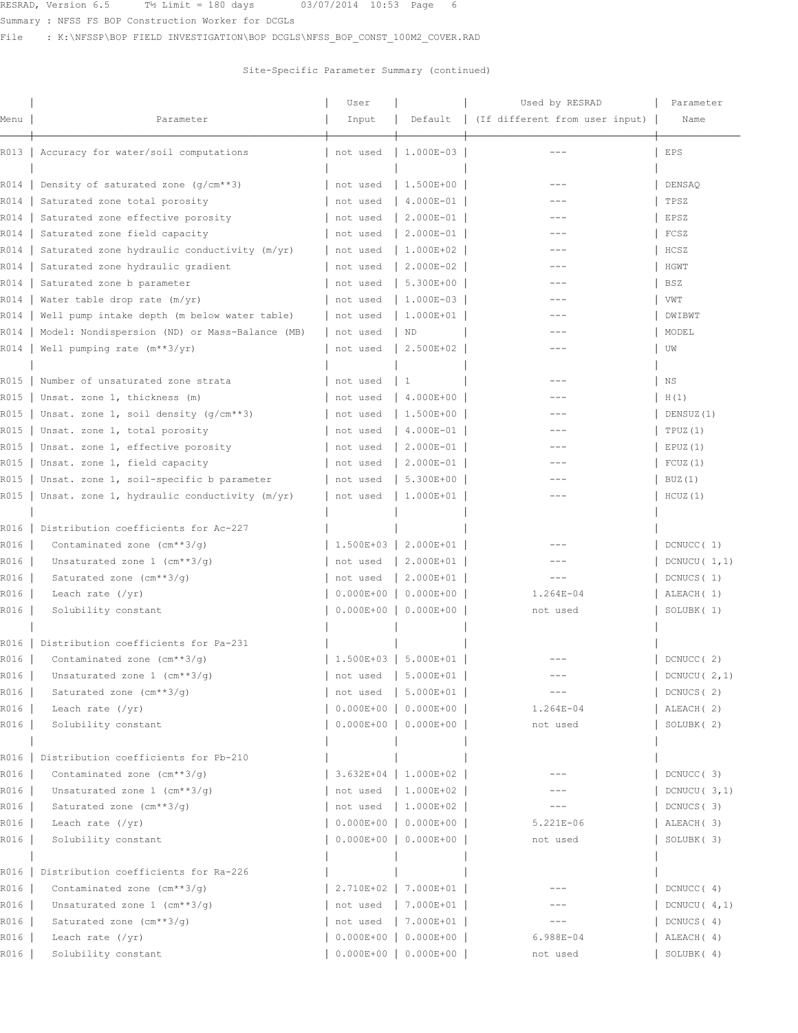Summary : NFSS FS BOP Construction Worker for DCGLs

File : K:\NFSSP\BOP FIELD INVESTIGATION\BOP DCGLS\NFSS_BOP_CONST_100M2_COVER.RAD

Site-Specific Parameter Summary (continued)

| Menu | Parameter | User Input | Default | Used by RESRAD (If different from user input) | Parameter Name |
|---|---|---|---|---|---|
| R013 | Accuracy for water/soil computations | not used | 1.000E-03 | --- | EPS |
| | | | | | |
| R014 | Density of saturated zone (g/cm**3) | not used | 1.500E+00 | --- | DENSAQ |
| R014 | Saturated zone total porosity | not used | 4.000E-01 | --- | TPSZ |
| R014 | Saturated zone effective porosity | not used | 2.000E-01 | --- | EPSZ |
| R014 | Saturated zone field capacity | not used | 2.000E-01 | --- | FCSZ |
| R014 | Saturated zone hydraulic conductivity (m/yr) | not used | 1.000E+02 | --- | HCSZ |
| R014 | Saturated zone hydraulic gradient | not used | 2.000E-02 | --- | HGWT |
| R014 | Saturated zone b parameter | not used | 5.300E+00 | --- | BSZ |
| R014 | Water table drop rate (m/yr) | not used | 1.000E-03 | --- | VWT |
| R014 | Well pump intake depth (m below water table) | not used | 1.000E+01 | --- | DWIBWT |
| R014 | Model: Nondispersion (ND) or Mass-Balance (MB) | not used | ND | --- | MODEL |
| R014 | Well pumping rate (m**3/yr) | not used | 2.500E+02 | --- | UW |
| | | | | | |
| R015 | Number of unsaturated zone strata | not used | 1 | --- | NS |
| R015 | Unsat. zone 1, thickness (m) | not used | 4.000E+00 | --- | H(1) |
| R015 | Unsat. zone 1, soil density (g/cm**3) | not used | 1.500E+00 | --- | DENSUZ(1) |
| R015 | Unsat. zone 1, total porosity | not used | 4.000E-01 | --- | TPUZ(1) |
| R015 | Unsat. zone 1, effective porosity | not used | 2.000E-01 | --- | EPUZ(1) |
| R015 | Unsat. zone 1, field capacity | not used | 2.000E-01 | --- | FCUZ(1) |
| R015 | Unsat. zone 1, soil-specific b parameter | not used | 5.300E+00 | --- | BUZ(1) |
| R015 | Unsat. zone 1, hydraulic conductivity (m/yr) | not used | 1.000E+01 | --- | HCUZ(1) |
| | | | | | |
| R016 | Distribution coefficients for Ac-227 | | | | |
| R016 | Contaminated zone (cm**3/g) | 1.500E+03 | 2.000E+01 | --- | DCNUCC( 1) |
| R016 | Unsaturated zone 1 (cm**3/g) | not used | 2.000E+01 | --- | DCNUCU( 1,1) |
| R016 | Saturated zone (cm**3/g) | not used | 2.000E+01 | --- | DCNUCS( 1) |
| R016 | Leach rate (/yr) | 0.000E+00 | 0.000E+00 | 1.264E-04 | ALEACH( 1) |
| R016 | Solubility constant | 0.000E+00 | 0.000E+00 | not used | SOLUBK( 1) |
| | | | | | |
| R016 | Distribution coefficients for Pa-231 | | | | |
| R016 | Contaminated zone (cm**3/g) | 1.500E+03 | 5.000E+01 | --- | DCNUCC( 2) |
| R016 | Unsaturated zone 1 (cm**3/g) | not used | 5.000E+01 | --- | DCNUCU( 2,1) |
| R016 | Saturated zone (cm**3/g) | not used | 5.000E+01 | --- | DCNUCS( 2) |
| R016 | Leach rate (/yr) | 0.000E+00 | 0.000E+00 | 1.264E-04 | ALEACH( 2) |
| R016 | Solubility constant | 0.000E+00 | 0.000E+00 | not used | SOLUBK( 2) |
| | | | | | |
| R016 | Distribution coefficients for Pb-210 | | | | |
| R016 | Contaminated zone (cm**3/g) | 3.632E+04 | 1.000E+02 | --- | DCNUCC( 3) |
| R016 | Unsaturated zone 1 (cm**3/g) | not used | 1.000E+02 | --- | DCNUCU( 3,1) |
| R016 | Saturated zone (cm**3/g) | not used | 1.000E+02 | --- | DCNUCS( 3) |
| R016 | Leach rate (/yr) | 0.000E+00 | 0.000E+00 | 5.221E-06 | ALEACH( 3) |
| R016 | Solubility constant | 0.000E+00 | 0.000E+00 | not used | SOLUBK( 3) |
| | | | | | |
| R016 | Distribution coefficients for Ra-226 | | | | |
| R016 | Contaminated zone (cm**3/g) | 2.710E+02 | 7.000E+01 | --- | DCNUCC( 4) |
| R016 | Unsaturated zone 1 (cm**3/g) | not used | 7.000E+01 | --- | DCNUCU( 4,1) |
| R016 | Saturated zone (cm**3/g) | not used | 7.000E+01 | --- | DCNUCS( 4) |
| R016 | Leach rate (/yr) | 0.000E+00 | 0.000E+00 | 6.988E-04 | ALEACH( 4) |
| R016 | Solubility constant | 0.000E+00 | 0.000E+00 | not used | SOLUBK( 4) |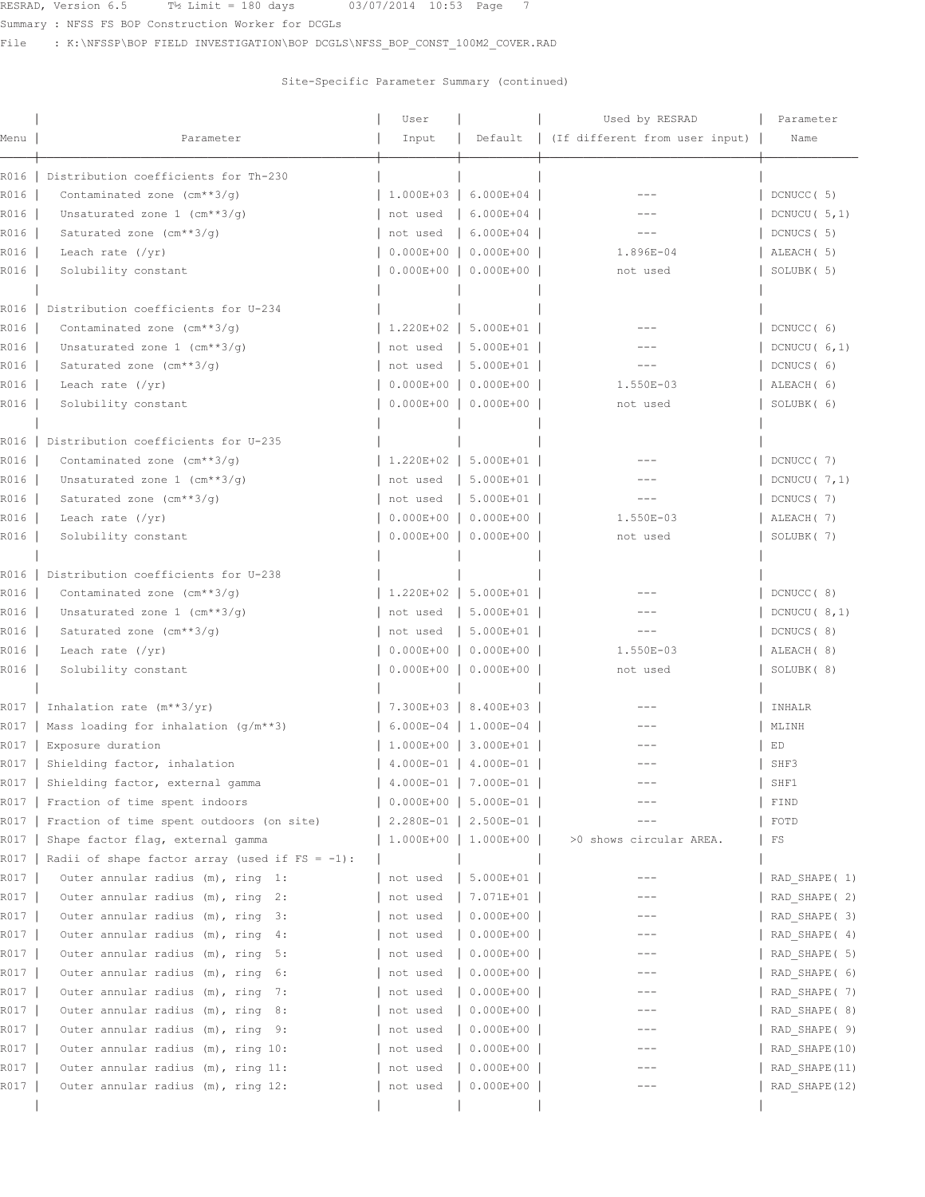Site-Specific Parameter Summary (continued)

| Menu | Parameter | User Input | Default | Used by RESRAD (If different from user input) | Parameter Name |
|---|---|---|---|---|---|
| R016 | Distribution coefficients for Th-230 | | | | |
| R016 | Contaminated zone (cm**3/g) | 1.000E+03 | 6.000E+04 | --- | DCNUCC( 5) |
| R016 | Unsaturated zone 1 (cm**3/g) | not used | 6.000E+04 | --- | DCNUCU( 5,1) |
| R016 | Saturated zone (cm**3/g) | not used | 6.000E+04 | --- | DCNUCS( 5) |
| R016 | Leach rate (/yr) | 0.000E+00 | 0.000E+00 | 1.896E-04 | ALEACH( 5) |
| R016 | Solubility constant | 0.000E+00 | 0.000E+00 | not used | SOLUBK( 5) |
| | | | | | |
| R016 | Distribution coefficients for U-234 | | | | |
| R016 | Contaminated zone (cm**3/g) | 1.220E+02 | 5.000E+01 | --- | DCNUCC( 6) |
| R016 | Unsaturated zone 1 (cm**3/g) | not used | 5.000E+01 | --- | DCNUCU( 6,1) |
| R016 | Saturated zone (cm**3/g) | not used | 5.000E+01 | --- | DCNUCS( 6) |
| R016 | Leach rate (/yr) | 0.000E+00 | 0.000E+00 | 1.550E-03 | ALEACH( 6) |
| R016 | Solubility constant | 0.000E+00 | 0.000E+00 | not used | SOLUBK( 6) |
| | | | | | |
| R016 | Distribution coefficients for U-235 | | | | |
| R016 | Contaminated zone (cm**3/g) | 1.220E+02 | 5.000E+01 | --- | DCNUCC( 7) |
| R016 | Unsaturated zone 1 (cm**3/g) | not used | 5.000E+01 | --- | DCNUCU( 7,1) |
| R016 | Saturated zone (cm**3/g) | not used | 5.000E+01 | --- | DCNUCS( 7) |
| R016 | Leach rate (/yr) | 0.000E+00 | 0.000E+00 | 1.550E-03 | ALEACH( 7) |
| R016 | Solubility constant | 0.000E+00 | 0.000E+00 | not used | SOLUBK( 7) |
| | | | | | |
| R016 | Distribution coefficients for U-238 | | | | |
| R016 | Contaminated zone (cm**3/g) | 1.220E+02 | 5.000E+01 | --- | DCNUCC( 8) |
| R016 | Unsaturated zone 1 (cm**3/g) | not used | 5.000E+01 | --- | DCNUCU( 8,1) |
| R016 | Saturated zone (cm**3/g) | not used | 5.000E+01 | --- | DCNUCS( 8) |
| R016 | Leach rate (/yr) | 0.000E+00 | 0.000E+00 | 1.550E-03 | ALEACH( 8) |
| R016 | Solubility constant | 0.000E+00 | 0.000E+00 | not used | SOLUBK( 8) |
| | | | | | |
| R017 | Inhalation rate (m**3/yr) | 7.300E+03 | 8.400E+03 | --- | INHALR |
| R017 | Mass loading for inhalation (g/m**3) | 6.000E-04 | 1.000E-04 | --- | MLINH |
| R017 | Exposure duration | 1.000E+00 | 3.000E+01 | --- | ED |
| R017 | Shielding factor, inhalation | 4.000E-01 | 4.000E-01 | --- | SHF3 |
| R017 | Shielding factor, external gamma | 4.000E-01 | 7.000E-01 | --- | SHF1 |
| R017 | Fraction of time spent indoors | 0.000E+00 | 5.000E-01 | --- | FIND |
| R017 | Fraction of time spent outdoors (on site) | 2.280E-01 | 2.500E-01 | --- | FOTD |
| R017 | Shape factor flag, external gamma | 1.000E+00 | 1.000E+00 | >0 shows circular AREA. | FS |
| R017 | Radii of shape factor array (used if FS = -1): | | | | |
| R017 | Outer annular radius (m), ring 1: | not used | 5.000E+01 | --- | RAD_SHAPE( 1) |
| R017 | Outer annular radius (m), ring 2: | not used | 7.071E+01 | --- | RAD_SHAPE( 2) |
| R017 | Outer annular radius (m), ring 3: | not used | 0.000E+00 | --- | RAD_SHAPE( 3) |
| R017 | Outer annular radius (m), ring 4: | not used | 0.000E+00 | --- | RAD_SHAPE( 4) |
| R017 | Outer annular radius (m), ring 5: | not used | 0.000E+00 | --- | RAD_SHAPE( 5) |
| R017 | Outer annular radius (m), ring 6: | not used | 0.000E+00 | --- | RAD_SHAPE( 6) |
| R017 | Outer annular radius (m), ring 7: | not used | 0.000E+00 | --- | RAD_SHAPE( 7) |
| R017 | Outer annular radius (m), ring 8: | not used | 0.000E+00 | --- | RAD_SHAPE( 8) |
| R017 | Outer annular radius (m), ring 9: | not used | 0.000E+00 | --- | RAD_SHAPE( 9) |
| R017 | Outer annular radius (m), ring 10: | not used | 0.000E+00 | --- | RAD_SHAPE(10) |
| R017 | Outer annular radius (m), ring 11: | not used | 0.000E+00 | --- | RAD_SHAPE(11) |
| R017 | Outer annular radius (m), ring 12: | not used | 0.000E+00 | --- | RAD_SHAPE(12) |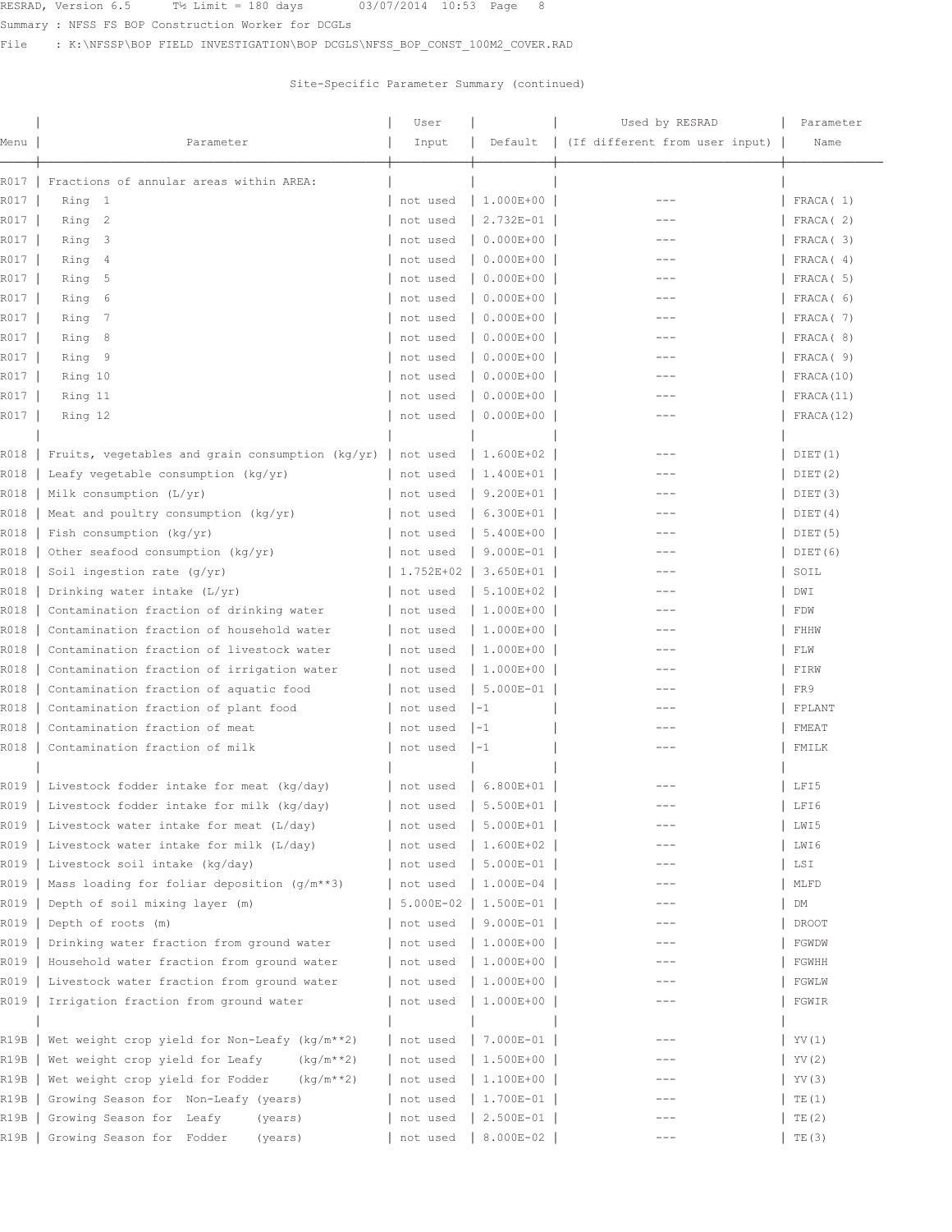Summary : NFSS FS BOP Construction Worker for DCGLs

File : K:\NFSSP\BOP FIELD INVESTIGATION\BOP DCGLS\NFSS_BOP_CONST_100M2_COVER.RAD

Site-Specific Parameter Summary (continued)

| Menu | Parameter | User Input | Default | Used by RESRAD (If different from user input) | Parameter Name |
|---|---|---|---|---|---|
| R017 | Fractions of annular areas within AREA: | | | | |
| R017 | Ring 1 | not used | 1.000E+00 | --- | FRACA( 1) |
| R017 | Ring 2 | not used | 2.732E-01 | --- | FRACA( 2) |
| R017 | Ring 3 | not used | 0.000E+00 | --- | FRACA( 3) |
| R017 | Ring 4 | not used | 0.000E+00 | --- | FRACA( 4) |
| R017 | Ring 5 | not used | 0.000E+00 | --- | FRACA( 5) |
| R017 | Ring 6 | not used | 0.000E+00 | --- | FRACA( 6) |
| R017 | Ring 7 | not used | 0.000E+00 | --- | FRACA( 7) |
| R017 | Ring 8 | not used | 0.000E+00 | --- | FRACA( 8) |
| R017 | Ring 9 | not used | 0.000E+00 | --- | FRACA( 9) |
| R017 | Ring 10 | not used | 0.000E+00 | --- | FRACA(10) |
| R017 | Ring 11 | not used | 0.000E+00 | --- | FRACA(11) |
| R017 | Ring 12 | not used | 0.000E+00 | --- | FRACA(12) |
| | | | | | |
| R018 | Fruits, vegetables and grain consumption (kg/yr) | not used | 1.600E+02 | --- | DIET(1) |
| R018 | Leafy vegetable consumption (kg/yr) | not used | 1.400E+01 | --- | DIET(2) |
| R018 | Milk consumption (L/yr) | not used | 9.200E+01 | --- | DIET(3) |
| R018 | Meat and poultry consumption (kg/yr) | not used | 6.300E+01 | --- | DIET(4) |
| R018 | Fish consumption (kg/yr) | not used | 5.400E+00 | --- | DIET(5) |
| R018 | Other seafood consumption (kg/yr) | not used | 9.000E-01 | --- | DIET(6) |
| R018 | Soil ingestion rate (g/yr) | 1.752E+02 | 3.650E+01 | --- | SOIL |
| R018 | Drinking water intake (L/yr) | not used | 5.100E+02 | --- | DWI |
| R018 | Contamination fraction of drinking water | not used | 1.000E+00 | --- | FDW |
| R018 | Contamination fraction of household water | not used | 1.000E+00 | --- | FHHW |
| R018 | Contamination fraction of livestock water | not used | 1.000E+00 | --- | FLW |
| R018 | Contamination fraction of irrigation water | not used | 1.000E+00 | --- | FIRW |
| R018 | Contamination fraction of aquatic food | not used | 5.000E-01 | --- | FR9 |
| R018 | Contamination fraction of plant food | not used | -1 | --- | FPLANT |
| R018 | Contamination fraction of meat | not used | -1 | --- | FMEAT |
| R018 | Contamination fraction of milk | not used | -1 | --- | FMILK |
| | | | | | |
| R019 | Livestock fodder intake for meat (kg/day) | not used | 6.800E+01 | --- | LFI5 |
| R019 | Livestock fodder intake for milk (kg/day) | not used | 5.500E+01 | --- | LFI6 |
| R019 | Livestock water intake for meat (L/day) | not used | 5.000E+01 | --- | LWI5 |
| R019 | Livestock water intake for milk (L/day) | not used | 1.600E+02 | --- | LWI6 |
| R019 | Livestock soil intake (kg/day) | not used | 5.000E-01 | --- | LSI |
| R019 | Mass loading for foliar deposition (g/m**3) | not used | 1.000E-04 | --- | MLFD |
| R019 | Depth of soil mixing layer (m) | 5.000E-02 | 1.500E-01 | --- | DM |
| R019 | Depth of roots (m) | not used | 9.000E-01 | --- | DROOT |
| R019 | Drinking water fraction from ground water | not used | 1.000E+00 | --- | FGWDW |
| R019 | Household water fraction from ground water | not used | 1.000E+00 | --- | FGWHH |
| R019 | Livestock water fraction from ground water | not used | 1.000E+00 | --- | FGWLW |
| R019 | Irrigation fraction from ground water | not used | 1.000E+00 | --- | FGWIR |
| | | | | | |
| R19B | Wet weight crop yield for Non-Leafy (kg/m**2) | not used | 7.000E-01 | --- | YV(1) |
| R19B | Wet weight crop yield for Leafy (kg/m**2) | not used | 1.500E+00 | --- | YV(2) |
| R19B | Wet weight crop yield for Fodder (kg/m**2) | not used | 1.100E+00 | --- | YV(3) |
| R19B | Growing Season for Non-Leafy (years) | not used | 1.700E-01 | --- | TE(1) |
| R19B | Growing Season for Leafy (years) | not used | 2.500E-01 | --- | TE(2) |
| R19B | Growing Season for Fodder (years) | not used | 8.000E-02 | --- | TE(3) |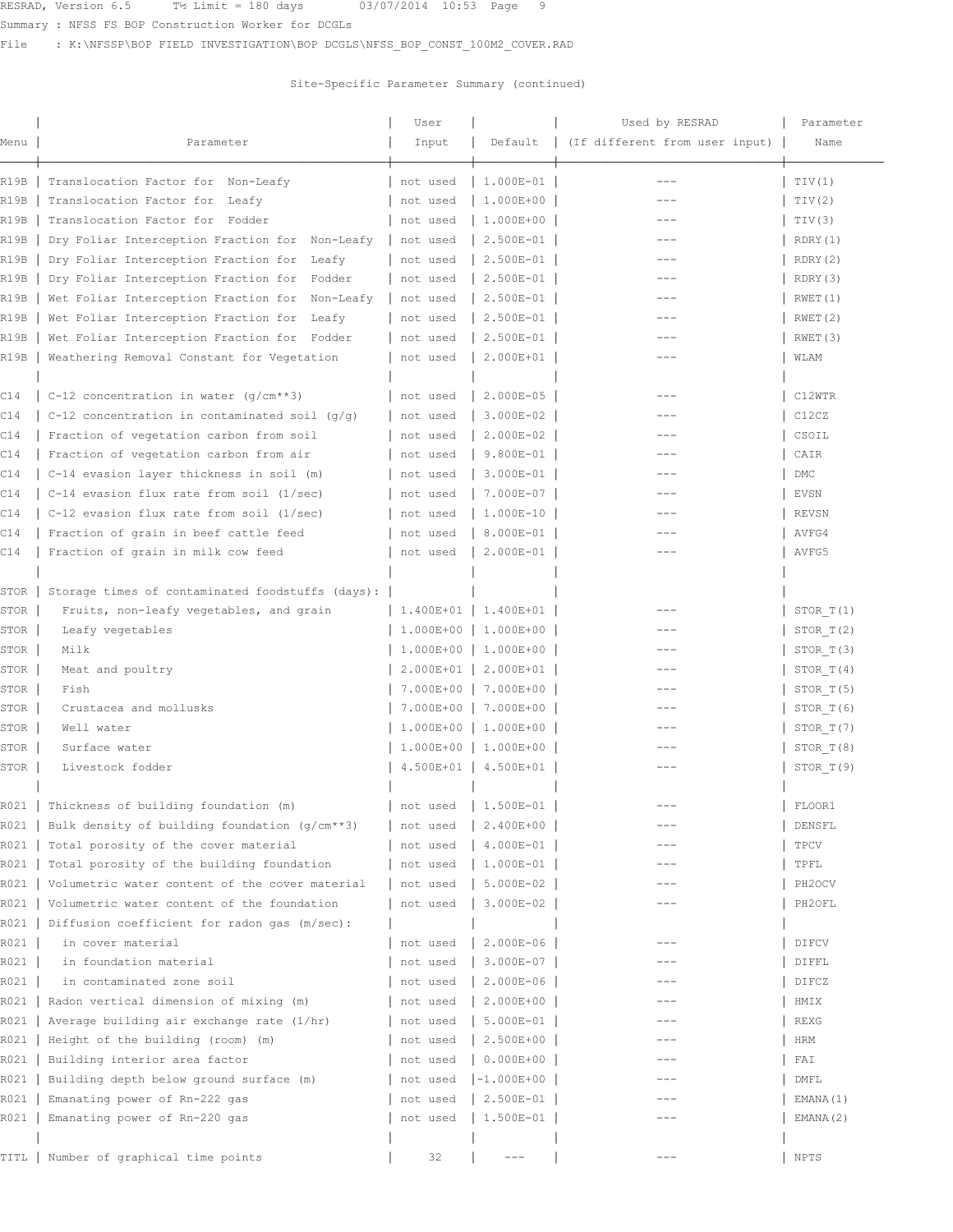Site-Specific Parameter Summary (continued)

| Menu | Parameter | User Input | Default | Used by RESRAD (If different from user input) | Parameter Name |
|---|---|---|---|---|---|
| R19B | Translocation Factor for Non-Leafy | not used | 1.000E-01 | --- | TIV(1) |
| R19B | Translocation Factor for Leafy | not used | 1.000E+00 | --- | TIV(2) |
| R19B | Translocation Factor for Fodder | not used | 1.000E+00 | --- | TIV(3) |
| R19B | Dry Foliar Interception Fraction for Non-Leafy | not used | 2.500E-01 | --- | RDRY(1) |
| R19B | Dry Foliar Interception Fraction for Leafy | not used | 2.500E-01 | --- | RDRY(2) |
| R19B | Dry Foliar Interception Fraction for Fodder | not used | 2.500E-01 | --- | RDRY(3) |
| R19B | Wet Foliar Interception Fraction for Non-Leafy | not used | 2.500E-01 | --- | RWET(1) |
| R19B | Wet Foliar Interception Fraction for Leafy | not used | 2.500E-01 | --- | RWET(2) |
| R19B | Wet Foliar Interception Fraction for Fodder | not used | 2.500E-01 | --- | RWET(3) |
| R19B | Weathering Removal Constant for Vegetation | not used | 2.000E+01 | --- | WLAM |
| | | | | | |
| C14 | C-12 concentration in water (g/cm**3) | not used | 2.000E-05 | --- | C12WTR |
| C14 | C-12 concentration in contaminated soil (g/g) | not used | 3.000E-02 | --- | C12CZ |
| C14 | Fraction of vegetation carbon from soil | not used | 2.000E-02 | --- | CSOIL |
| C14 | Fraction of vegetation carbon from air | not used | 9.800E-01 | --- | CAIR |
| C14 | C-14 evasion layer thickness in soil (m) | not used | 3.000E-01 | --- | DMC |
| C14 | C-14 evasion flux rate from soil (1/sec) | not used | 7.000E-07 | --- | EVSN |
| C14 | C-12 evasion flux rate from soil (1/sec) | not used | 1.000E-10 | --- | REVSN |
| C14 | Fraction of grain in beef cattle feed | not used | 8.000E-01 | --- | AVFG4 |
| C14 | Fraction of grain in milk cow feed | not used | 2.000E-01 | --- | AVFG5 |
| | | | | | |
| STOR | Storage times of contaminated foodstuffs (days): | | | | |
| STOR | Fruits, non-leafy vegetables, and grain | 1.400E+01 | 1.400E+01 | --- | STOR_T(1) |
| STOR | Leafy vegetables | 1.000E+00 | 1.000E+00 | --- | STOR_T(2) |
| STOR | Milk | 1.000E+00 | 1.000E+00 | --- | STOR_T(3) |
| STOR | Meat and poultry | 2.000E+01 | 2.000E+01 | --- | STOR_T(4) |
| STOR | Fish | 7.000E+00 | 7.000E+00 | --- | STOR_T(5) |
| STOR | Crustacea and mollusks | 7.000E+00 | 7.000E+00 | --- | STOR_T(6) |
| STOR | Well water | 1.000E+00 | 1.000E+00 | --- | STOR_T(7) |
| STOR | Surface water | 1.000E+00 | 1.000E+00 | --- | STOR_T(8) |
| STOR | Livestock fodder | 4.500E+01 | 4.500E+01 | --- | STOR_T(9) |
| | | | | | |
| R021 | Thickness of building foundation (m) | not used | 1.500E-01 | --- | FLOOR1 |
| R021 | Bulk density of building foundation (g/cm**3) | not used | 2.400E+00 | --- | DENSFL |
| R021 | Total porosity of the cover material | not used | 4.000E-01 | --- | TPCV |
| R021 | Total porosity of the building foundation | not used | 1.000E-01 | --- | TPFL |
| R021 | Volumetric water content of the cover material | not used | 5.000E-02 | --- | PH2OCV |
| R021 | Volumetric water content of the foundation | not used | 3.000E-02 | --- | PH2OFL |
| R021 | Diffusion coefficient for radon gas (m/sec): | | | | |
| R021 | in cover material | not used | 2.000E-06 | --- | DIFCV |
| R021 | in foundation material | not used | 3.000E-07 | --- | DIFFL |
| R021 | in contaminated zone soil | not used | 2.000E-06 | --- | DIFCZ |
| R021 | Radon vertical dimension of mixing (m) | not used | 2.000E+00 | --- | HMIX |
| R021 | Average building air exchange rate (1/hr) | not used | 5.000E-01 | --- | REXG |
| R021 | Height of the building (room) (m) | not used | 2.500E+00 | --- | HRM |
| R021 | Building interior area factor | not used | 0.000E+00 | --- | FAI |
| R021 | Building depth below ground surface (m) | not used | -1.000E+00 | --- | DMFL |
| R021 | Emanating power of Rn-222 gas | not used | 2.500E-01 | --- | EMANA(1) |
| R021 | Emanating power of Rn-220 gas | not used | 1.500E-01 | --- | EMANA(2) |
| | | | | | |
| TITL | Number of graphical time points | 32 | --- | --- | NPTS |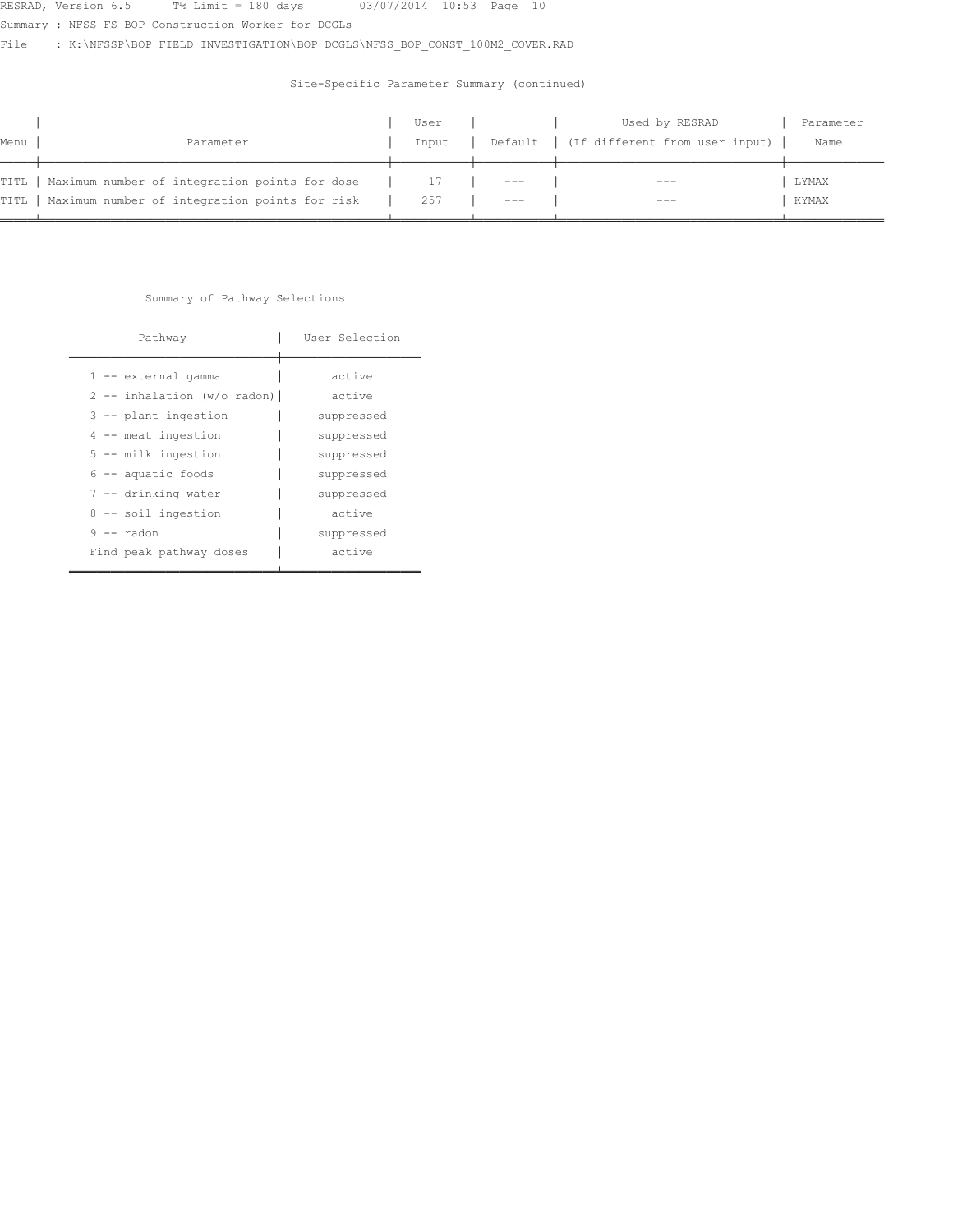RESRAD, Version 6.5 T½ Limit = 180 days 03/07/2014 10:53 Page 10

Summary : NFSS FS BOP Construction Worker for DCGLs

File : K:\NFSSP\BOP FIELD INVESTIGATION\BOP DCGLS\NFSS_BOP_CONST_100M2_COVER.RAD

Site-Specific Parameter Summary (continued)

| Menu | Parameter | User Input | Default | Used by RESRAD (If different from user input) | Parameter Name |
|---|---|---|---|---|---|
| TITL | Maximum number of integration points for dose | 17 | --- | --- | LYMAX |
| TITL | Maximum number of integration points for risk | 257 | --- | --- | KYMAX |

Summary of Pathway Selections

| Pathway | User Selection |
|---|---|
| 1 -- external gamma | active |
| 2 -- inhalation (w/o radon) | active |
| 3 -- plant ingestion | suppressed |
| 4 -- meat ingestion | suppressed |
| 5 -- milk ingestion | suppressed |
| 6 -- aquatic foods | suppressed |
| 7 -- drinking water | suppressed |
| 8 -- soil ingestion | active |
| 9 -- radon | suppressed |
| Find peak pathway doses | active |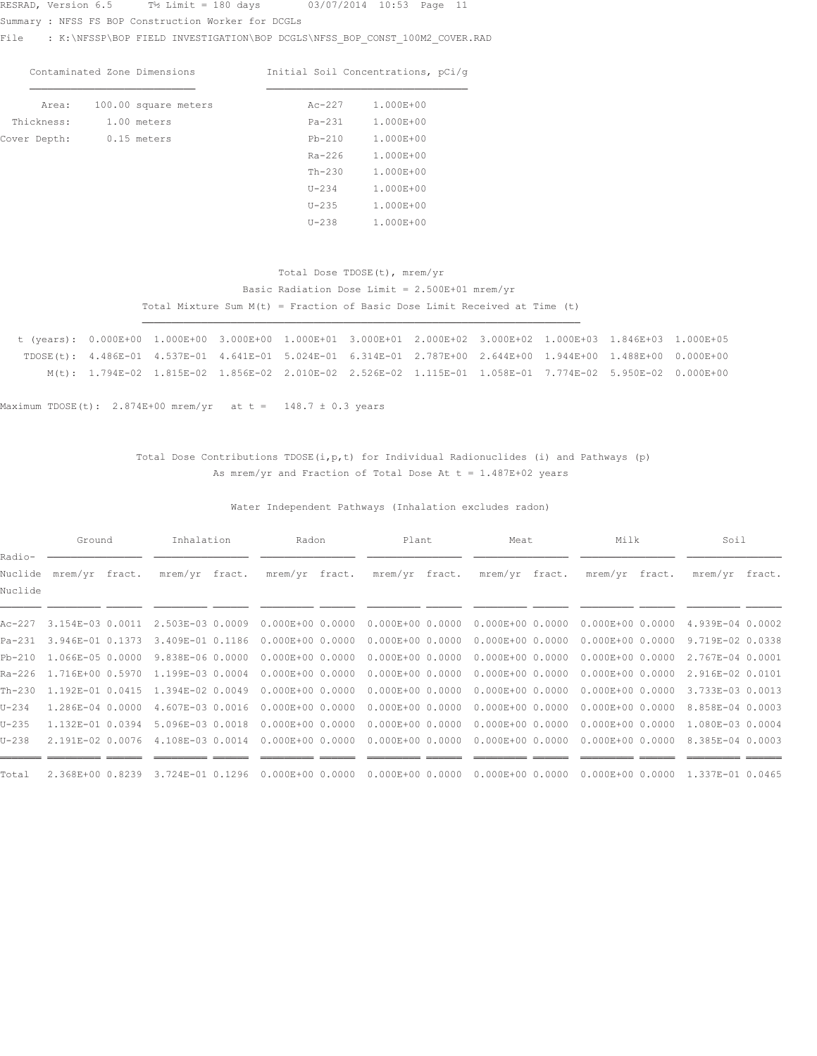RESRAD, Version 6.5 T½ Limit = 180 days 03/07/2014 10:53 Page 11

Summary : NFSS FS BOP Construction Worker for DCGLs

File : K:\NFSSP\BOP FIELD INVESTIGATION\BOP DCGLS\NFSS_BOP_CONST_100M2_COVER.RAD

| Contaminated Zone Dimensions | |
|---|---|
| Area: | 100.00 square meters |
| Thickness: | 1.00 meters |
| Cover Depth: | 0.15 meters |

| Initial Soil Concentrations, pCi/g | |
|---|---|
| Ac-227 | 1.000E+00 |
| Pa-231 | 1.000E+00 |
| Pb-210 | 1.000E+00 |
| Ra-226 | 1.000E+00 |
| Th-230 | 1.000E+00 |
| U-234 | 1.000E+00 |
| U-235 | 1.000E+00 |
| U-238 | 1.000E+00 |

Total Dose TDOSE(t), mrem/yr

Basic Radiation Dose Limit = 2.500E+01 mrem/yr

Total Mixture Sum M(t) = Fraction of Basic Dose Limit Received at Time (t)

| t (years): | 0.000E+00 | 1.000E+00 | 3.000E+00 | 1.000E+01 | 3.000E+01 | 2.000E+02 | 3.000E+02 | 1.000E+03 | 1.846E+03 | 1.000E+05 |
|---|---|---|---|---|---|---|---|---|---|---|
| TDOSE(t): | 4.486E-01 | 4.537E-01 | 4.641E-01 | 5.024E-01 | 6.314E-01 | 2.787E+00 | 2.644E+00 | 1.944E+00 | 1.488E+00 | 0.000E+00 |
| M(t): | 1.794E-02 | 1.815E-02 | 1.856E-02 | 2.010E-02 | 2.526E-02 | 1.115E-01 | 1.058E-01 | 7.774E-02 | 5.950E-02 | 0.000E+00 |

Maximum TDOSE(t): 2.874E+00 mrem/yr at t = 148.7 ± 0.3 years

Total Dose Contributions TDOSE(i,p,t) for Individual Radionuclides (i) and Pathways (p)

As mrem/yr and Fraction of Total Dose At t = 1.487E+02 years

Water Independent Pathways (Inhalation excludes radon)

| Radio- Nuclide | Ground | | Inhalation | | Radon | | Plant | | Meat | | Milk | | Soil | |
|---|---|---|---|---|---|---|---|---|---|---|---|---|---|---|
| | mrem/yr | fract. | mrem/yr | fract. | mrem/yr | fract. | mrem/yr | fract. | mrem/yr | fract. | mrem/yr | fract. | mrem/yr | fract. |
| Ac-227 | 3.154E-03 | 0.0011 | 2.503E-03 | 0.0009 | 0.000E+00 | 0.0000 | 0.000E+00 | 0.0000 | 0.000E+00 | 0.0000 | 0.000E+00 | 0.0000 | 4.939E-04 | 0.0002 |
| Pa-231 | 3.946E-01 | 0.1373 | 3.409E-01 | 0.1186 | 0.000E+00 | 0.0000 | 0.000E+00 | 0.0000 | 0.000E+00 | 0.0000 | 0.000E+00 | 0.0000 | 9.719E-02 | 0.0338 |
| Pb-210 | 1.066E-05 | 0.0000 | 9.838E-06 | 0.0000 | 0.000E+00 | 0.0000 | 0.000E+00 | 0.0000 | 0.000E+00 | 0.0000 | 0.000E+00 | 0.0000 | 2.767E-04 | 0.0001 |
| Ra-226 | 1.716E+00 | 0.5970 | 1.199E-03 | 0.0004 | 0.000E+00 | 0.0000 | 0.000E+00 | 0.0000 | 0.000E+00 | 0.0000 | 0.000E+00 | 0.0000 | 2.916E-02 | 0.0101 |
| Th-230 | 1.192E-01 | 0.0415 | 1.394E-02 | 0.0049 | 0.000E+00 | 0.0000 | 0.000E+00 | 0.0000 | 0.000E+00 | 0.0000 | 0.000E+00 | 0.0000 | 3.733E-03 | 0.0013 |
| U-234 | 1.286E-04 | 0.0000 | 4.607E-03 | 0.0016 | 0.000E+00 | 0.0000 | 0.000E+00 | 0.0000 | 0.000E+00 | 0.0000 | 0.000E+00 | 0.0000 | 8.858E-04 | 0.0003 |
| U-235 | 1.132E-01 | 0.0394 | 5.096E-03 | 0.0018 | 0.000E+00 | 0.0000 | 0.000E+00 | 0.0000 | 0.000E+00 | 0.0000 | 0.000E+00 | 0.0000 | 1.080E-03 | 0.0004 |
| U-238 | 2.191E-02 | 0.0076 | 4.108E-03 | 0.0014 | 0.000E+00 | 0.0000 | 0.000E+00 | 0.0000 | 0.000E+00 | 0.0000 | 0.000E+00 | 0.0000 | 8.385E-04 | 0.0003 |
| Total | 2.368E+00 | 0.8239 | 3.724E-01 | 0.1296 | 0.000E+00 | 0.0000 | 0.000E+00 | 0.0000 | 0.000E+00 | 0.0000 | 0.000E+00 | 0.0000 | 1.337E-01 | 0.0465 |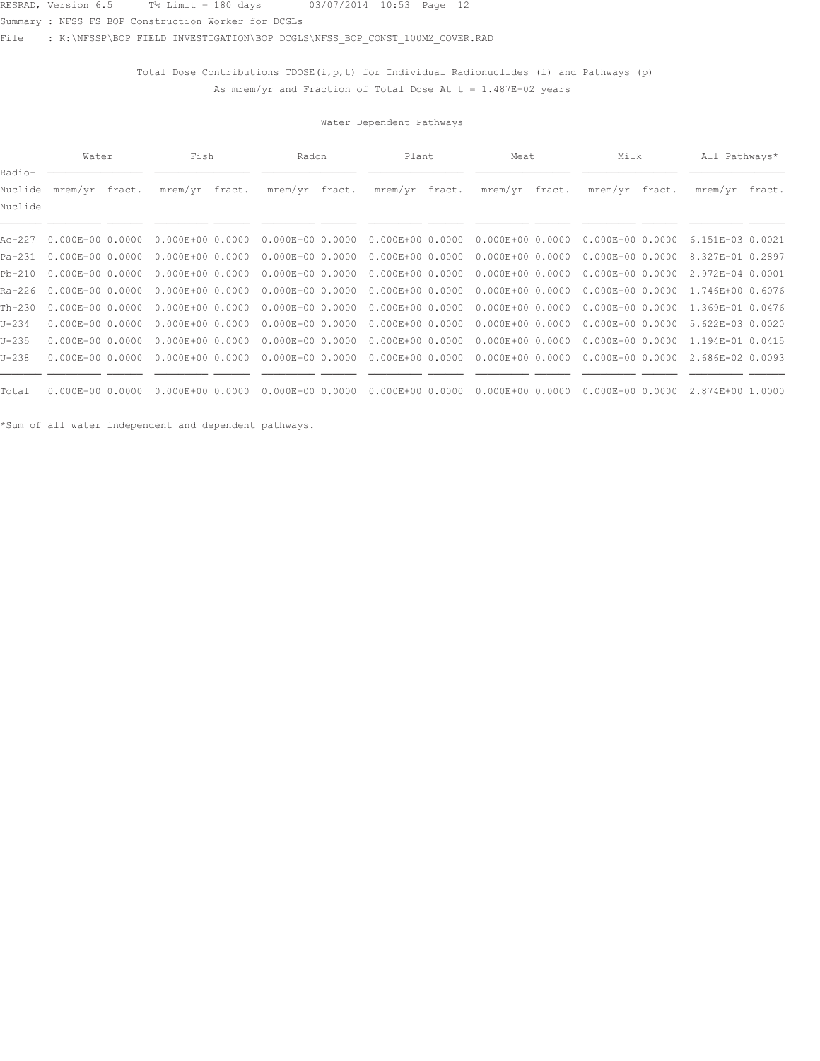RESRAD, Version 6.5 T½ Limit = 180 days 03/07/2014 10:53 Page 12
Summary : NFSS FS BOP Construction Worker for DCGLs
File : K:\NFSSP\BOP FIELD INVESTIGATION\BOP DCGLS\NFSS_BOP_CONST_100M2_COVER.RAD

Total Dose Contributions TDOSE(i,p,t) for Individual Radionuclides (i) and Pathways (p)
As mrem/yr and Fraction of Total Dose At t = 1.487E+02 years

Water Dependent Pathways

| Radio- | Water | | Fish | | Radon | | Plant | | Meat | | Milk | | All Pathways* | |
|---|---|---|---|---|---|---|---|---|---|---|---|---|---|---|
| Nuclide | mrem/yr | fract. | mrem/yr | fract. | mrem/yr | fract. | mrem/yr | fract. | mrem/yr | fract. | mrem/yr | fract. | mrem/yr | fract. |
| Ac-227 | 0.000E+00 | 0.0000 | 0.000E+00 | 0.0000 | 0.000E+00 | 0.0000 | 0.000E+00 | 0.0000 | 0.000E+00 | 0.0000 | 0.000E+00 | 0.0000 | 6.151E-03 | 0.0021 |
| Pa-231 | 0.000E+00 | 0.0000 | 0.000E+00 | 0.0000 | 0.000E+00 | 0.0000 | 0.000E+00 | 0.0000 | 0.000E+00 | 0.0000 | 0.000E+00 | 0.0000 | 8.327E-01 | 0.2897 |
| Pb-210 | 0.000E+00 | 0.0000 | 0.000E+00 | 0.0000 | 0.000E+00 | 0.0000 | 0.000E+00 | 0.0000 | 0.000E+00 | 0.0000 | 0.000E+00 | 0.0000 | 2.972E-04 | 0.0001 |
| Ra-226 | 0.000E+00 | 0.0000 | 0.000E+00 | 0.0000 | 0.000E+00 | 0.0000 | 0.000E+00 | 0.0000 | 0.000E+00 | 0.0000 | 0.000E+00 | 0.0000 | 1.746E+00 | 0.6076 |
| Th-230 | 0.000E+00 | 0.0000 | 0.000E+00 | 0.0000 | 0.000E+00 | 0.0000 | 0.000E+00 | 0.0000 | 0.000E+00 | 0.0000 | 0.000E+00 | 0.0000 | 1.369E-01 | 0.0476 |
| U-234 | 0.000E+00 | 0.0000 | 0.000E+00 | 0.0000 | 0.000E+00 | 0.0000 | 0.000E+00 | 0.0000 | 0.000E+00 | 0.0000 | 0.000E+00 | 0.0000 | 5.622E-03 | 0.0020 |
| U-235 | 0.000E+00 | 0.0000 | 0.000E+00 | 0.0000 | 0.000E+00 | 0.0000 | 0.000E+00 | 0.0000 | 0.000E+00 | 0.0000 | 0.000E+00 | 0.0000 | 1.194E-01 | 0.0415 |
| U-238 | 0.000E+00 | 0.0000 | 0.000E+00 | 0.0000 | 0.000E+00 | 0.0000 | 0.000E+00 | 0.0000 | 0.000E+00 | 0.0000 | 0.000E+00 | 0.0000 | 2.686E-02 | 0.0093 |
| Total | 0.000E+00 | 0.0000 | 0.000E+00 | 0.0000 | 0.000E+00 | 0.0000 | 0.000E+00 | 0.0000 | 0.000E+00 | 0.0000 | 0.000E+00 | 0.0000 | 2.874E+00 | 1.0000 |

*Sum of all water independent and dependent pathways.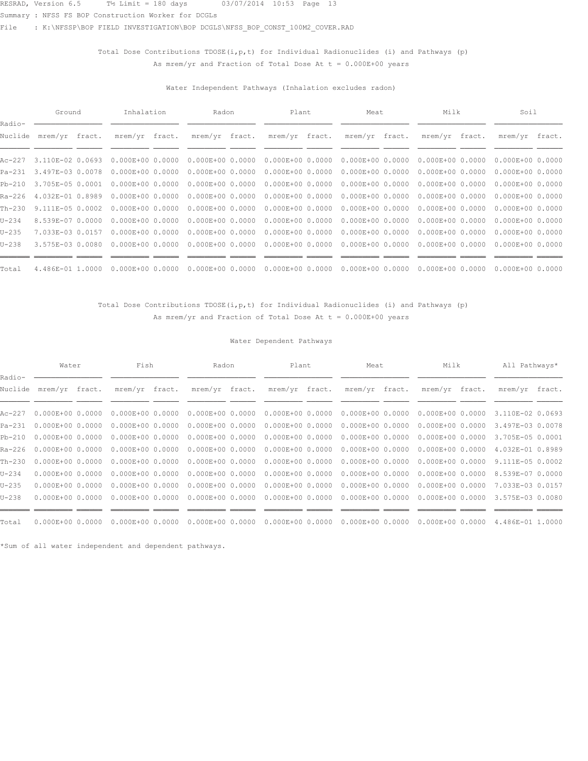RESRAD, Version 6.5 T½ Limit = 180 days 03/07/2014 10:53 Page 13

Summary : NFSS FS BOP Construction Worker for DCGLs

File : K:\NFSSP\BOP FIELD INVESTIGATION\BOP DCGLS\NFSS_BOP_CONST_100M2_COVER.RAD

Total Dose Contributions TDOSE(i,p,t) for Individual Radionuclides (i) and Pathways (p)
As mrem/yr and Fraction of Total Dose At t = 0.000E+00 years

Water Independent Pathways (Inhalation excludes radon)

| Radio- | Ground | | Inhalation | | Radon | | Plant | | Meat | | Milk | | Soil | |
|---|---|---|---|---|---|---|---|---|---|---|---|---|---|---|
| Nuclide | mrem/yr | fract. | mrem/yr | fract. | mrem/yr | fract. | mrem/yr | fract. | mrem/yr | fract. | mrem/yr | fract. | mrem/yr | fract. |
| Ac-227 | 3.110E-02 | 0.0693 | 0.000E+00 | 0.0000 | 0.000E+00 | 0.0000 | 0.000E+00 | 0.0000 | 0.000E+00 | 0.0000 | 0.000E+00 | 0.0000 | 0.000E+00 | 0.0000 |
| Pa-231 | 3.497E-03 | 0.0078 | 0.000E+00 | 0.0000 | 0.000E+00 | 0.0000 | 0.000E+00 | 0.0000 | 0.000E+00 | 0.0000 | 0.000E+00 | 0.0000 | 0.000E+00 | 0.0000 |
| Pb-210 | 3.705E-05 | 0.0001 | 0.000E+00 | 0.0000 | 0.000E+00 | 0.0000 | 0.000E+00 | 0.0000 | 0.000E+00 | 0.0000 | 0.000E+00 | 0.0000 | 0.000E+00 | 0.0000 |
| Ra-226 | 4.032E-01 | 0.8989 | 0.000E+00 | 0.0000 | 0.000E+00 | 0.0000 | 0.000E+00 | 0.0000 | 0.000E+00 | 0.0000 | 0.000E+00 | 0.0000 | 0.000E+00 | 0.0000 |
| Th-230 | 9.111E-05 | 0.0002 | 0.000E+00 | 0.0000 | 0.000E+00 | 0.0000 | 0.000E+00 | 0.0000 | 0.000E+00 | 0.0000 | 0.000E+00 | 0.0000 | 0.000E+00 | 0.0000 |
| U-234 | 8.539E-07 | 0.0000 | 0.000E+00 | 0.0000 | 0.000E+00 | 0.0000 | 0.000E+00 | 0.0000 | 0.000E+00 | 0.0000 | 0.000E+00 | 0.0000 | 0.000E+00 | 0.0000 |
| U-235 | 7.033E-03 | 0.0157 | 0.000E+00 | 0.0000 | 0.000E+00 | 0.0000 | 0.000E+00 | 0.0000 | 0.000E+00 | 0.0000 | 0.000E+00 | 0.0000 | 0.000E+00 | 0.0000 |
| U-238 | 3.575E-03 | 0.0080 | 0.000E+00 | 0.0000 | 0.000E+00 | 0.0000 | 0.000E+00 | 0.0000 | 0.000E+00 | 0.0000 | 0.000E+00 | 0.0000 | 0.000E+00 | 0.0000 |
| Total | 4.486E-01 | 1.0000 | 0.000E+00 | 0.0000 | 0.000E+00 | 0.0000 | 0.000E+00 | 0.0000 | 0.000E+00 | 0.0000 | 0.000E+00 | 0.0000 | 0.000E+00 | 0.0000 |

Total Dose Contributions TDOSE(i,p,t) for Individual Radionuclides (i) and Pathways (p)
As mrem/yr and Fraction of Total Dose At t = 0.000E+00 years

Water Dependent Pathways

| Radio- | Water | | Fish | | Radon | | Plant | | Meat | | Milk | | All Pathways* | |
|---|---|---|---|---|---|---|---|---|---|---|---|---|---|---|
| Nuclide | mrem/yr | fract. | mrem/yr | fract. | mrem/yr | fract. | mrem/yr | fract. | mrem/yr | fract. | mrem/yr | fract. | mrem/yr | fract. |
| Ac-227 | 0.000E+00 | 0.0000 | 0.000E+00 | 0.0000 | 0.000E+00 | 0.0000 | 0.000E+00 | 0.0000 | 0.000E+00 | 0.0000 | 0.000E+00 | 0.0000 | 3.110E-02 | 0.0693 |
| Pa-231 | 0.000E+00 | 0.0000 | 0.000E+00 | 0.0000 | 0.000E+00 | 0.0000 | 0.000E+00 | 0.0000 | 0.000E+00 | 0.0000 | 0.000E+00 | 0.0000 | 3.497E-03 | 0.0078 |
| Pb-210 | 0.000E+00 | 0.0000 | 0.000E+00 | 0.0000 | 0.000E+00 | 0.0000 | 0.000E+00 | 0.0000 | 0.000E+00 | 0.0000 | 0.000E+00 | 0.0000 | 3.705E-05 | 0.0001 |
| Ra-226 | 0.000E+00 | 0.0000 | 0.000E+00 | 0.0000 | 0.000E+00 | 0.0000 | 0.000E+00 | 0.0000 | 0.000E+00 | 0.0000 | 0.000E+00 | 0.0000 | 4.032E-01 | 0.8989 |
| Th-230 | 0.000E+00 | 0.0000 | 0.000E+00 | 0.0000 | 0.000E+00 | 0.0000 | 0.000E+00 | 0.0000 | 0.000E+00 | 0.0000 | 0.000E+00 | 0.0000 | 9.111E-05 | 0.0002 |
| U-234 | 0.000E+00 | 0.0000 | 0.000E+00 | 0.0000 | 0.000E+00 | 0.0000 | 0.000E+00 | 0.0000 | 0.000E+00 | 0.0000 | 0.000E+00 | 0.0000 | 8.539E-07 | 0.0000 |
| U-235 | 0.000E+00 | 0.0000 | 0.000E+00 | 0.0000 | 0.000E+00 | 0.0000 | 0.000E+00 | 0.0000 | 0.000E+00 | 0.0000 | 0.000E+00 | 0.0000 | 7.033E-03 | 0.0157 |
| U-238 | 0.000E+00 | 0.0000 | 0.000E+00 | 0.0000 | 0.000E+00 | 0.0000 | 0.000E+00 | 0.0000 | 0.000E+00 | 0.0000 | 0.000E+00 | 0.0000 | 3.575E-03 | 0.0080 |
| Total | 0.000E+00 | 0.0000 | 0.000E+00 | 0.0000 | 0.000E+00 | 0.0000 | 0.000E+00 | 0.0000 | 0.000E+00 | 0.0000 | 0.000E+00 | 0.0000 | 4.486E-01 | 1.0000 |

*Sum of all water independent and dependent pathways.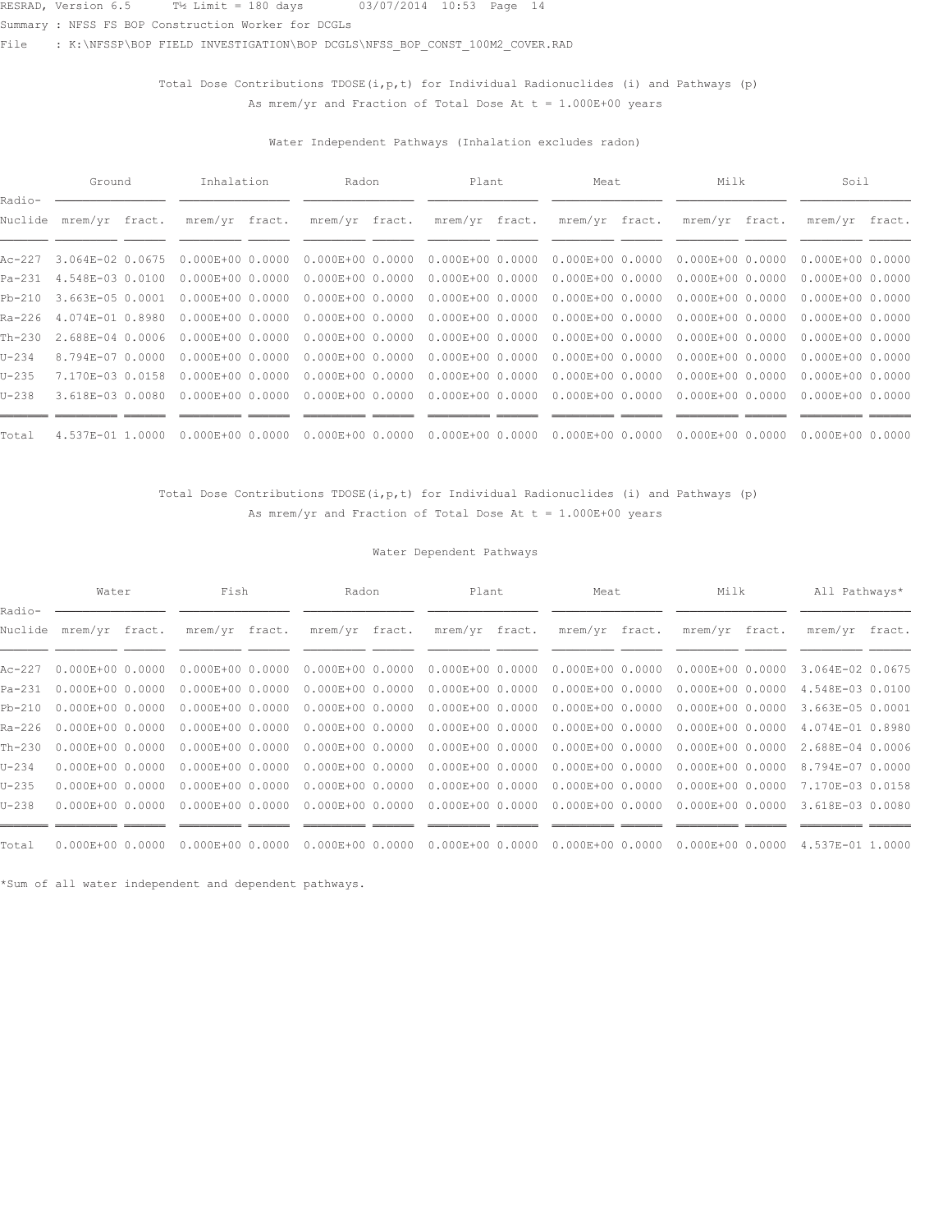Total Dose Contributions TDOSE(i,p,t) for Individual Radionuclides (i) and Pathways (p)
As mrem/yr and Fraction of Total Dose At t = 1.000E+00 years

Water Independent Pathways (Inhalation excludes radon)

| Radio- | Ground | | Inhalation | | Radon | | Plant | | Meat | | Milk | | Soil | |
|---|---|---|---|---|---|---|---|---|---|---|---|---|---|---|
| Nuclide | mrem/yr | fract. | mrem/yr | fract. | mrem/yr | fract. | mrem/yr | fract. | mrem/yr | fract. | mrem/yr | fract. | mrem/yr | fract. |
| Ac-227 | 3.064E-02 | 0.0675 | 0.000E+00 | 0.0000 | 0.000E+00 | 0.0000 | 0.000E+00 | 0.0000 | 0.000E+00 | 0.0000 | 0.000E+00 | 0.0000 | 0.000E+00 | 0.0000 |
| Pa-231 | 4.548E-03 | 0.0100 | 0.000E+00 | 0.0000 | 0.000E+00 | 0.0000 | 0.000E+00 | 0.0000 | 0.000E+00 | 0.0000 | 0.000E+00 | 0.0000 | 0.000E+00 | 0.0000 |
| Pb-210 | 3.663E-05 | 0.0001 | 0.000E+00 | 0.0000 | 0.000E+00 | 0.0000 | 0.000E+00 | 0.0000 | 0.000E+00 | 0.0000 | 0.000E+00 | 0.0000 | 0.000E+00 | 0.0000 |
| Ra-226 | 4.074E-01 | 0.8980 | 0.000E+00 | 0.0000 | 0.000E+00 | 0.0000 | 0.000E+00 | 0.0000 | 0.000E+00 | 0.0000 | 0.000E+00 | 0.0000 | 0.000E+00 | 0.0000 |
| Th-230 | 2.688E-04 | 0.0006 | 0.000E+00 | 0.0000 | 0.000E+00 | 0.0000 | 0.000E+00 | 0.0000 | 0.000E+00 | 0.0000 | 0.000E+00 | 0.0000 | 0.000E+00 | 0.0000 |
| U-234 | 8.794E-07 | 0.0000 | 0.000E+00 | 0.0000 | 0.000E+00 | 0.0000 | 0.000E+00 | 0.0000 | 0.000E+00 | 0.0000 | 0.000E+00 | 0.0000 | 0.000E+00 | 0.0000 |
| U-235 | 7.170E-03 | 0.0158 | 0.000E+00 | 0.0000 | 0.000E+00 | 0.0000 | 0.000E+00 | 0.0000 | 0.000E+00 | 0.0000 | 0.000E+00 | 0.0000 | 0.000E+00 | 0.0000 |
| U-238 | 3.618E-03 | 0.0080 | 0.000E+00 | 0.0000 | 0.000E+00 | 0.0000 | 0.000E+00 | 0.0000 | 0.000E+00 | 0.0000 | 0.000E+00 | 0.0000 | 0.000E+00 | 0.0000 |
| Total | 4.537E-01 | 1.0000 | 0.000E+00 | 0.0000 | 0.000E+00 | 0.0000 | 0.000E+00 | 0.0000 | 0.000E+00 | 0.0000 | 0.000E+00 | 0.0000 | 0.000E+00 | 0.0000 |

Total Dose Contributions TDOSE(i,p,t) for Individual Radionuclides (i) and Pathways (p)
As mrem/yr and Fraction of Total Dose At t = 1.000E+00 years

Water Dependent Pathways

| Radio- | Water | | Fish | | Radon | | Plant | | Meat | | Milk | | All Pathways* | |
|---|---|---|---|---|---|---|---|---|---|---|---|---|---|---|
| Nuclide | mrem/yr | fract. | mrem/yr | fract. | mrem/yr | fract. | mrem/yr | fract. | mrem/yr | fract. | mrem/yr | fract. | mrem/yr | fract. |
| Ac-227 | 0.000E+00 | 0.0000 | 0.000E+00 | 0.0000 | 0.000E+00 | 0.0000 | 0.000E+00 | 0.0000 | 0.000E+00 | 0.0000 | 0.000E+00 | 0.0000 | 3.064E-02 | 0.0675 |
| Pa-231 | 0.000E+00 | 0.0000 | 0.000E+00 | 0.0000 | 0.000E+00 | 0.0000 | 0.000E+00 | 0.0000 | 0.000E+00 | 0.0000 | 0.000E+00 | 0.0000 | 4.548E-03 | 0.0100 |
| Pb-210 | 0.000E+00 | 0.0000 | 0.000E+00 | 0.0000 | 0.000E+00 | 0.0000 | 0.000E+00 | 0.0000 | 0.000E+00 | 0.0000 | 0.000E+00 | 0.0000 | 3.663E-05 | 0.0001 |
| Ra-226 | 0.000E+00 | 0.0000 | 0.000E+00 | 0.0000 | 0.000E+00 | 0.0000 | 0.000E+00 | 0.0000 | 0.000E+00 | 0.0000 | 0.000E+00 | 0.0000 | 4.074E-01 | 0.8980 |
| Th-230 | 0.000E+00 | 0.0000 | 0.000E+00 | 0.0000 | 0.000E+00 | 0.0000 | 0.000E+00 | 0.0000 | 0.000E+00 | 0.0000 | 0.000E+00 | 0.0000 | 2.688E-04 | 0.0006 |
| U-234 | 0.000E+00 | 0.0000 | 0.000E+00 | 0.0000 | 0.000E+00 | 0.0000 | 0.000E+00 | 0.0000 | 0.000E+00 | 0.0000 | 0.000E+00 | 0.0000 | 8.794E-07 | 0.0000 |
| U-235 | 0.000E+00 | 0.0000 | 0.000E+00 | 0.0000 | 0.000E+00 | 0.0000 | 0.000E+00 | 0.0000 | 0.000E+00 | 0.0000 | 0.000E+00 | 0.0000 | 7.170E-03 | 0.0158 |
| U-238 | 0.000E+00 | 0.0000 | 0.000E+00 | 0.0000 | 0.000E+00 | 0.0000 | 0.000E+00 | 0.0000 | 0.000E+00 | 0.0000 | 0.000E+00 | 0.0000 | 3.618E-03 | 0.0080 |
| Total | 0.000E+00 | 0.0000 | 0.000E+00 | 0.0000 | 0.000E+00 | 0.0000 | 0.000E+00 | 0.0000 | 0.000E+00 | 0.0000 | 0.000E+00 | 0.0000 | 4.537E-01 | 1.0000 |

*Sum of all water independent and dependent pathways.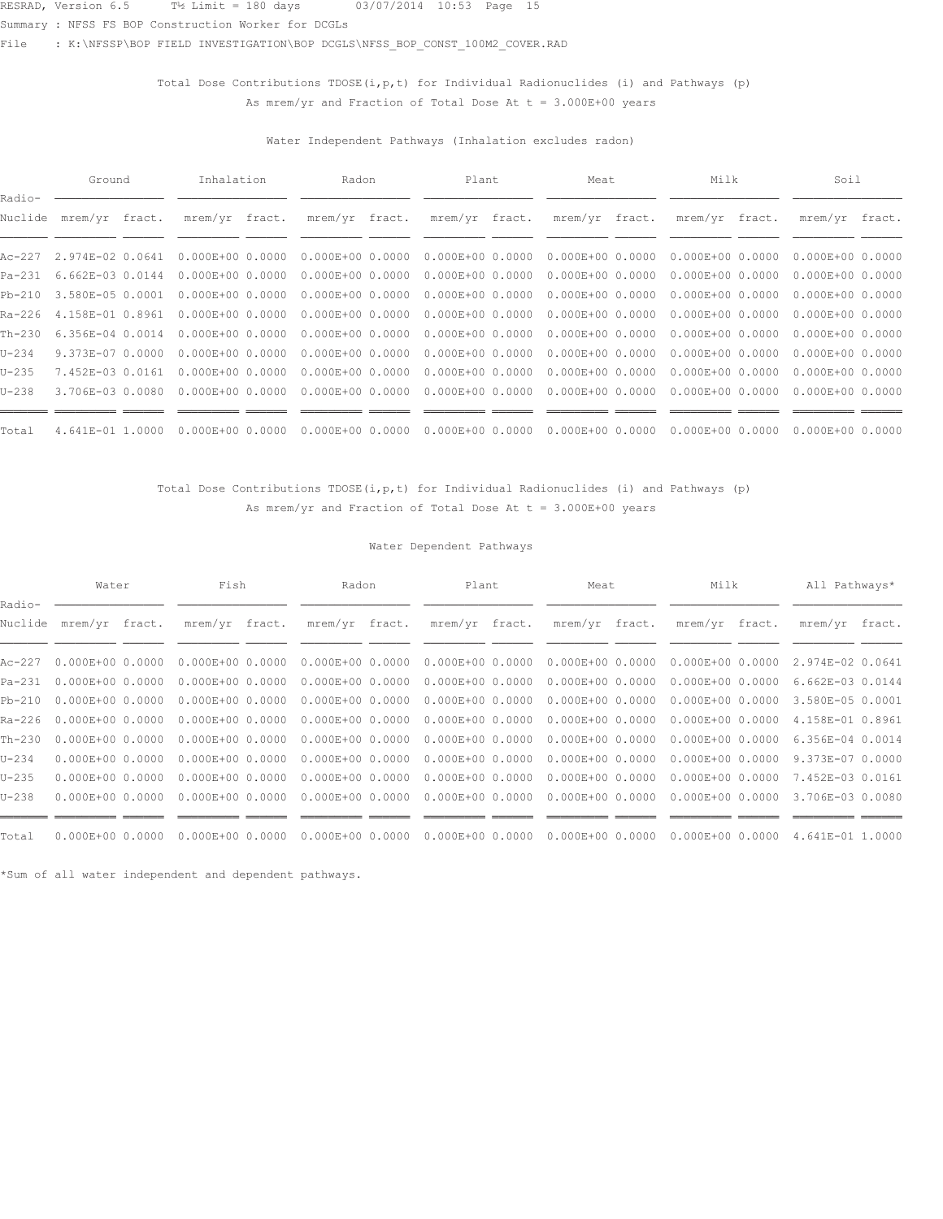Summary : NFSS FS BOP Construction Worker for DCGLs

File : K:\NFSSP\BOP FIELD INVESTIGATION\BOP DCGLS\NFSS_BOP_CONST_100M2_COVER.RAD

Total Dose Contributions TDOSE(i,p,t) for Individual Radionuclides (i) and Pathways (p)
As mrem/yr and Fraction of Total Dose At t = 3.000E+00 years

Water Independent Pathways (Inhalation excludes radon)

| Radio- | Ground | | Inhalation | | Radon | | Plant | | Meat | | Milk | | Soil | |
|---|---|---|---|---|---|---|---|---|---|---|---|---|---|---|
| Nuclide | mrem/yr | fract. | mrem/yr | fract. | mrem/yr | fract. | mrem/yr | fract. | mrem/yr | fract. | mrem/yr | fract. | mrem/yr | fract. |
| Ac-227 | 2.974E-02 | 0.0641 | 0.000E+00 | 0.0000 | 0.000E+00 | 0.0000 | 0.000E+00 | 0.0000 | 0.000E+00 | 0.0000 | 0.000E+00 | 0.0000 | 0.000E+00 | 0.0000 |
| Pa-231 | 6.662E-03 | 0.0144 | 0.000E+00 | 0.0000 | 0.000E+00 | 0.0000 | 0.000E+00 | 0.0000 | 0.000E+00 | 0.0000 | 0.000E+00 | 0.0000 | 0.000E+00 | 0.0000 |
| Pb-210 | 3.580E-05 | 0.0001 | 0.000E+00 | 0.0000 | 0.000E+00 | 0.0000 | 0.000E+00 | 0.0000 | 0.000E+00 | 0.0000 | 0.000E+00 | 0.0000 | 0.000E+00 | 0.0000 |
| Ra-226 | 4.158E-01 | 0.8961 | 0.000E+00 | 0.0000 | 0.000E+00 | 0.0000 | 0.000E+00 | 0.0000 | 0.000E+00 | 0.0000 | 0.000E+00 | 0.0000 | 0.000E+00 | 0.0000 |
| Th-230 | 6.356E-04 | 0.0014 | 0.000E+00 | 0.0000 | 0.000E+00 | 0.0000 | 0.000E+00 | 0.0000 | 0.000E+00 | 0.0000 | 0.000E+00 | 0.0000 | 0.000E+00 | 0.0000 |
| U-234 | 9.373E-07 | 0.0000 | 0.000E+00 | 0.0000 | 0.000E+00 | 0.0000 | 0.000E+00 | 0.0000 | 0.000E+00 | 0.0000 | 0.000E+00 | 0.0000 | 0.000E+00 | 0.0000 |
| U-235 | 7.452E-03 | 0.0161 | 0.000E+00 | 0.0000 | 0.000E+00 | 0.0000 | 0.000E+00 | 0.0000 | 0.000E+00 | 0.0000 | 0.000E+00 | 0.0000 | 0.000E+00 | 0.0000 |
| U-238 | 3.706E-03 | 0.0080 | 0.000E+00 | 0.0000 | 0.000E+00 | 0.0000 | 0.000E+00 | 0.0000 | 0.000E+00 | 0.0000 | 0.000E+00 | 0.0000 | 0.000E+00 | 0.0000 |
| Total | 4.641E-01 | 1.0000 | 0.000E+00 | 0.0000 | 0.000E+00 | 0.0000 | 0.000E+00 | 0.0000 | 0.000E+00 | 0.0000 | 0.000E+00 | 0.0000 | 0.000E+00 | 0.0000 |

Total Dose Contributions TDOSE(i,p,t) for Individual Radionuclides (i) and Pathways (p)
As mrem/yr and Fraction of Total Dose At t = 3.000E+00 years

Water Dependent Pathways

| Radio- | Water | | Fish | | Radon | | Plant | | Meat | | Milk | | All Pathways* | |
|---|---|---|---|---|---|---|---|---|---|---|---|---|---|---|
| Nuclide | mrem/yr | fract. | mrem/yr | fract. | mrem/yr | fract. | mrem/yr | fract. | mrem/yr | fract. | mrem/yr | fract. | mrem/yr | fract. |
| Ac-227 | 0.000E+00 | 0.0000 | 0.000E+00 | 0.0000 | 0.000E+00 | 0.0000 | 0.000E+00 | 0.0000 | 0.000E+00 | 0.0000 | 0.000E+00 | 0.0000 | 2.974E-02 | 0.0641 |
| Pa-231 | 0.000E+00 | 0.0000 | 0.000E+00 | 0.0000 | 0.000E+00 | 0.0000 | 0.000E+00 | 0.0000 | 0.000E+00 | 0.0000 | 0.000E+00 | 0.0000 | 6.662E-03 | 0.0144 |
| Pb-210 | 0.000E+00 | 0.0000 | 0.000E+00 | 0.0000 | 0.000E+00 | 0.0000 | 0.000E+00 | 0.0000 | 0.000E+00 | 0.0000 | 0.000E+00 | 0.0000 | 3.580E-05 | 0.0001 |
| Ra-226 | 0.000E+00 | 0.0000 | 0.000E+00 | 0.0000 | 0.000E+00 | 0.0000 | 0.000E+00 | 0.0000 | 0.000E+00 | 0.0000 | 0.000E+00 | 0.0000 | 4.158E-01 | 0.8961 |
| Th-230 | 0.000E+00 | 0.0000 | 0.000E+00 | 0.0000 | 0.000E+00 | 0.0000 | 0.000E+00 | 0.0000 | 0.000E+00 | 0.0000 | 0.000E+00 | 0.0000 | 6.356E-04 | 0.0014 |
| U-234 | 0.000E+00 | 0.0000 | 0.000E+00 | 0.0000 | 0.000E+00 | 0.0000 | 0.000E+00 | 0.0000 | 0.000E+00 | 0.0000 | 0.000E+00 | 0.0000 | 9.373E-07 | 0.0000 |
| U-235 | 0.000E+00 | 0.0000 | 0.000E+00 | 0.0000 | 0.000E+00 | 0.0000 | 0.000E+00 | 0.0000 | 0.000E+00 | 0.0000 | 0.000E+00 | 0.0000 | 7.452E-03 | 0.0161 |
| U-238 | 0.000E+00 | 0.0000 | 0.000E+00 | 0.0000 | 0.000E+00 | 0.0000 | 0.000E+00 | 0.0000 | 0.000E+00 | 0.0000 | 0.000E+00 | 0.0000 | 3.706E-03 | 0.0080 |
| Total | 0.000E+00 | 0.0000 | 0.000E+00 | 0.0000 | 0.000E+00 | 0.0000 | 0.000E+00 | 0.0000 | 0.000E+00 | 0.0000 | 0.000E+00 | 0.0000 | 4.641E-01 | 1.0000 |

*Sum of all water independent and dependent pathways.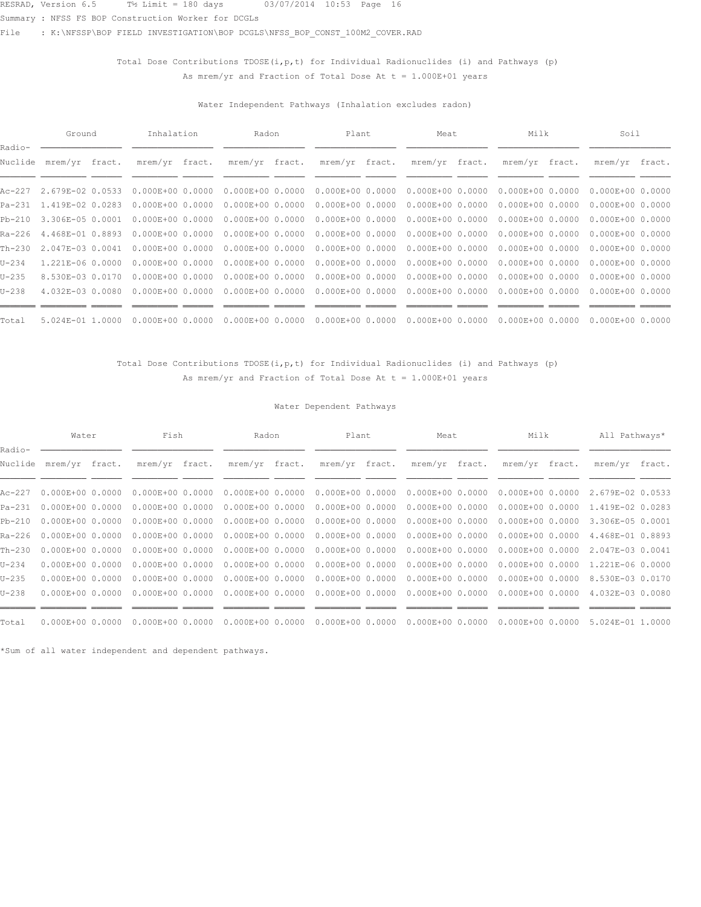RESRAD, Version 6.5 T½ Limit = 180 days 03/07/2014 10:53 Page 16
Summary : NFSS FS BOP Construction Worker for DCGLs
File : K:\NFSSP\BOP FIELD INVESTIGATION\BOP DCGLS\NFSS_BOP_CONST_100M2_COVER.RAD

Total Dose Contributions TDOSE(i,p,t) for Individual Radionuclides (i) and Pathways (p)
As mrem/yr and Fraction of Total Dose At t = 1.000E+01 years

Water Independent Pathways (Inhalation excludes radon)

| Radio- | Ground | | Inhalation | | Radon | | Plant | | Meat | | Milk | | Soil | |
|---|---|---|---|---|---|---|---|---|---|---|---|---|---|---|
| Nuclide | mrem/yr | fract. | mrem/yr | fract. | mrem/yr | fract. | mrem/yr | fract. | mrem/yr | fract. | mrem/yr | fract. | mrem/yr | fract. |
| Ac-227 | 2.679E-02 | 0.0533 | 0.000E+00 | 0.0000 | 0.000E+00 | 0.0000 | 0.000E+00 | 0.0000 | 0.000E+00 | 0.0000 | 0.000E+00 | 0.0000 | 0.000E+00 | 0.0000 |
| Pa-231 | 1.419E-02 | 0.0283 | 0.000E+00 | 0.0000 | 0.000E+00 | 0.0000 | 0.000E+00 | 0.0000 | 0.000E+00 | 0.0000 | 0.000E+00 | 0.0000 | 0.000E+00 | 0.0000 |
| Pb-210 | 3.306E-05 | 0.0001 | 0.000E+00 | 0.0000 | 0.000E+00 | 0.0000 | 0.000E+00 | 0.0000 | 0.000E+00 | 0.0000 | 0.000E+00 | 0.0000 | 0.000E+00 | 0.0000 |
| Ra-226 | 4.468E-01 | 0.8893 | 0.000E+00 | 0.0000 | 0.000E+00 | 0.0000 | 0.000E+00 | 0.0000 | 0.000E+00 | 0.0000 | 0.000E+00 | 0.0000 | 0.000E+00 | 0.0000 |
| Th-230 | 2.047E-03 | 0.0041 | 0.000E+00 | 0.0000 | 0.000E+00 | 0.0000 | 0.000E+00 | 0.0000 | 0.000E+00 | 0.0000 | 0.000E+00 | 0.0000 | 0.000E+00 | 0.0000 |
| U-234 | 1.221E-06 | 0.0000 | 0.000E+00 | 0.0000 | 0.000E+00 | 0.0000 | 0.000E+00 | 0.0000 | 0.000E+00 | 0.0000 | 0.000E+00 | 0.0000 | 0.000E+00 | 0.0000 |
| U-235 | 8.530E-03 | 0.0170 | 0.000E+00 | 0.0000 | 0.000E+00 | 0.0000 | 0.000E+00 | 0.0000 | 0.000E+00 | 0.0000 | 0.000E+00 | 0.0000 | 0.000E+00 | 0.0000 |
| U-238 | 4.032E-03 | 0.0080 | 0.000E+00 | 0.0000 | 0.000E+00 | 0.0000 | 0.000E+00 | 0.0000 | 0.000E+00 | 0.0000 | 0.000E+00 | 0.0000 | 0.000E+00 | 0.0000 |
| Total | 5.024E-01 | 1.0000 | 0.000E+00 | 0.0000 | 0.000E+00 | 0.0000 | 0.000E+00 | 0.0000 | 0.000E+00 | 0.0000 | 0.000E+00 | 0.0000 | 0.000E+00 | 0.0000 |

Total Dose Contributions TDOSE(i,p,t) for Individual Radionuclides (i) and Pathways (p)
As mrem/yr and Fraction of Total Dose At t = 1.000E+01 years

Water Dependent Pathways

| Radio- | Water | | Fish | | Radon | | Plant | | Meat | | Milk | | All Pathways* | |
|---|---|---|---|---|---|---|---|---|---|---|---|---|---|---|
| Nuclide | mrem/yr | fract. | mrem/yr | fract. | mrem/yr | fract. | mrem/yr | fract. | mrem/yr | fract. | mrem/yr | fract. | mrem/yr | fract. |
| Ac-227 | 0.000E+00 | 0.0000 | 0.000E+00 | 0.0000 | 0.000E+00 | 0.0000 | 0.000E+00 | 0.0000 | 0.000E+00 | 0.0000 | 0.000E+00 | 0.0000 | 2.679E-02 | 0.0533 |
| Pa-231 | 0.000E+00 | 0.0000 | 0.000E+00 | 0.0000 | 0.000E+00 | 0.0000 | 0.000E+00 | 0.0000 | 0.000E+00 | 0.0000 | 0.000E+00 | 0.0000 | 1.419E-02 | 0.0283 |
| Pb-210 | 0.000E+00 | 0.0000 | 0.000E+00 | 0.0000 | 0.000E+00 | 0.0000 | 0.000E+00 | 0.0000 | 0.000E+00 | 0.0000 | 0.000E+00 | 0.0000 | 3.306E-05 | 0.0001 |
| Ra-226 | 0.000E+00 | 0.0000 | 0.000E+00 | 0.0000 | 0.000E+00 | 0.0000 | 0.000E+00 | 0.0000 | 0.000E+00 | 0.0000 | 0.000E+00 | 0.0000 | 4.468E-01 | 0.8893 |
| Th-230 | 0.000E+00 | 0.0000 | 0.000E+00 | 0.0000 | 0.000E+00 | 0.0000 | 0.000E+00 | 0.0000 | 0.000E+00 | 0.0000 | 0.000E+00 | 0.0000 | 2.047E-03 | 0.0041 |
| U-234 | 0.000E+00 | 0.0000 | 0.000E+00 | 0.0000 | 0.000E+00 | 0.0000 | 0.000E+00 | 0.0000 | 0.000E+00 | 0.0000 | 0.000E+00 | 0.0000 | 1.221E-06 | 0.0000 |
| U-235 | 0.000E+00 | 0.0000 | 0.000E+00 | 0.0000 | 0.000E+00 | 0.0000 | 0.000E+00 | 0.0000 | 0.000E+00 | 0.0000 | 0.000E+00 | 0.0000 | 8.530E-03 | 0.0170 |
| U-238 | 0.000E+00 | 0.0000 | 0.000E+00 | 0.0000 | 0.000E+00 | 0.0000 | 0.000E+00 | 0.0000 | 0.000E+00 | 0.0000 | 0.000E+00 | 0.0000 | 4.032E-03 | 0.0080 |
| Total | 0.000E+00 | 0.0000 | 0.000E+00 | 0.0000 | 0.000E+00 | 0.0000 | 0.000E+00 | 0.0000 | 0.000E+00 | 0.0000 | 0.000E+00 | 0.0000 | 5.024E-01 | 1.0000 |

*Sum of all water independent and dependent pathways.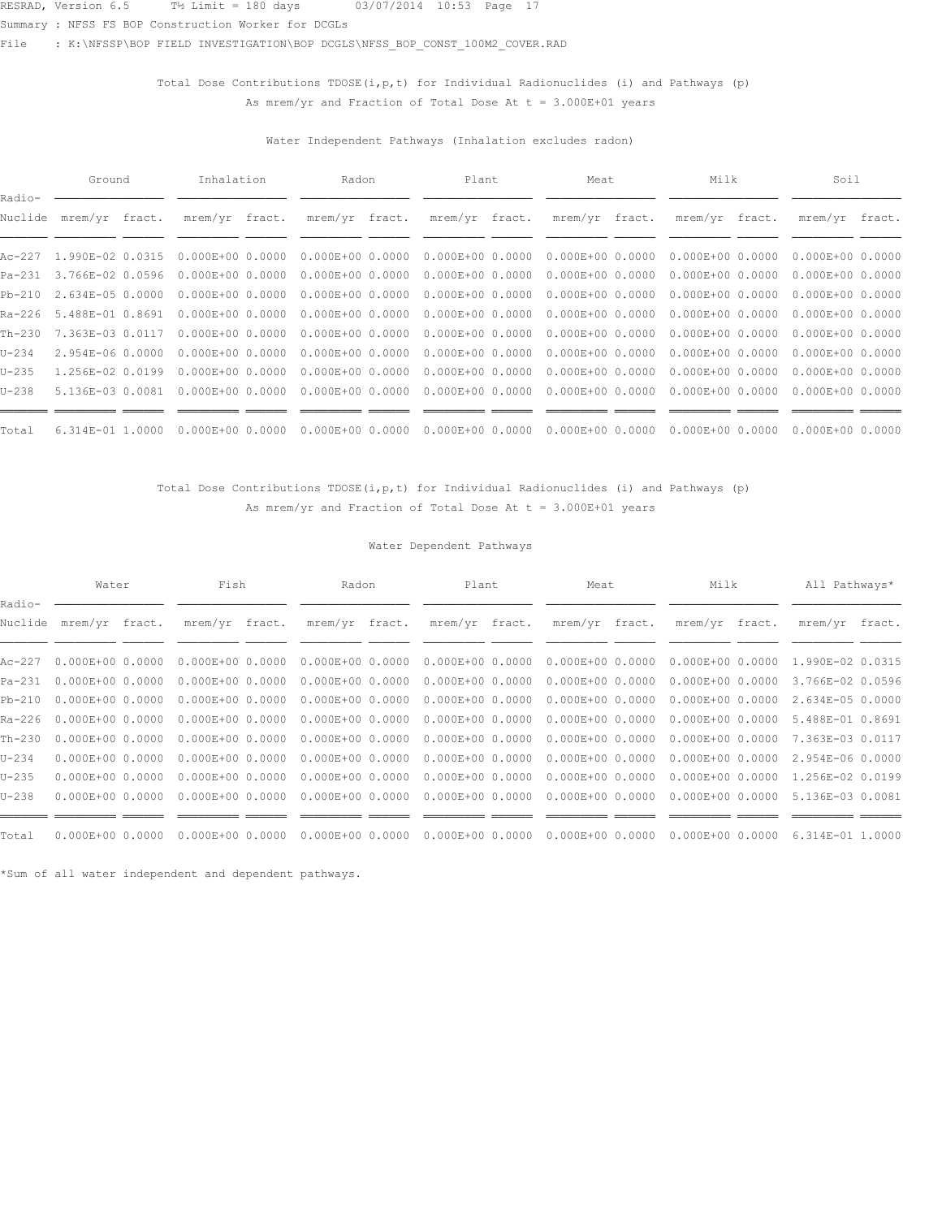RESRAD, Version 6.5 T½ Limit = 180 days 03/07/2014 10:53 Page 17

Summary : NFSS FS BOP Construction Worker for DCGLs

File : K:\NFSSP\BOP FIELD INVESTIGATION\BOP DCGLS\NFSS_BOP_CONST_100M2_COVER.RAD

Total Dose Contributions TDOSE(i,p,t) for Individual Radionuclides (i) and Pathways (p)
As mrem/yr and Fraction of Total Dose At t = 3.000E+01 years

Water Independent Pathways (Inhalation excludes radon)

| Radio- | Ground | | Inhalation | | Radon | | Plant | | Meat | | Milk | | Soil | |
|---|---|---|---|---|---|---|---|---|---|---|---|---|---|---|
| Nuclide | mrem/yr | fract. | mrem/yr | fract. | mrem/yr | fract. | mrem/yr | fract. | mrem/yr | fract. | mrem/yr | fract. | mrem/yr | fract. |
| Ac-227 | 1.990E-02 | 0.0315 | 0.000E+00 | 0.0000 | 0.000E+00 | 0.0000 | 0.000E+00 | 0.0000 | 0.000E+00 | 0.0000 | 0.000E+00 | 0.0000 | 0.000E+00 | 0.0000 |
| Pa-231 | 3.766E-02 | 0.0596 | 0.000E+00 | 0.0000 | 0.000E+00 | 0.0000 | 0.000E+00 | 0.0000 | 0.000E+00 | 0.0000 | 0.000E+00 | 0.0000 | 0.000E+00 | 0.0000 |
| Pb-210 | 2.634E-05 | 0.0000 | 0.000E+00 | 0.0000 | 0.000E+00 | 0.0000 | 0.000E+00 | 0.0000 | 0.000E+00 | 0.0000 | 0.000E+00 | 0.0000 | 0.000E+00 | 0.0000 |
| Ra-226 | 5.488E-01 | 0.8691 | 0.000E+00 | 0.0000 | 0.000E+00 | 0.0000 | 0.000E+00 | 0.0000 | 0.000E+00 | 0.0000 | 0.000E+00 | 0.0000 | 0.000E+00 | 0.0000 |
| Th-230 | 7.363E-03 | 0.0117 | 0.000E+00 | 0.0000 | 0.000E+00 | 0.0000 | 0.000E+00 | 0.0000 | 0.000E+00 | 0.0000 | 0.000E+00 | 0.0000 | 0.000E+00 | 0.0000 |
| U-234 | 2.954E-06 | 0.0000 | 0.000E+00 | 0.0000 | 0.000E+00 | 0.0000 | 0.000E+00 | 0.0000 | 0.000E+00 | 0.0000 | 0.000E+00 | 0.0000 | 0.000E+00 | 0.0000 |
| U-235 | 1.256E-02 | 0.0199 | 0.000E+00 | 0.0000 | 0.000E+00 | 0.0000 | 0.000E+00 | 0.0000 | 0.000E+00 | 0.0000 | 0.000E+00 | 0.0000 | 0.000E+00 | 0.0000 |
| U-238 | 5.136E-03 | 0.0081 | 0.000E+00 | 0.0000 | 0.000E+00 | 0.0000 | 0.000E+00 | 0.0000 | 0.000E+00 | 0.0000 | 0.000E+00 | 0.0000 | 0.000E+00 | 0.0000 |
| Total | 6.314E-01 | 1.0000 | 0.000E+00 | 0.0000 | 0.000E+00 | 0.0000 | 0.000E+00 | 0.0000 | 0.000E+00 | 0.0000 | 0.000E+00 | 0.0000 | 0.000E+00 | 0.0000 |

Total Dose Contributions TDOSE(i,p,t) for Individual Radionuclides (i) and Pathways (p)
As mrem/yr and Fraction of Total Dose At t = 3.000E+01 years

Water Dependent Pathways

| Radio- | Water | | Fish | | Radon | | Plant | | Meat | | Milk | | All Pathways* | |
|---|---|---|---|---|---|---|---|---|---|---|---|---|---|---|
| Nuclide | mrem/yr | fract. | mrem/yr | fract. | mrem/yr | fract. | mrem/yr | fract. | mrem/yr | fract. | mrem/yr | fract. | mrem/yr | fract. |
| Ac-227 | 0.000E+00 | 0.0000 | 0.000E+00 | 0.0000 | 0.000E+00 | 0.0000 | 0.000E+00 | 0.0000 | 0.000E+00 | 0.0000 | 0.000E+00 | 0.0000 | 1.990E-02 | 0.0315 |
| Pa-231 | 0.000E+00 | 0.0000 | 0.000E+00 | 0.0000 | 0.000E+00 | 0.0000 | 0.000E+00 | 0.0000 | 0.000E+00 | 0.0000 | 0.000E+00 | 0.0000 | 3.766E-02 | 0.0596 |
| Pb-210 | 0.000E+00 | 0.0000 | 0.000E+00 | 0.0000 | 0.000E+00 | 0.0000 | 0.000E+00 | 0.0000 | 0.000E+00 | 0.0000 | 0.000E+00 | 0.0000 | 2.634E-05 | 0.0000 |
| Ra-226 | 0.000E+00 | 0.0000 | 0.000E+00 | 0.0000 | 0.000E+00 | 0.0000 | 0.000E+00 | 0.0000 | 0.000E+00 | 0.0000 | 0.000E+00 | 0.0000 | 5.488E-01 | 0.8691 |
| Th-230 | 0.000E+00 | 0.0000 | 0.000E+00 | 0.0000 | 0.000E+00 | 0.0000 | 0.000E+00 | 0.0000 | 0.000E+00 | 0.0000 | 0.000E+00 | 0.0000 | 7.363E-03 | 0.0117 |
| U-234 | 0.000E+00 | 0.0000 | 0.000E+00 | 0.0000 | 0.000E+00 | 0.0000 | 0.000E+00 | 0.0000 | 0.000E+00 | 0.0000 | 0.000E+00 | 0.0000 | 2.954E-06 | 0.0000 |
| U-235 | 0.000E+00 | 0.0000 | 0.000E+00 | 0.0000 | 0.000E+00 | 0.0000 | 0.000E+00 | 0.0000 | 0.000E+00 | 0.0000 | 0.000E+00 | 0.0000 | 1.256E-02 | 0.0199 |
| U-238 | 0.000E+00 | 0.0000 | 0.000E+00 | 0.0000 | 0.000E+00 | 0.0000 | 0.000E+00 | 0.0000 | 0.000E+00 | 0.0000 | 0.000E+00 | 0.0000 | 5.136E-03 | 0.0081 |
| Total | 0.000E+00 | 0.0000 | 0.000E+00 | 0.0000 | 0.000E+00 | 0.0000 | 0.000E+00 | 0.0000 | 0.000E+00 | 0.0000 | 0.000E+00 | 0.0000 | 6.314E-01 | 1.0000 |

*Sum of all water independent and dependent pathways.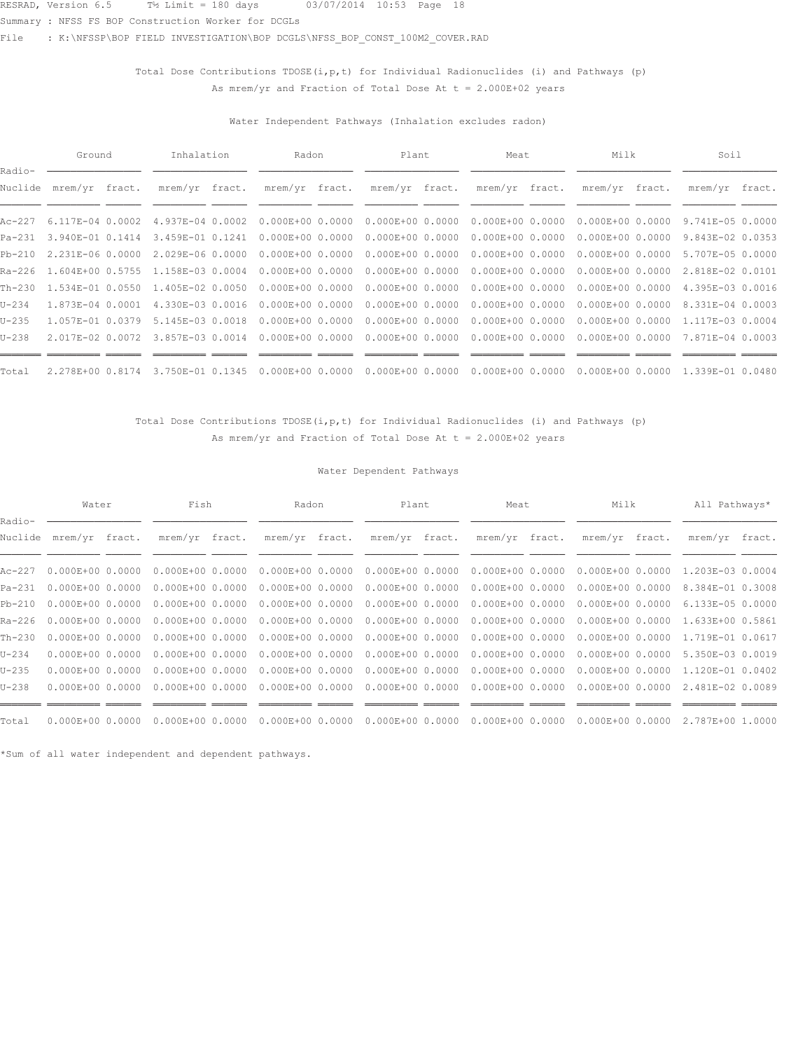Total Dose Contributions TDOSE(i,p,t) for Individual Radionuclides (i) and Pathways (p)
As mrem/yr and Fraction of Total Dose At t = 2.000E+02 years

Water Independent Pathways (Inhalation excludes radon)

| Radio- | Ground | | Inhalation | | Radon | | Plant | | Meat | | Milk | | Soil | |
|---|---|---|---|---|---|---|---|---|---|---|---|---|---|---|
| Nuclide | mrem/yr | fract. | mrem/yr | fract. | mrem/yr | fract. | mrem/yr | fract. | mrem/yr | fract. | mrem/yr | fract. | mrem/yr | fract. |
| Ac-227 | 6.117E-04 | 0.0002 | 4.937E-04 | 0.0002 | 0.000E+00 | 0.0000 | 0.000E+00 | 0.0000 | 0.000E+00 | 0.0000 | 0.000E+00 | 0.0000 | 9.741E-05 | 0.0000 |
| Pa-231 | 3.940E-01 | 0.1414 | 3.459E-01 | 0.1241 | 0.000E+00 | 0.0000 | 0.000E+00 | 0.0000 | 0.000E+00 | 0.0000 | 0.000E+00 | 0.0000 | 9.843E-02 | 0.0353 |
| Pb-210 | 2.231E-06 | 0.0000 | 2.029E-06 | 0.0000 | 0.000E+00 | 0.0000 | 0.000E+00 | 0.0000 | 0.000E+00 | 0.0000 | 0.000E+00 | 0.0000 | 5.707E-05 | 0.0000 |
| Ra-226 | 1.604E+00 | 0.5755 | 1.158E-03 | 0.0004 | 0.000E+00 | 0.0000 | 0.000E+00 | 0.0000 | 0.000E+00 | 0.0000 | 0.000E+00 | 0.0000 | 2.818E-02 | 0.0101 |
| Th-230 | 1.534E-01 | 0.0550 | 1.405E-02 | 0.0050 | 0.000E+00 | 0.0000 | 0.000E+00 | 0.0000 | 0.000E+00 | 0.0000 | 0.000E+00 | 0.0000 | 4.395E-03 | 0.0016 |
| U-234 | 1.873E-04 | 0.0001 | 4.330E-03 | 0.0016 | 0.000E+00 | 0.0000 | 0.000E+00 | 0.0000 | 0.000E+00 | 0.0000 | 0.000E+00 | 0.0000 | 8.331E-04 | 0.0003 |
| U-235 | 1.057E-01 | 0.0379 | 5.145E-03 | 0.0018 | 0.000E+00 | 0.0000 | 0.000E+00 | 0.0000 | 0.000E+00 | 0.0000 | 0.000E+00 | 0.0000 | 1.117E-03 | 0.0004 |
| U-238 | 2.017E-02 | 0.0072 | 3.857E-03 | 0.0014 | 0.000E+00 | 0.0000 | 0.000E+00 | 0.0000 | 0.000E+00 | 0.0000 | 0.000E+00 | 0.0000 | 7.871E-04 | 0.0003 |
| Total | 2.278E+00 | 0.8174 | 3.750E-01 | 0.1345 | 0.000E+00 | 0.0000 | 0.000E+00 | 0.0000 | 0.000E+00 | 0.0000 | 0.000E+00 | 0.0000 | 1.339E-01 | 0.0480 |

Total Dose Contributions TDOSE(i,p,t) for Individual Radionuclides (i) and Pathways (p)
As mrem/yr and Fraction of Total Dose At t = 2.000E+02 years

Water Dependent Pathways

| Radio- | Water | | Fish | | Radon | | Plant | | Meat | | Milk | | All Pathways* | |
|---|---|---|---|---|---|---|---|---|---|---|---|---|---|---|
| Nuclide | mrem/yr | fract. | mrem/yr | fract. | mrem/yr | fract. | mrem/yr | fract. | mrem/yr | fract. | mrem/yr | fract. | mrem/yr | fract. |
| Ac-227 | 0.000E+00 | 0.0000 | 0.000E+00 | 0.0000 | 0.000E+00 | 0.0000 | 0.000E+00 | 0.0000 | 0.000E+00 | 0.0000 | 0.000E+00 | 0.0000 | 1.203E-03 | 0.0004 |
| Pa-231 | 0.000E+00 | 0.0000 | 0.000E+00 | 0.0000 | 0.000E+00 | 0.0000 | 0.000E+00 | 0.0000 | 0.000E+00 | 0.0000 | 0.000E+00 | 0.0000 | 8.384E-01 | 0.3008 |
| Pb-210 | 0.000E+00 | 0.0000 | 0.000E+00 | 0.0000 | 0.000E+00 | 0.0000 | 0.000E+00 | 0.0000 | 0.000E+00 | 0.0000 | 0.000E+00 | 0.0000 | 6.133E-05 | 0.0000 |
| Ra-226 | 0.000E+00 | 0.0000 | 0.000E+00 | 0.0000 | 0.000E+00 | 0.0000 | 0.000E+00 | 0.0000 | 0.000E+00 | 0.0000 | 0.000E+00 | 0.0000 | 1.633E+00 | 0.5861 |
| Th-230 | 0.000E+00 | 0.0000 | 0.000E+00 | 0.0000 | 0.000E+00 | 0.0000 | 0.000E+00 | 0.0000 | 0.000E+00 | 0.0000 | 0.000E+00 | 0.0000 | 1.719E-01 | 0.0617 |
| U-234 | 0.000E+00 | 0.0000 | 0.000E+00 | 0.0000 | 0.000E+00 | 0.0000 | 0.000E+00 | 0.0000 | 0.000E+00 | 0.0000 | 0.000E+00 | 0.0000 | 5.350E-03 | 0.0019 |
| U-235 | 0.000E+00 | 0.0000 | 0.000E+00 | 0.0000 | 0.000E+00 | 0.0000 | 0.000E+00 | 0.0000 | 0.000E+00 | 0.0000 | 0.000E+00 | 0.0000 | 1.120E-01 | 0.0402 |
| U-238 | 0.000E+00 | 0.0000 | 0.000E+00 | 0.0000 | 0.000E+00 | 0.0000 | 0.000E+00 | 0.0000 | 0.000E+00 | 0.0000 | 0.000E+00 | 0.0000 | 2.481E-02 | 0.0089 |
| Total | 0.000E+00 | 0.0000 | 0.000E+00 | 0.0000 | 0.000E+00 | 0.0000 | 0.000E+00 | 0.0000 | 0.000E+00 | 0.0000 | 0.000E+00 | 0.0000 | 2.787E+00 | 1.0000 |

*Sum of all water independent and dependent pathways.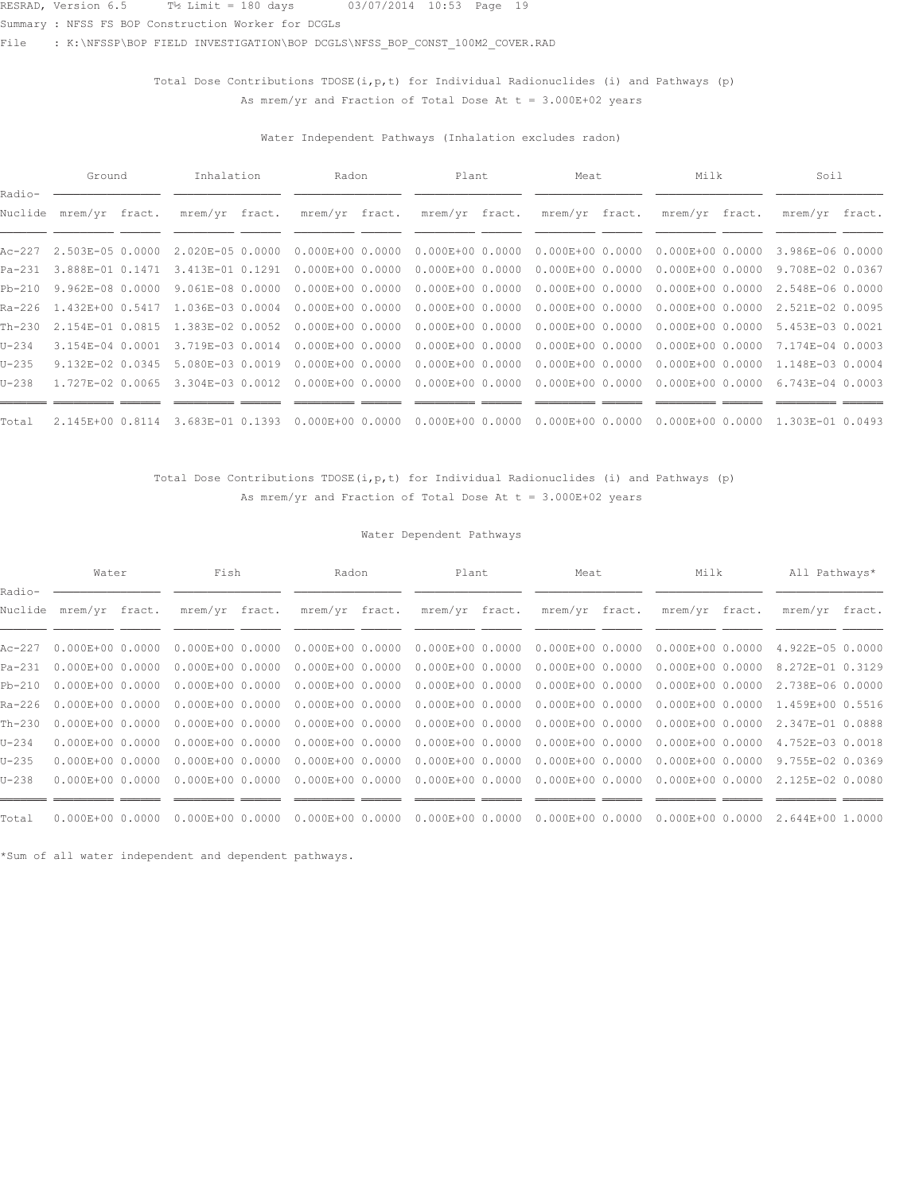RESRAD, Version 6.5      T½ Limit = 180 days       03/07/2014  10:53  Page  19

Summary : NFSS FS BOP Construction Worker for DCGLs

File    : K:\NFSSP\BOP FIELD INVESTIGATION\BOP DCGLS\NFSS_BOP_CONST_100M2_COVER.RAD

Total Dose Contributions TDOSE(i,p,t) for Individual Radionuclides (i) and Pathways (p)
As mrem/yr and Fraction of Total Dose At t = 3.000E+02 years

Water Independent Pathways (Inhalation excludes radon)

| Radio- | Ground | | Inhalation | | Radon | | Plant | | Meat | | Milk | | Soil | |
|---|---|---|---|---|---|---|---|---|---|---|---|---|---|---|
| Nuclide | mrem/yr | fract. | mrem/yr | fract. | mrem/yr | fract. | mrem/yr | fract. | mrem/yr | fract. | mrem/yr | fract. | mrem/yr | fract. |
| Ac-227 | 2.503E-05 | 0.0000 | 2.020E-05 | 0.0000 | 0.000E+00 | 0.0000 | 0.000E+00 | 0.0000 | 0.000E+00 | 0.0000 | 0.000E+00 | 0.0000 | 3.986E-06 | 0.0000 |
| Pa-231 | 3.888E-01 | 0.1471 | 3.413E-01 | 0.1291 | 0.000E+00 | 0.0000 | 0.000E+00 | 0.0000 | 0.000E+00 | 0.0000 | 0.000E+00 | 0.0000 | 9.708E-02 | 0.0367 |
| Pb-210 | 9.962E-08 | 0.0000 | 9.061E-08 | 0.0000 | 0.000E+00 | 0.0000 | 0.000E+00 | 0.0000 | 0.000E+00 | 0.0000 | 0.000E+00 | 0.0000 | 2.548E-06 | 0.0000 |
| Ra-226 | 1.432E+00 | 0.5417 | 1.036E-03 | 0.0004 | 0.000E+00 | 0.0000 | 0.000E+00 | 0.0000 | 0.000E+00 | 0.0000 | 0.000E+00 | 0.0000 | 2.521E-02 | 0.0095 |
| Th-230 | 2.154E-01 | 0.0815 | 1.383E-02 | 0.0052 | 0.000E+00 | 0.0000 | 0.000E+00 | 0.0000 | 0.000E+00 | 0.0000 | 0.000E+00 | 0.0000 | 5.453E-03 | 0.0021 |
| U-234 | 3.154E-04 | 0.0001 | 3.719E-03 | 0.0014 | 0.000E+00 | 0.0000 | 0.000E+00 | 0.0000 | 0.000E+00 | 0.0000 | 0.000E+00 | 0.0000 | 7.174E-04 | 0.0003 |
| U-235 | 9.132E-02 | 0.0345 | 5.080E-03 | 0.0019 | 0.000E+00 | 0.0000 | 0.000E+00 | 0.0000 | 0.000E+00 | 0.0000 | 0.000E+00 | 0.0000 | 1.148E-03 | 0.0004 |
| U-238 | 1.727E-02 | 0.0065 | 3.304E-03 | 0.0012 | 0.000E+00 | 0.0000 | 0.000E+00 | 0.0000 | 0.000E+00 | 0.0000 | 0.000E+00 | 0.0000 | 6.743E-04 | 0.0003 |
| Total | 2.145E+00 | 0.8114 | 3.683E-01 | 0.1393 | 0.000E+00 | 0.0000 | 0.000E+00 | 0.0000 | 0.000E+00 | 0.0000 | 0.000E+00 | 0.0000 | 1.303E-01 | 0.0493 |

Total Dose Contributions TDOSE(i,p,t) for Individual Radionuclides (i) and Pathways (p)
As mrem/yr and Fraction of Total Dose At t = 3.000E+02 years

Water Dependent Pathways

| Radio- | Water | | Fish | | Radon | | Plant | | Meat | | Milk | | All Pathways* | |
|---|---|---|---|---|---|---|---|---|---|---|---|---|---|---|
| Nuclide | mrem/yr | fract. | mrem/yr | fract. | mrem/yr | fract. | mrem/yr | fract. | mrem/yr | fract. | mrem/yr | fract. | mrem/yr | fract. |
| Ac-227 | 0.000E+00 | 0.0000 | 0.000E+00 | 0.0000 | 0.000E+00 | 0.0000 | 0.000E+00 | 0.0000 | 0.000E+00 | 0.0000 | 0.000E+00 | 0.0000 | 4.922E-05 | 0.0000 |
| Pa-231 | 0.000E+00 | 0.0000 | 0.000E+00 | 0.0000 | 0.000E+00 | 0.0000 | 0.000E+00 | 0.0000 | 0.000E+00 | 0.0000 | 0.000E+00 | 0.0000 | 8.272E-01 | 0.3129 |
| Pb-210 | 0.000E+00 | 0.0000 | 0.000E+00 | 0.0000 | 0.000E+00 | 0.0000 | 0.000E+00 | 0.0000 | 0.000E+00 | 0.0000 | 0.000E+00 | 0.0000 | 2.738E-06 | 0.0000 |
| Ra-226 | 0.000E+00 | 0.0000 | 0.000E+00 | 0.0000 | 0.000E+00 | 0.0000 | 0.000E+00 | 0.0000 | 0.000E+00 | 0.0000 | 0.000E+00 | 0.0000 | 1.459E+00 | 0.5516 |
| Th-230 | 0.000E+00 | 0.0000 | 0.000E+00 | 0.0000 | 0.000E+00 | 0.0000 | 0.000E+00 | 0.0000 | 0.000E+00 | 0.0000 | 0.000E+00 | 0.0000 | 2.347E-01 | 0.0888 |
| U-234 | 0.000E+00 | 0.0000 | 0.000E+00 | 0.0000 | 0.000E+00 | 0.0000 | 0.000E+00 | 0.0000 | 0.000E+00 | 0.0000 | 0.000E+00 | 0.0000 | 4.752E-03 | 0.0018 |
| U-235 | 0.000E+00 | 0.0000 | 0.000E+00 | 0.0000 | 0.000E+00 | 0.0000 | 0.000E+00 | 0.0000 | 0.000E+00 | 0.0000 | 0.000E+00 | 0.0000 | 9.755E-02 | 0.0369 |
| U-238 | 0.000E+00 | 0.0000 | 0.000E+00 | 0.0000 | 0.000E+00 | 0.0000 | 0.000E+00 | 0.0000 | 0.000E+00 | 0.0000 | 0.000E+00 | 0.0000 | 2.125E-02 | 0.0080 |
| Total | 0.000E+00 | 0.0000 | 0.000E+00 | 0.0000 | 0.000E+00 | 0.0000 | 0.000E+00 | 0.0000 | 0.000E+00 | 0.0000 | 0.000E+00 | 0.0000 | 2.644E+00 | 1.0000 |

*Sum of all water independent and dependent pathways.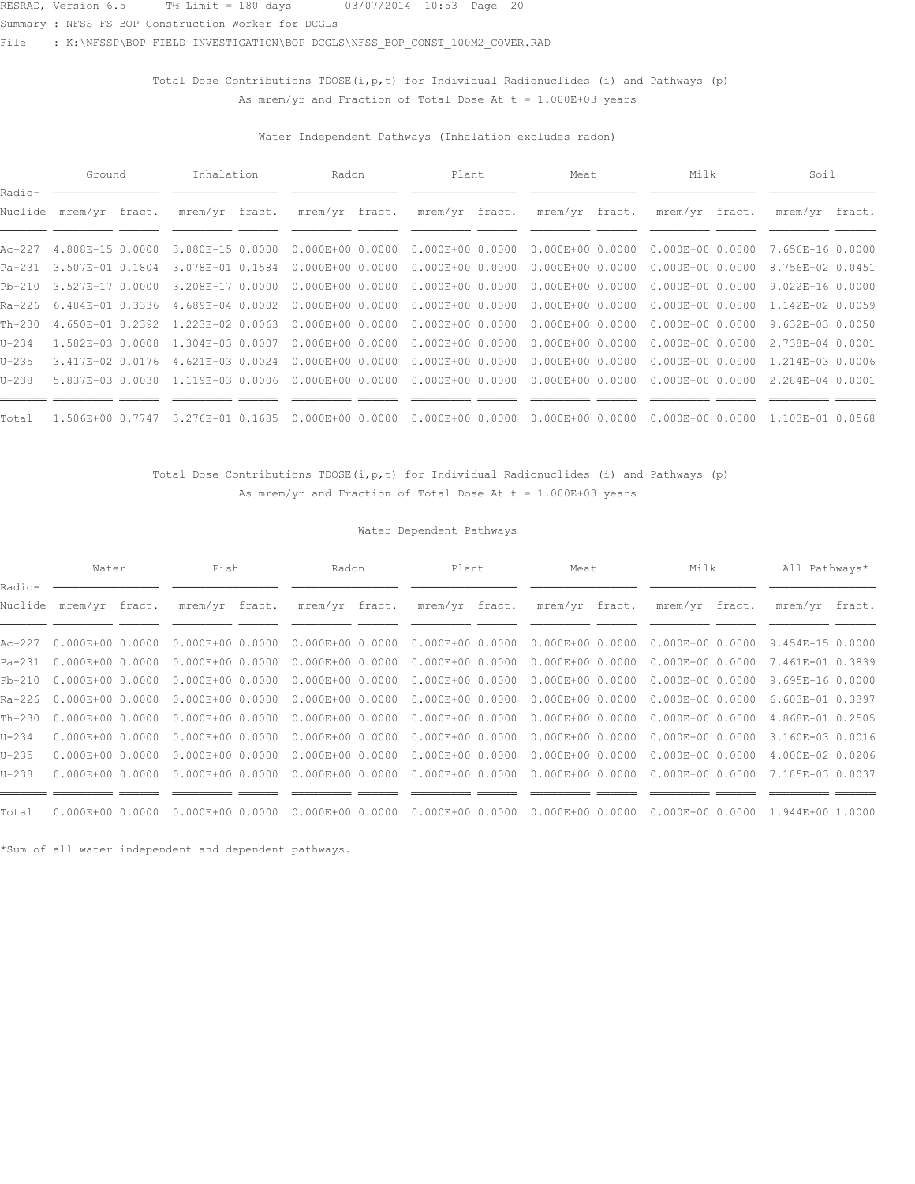RESRAD, Version 6.5      T½ Limit = 180 days      03/07/2014  10:53  Page  20

Summary : NFSS FS BOP Construction Worker for DCGLs

File    : K:\NFSSP\BOP FIELD INVESTIGATION\BOP DCGLS\NFSS_BOP_CONST_100M2_COVER.RAD

Total Dose Contributions TDOSE(i,p,t) for Individual Radionuclides (i) and Pathways (p)
As mrem/yr and Fraction of Total Dose At t = 1.000E+03 years

Water Independent Pathways (Inhalation excludes radon)

| Radio- | Ground | | Inhalation | | Radon | | Plant | | Meat | | Milk | | Soil | |
|---|---|---|---|---|---|---|---|---|---|---|---|---|---|---|
| Nuclide | mrem/yr | fract. | mrem/yr | fract. | mrem/yr | fract. | mrem/yr | fract. | mrem/yr | fract. | mrem/yr | fract. | mrem/yr | fract. |
| Ac-227 | 4.808E-15 | 0.0000 | 3.880E-15 | 0.0000 | 0.000E+00 | 0.0000 | 0.000E+00 | 0.0000 | 0.000E+00 | 0.0000 | 0.000E+00 | 0.0000 | 7.656E-16 | 0.0000 |
| Pa-231 | 3.507E-01 | 0.1804 | 3.078E-01 | 0.1584 | 0.000E+00 | 0.0000 | 0.000E+00 | 0.0000 | 0.000E+00 | 0.0000 | 0.000E+00 | 0.0000 | 8.756E-02 | 0.0451 |
| Pb-210 | 3.527E-17 | 0.0000 | 3.208E-17 | 0.0000 | 0.000E+00 | 0.0000 | 0.000E+00 | 0.0000 | 0.000E+00 | 0.0000 | 0.000E+00 | 0.0000 | 9.022E-16 | 0.0000 |
| Ra-226 | 6.484E-01 | 0.3336 | 4.689E-04 | 0.0002 | 0.000E+00 | 0.0000 | 0.000E+00 | 0.0000 | 0.000E+00 | 0.0000 | 0.000E+00 | 0.0000 | 1.142E-02 | 0.0059 |
| Th-230 | 4.650E-01 | 0.2392 | 1.223E-02 | 0.0063 | 0.000E+00 | 0.0000 | 0.000E+00 | 0.0000 | 0.000E+00 | 0.0000 | 0.000E+00 | 0.0000 | 9.632E-03 | 0.0050 |
| U-234 | 1.582E-03 | 0.0008 | 1.304E-03 | 0.0007 | 0.000E+00 | 0.0000 | 0.000E+00 | 0.0000 | 0.000E+00 | 0.0000 | 0.000E+00 | 0.0000 | 2.738E-04 | 0.0001 |
| U-235 | 3.417E-02 | 0.0176 | 4.621E-03 | 0.0024 | 0.000E+00 | 0.0000 | 0.000E+00 | 0.0000 | 0.000E+00 | 0.0000 | 0.000E+00 | 0.0000 | 1.214E-03 | 0.0006 |
| U-238 | 5.837E-03 | 0.0030 | 1.119E-03 | 0.0006 | 0.000E+00 | 0.0000 | 0.000E+00 | 0.0000 | 0.000E+00 | 0.0000 | 0.000E+00 | 0.0000 | 2.284E-04 | 0.0001 |
| Total | 1.506E+00 | 0.7747 | 3.276E-01 | 0.1685 | 0.000E+00 | 0.0000 | 0.000E+00 | 0.0000 | 0.000E+00 | 0.0000 | 0.000E+00 | 0.0000 | 1.103E-01 | 0.0568 |

Total Dose Contributions TDOSE(i,p,t) for Individual Radionuclides (i) and Pathways (p)
As mrem/yr and Fraction of Total Dose At t = 1.000E+03 years

Water Dependent Pathways

| Radio- | Water | | Fish | | Radon | | Plant | | Meat | | Milk | | All Pathways* | |
|---|---|---|---|---|---|---|---|---|---|---|---|---|---|---|
| Nuclide | mrem/yr | fract. | mrem/yr | fract. | mrem/yr | fract. | mrem/yr | fract. | mrem/yr | fract. | mrem/yr | fract. | mrem/yr | fract. |
| Ac-227 | 0.000E+00 | 0.0000 | 0.000E+00 | 0.0000 | 0.000E+00 | 0.0000 | 0.000E+00 | 0.0000 | 0.000E+00 | 0.0000 | 0.000E+00 | 0.0000 | 9.454E-15 | 0.0000 |
| Pa-231 | 0.000E+00 | 0.0000 | 0.000E+00 | 0.0000 | 0.000E+00 | 0.0000 | 0.000E+00 | 0.0000 | 0.000E+00 | 0.0000 | 0.000E+00 | 0.0000 | 7.461E-01 | 0.3839 |
| Pb-210 | 0.000E+00 | 0.0000 | 0.000E+00 | 0.0000 | 0.000E+00 | 0.0000 | 0.000E+00 | 0.0000 | 0.000E+00 | 0.0000 | 0.000E+00 | 0.0000 | 9.695E-16 | 0.0000 |
| Ra-226 | 0.000E+00 | 0.0000 | 0.000E+00 | 0.0000 | 0.000E+00 | 0.0000 | 0.000E+00 | 0.0000 | 0.000E+00 | 0.0000 | 0.000E+00 | 0.0000 | 6.603E-01 | 0.3397 |
| Th-230 | 0.000E+00 | 0.0000 | 0.000E+00 | 0.0000 | 0.000E+00 | 0.0000 | 0.000E+00 | 0.0000 | 0.000E+00 | 0.0000 | 0.000E+00 | 0.0000 | 4.868E-01 | 0.2505 |
| U-234 | 0.000E+00 | 0.0000 | 0.000E+00 | 0.0000 | 0.000E+00 | 0.0000 | 0.000E+00 | 0.0000 | 0.000E+00 | 0.0000 | 0.000E+00 | 0.0000 | 3.160E-03 | 0.0016 |
| U-235 | 0.000E+00 | 0.0000 | 0.000E+00 | 0.0000 | 0.000E+00 | 0.0000 | 0.000E+00 | 0.0000 | 0.000E+00 | 0.0000 | 0.000E+00 | 0.0000 | 4.000E-02 | 0.0206 |
| U-238 | 0.000E+00 | 0.0000 | 0.000E+00 | 0.0000 | 0.000E+00 | 0.0000 | 0.000E+00 | 0.0000 | 0.000E+00 | 0.0000 | 0.000E+00 | 0.0000 | 7.185E-03 | 0.0037 |
| Total | 0.000E+00 | 0.0000 | 0.000E+00 | 0.0000 | 0.000E+00 | 0.0000 | 0.000E+00 | 0.0000 | 0.000E+00 | 0.0000 | 0.000E+00 | 0.0000 | 1.944E+00 | 1.0000 |

*Sum of all water independent and dependent pathways.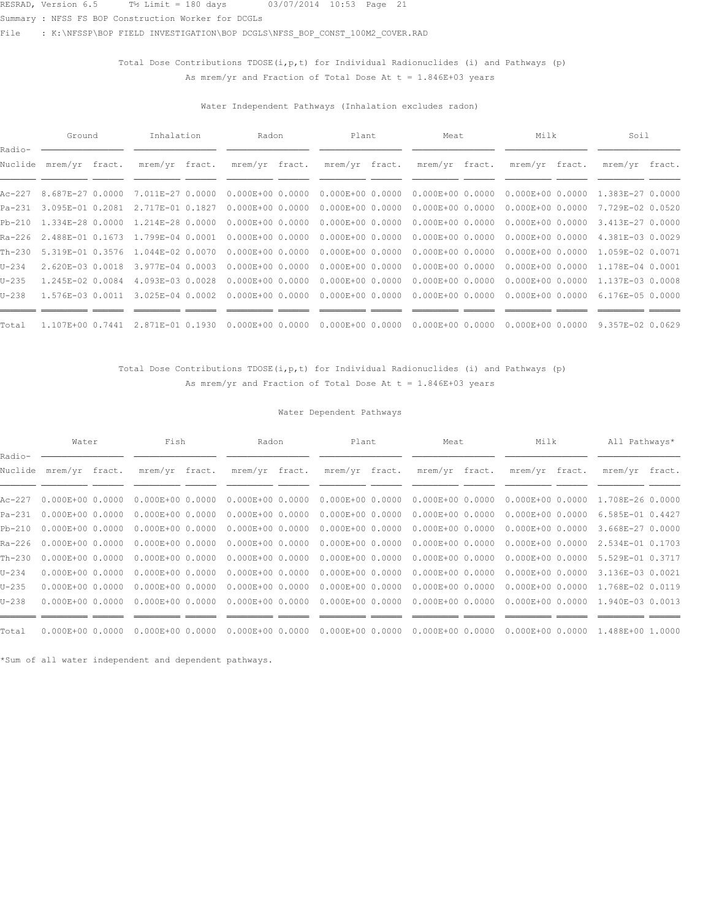RESRAD, Version 6.5 T½ Limit = 180 days 03/07/2014 10:53 Page 21

Summary : NFSS FS BOP Construction Worker for DCGLs

File : K:\NFSSP\BOP FIELD INVESTIGATION\BOP DCGLS\NFSS_BOP_CONST_100M2_COVER.RAD

Total Dose Contributions TDOSE(i,p,t) for Individual Radionuclides (i) and Pathways (p)
As mrem/yr and Fraction of Total Dose At t = 1.846E+03 years

Water Independent Pathways (Inhalation excludes radon)

| Radio- | Ground | | Inhalation | | Radon | | Plant | | Meat | | Milk | | Soil | |
|---|---|---|---|---|---|---|---|---|---|---|---|---|---|---|
| Nuclide | mrem/yr | fract. | mrem/yr | fract. | mrem/yr | fract. | mrem/yr | fract. | mrem/yr | fract. | mrem/yr | fract. | mrem/yr | fract. |
| Ac-227 | 8.687E-27 | 0.0000 | 7.011E-27 | 0.0000 | 0.000E+00 | 0.0000 | 0.000E+00 | 0.0000 | 0.000E+00 | 0.0000 | 0.000E+00 | 0.0000 | 1.383E-27 | 0.0000 |
| Pa-231 | 3.095E-01 | 0.2081 | 2.717E-01 | 0.1827 | 0.000E+00 | 0.0000 | 0.000E+00 | 0.0000 | 0.000E+00 | 0.0000 | 0.000E+00 | 0.0000 | 7.729E-02 | 0.0520 |
| Pb-210 | 1.334E-28 | 0.0000 | 1.214E-28 | 0.0000 | 0.000E+00 | 0.0000 | 0.000E+00 | 0.0000 | 0.000E+00 | 0.0000 | 0.000E+00 | 0.0000 | 3.413E-27 | 0.0000 |
| Ra-226 | 2.488E-01 | 0.1673 | 1.799E-04 | 0.0001 | 0.000E+00 | 0.0000 | 0.000E+00 | 0.0000 | 0.000E+00 | 0.0000 | 0.000E+00 | 0.0000 | 4.381E-03 | 0.0029 |
| Th-230 | 5.319E-01 | 0.3576 | 1.044E-02 | 0.0070 | 0.000E+00 | 0.0000 | 0.000E+00 | 0.0000 | 0.000E+00 | 0.0000 | 0.000E+00 | 0.0000 | 1.059E-02 | 0.0071 |
| U-234 | 2.620E-03 | 0.0018 | 3.977E-04 | 0.0003 | 0.000E+00 | 0.0000 | 0.000E+00 | 0.0000 | 0.000E+00 | 0.0000 | 0.000E+00 | 0.0000 | 1.178E-04 | 0.0001 |
| U-235 | 1.245E-02 | 0.0084 | 4.093E-03 | 0.0028 | 0.000E+00 | 0.0000 | 0.000E+00 | 0.0000 | 0.000E+00 | 0.0000 | 0.000E+00 | 0.0000 | 1.137E-03 | 0.0008 |
| U-238 | 1.576E-03 | 0.0011 | 3.025E-04 | 0.0002 | 0.000E+00 | 0.0000 | 0.000E+00 | 0.0000 | 0.000E+00 | 0.0000 | 0.000E+00 | 0.0000 | 6.176E-05 | 0.0000 |
| Total | 1.107E+00 | 0.7441 | 2.871E-01 | 0.1930 | 0.000E+00 | 0.0000 | 0.000E+00 | 0.0000 | 0.000E+00 | 0.0000 | 0.000E+00 | 0.0000 | 9.357E-02 | 0.0629 |

Total Dose Contributions TDOSE(i,p,t) for Individual Radionuclides (i) and Pathways (p)
As mrem/yr and Fraction of Total Dose At t = 1.846E+03 years

Water Dependent Pathways

| Radio- | Water | | Fish | | Radon | | Plant | | Meat | | Milk | | All Pathways* | |
|---|---|---|---|---|---|---|---|---|---|---|---|---|---|---|
| Nuclide | mrem/yr | fract. | mrem/yr | fract. | mrem/yr | fract. | mrem/yr | fract. | mrem/yr | fract. | mrem/yr | fract. | mrem/yr | fract. |
| Ac-227 | 0.000E+00 | 0.0000 | 0.000E+00 | 0.0000 | 0.000E+00 | 0.0000 | 0.000E+00 | 0.0000 | 0.000E+00 | 0.0000 | 0.000E+00 | 0.0000 | 1.708E-26 | 0.0000 |
| Pa-231 | 0.000E+00 | 0.0000 | 0.000E+00 | 0.0000 | 0.000E+00 | 0.0000 | 0.000E+00 | 0.0000 | 0.000E+00 | 0.0000 | 0.000E+00 | 0.0000 | 6.585E-01 | 0.4427 |
| Pb-210 | 0.000E+00 | 0.0000 | 0.000E+00 | 0.0000 | 0.000E+00 | 0.0000 | 0.000E+00 | 0.0000 | 0.000E+00 | 0.0000 | 0.000E+00 | 0.0000 | 3.668E-27 | 0.0000 |
| Ra-226 | 0.000E+00 | 0.0000 | 0.000E+00 | 0.0000 | 0.000E+00 | 0.0000 | 0.000E+00 | 0.0000 | 0.000E+00 | 0.0000 | 0.000E+00 | 0.0000 | 2.534E-01 | 0.1703 |
| Th-230 | 0.000E+00 | 0.0000 | 0.000E+00 | 0.0000 | 0.000E+00 | 0.0000 | 0.000E+00 | 0.0000 | 0.000E+00 | 0.0000 | 0.000E+00 | 0.0000 | 5.529E-01 | 0.3717 |
| U-234 | 0.000E+00 | 0.0000 | 0.000E+00 | 0.0000 | 0.000E+00 | 0.0000 | 0.000E+00 | 0.0000 | 0.000E+00 | 0.0000 | 0.000E+00 | 0.0000 | 3.136E-03 | 0.0021 |
| U-235 | 0.000E+00 | 0.0000 | 0.000E+00 | 0.0000 | 0.000E+00 | 0.0000 | 0.000E+00 | 0.0000 | 0.000E+00 | 0.0000 | 0.000E+00 | 0.0000 | 1.768E-02 | 0.0119 |
| U-238 | 0.000E+00 | 0.0000 | 0.000E+00 | 0.0000 | 0.000E+00 | 0.0000 | 0.000E+00 | 0.0000 | 0.000E+00 | 0.0000 | 0.000E+00 | 0.0000 | 1.940E-03 | 0.0013 |
| Total | 0.000E+00 | 0.0000 | 0.000E+00 | 0.0000 | 0.000E+00 | 0.0000 | 0.000E+00 | 0.0000 | 0.000E+00 | 0.0000 | 0.000E+00 | 0.0000 | 1.488E+00 | 1.0000 |

*Sum of all water independent and dependent pathways.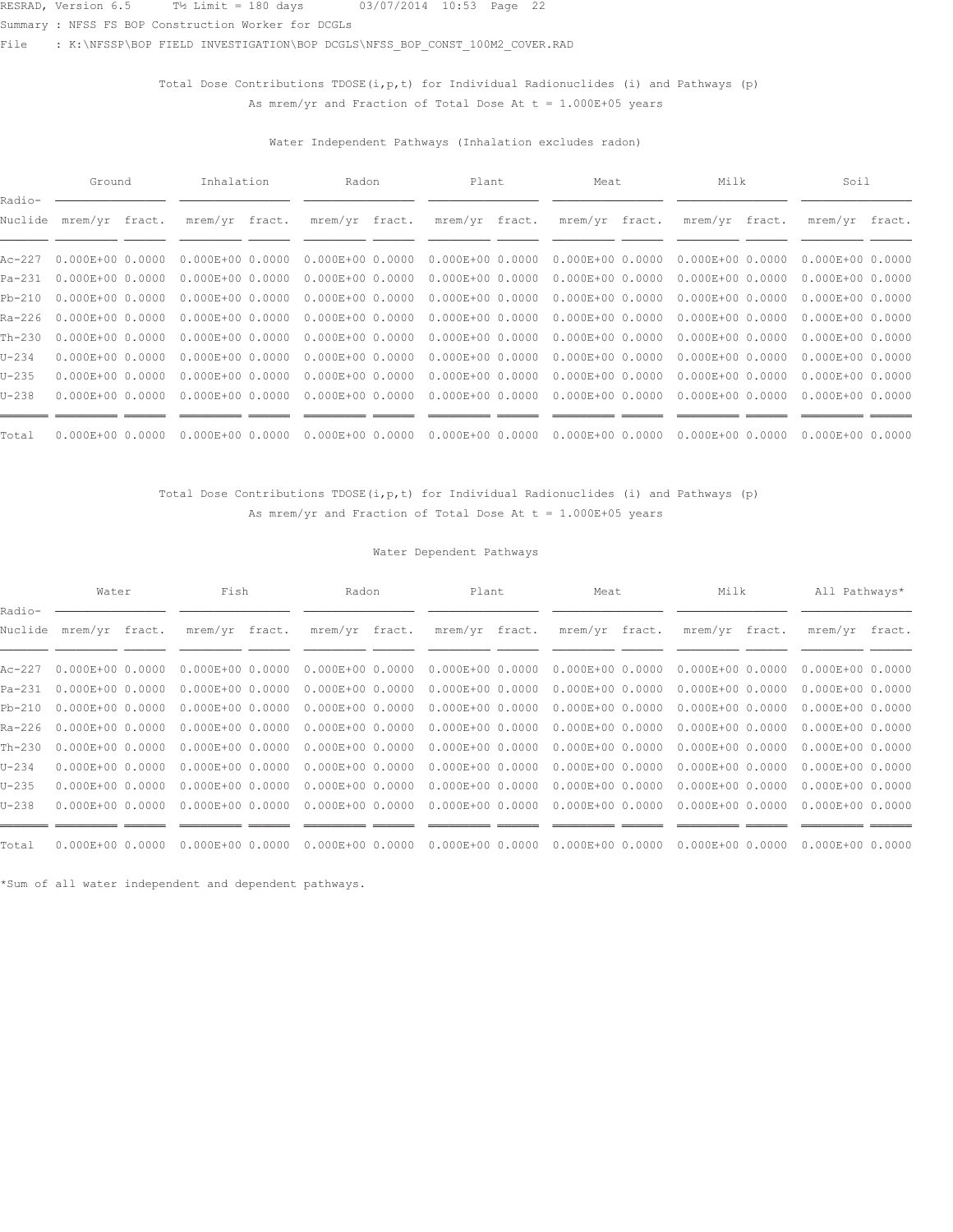RESRAD, Version 6.5 T½ Limit = 180 days 03/07/2014 10:53 Page 22

Summary : NFSS FS BOP Construction Worker for DCGLs

File : K:\NFSSP\BOP FIELD INVESTIGATION\BOP DCGLS\NFSS_BOP_CONST_100M2_COVER.RAD

Total Dose Contributions TDOSE(i,p,t) for Individual Radionuclides (i) and Pathways (p)
As mrem/yr and Fraction of Total Dose At t = 1.000E+05 years

Water Independent Pathways (Inhalation excludes radon)

| Radio- | Ground | | Inhalation | | Radon | | Plant | | Meat | | Milk | | Soil | |
|---|---|---|---|---|---|---|---|---|---|---|---|---|---|---|
| Nuclide | mrem/yr | fract. | mrem/yr | fract. | mrem/yr | fract. | mrem/yr | fract. | mrem/yr | fract. | mrem/yr | fract. | mrem/yr | fract. |
| Ac-227 | 0.000E+00 | 0.0000 | 0.000E+00 | 0.0000 | 0.000E+00 | 0.0000 | 0.000E+00 | 0.0000 | 0.000E+00 | 0.0000 | 0.000E+00 | 0.0000 | 0.000E+00 | 0.0000 |
| Pa-231 | 0.000E+00 | 0.0000 | 0.000E+00 | 0.0000 | 0.000E+00 | 0.0000 | 0.000E+00 | 0.0000 | 0.000E+00 | 0.0000 | 0.000E+00 | 0.0000 | 0.000E+00 | 0.0000 |
| Pb-210 | 0.000E+00 | 0.0000 | 0.000E+00 | 0.0000 | 0.000E+00 | 0.0000 | 0.000E+00 | 0.0000 | 0.000E+00 | 0.0000 | 0.000E+00 | 0.0000 | 0.000E+00 | 0.0000 |
| Ra-226 | 0.000E+00 | 0.0000 | 0.000E+00 | 0.0000 | 0.000E+00 | 0.0000 | 0.000E+00 | 0.0000 | 0.000E+00 | 0.0000 | 0.000E+00 | 0.0000 | 0.000E+00 | 0.0000 |
| Th-230 | 0.000E+00 | 0.0000 | 0.000E+00 | 0.0000 | 0.000E+00 | 0.0000 | 0.000E+00 | 0.0000 | 0.000E+00 | 0.0000 | 0.000E+00 | 0.0000 | 0.000E+00 | 0.0000 |
| U-234 | 0.000E+00 | 0.0000 | 0.000E+00 | 0.0000 | 0.000E+00 | 0.0000 | 0.000E+00 | 0.0000 | 0.000E+00 | 0.0000 | 0.000E+00 | 0.0000 | 0.000E+00 | 0.0000 |
| U-235 | 0.000E+00 | 0.0000 | 0.000E+00 | 0.0000 | 0.000E+00 | 0.0000 | 0.000E+00 | 0.0000 | 0.000E+00 | 0.0000 | 0.000E+00 | 0.0000 | 0.000E+00 | 0.0000 |
| U-238 | 0.000E+00 | 0.0000 | 0.000E+00 | 0.0000 | 0.000E+00 | 0.0000 | 0.000E+00 | 0.0000 | 0.000E+00 | 0.0000 | 0.000E+00 | 0.0000 | 0.000E+00 | 0.0000 |
| Total | 0.000E+00 | 0.0000 | 0.000E+00 | 0.0000 | 0.000E+00 | 0.0000 | 0.000E+00 | 0.0000 | 0.000E+00 | 0.0000 | 0.000E+00 | 0.0000 | 0.000E+00 | 0.0000 |

Total Dose Contributions TDOSE(i,p,t) for Individual Radionuclides (i) and Pathways (p)
As mrem/yr and Fraction of Total Dose At t = 1.000E+05 years

Water Dependent Pathways

| Radio- | Water | | Fish | | Radon | | Plant | | Meat | | Milk | | All Pathways* | |
|---|---|---|---|---|---|---|---|---|---|---|---|---|---|---|
| Nuclide | mrem/yr | fract. | mrem/yr | fract. | mrem/yr | fract. | mrem/yr | fract. | mrem/yr | fract. | mrem/yr | fract. | mrem/yr | fract. |
| Ac-227 | 0.000E+00 | 0.0000 | 0.000E+00 | 0.0000 | 0.000E+00 | 0.0000 | 0.000E+00 | 0.0000 | 0.000E+00 | 0.0000 | 0.000E+00 | 0.0000 | 0.000E+00 | 0.0000 |
| Pa-231 | 0.000E+00 | 0.0000 | 0.000E+00 | 0.0000 | 0.000E+00 | 0.0000 | 0.000E+00 | 0.0000 | 0.000E+00 | 0.0000 | 0.000E+00 | 0.0000 | 0.000E+00 | 0.0000 |
| Pb-210 | 0.000E+00 | 0.0000 | 0.000E+00 | 0.0000 | 0.000E+00 | 0.0000 | 0.000E+00 | 0.0000 | 0.000E+00 | 0.0000 | 0.000E+00 | 0.0000 | 0.000E+00 | 0.0000 |
| Ra-226 | 0.000E+00 | 0.0000 | 0.000E+00 | 0.0000 | 0.000E+00 | 0.0000 | 0.000E+00 | 0.0000 | 0.000E+00 | 0.0000 | 0.000E+00 | 0.0000 | 0.000E+00 | 0.0000 |
| Th-230 | 0.000E+00 | 0.0000 | 0.000E+00 | 0.0000 | 0.000E+00 | 0.0000 | 0.000E+00 | 0.0000 | 0.000E+00 | 0.0000 | 0.000E+00 | 0.0000 | 0.000E+00 | 0.0000 |
| U-234 | 0.000E+00 | 0.0000 | 0.000E+00 | 0.0000 | 0.000E+00 | 0.0000 | 0.000E+00 | 0.0000 | 0.000E+00 | 0.0000 | 0.000E+00 | 0.0000 | 0.000E+00 | 0.0000 |
| U-235 | 0.000E+00 | 0.0000 | 0.000E+00 | 0.0000 | 0.000E+00 | 0.0000 | 0.000E+00 | 0.0000 | 0.000E+00 | 0.0000 | 0.000E+00 | 0.0000 | 0.000E+00 | 0.0000 |
| U-238 | 0.000E+00 | 0.0000 | 0.000E+00 | 0.0000 | 0.000E+00 | 0.0000 | 0.000E+00 | 0.0000 | 0.000E+00 | 0.0000 | 0.000E+00 | 0.0000 | 0.000E+00 | 0.0000 |
| Total | 0.000E+00 | 0.0000 | 0.000E+00 | 0.0000 | 0.000E+00 | 0.0000 | 0.000E+00 | 0.0000 | 0.000E+00 | 0.0000 | 0.000E+00 | 0.0000 | 0.000E+00 | 0.0000 |

*Sum of all water independent and dependent pathways.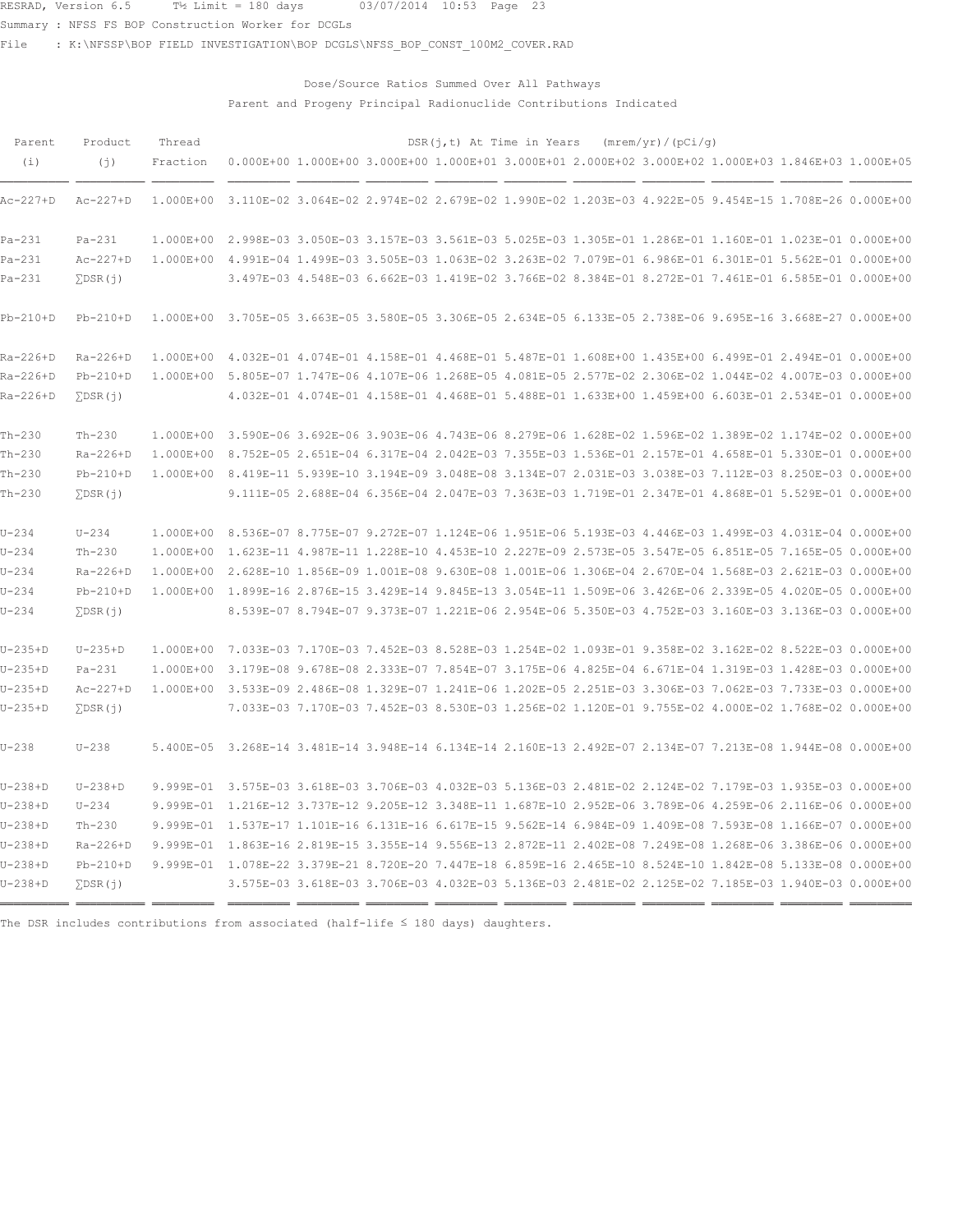RESRAD, Version 6.5 T½ Limit = 180 days 03/07/2014 10:53 Page 23

Summary : NFSS FS BOP Construction Worker for DCGLs

File : K:\NFSSP\BOP FIELD INVESTIGATION\BOP DCGLS\NFSS_BOP_CONST_100M2_COVER.RAD

Dose/Source Ratios Summed Over All Pathways

Parent and Progeny Principal Radionuclide Contributions Indicated

| Parent (i) | Product (j) | Thread Fraction | DSR(j,t) At Time in Years (mrem/yr)/(pCi/g) 0.000E+00 | 1.000E+00 | 3.000E+00 | 1.000E+01 | 3.000E+01 | 2.000E+02 | 3.000E+02 | 1.000E+03 | 1.846E+03 | 1.000E+05 |
|---|---|---|---|---|---|---|---|---|---|---|---|---|
| Ac-227+D | Ac-227+D | 1.000E+00 | 3.110E-02 | 3.064E-02 | 2.974E-02 | 2.679E-02 | 1.990E-02 | 1.203E-03 | 4.922E-05 | 9.454E-15 | 1.708E-26 | 0.000E+00 |
| Pa-231 | Pa-231 | 1.000E+00 | 2.998E-03 | 3.050E-03 | 3.157E-03 | 3.561E-03 | 5.025E-03 | 1.305E-01 | 1.286E-01 | 1.160E-01 | 1.023E-01 | 0.000E+00 |
| Pa-231 | Ac-227+D | 1.000E+00 | 4.991E-04 | 1.499E-03 | 3.505E-03 | 1.063E-02 | 3.263E-02 | 7.079E-01 | 6.986E-01 | 6.301E-01 | 5.562E-01 | 0.000E+00 |
| Pa-231 | ∑DSR(j) | | 3.497E-03 | 4.548E-03 | 6.662E-03 | 1.419E-02 | 3.766E-02 | 8.384E-01 | 8.272E-01 | 7.461E-01 | 6.585E-01 | 0.000E+00 |
| Pb-210+D | Pb-210+D | 1.000E+00 | 3.705E-05 | 3.663E-05 | 3.580E-05 | 3.306E-05 | 2.634E-05 | 6.133E-05 | 2.738E-06 | 9.695E-16 | 3.668E-27 | 0.000E+00 |
| Ra-226+D | Ra-226+D | 1.000E+00 | 4.032E-01 | 4.074E-01 | 4.158E-01 | 4.468E-01 | 5.487E-01 | 1.608E+00 | 1.435E+00 | 6.499E-01 | 2.494E-01 | 0.000E+00 |
| Ra-226+D | Pb-210+D | 1.000E+00 | 5.805E-07 | 1.747E-06 | 4.107E-06 | 1.268E-05 | 4.081E-05 | 2.577E-02 | 2.306E-02 | 1.044E-02 | 4.007E-03 | 0.000E+00 |
| Ra-226+D | ∑DSR(j) | | 4.032E-01 | 4.074E-01 | 4.158E-01 | 4.468E-01 | 5.488E-01 | 1.633E+00 | 1.459E+00 | 6.603E-01 | 2.534E-01 | 0.000E+00 |
| Th-230 | Th-230 | 1.000E+00 | 3.590E-06 | 3.692E-06 | 3.903E-06 | 4.743E-06 | 8.279E-06 | 1.628E-02 | 1.596E-02 | 1.389E-02 | 1.174E-02 | 0.000E+00 |
| Th-230 | Ra-226+D | 1.000E+00 | 8.752E-05 | 2.651E-04 | 6.317E-04 | 2.042E-03 | 7.355E-03 | 1.536E-01 | 2.157E-01 | 4.658E-01 | 5.330E-01 | 0.000E+00 |
| Th-230 | Pb-210+D | 1.000E+00 | 8.419E-11 | 5.939E-10 | 3.194E-09 | 3.048E-08 | 3.134E-07 | 2.031E-03 | 3.038E-03 | 7.112E-03 | 8.250E-03 | 0.000E+00 |
| Th-230 | ∑DSR(j) | | 9.111E-05 | 2.688E-04 | 6.356E-04 | 2.047E-03 | 7.363E-03 | 1.719E-01 | 2.347E-01 | 4.868E-01 | 5.529E-01 | 0.000E+00 |
| U-234 | U-234 | 1.000E+00 | 8.536E-07 | 8.775E-07 | 9.272E-07 | 1.124E-06 | 1.951E-06 | 5.193E-03 | 4.446E-03 | 1.499E-03 | 4.031E-04 | 0.000E+00 |
| U-234 | Th-230 | 1.000E+00 | 1.623E-11 | 4.987E-11 | 1.228E-10 | 4.453E-10 | 2.227E-09 | 2.573E-05 | 3.547E-05 | 6.851E-05 | 7.165E-05 | 0.000E+00 |
| U-234 | Ra-226+D | 1.000E+00 | 2.628E-10 | 1.856E-09 | 1.001E-08 | 9.630E-08 | 1.001E-06 | 1.306E-04 | 2.670E-04 | 1.568E-03 | 2.621E-03 | 0.000E+00 |
| U-234 | Pb-210+D | 1.000E+00 | 1.899E-16 | 2.876E-15 | 3.429E-14 | 9.845E-13 | 3.054E-11 | 1.509E-06 | 3.426E-06 | 2.339E-05 | 4.020E-05 | 0.000E+00 |
| U-234 | ∑DSR(j) | | 8.539E-07 | 8.794E-07 | 9.373E-07 | 1.221E-06 | 2.954E-06 | 5.350E-03 | 4.752E-03 | 3.160E-03 | 3.136E-03 | 0.000E+00 |
| U-235+D | U-235+D | 1.000E+00 | 7.033E-03 | 7.170E-03 | 7.452E-03 | 8.528E-03 | 1.254E-02 | 1.093E-01 | 9.358E-02 | 3.162E-02 | 8.522E-03 | 0.000E+00 |
| U-235+D | Pa-231 | 1.000E+00 | 3.179E-08 | 9.678E-08 | 2.333E-07 | 7.854E-07 | 3.175E-06 | 4.825E-04 | 6.671E-04 | 1.319E-03 | 1.428E-03 | 0.000E+00 |
| U-235+D | Ac-227+D | 1.000E+00 | 3.533E-09 | 2.486E-08 | 1.329E-07 | 1.241E-06 | 1.202E-05 | 2.251E-03 | 3.306E-03 | 7.062E-03 | 7.733E-03 | 0.000E+00 |
| U-235+D | ∑DSR(j) | | 7.033E-03 | 7.170E-03 | 7.452E-03 | 8.530E-03 | 1.256E-02 | 1.120E-01 | 9.755E-02 | 4.000E-02 | 1.768E-02 | 0.000E+00 |
| U-238 | U-238 | 5.400E-05 | 3.268E-14 | 3.481E-14 | 3.948E-14 | 6.134E-14 | 2.160E-13 | 2.492E-07 | 2.134E-07 | 7.213E-08 | 1.944E-08 | 0.000E+00 |
| U-238+D | U-238+D | 9.999E-01 | 3.575E-03 | 3.618E-03 | 3.706E-03 | 4.032E-03 | 5.136E-03 | 2.481E-02 | 2.124E-02 | 7.179E-03 | 1.935E-03 | 0.000E+00 |
| U-238+D | U-234 | 9.999E-01 | 1.216E-12 | 3.737E-12 | 9.205E-12 | 3.348E-11 | 1.687E-10 | 2.952E-06 | 3.789E-06 | 4.259E-06 | 2.116E-06 | 0.000E+00 |
| U-238+D | Th-230 | 9.999E-01 | 1.537E-17 | 1.101E-16 | 6.131E-16 | 6.617E-15 | 9.562E-14 | 6.984E-09 | 1.409E-08 | 7.593E-08 | 1.166E-07 | 0.000E+00 |
| U-238+D | Ra-226+D | 9.999E-01 | 1.863E-16 | 2.819E-15 | 3.355E-14 | 9.556E-13 | 2.872E-11 | 2.402E-08 | 7.249E-08 | 1.268E-06 | 3.386E-06 | 0.000E+00 |
| U-238+D | Pb-210+D | 9.999E-01 | 1.078E-22 | 3.379E-21 | 8.720E-20 | 7.447E-18 | 6.859E-16 | 2.465E-10 | 8.524E-10 | 1.842E-08 | 5.133E-08 | 0.000E+00 |
| U-238+D | ∑DSR(j) | | 3.575E-03 | 3.618E-03 | 3.706E-03 | 4.032E-03 | 5.136E-03 | 2.481E-02 | 2.125E-02 | 7.185E-03 | 1.940E-03 | 0.000E+00 |

The DSR includes contributions from associated (half-life ≤ 180 days) daughters.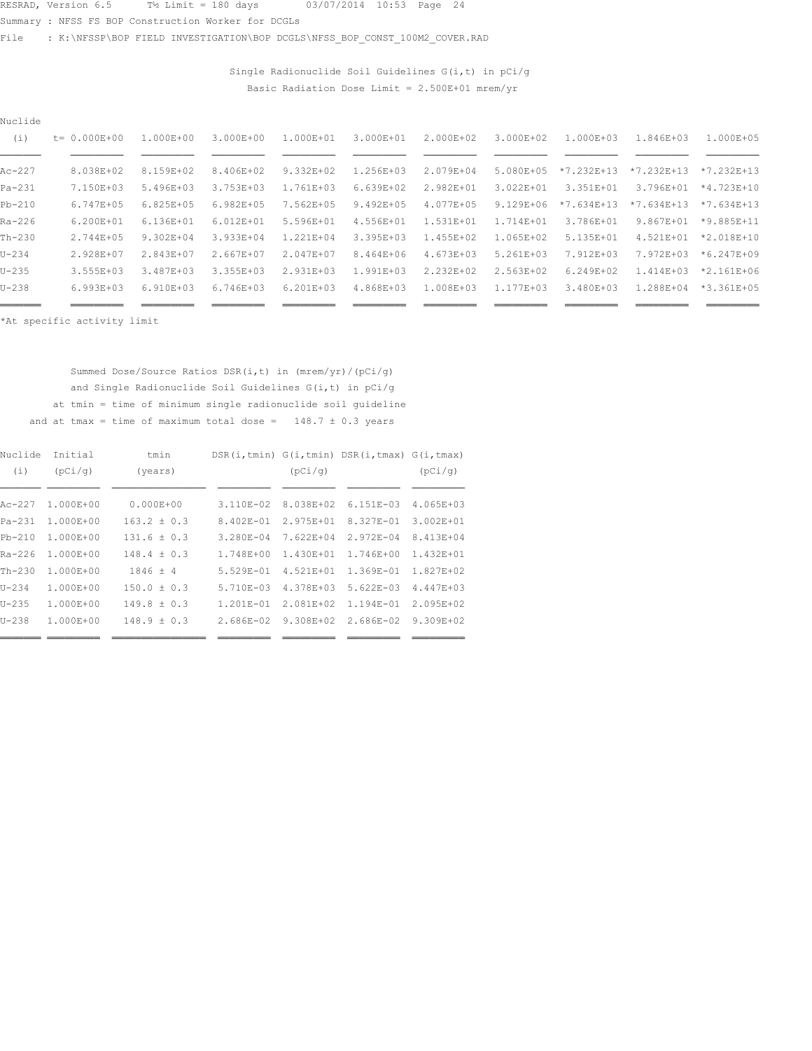RESRAD, Version 6.5 T½ Limit = 180 days 03/07/2014 10:53 Page 24

Summary : NFSS FS BOP Construction Worker for DCGLs

File : K:\NFSSP\BOP FIELD INVESTIGATION\BOP DCGLS\NFSS_BOP_CONST_100M2_COVER.RAD

Single Radionuclide Soil Guidelines G(i,t) in pCi/g

Basic Radiation Dose Limit = 2.500E+01 mrem/yr

| Nuclide (i) | t= 0.000E+00 | 1.000E+00 | 3.000E+00 | 1.000E+01 | 3.000E+01 | 2.000E+02 | 3.000E+02 | 1.000E+03 | 1.846E+03 | 1.000E+05 |
|---|---|---|---|---|---|---|---|---|---|---|
| Ac-227 | 8.038E+02 | 8.159E+02 | 8.406E+02 | 9.332E+02 | 1.256E+03 | 2.079E+04 | 5.080E+05 | *7.232E+13 | *7.232E+13 | *7.232E+13 |
| Pa-231 | 7.150E+03 | 5.496E+03 | 3.753E+03 | 1.761E+03 | 6.639E+02 | 2.982E+01 | 3.022E+01 | 3.351E+01 | 3.796E+01 | *4.723E+10 |
| Pb-210 | 6.747E+05 | 6.825E+05 | 6.982E+05 | 7.562E+05 | 9.492E+05 | 4.077E+05 | 9.129E+06 | *7.634E+13 | *7.634E+13 | *7.634E+13 |
| Ra-226 | 6.200E+01 | 6.136E+01 | 6.012E+01 | 5.596E+01 | 4.556E+01 | 1.531E+01 | 1.714E+01 | 3.786E+01 | 9.867E+01 | *9.885E+11 |
| Th-230 | 2.744E+05 | 9.302E+04 | 3.933E+04 | 1.221E+04 | 3.395E+03 | 1.455E+02 | 1.065E+02 | 5.135E+01 | 4.521E+01 | *2.018E+10 |
| U-234 | 2.928E+07 | 2.843E+07 | 2.667E+07 | 2.047E+07 | 8.464E+06 | 4.673E+03 | 5.261E+03 | 7.912E+03 | 7.972E+03 | *6.247E+09 |
| U-235 | 3.555E+03 | 3.487E+03 | 3.355E+03 | 2.931E+03 | 1.991E+03 | 2.232E+02 | 2.563E+02 | 6.249E+02 | 1.414E+03 | *2.161E+06 |
| U-238 | 6.993E+03 | 6.910E+03 | 6.746E+03 | 6.201E+03 | 4.868E+03 | 1.008E+03 | 1.177E+03 | 3.480E+03 | 1.288E+04 | *3.361E+05 |

*At specific activity limit

Summed Dose/Source Ratios DSR(i,t) in (mrem/yr)/(pCi/g)
and Single Radionuclide Soil Guidelines G(i,t) in pCi/g
at tmin = time of minimum single radionuclide soil guideline
and at tmax = time of maximum total dose = 148.7 ± 0.3 years

| Nuclide (i) | Initial (pCi/g) | tmin (years) | DSR(i,tmin) | G(i,tmin) (pCi/g) | DSR(i,tmax) | G(i,tmax) (pCi/g) |
|---|---|---|---|---|---|---|
| Ac-227 | 1.000E+00 | 0.000E+00 | 3.110E-02 | 8.038E+02 | 6.151E-03 | 4.065E+03 |
| Pa-231 | 1.000E+00 | 163.2 ± 0.3 | 8.402E-01 | 2.975E+01 | 8.327E-01 | 3.002E+01 |
| Pb-210 | 1.000E+00 | 131.6 ± 0.3 | 3.280E-04 | 7.622E+04 | 2.972E-04 | 8.413E+04 |
| Ra-226 | 1.000E+00 | 148.4 ± 0.3 | 1.748E+00 | 1.430E+01 | 1.746E+00 | 1.432E+01 |
| Th-230 | 1.000E+00 | 1846 ± 4 | 5.529E-01 | 4.521E+01 | 1.369E-01 | 1.827E+02 |
| U-234 | 1.000E+00 | 150.0 ± 0.3 | 5.710E-03 | 4.378E+03 | 5.622E-03 | 4.447E+03 |
| U-235 | 1.000E+00 | 149.8 ± 0.3 | 1.201E-01 | 2.081E+02 | 1.194E-01 | 2.095E+02 |
| U-238 | 1.000E+00 | 148.9 ± 0.3 | 2.686E-02 | 9.308E+02 | 2.686E-02 | 9.309E+02 |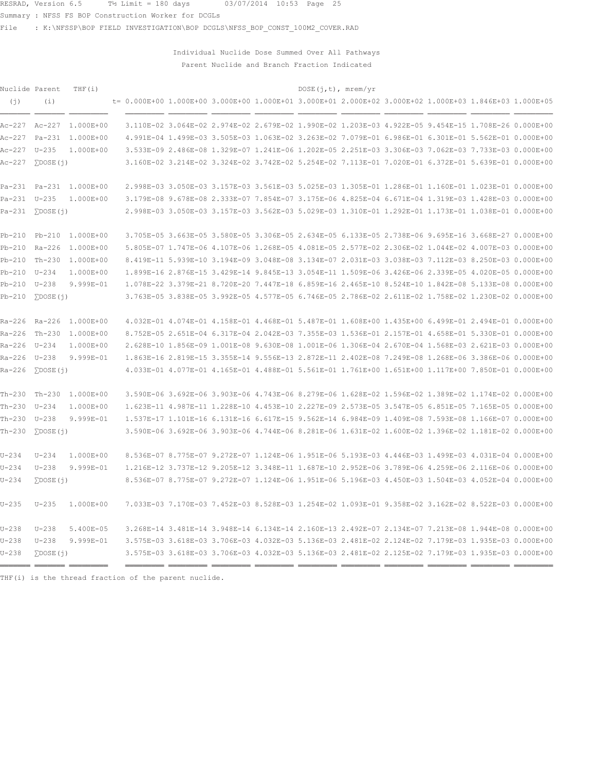RESRAD, Version 6.5 T½ Limit = 180 days 03/07/2014 10:53 Page 25

Summary : NFSS FS BOP Construction Worker for DCGLs

File : K:\NFSSP\BOP FIELD INVESTIGATION\BOP DCGLS\NFSS_BOP_CONST_100M2_COVER.RAD

Individual Nuclide Dose Summed Over All Pathways

Parent Nuclide and Branch Fraction Indicated

| Nuclide (j) | Parent (i) | THF(i) | DOSE(j,t), mrem/yr t= 0.000E+00 | 1.000E+00 | 3.000E+00 | 1.000E+01 | 3.000E+01 | 2.000E+02 | 3.000E+02 | 1.000E+03 | 1.846E+03 | 1.000E+05 |
|---|---|---|---|---|---|---|---|---|---|---|---|---|
| Ac-227 | Ac-227 | 1.000E+00 | 3.110E-02 | 3.064E-02 | 2.974E-02 | 2.679E-02 | 1.990E-02 | 1.203E-03 | 4.922E-05 | 9.454E-15 | 1.708E-26 | 0.000E+00 |
| Ac-227 | Pa-231 | 1.000E+00 | 4.991E-04 | 1.499E-03 | 3.505E-03 | 1.063E-02 | 3.263E-02 | 7.079E-01 | 6.986E-01 | 6.301E-01 | 5.562E-01 | 0.000E+00 |
| Ac-227 | U-235 | 1.000E+00 | 3.533E-09 | 2.486E-08 | 1.329E-07 | 1.241E-06 | 1.202E-05 | 2.251E-03 | 3.306E-03 | 7.062E-03 | 7.733E-03 | 0.000E+00 |
| Ac-227 | ∑DOSE(j) | | 3.160E-02 | 3.214E-02 | 3.324E-02 | 3.742E-02 | 5.254E-02 | 7.113E-01 | 7.020E-01 | 6.372E-01 | 5.639E-01 | 0.000E+00 |
| Pa-231 | Pa-231 | 1.000E+00 | 2.998E-03 | 3.050E-03 | 3.157E-03 | 3.561E-03 | 5.025E-03 | 1.305E-01 | 1.286E-01 | 1.160E-01 | 1.023E-01 | 0.000E+00 |
| Pa-231 | U-235 | 1.000E+00 | 3.179E-08 | 9.678E-08 | 2.333E-07 | 7.854E-07 | 3.175E-06 | 4.825E-04 | 6.671E-04 | 1.319E-03 | 1.428E-03 | 0.000E+00 |
| Pa-231 | ∑DOSE(j) | | 2.998E-03 | 3.050E-03 | 3.157E-03 | 3.562E-03 | 5.029E-03 | 1.310E-01 | 1.292E-01 | 1.173E-01 | 1.038E-01 | 0.000E+00 |
| Pb-210 | Pb-210 | 1.000E+00 | 3.705E-05 | 3.663E-05 | 3.580E-05 | 3.306E-05 | 2.634E-05 | 6.133E-05 | 2.738E-06 | 9.695E-16 | 3.668E-27 | 0.000E+00 |
| Pb-210 | Ra-226 | 1.000E+00 | 5.805E-07 | 1.747E-06 | 4.107E-06 | 1.268E-05 | 4.081E-05 | 2.577E-02 | 2.306E-02 | 1.044E-02 | 4.007E-03 | 0.000E+00 |
| Pb-210 | Th-230 | 1.000E+00 | 8.419E-11 | 5.939E-10 | 3.194E-09 | 3.048E-08 | 3.134E-07 | 2.031E-03 | 3.038E-03 | 7.112E-03 | 8.250E-03 | 0.000E+00 |
| Pb-210 | U-234 | 1.000E+00 | 1.899E-16 | 2.876E-15 | 3.429E-14 | 9.845E-13 | 3.054E-11 | 1.509E-06 | 3.426E-06 | 2.339E-05 | 4.020E-05 | 0.000E+00 |
| Pb-210 | U-238 | 9.999E-01 | 1.078E-22 | 3.379E-21 | 8.720E-20 | 7.447E-18 | 6.859E-16 | 2.465E-10 | 8.524E-10 | 1.842E-08 | 5.133E-08 | 0.000E+00 |
| Pb-210 | ∑DOSE(j) | | 3.763E-05 | 3.838E-05 | 3.992E-05 | 4.577E-05 | 6.746E-05 | 2.786E-02 | 2.611E-02 | 1.758E-02 | 1.230E-02 | 0.000E+00 |
| Ra-226 | Ra-226 | 1.000E+00 | 4.032E-01 | 4.074E-01 | 4.158E-01 | 4.468E-01 | 5.487E-01 | 1.608E+00 | 1.435E+00 | 6.499E-01 | 2.494E-01 | 0.000E+00 |
| Ra-226 | Th-230 | 1.000E+00 | 8.752E-05 | 2.651E-04 | 6.317E-04 | 2.042E-03 | 7.355E-03 | 1.536E-01 | 2.157E-01 | 4.658E-01 | 5.330E-01 | 0.000E+00 |
| Ra-226 | U-234 | 1.000E+00 | 2.628E-10 | 1.856E-09 | 1.001E-08 | 9.630E-08 | 1.001E-06 | 1.306E-04 | 2.670E-04 | 1.568E-03 | 2.621E-03 | 0.000E+00 |
| Ra-226 | U-238 | 9.999E-01 | 1.863E-16 | 2.819E-15 | 3.355E-14 | 9.556E-13 | 2.872E-11 | 2.402E-08 | 7.249E-08 | 1.268E-06 | 3.386E-06 | 0.000E+00 |
| Ra-226 | ∑DOSE(j) | | 4.033E-01 | 4.077E-01 | 4.165E-01 | 4.488E-01 | 5.561E-01 | 1.761E+00 | 1.651E+00 | 1.117E+00 | 7.850E-01 | 0.000E+00 |
| Th-230 | Th-230 | 1.000E+00 | 3.590E-06 | 3.692E-06 | 3.903E-06 | 4.743E-06 | 8.279E-06 | 1.628E-02 | 1.596E-02 | 1.389E-02 | 1.174E-02 | 0.000E+00 |
| Th-230 | U-234 | 1.000E+00 | 1.623E-11 | 4.987E-11 | 1.228E-10 | 4.453E-10 | 2.227E-09 | 2.573E-05 | 3.547E-05 | 6.851E-05 | 7.165E-05 | 0.000E+00 |
| Th-230 | U-238 | 9.999E-01 | 1.537E-17 | 1.101E-16 | 6.131E-16 | 6.617E-15 | 9.562E-14 | 6.984E-09 | 1.409E-08 | 7.593E-08 | 1.166E-07 | 0.000E+00 |
| Th-230 | ∑DOSE(j) | | 3.590E-06 | 3.692E-06 | 3.903E-06 | 4.744E-06 | 8.281E-06 | 1.631E-02 | 1.600E-02 | 1.396E-02 | 1.181E-02 | 0.000E+00 |
| U-234 | U-234 | 1.000E+00 | 8.536E-07 | 8.775E-07 | 9.272E-07 | 1.124E-06 | 1.951E-06 | 5.193E-03 | 4.446E-03 | 1.499E-03 | 4.031E-04 | 0.000E+00 |
| U-234 | U-238 | 9.999E-01 | 1.216E-12 | 3.737E-12 | 9.205E-12 | 3.348E-11 | 1.687E-10 | 2.952E-06 | 3.789E-06 | 4.259E-06 | 2.116E-06 | 0.000E+00 |
| U-234 | ∑DOSE(j) | | 8.536E-07 | 8.775E-07 | 9.272E-07 | 1.124E-06 | 1.951E-06 | 5.196E-03 | 4.450E-03 | 1.504E-03 | 4.052E-04 | 0.000E+00 |
| U-235 | U-235 | 1.000E+00 | 7.033E-03 | 7.170E-03 | 7.452E-03 | 8.528E-03 | 1.254E-02 | 1.093E-01 | 9.358E-02 | 3.162E-02 | 8.522E-03 | 0.000E+00 |
| U-238 | U-238 | 5.400E-05 | 3.268E-14 | 3.481E-14 | 3.948E-14 | 6.134E-14 | 2.160E-13 | 2.492E-07 | 2.134E-07 | 7.213E-08 | 1.944E-08 | 0.000E+00 |
| U-238 | U-238 | 9.999E-01 | 3.575E-03 | 3.618E-03 | 3.706E-03 | 4.032E-03 | 5.136E-03 | 2.481E-02 | 2.124E-02 | 7.179E-03 | 1.935E-03 | 0.000E+00 |
| U-238 | ∑DOSE(j) | | 3.575E-03 | 3.618E-03 | 3.706E-03 | 4.032E-03 | 5.136E-03 | 2.481E-02 | 2.125E-02 | 7.179E-03 | 1.935E-03 | 0.000E+00 |

THF(i) is the thread fraction of the parent nuclide.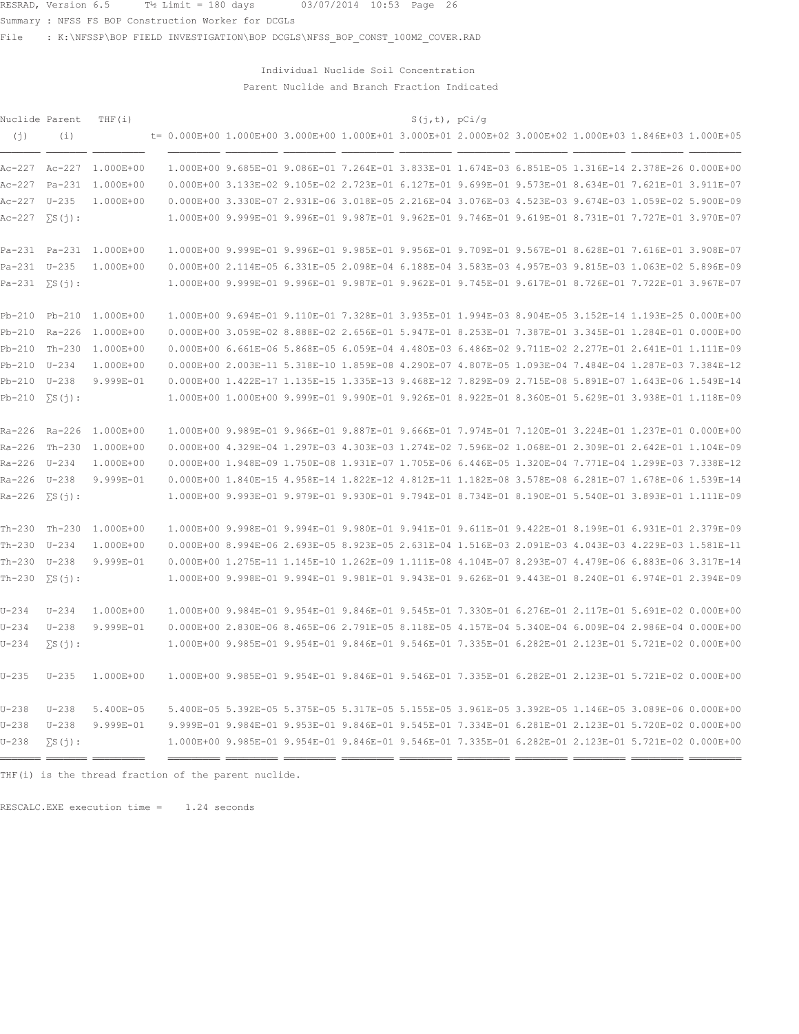Individual Nuclide Soil Concentration
Parent Nuclide and Branch Fraction Indicated

| Nuclide (j) | Parent (i) | THF(i) | S(j,t), pCi/g t= 0.000E+00 | 1.000E+00 | 3.000E+00 | 1.000E+01 | 3.000E+01 | 2.000E+02 | 3.000E+02 | 1.000E+03 | 1.846E+03 | 1.000E+05 |
|---|---|---|---|---|---|---|---|---|---|---|---|---|
| Ac-227 | Ac-227 | 1.000E+00 | 1.000E+00 | 9.685E-01 | 9.086E-01 | 7.264E-01 | 3.833E-01 | 1.674E-03 | 6.851E-05 | 1.316E-14 | 2.378E-26 | 0.000E+00 |
| Ac-227 | Pa-231 | 1.000E+00 | 0.000E+00 | 3.133E-02 | 9.105E-02 | 2.723E-01 | 6.127E-01 | 9.699E-01 | 9.573E-01 | 8.634E-01 | 7.621E-01 | 3.911E-07 |
| Ac-227 | U-235 | 1.000E+00 | 0.000E+00 | 3.330E-07 | 2.931E-06 | 3.018E-05 | 2.216E-04 | 3.076E-03 | 4.523E-03 | 9.674E-03 | 1.059E-02 | 5.900E-09 |
| Ac-227 | ∑S(j): | | 1.000E+00 | 9.999E-01 | 9.996E-01 | 9.987E-01 | 9.962E-01 | 9.746E-01 | 9.619E-01 | 8.731E-01 | 7.727E-01 | 3.970E-07 |
| Pa-231 | Pa-231 | 1.000E+00 | 1.000E+00 | 9.999E-01 | 9.996E-01 | 9.985E-01 | 9.956E-01 | 9.709E-01 | 9.567E-01 | 8.628E-01 | 7.616E-01 | 3.908E-07 |
| Pa-231 | U-235 | 1.000E+00 | 0.000E+00 | 2.114E-05 | 6.331E-05 | 2.098E-04 | 6.188E-04 | 3.583E-03 | 4.957E-03 | 9.815E-03 | 1.063E-02 | 5.896E-09 |
| Pa-231 | ∑S(j): | | 1.000E+00 | 9.999E-01 | 9.996E-01 | 9.987E-01 | 9.962E-01 | 9.745E-01 | 9.617E-01 | 8.726E-01 | 7.722E-01 | 3.967E-07 |
| Pb-210 | Pb-210 | 1.000E+00 | 1.000E+00 | 9.694E-01 | 9.110E-01 | 7.328E-01 | 3.935E-01 | 1.994E-03 | 8.904E-05 | 3.152E-14 | 1.193E-25 | 0.000E+00 |
| Pb-210 | Ra-226 | 1.000E+00 | 0.000E+00 | 3.059E-02 | 8.888E-02 | 2.656E-01 | 5.947E-01 | 8.253E-01 | 7.387E-01 | 3.345E-01 | 1.284E-01 | 0.000E+00 |
| Pb-210 | Th-230 | 1.000E+00 | 0.000E+00 | 6.661E-06 | 5.868E-05 | 6.059E-04 | 4.480E-03 | 6.486E-02 | 9.711E-02 | 2.277E-01 | 2.641E-01 | 1.111E-09 |
| Pb-210 | U-234 | 1.000E+00 | 0.000E+00 | 2.003E-11 | 5.318E-10 | 1.859E-08 | 4.290E-07 | 4.807E-05 | 1.093E-04 | 7.484E-04 | 1.287E-03 | 7.384E-12 |
| Pb-210 | U-238 | 9.999E-01 | 0.000E+00 | 1.422E-17 | 1.135E-15 | 1.335E-13 | 9.468E-12 | 7.829E-09 | 2.715E-08 | 5.891E-07 | 1.643E-06 | 1.549E-14 |
| Pb-210 | ∑S(j): | | 1.000E+00 | 1.000E+00 | 9.999E-01 | 9.990E-01 | 9.926E-01 | 8.922E-01 | 8.360E-01 | 5.629E-01 | 3.938E-01 | 1.118E-09 |
| Ra-226 | Ra-226 | 1.000E+00 | 1.000E+00 | 9.989E-01 | 9.966E-01 | 9.887E-01 | 9.666E-01 | 7.974E-01 | 7.120E-01 | 3.224E-01 | 1.237E-01 | 0.000E+00 |
| Ra-226 | Th-230 | 1.000E+00 | 0.000E+00 | 4.329E-04 | 1.297E-03 | 4.303E-03 | 1.274E-02 | 7.596E-02 | 1.068E-01 | 2.309E-01 | 2.642E-01 | 1.104E-09 |
| Ra-226 | U-234 | 1.000E+00 | 0.000E+00 | 1.948E-09 | 1.750E-08 | 1.931E-07 | 1.705E-06 | 6.446E-05 | 1.320E-04 | 7.771E-04 | 1.299E-03 | 7.338E-12 |
| Ra-226 | U-238 | 9.999E-01 | 0.000E+00 | 1.840E-15 | 4.958E-14 | 1.822E-12 | 4.812E-11 | 1.182E-08 | 3.578E-08 | 6.281E-07 | 1.678E-06 | 1.539E-14 |
| Ra-226 | ∑S(j): | | 1.000E+00 | 9.993E-01 | 9.979E-01 | 9.930E-01 | 9.794E-01 | 8.734E-01 | 8.190E-01 | 5.540E-01 | 3.893E-01 | 1.111E-09 |
| Th-230 | Th-230 | 1.000E+00 | 1.000E+00 | 9.998E-01 | 9.994E-01 | 9.980E-01 | 9.941E-01 | 9.611E-01 | 9.422E-01 | 8.199E-01 | 6.931E-01 | 2.379E-09 |
| Th-230 | U-234 | 1.000E+00 | 0.000E+00 | 8.994E-06 | 2.693E-05 | 8.923E-05 | 2.631E-04 | 1.516E-03 | 2.091E-03 | 4.043E-03 | 4.229E-03 | 1.581E-11 |
| Th-230 | U-238 | 9.999E-01 | 0.000E+00 | 1.275E-11 | 1.145E-10 | 1.262E-09 | 1.111E-08 | 4.104E-07 | 8.293E-07 | 4.479E-06 | 6.883E-06 | 3.317E-14 |
| Th-230 | ∑S(j): | | 1.000E+00 | 9.998E-01 | 9.994E-01 | 9.981E-01 | 9.943E-01 | 9.626E-01 | 9.443E-01 | 8.240E-01 | 6.974E-01 | 2.394E-09 |
| U-234 | U-234 | 1.000E+00 | 1.000E+00 | 9.984E-01 | 9.954E-01 | 9.846E-01 | 9.545E-01 | 7.330E-01 | 6.276E-01 | 2.117E-01 | 5.691E-02 | 0.000E+00 |
| U-234 | U-238 | 9.999E-01 | 0.000E+00 | 2.830E-06 | 8.465E-06 | 2.791E-05 | 8.118E-05 | 4.157E-04 | 5.340E-04 | 6.009E-04 | 2.986E-04 | 0.000E+00 |
| U-234 | ∑S(j): | | 1.000E+00 | 9.985E-01 | 9.954E-01 | 9.846E-01 | 9.546E-01 | 7.335E-01 | 6.282E-01 | 2.123E-01 | 5.721E-02 | 0.000E+00 |
| U-235 | U-235 | 1.000E+00 | 1.000E+00 | 9.985E-01 | 9.954E-01 | 9.846E-01 | 9.546E-01 | 7.335E-01 | 6.282E-01 | 2.123E-01 | 5.721E-02 | 0.000E+00 |
| U-238 | U-238 | 5.400E-05 | 5.400E-05 | 5.392E-05 | 5.375E-05 | 5.317E-05 | 5.155E-05 | 3.961E-05 | 3.392E-05 | 1.146E-05 | 3.089E-06 | 0.000E+00 |
| U-238 | U-238 | 9.999E-01 | 9.999E-01 | 9.984E-01 | 9.953E-01 | 9.846E-01 | 9.545E-01 | 7.334E-01 | 6.281E-01 | 2.123E-01 | 5.720E-02 | 0.000E+00 |
| U-238 | ∑S(j): | | 1.000E+00 | 9.985E-01 | 9.954E-01 | 9.846E-01 | 9.546E-01 | 7.335E-01 | 6.282E-01 | 2.123E-01 | 5.721E-02 | 0.000E+00 |

THF(i) is the thread fraction of the parent nuclide.

RESCALC.EXE execution time = 1.24 seconds